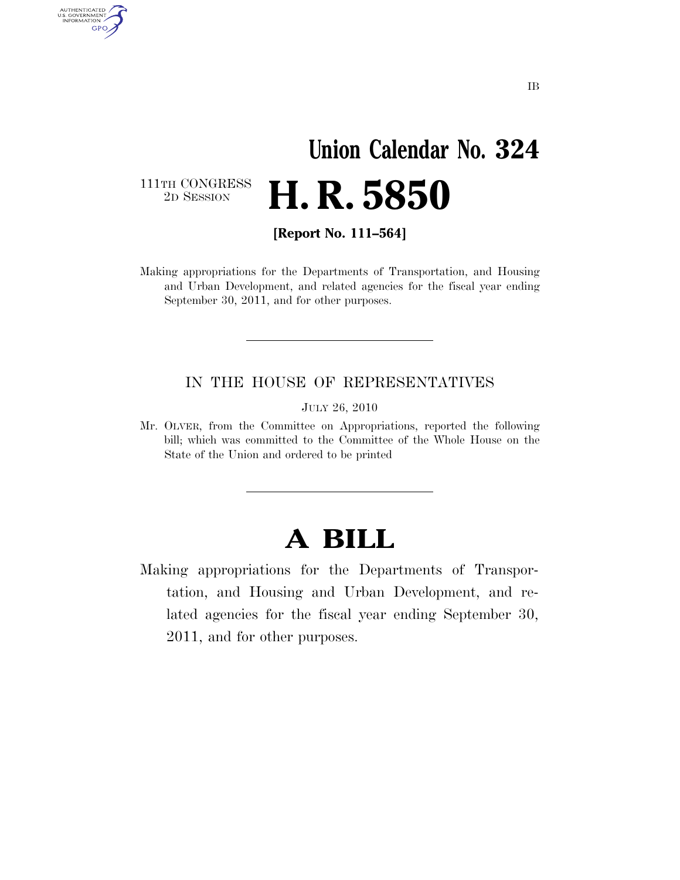IB

# Union Calendar No. 324

111TH CONGRESS
2D SESSION

# H. R. 5850

**[Report No. 111–564]**

Making appropriations for the Departments of Transportation, and Housing and Urban Development, and related agencies for the fiscal year ending September 30, 2011, and for other purposes.

---

IN THE HOUSE OF REPRESENTATIVES

JULY 26, 2010

Mr. OLVER, from the Committee on Appropriations, reported the following bill; which was committed to the Committee of the Whole House on the State of the Union and ordered to be printed

---

# A BILL

Making appropriations for the Departments of Transportation, and Housing and Urban Development, and related agencies for the fiscal year ending September 30, 2011, and for other purposes.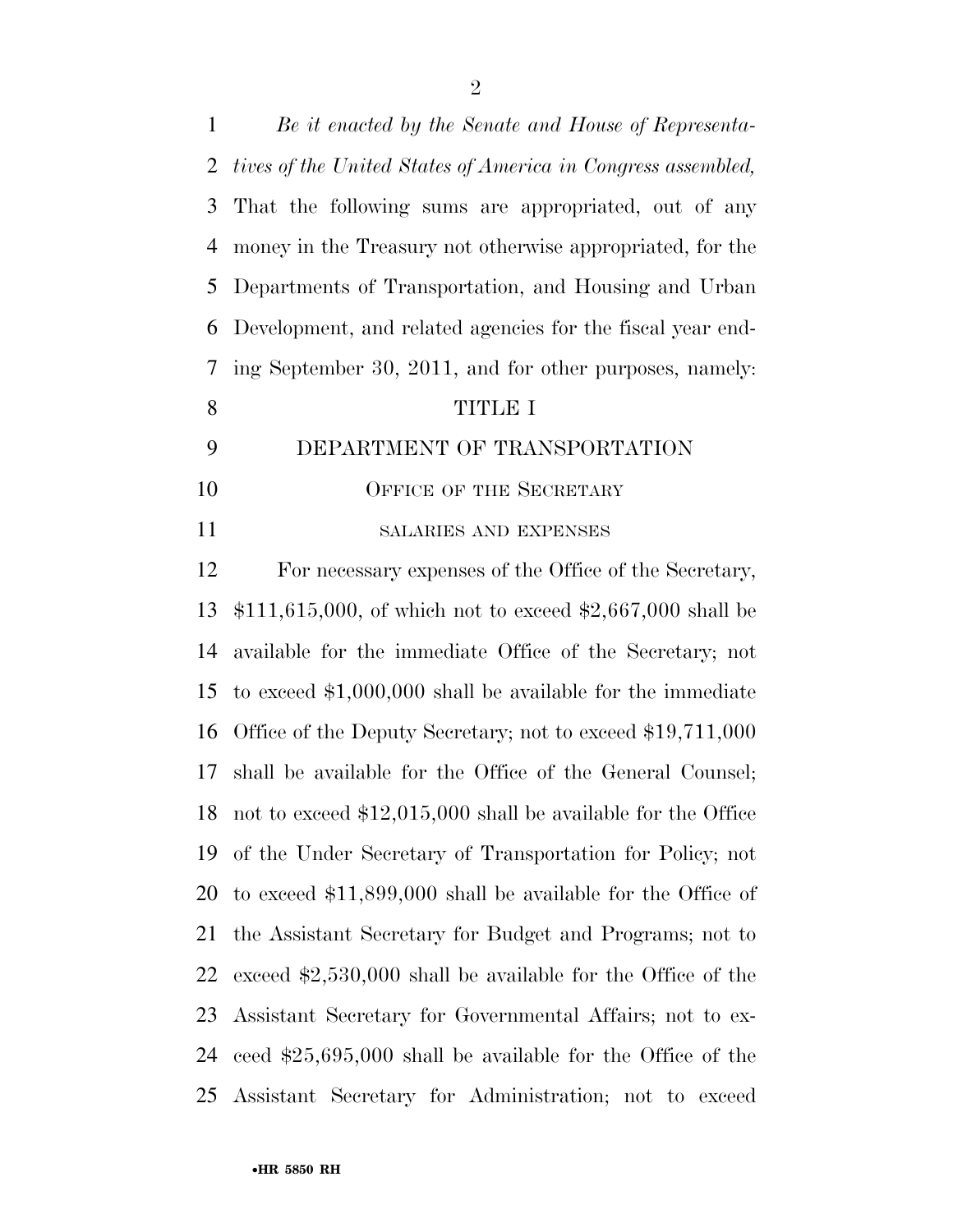*Be it enacted by the Senate and House of Representatives of the United States of America in Congress assembled,* That the following sums are appropriated, out of any money in the Treasury not otherwise appropriated, for the Departments of Transportation, and Housing and Urban Development, and related agencies for the fiscal year ending September 30, 2011, and for other purposes, namely:

# TITLE I

# DEPARTMENT OF TRANSPORTATION

## OFFICE OF THE SECRETARY

### SALARIES AND EXPENSES

For necessary expenses of the Office of the Secretary, $111,615,000, of which not to exceed $2,667,000 shall be available for the immediate Office of the Secretary; not to exceed $1,000,000 shall be available for the immediate Office of the Deputy Secretary; not to exceed $19,711,000 shall be available for the Office of the General Counsel; not to exceed $12,015,000 shall be available for the Office of the Under Secretary of Transportation for Policy; not to exceed $11,899,000 shall be available for the Office of the Assistant Secretary for Budget and Programs; not to exceed $2,530,000 shall be available for the Office of the Assistant Secretary for Governmental Affairs; not to exceed $25,695,000 shall be available for the Office of the Assistant Secretary for Administration; not to exceed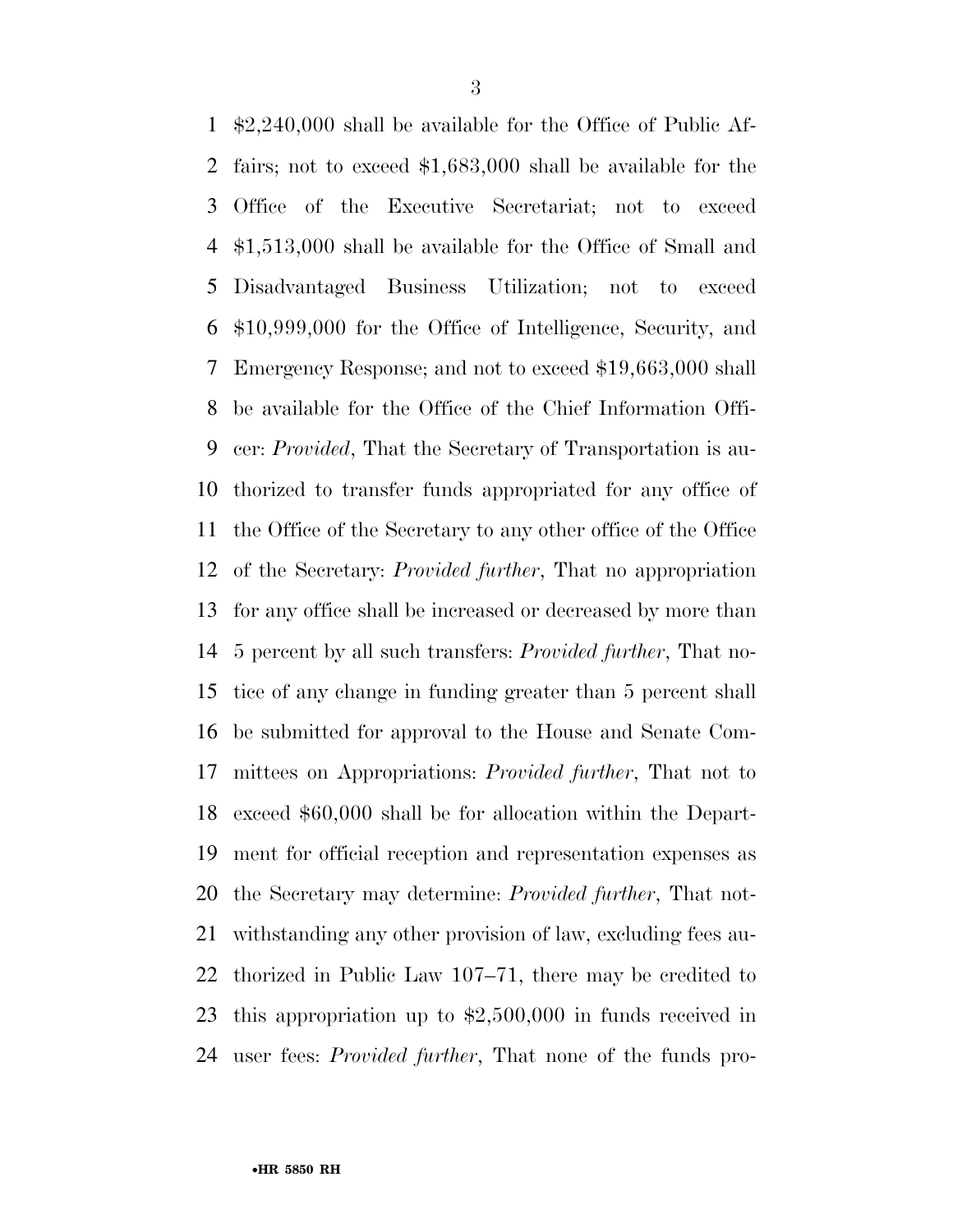$2,240,000 shall be available for the Office of Public Affairs; not to exceed $1,683,000 shall be available for the Office of the Executive Secretariat; not to exceed $1,513,000 shall be available for the Office of Small and Disadvantaged Business Utilization; not to exceed $10,999,000 for the Office of Intelligence, Security, and Emergency Response; and not to exceed $19,663,000 shall be available for the Office of the Chief Information Officer: *Provided*, That the Secretary of Transportation is authorized to transfer funds appropriated for any office of the Office of the Secretary to any other office of the Office of the Secretary: *Provided further*, That no appropriation for any office shall be increased or decreased by more than 5 percent by all such transfers: *Provided further*, That notice of any change in funding greater than 5 percent shall be submitted for approval to the House and Senate Committees on Appropriations: *Provided further*, That not to exceed $60,000 shall be for allocation within the Department for official reception and representation expenses as the Secretary may determine: *Provided further*, That notwithstanding any other provision of law, excluding fees authorized in Public Law 107–71, there may be credited to this appropriation up to $2,500,000 in funds received in user fees: *Provided further*, That none of the funds pro-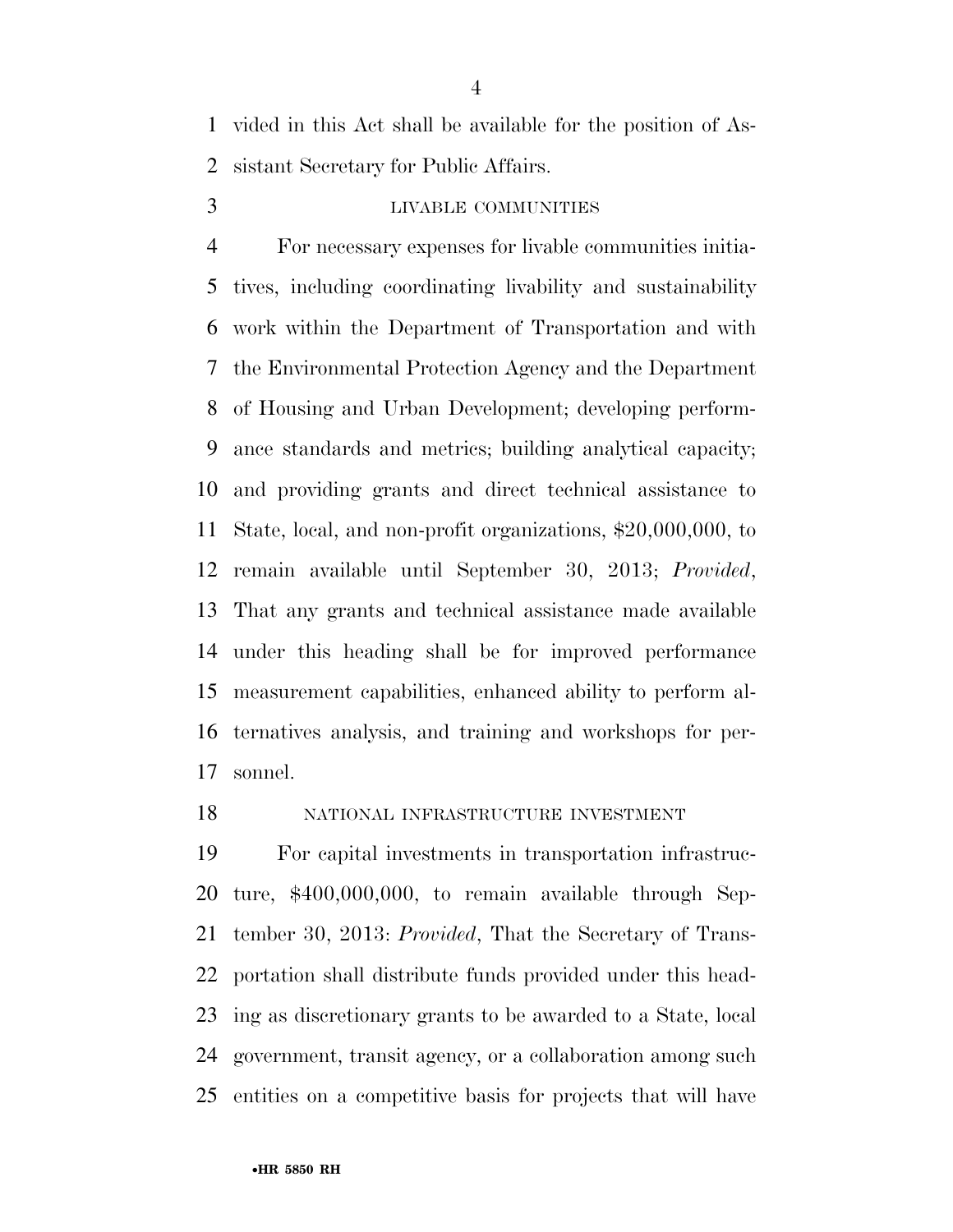vided in this Act shall be available for the position of Assistant Secretary for Public Affairs.

LIVABLE COMMUNITIES

For necessary expenses for livable communities initiatives, including coordinating livability and sustainability work within the Department of Transportation and with the Environmental Protection Agency and the Department of Housing and Urban Development; developing performance standards and metrics; building analytical capacity; and providing grants and direct technical assistance to State, local, and non-profit organizations, $20,000,000, to remain available until September 30, 2013; *Provided*, That any grants and technical assistance made available under this heading shall be for improved performance measurement capabilities, enhanced ability to perform alternatives analysis, and training and workshops for personnel.

NATIONAL INFRASTRUCTURE INVESTMENT

For capital investments in transportation infrastructure, $400,000,000, to remain available through September 30, 2013: *Provided*, That the Secretary of Transportation shall distribute funds provided under this heading as discretionary grants to be awarded to a State, local government, transit agency, or a collaboration among such entities on a competitive basis for projects that will have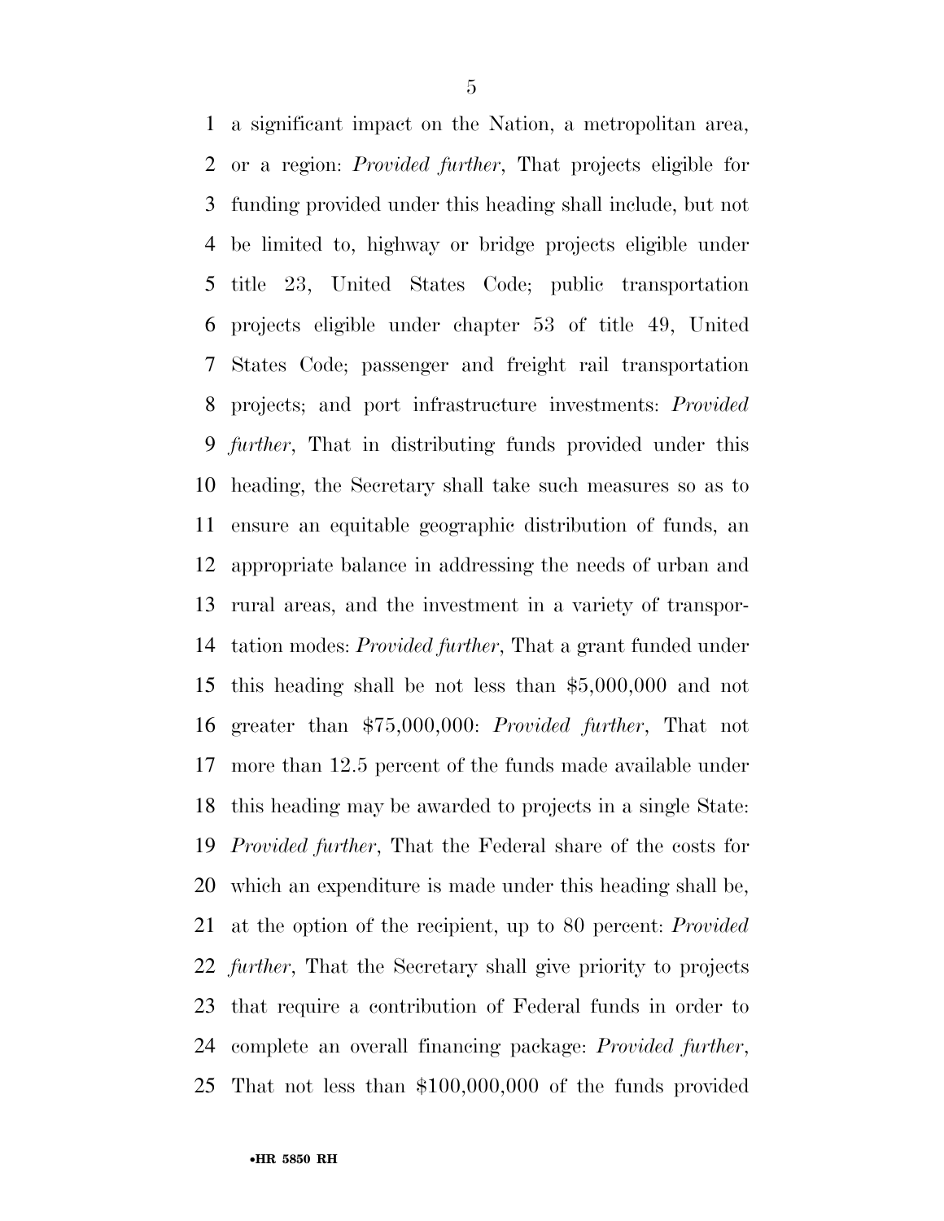a significant impact on the Nation, a metropolitan area, or a region: *Provided further*, That projects eligible for funding provided under this heading shall include, but not be limited to, highway or bridge projects eligible under title 23, United States Code; public transportation projects eligible under chapter 53 of title 49, United States Code; passenger and freight rail transportation projects; and port infrastructure investments: *Provided further*, That in distributing funds provided under this heading, the Secretary shall take such measures so as to ensure an equitable geographic distribution of funds, an appropriate balance in addressing the needs of urban and rural areas, and the investment in a variety of transportation modes: *Provided further*, That a grant funded under this heading shall be not less than $5,000,000 and not greater than $75,000,000: *Provided further*, That not more than 12.5 percent of the funds made available under this heading may be awarded to projects in a single State: *Provided further*, That the Federal share of the costs for which an expenditure is made under this heading shall be, at the option of the recipient, up to 80 percent: *Provided further*, That the Secretary shall give priority to projects that require a contribution of Federal funds in order to complete an overall financing package: *Provided further*, That not less than $100,000,000 of the funds provided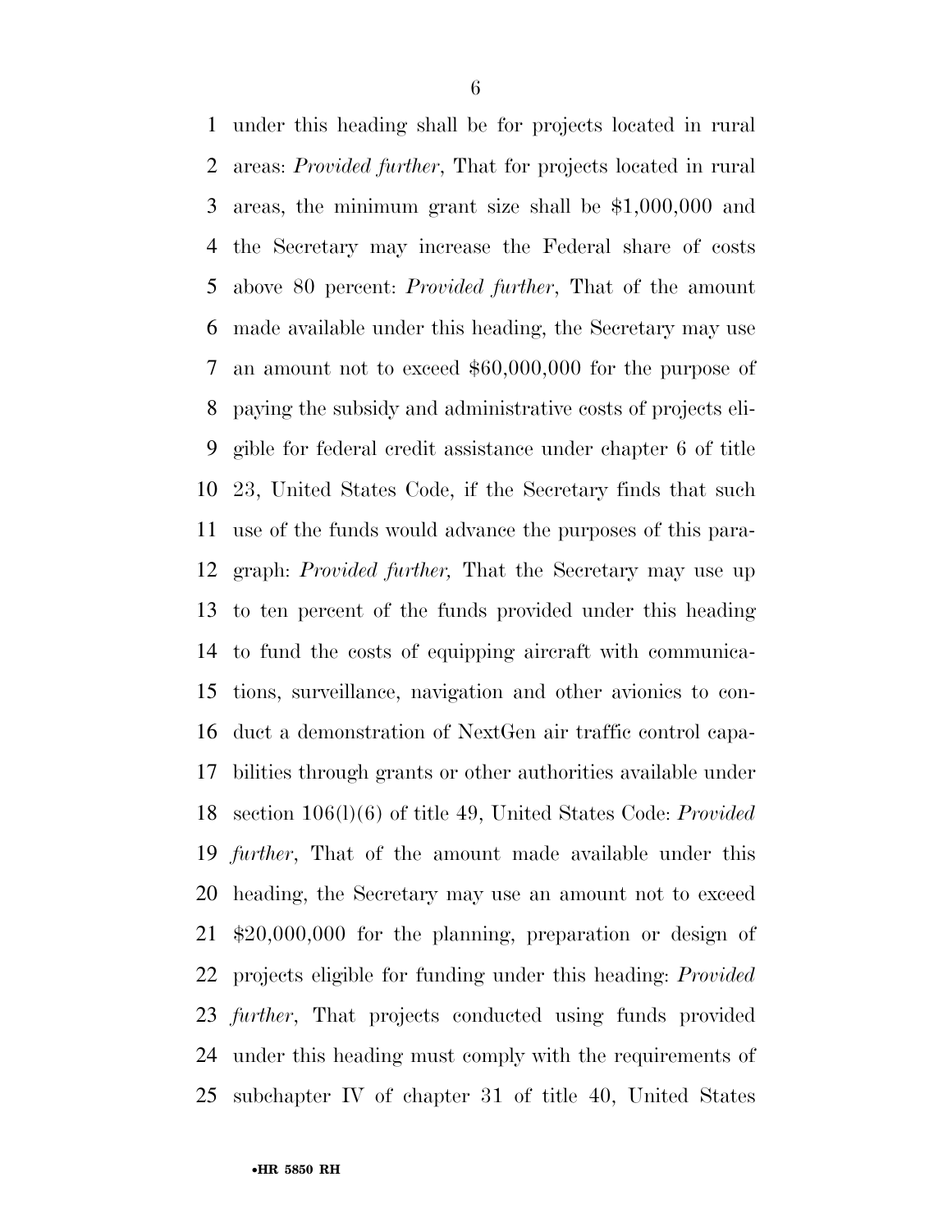under this heading shall be for projects located in rural areas: *Provided further*, That for projects located in rural areas, the minimum grant size shall be $1,000,000 and the Secretary may increase the Federal share of costs above 80 percent: *Provided further*, That of the amount made available under this heading, the Secretary may use an amount not to exceed $60,000,000 for the purpose of paying the subsidy and administrative costs of projects eligible for federal credit assistance under chapter 6 of title 23, United States Code, if the Secretary finds that such use of the funds would advance the purposes of this paragraph: *Provided further,* That the Secretary may use up to ten percent of the funds provided under this heading to fund the costs of equipping aircraft with communications, surveillance, navigation and other avionics to conduct a demonstration of NextGen air traffic control capabilities through grants or other authorities available under section 106(l)(6) of title 49, United States Code: *Provided further*, That of the amount made available under this heading, the Secretary may use an amount not to exceed $20,000,000 for the planning, preparation or design of projects eligible for funding under this heading: *Provided further*, That projects conducted using funds provided under this heading must comply with the requirements of subchapter IV of chapter 31 of title 40, United States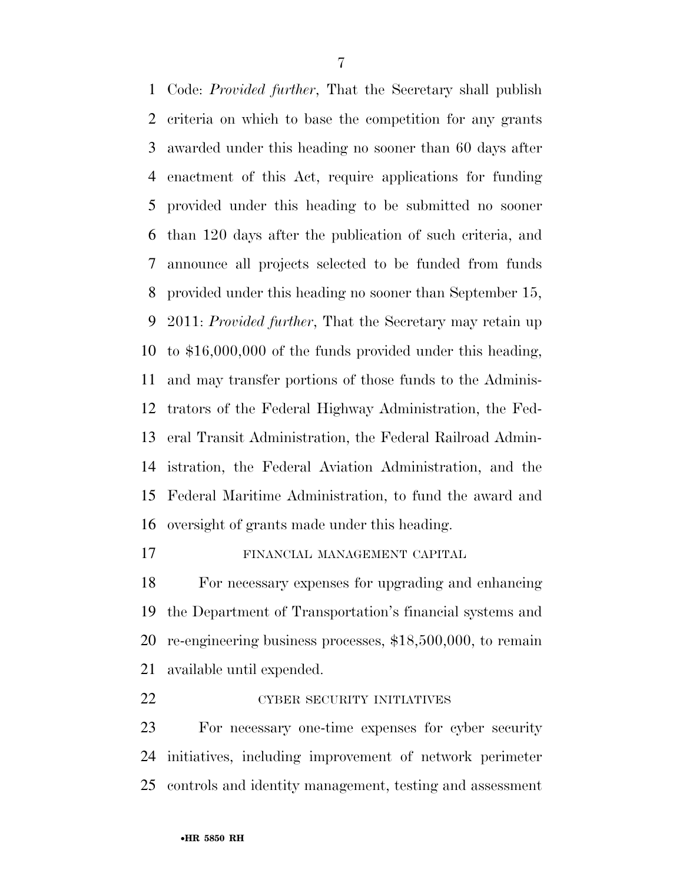Code: *Provided further*, That the Secretary shall publish criteria on which to base the competition for any grants awarded under this heading no sooner than 60 days after enactment of this Act, require applications for funding provided under this heading to be submitted no sooner than 120 days after the publication of such criteria, and announce all projects selected to be funded from funds provided under this heading no sooner than September 15, 2011: *Provided further*, That the Secretary may retain up to $16,000,000 of the funds provided under this heading, and may transfer portions of those funds to the Administrators of the Federal Highway Administration, the Federal Transit Administration, the Federal Railroad Administration, the Federal Aviation Administration, and the Federal Maritime Administration, to fund the award and oversight of grants made under this heading.

FINANCIAL MANAGEMENT CAPITAL

For necessary expenses for upgrading and enhancing the Department of Transportation's financial systems and re-engineering business processes, $18,500,000, to remain available until expended.

CYBER SECURITY INITIATIVES

For necessary one-time expenses for cyber security initiatives, including improvement of network perimeter controls and identity management, testing and assessment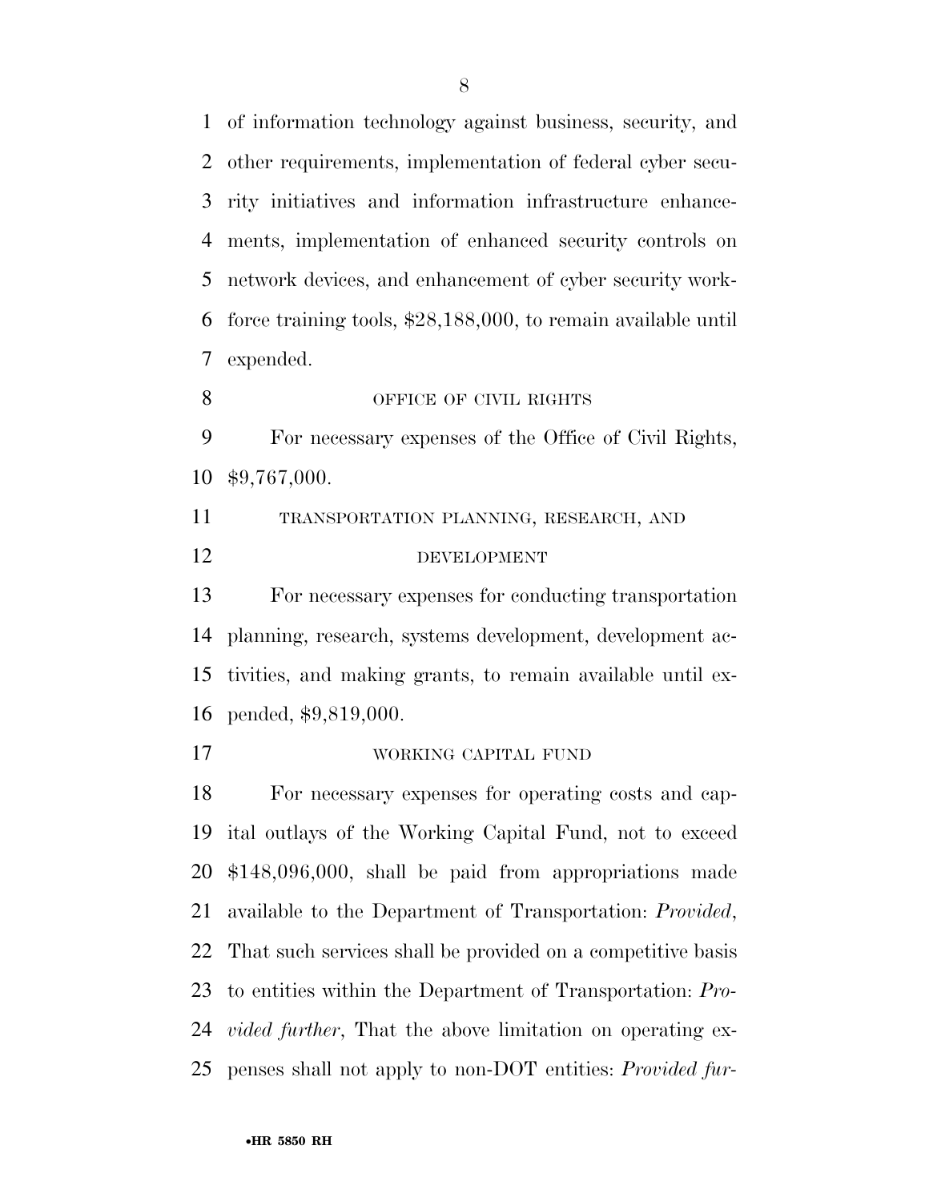of information technology against business, security, and other requirements, implementation of federal cyber security initiatives and information infrastructure enhancements, implementation of enhanced security controls on network devices, and enhancement of cyber security workforce training tools, $28,188,000, to remain available until expended.

OFFICE OF CIVIL RIGHTS

For necessary expenses of the Office of Civil Rights, $9,767,000.

TRANSPORTATION PLANNING, RESEARCH, AND DEVELOPMENT

For necessary expenses for conducting transportation planning, research, systems development, development activities, and making grants, to remain available until expended, $9,819,000.

WORKING CAPITAL FUND

For necessary expenses for operating costs and capital outlays of the Working Capital Fund, not to exceed $148,096,000, shall be paid from appropriations made available to the Department of Transportation: *Provided*, That such services shall be provided on a competitive basis to entities within the Department of Transportation: *Provided further*, That the above limitation on operating expenses shall not apply to non-DOT entities: *Provided fur-*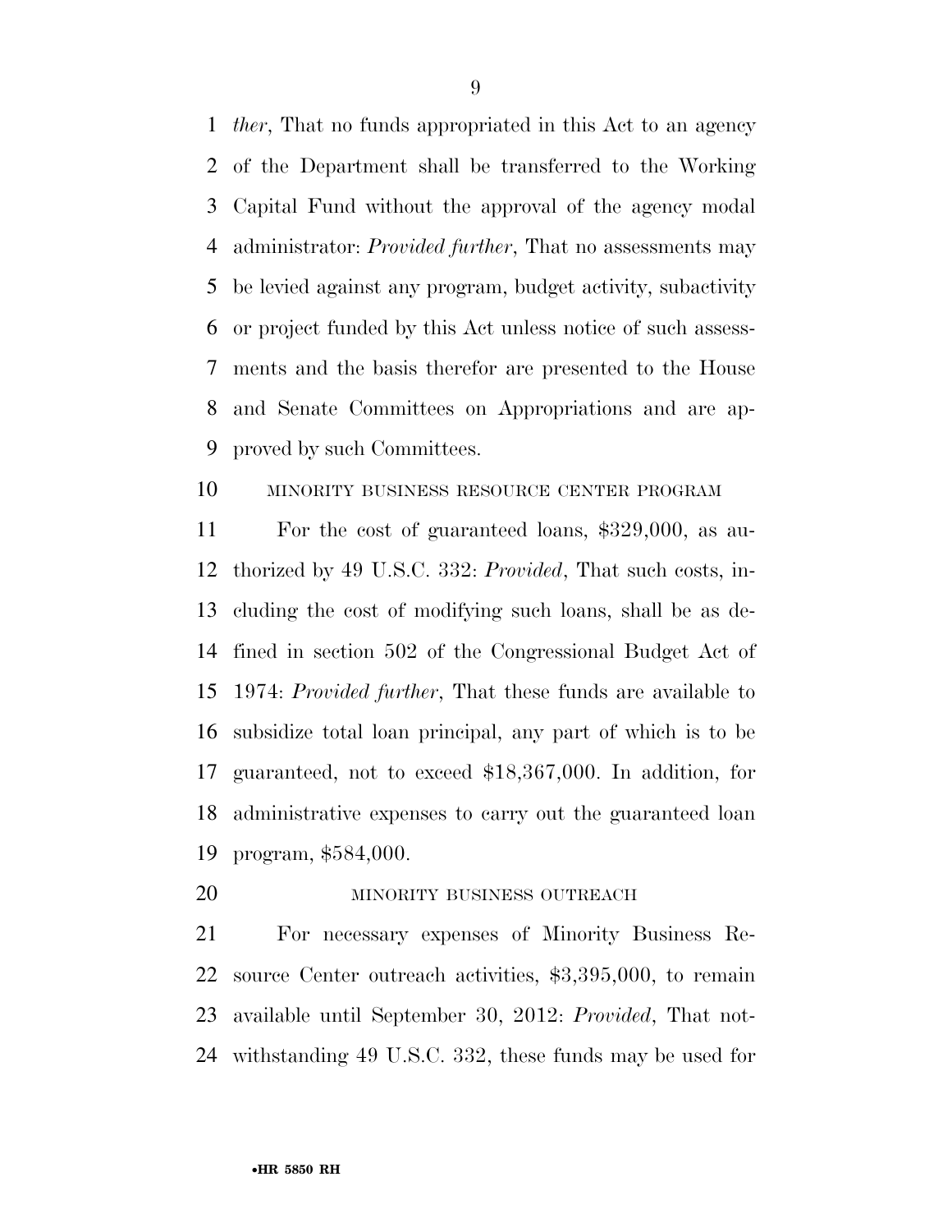*ther*, That no funds appropriated in this Act to an agency of the Department shall be transferred to the Working Capital Fund without the approval of the agency modal administrator: *Provided further*, That no assessments may be levied against any program, budget activity, subactivity or project funded by this Act unless notice of such assessments and the basis therefor are presented to the House and Senate Committees on Appropriations and are approved by such Committees.

MINORITY BUSINESS RESOURCE CENTER PROGRAM

For the cost of guaranteed loans, $329,000, as authorized by 49 U.S.C. 332: *Provided*, That such costs, including the cost of modifying such loans, shall be as defined in section 502 of the Congressional Budget Act of 1974: *Provided further*, That these funds are available to subsidize total loan principal, any part of which is to be guaranteed, not to exceed $18,367,000. In addition, for administrative expenses to carry out the guaranteed loan program, $584,000.

MINORITY BUSINESS OUTREACH

For necessary expenses of Minority Business Resource Center outreach activities, $3,395,000, to remain available until September 30, 2012: *Provided*, That notwithstanding 49 U.S.C. 332, these funds may be used for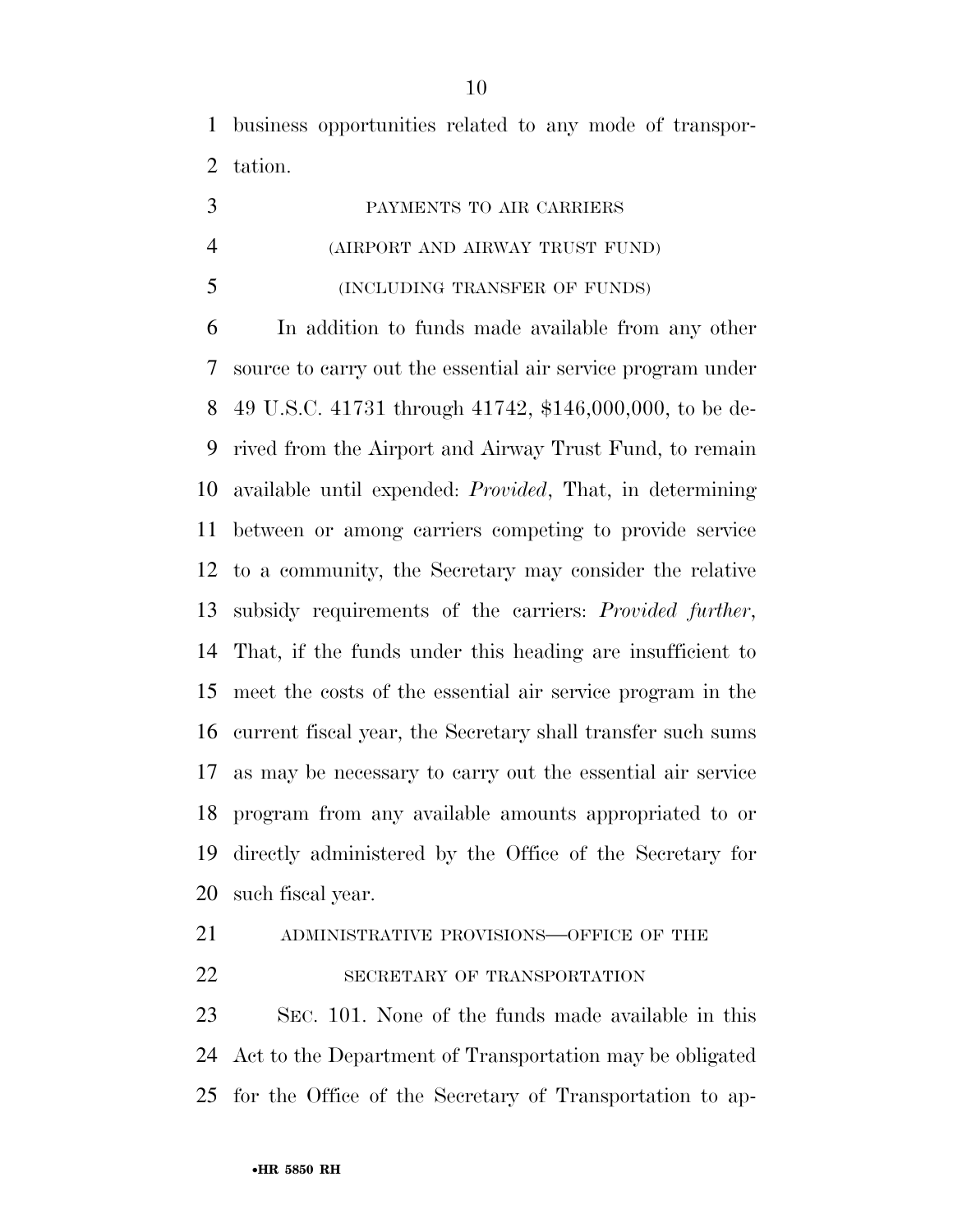business opportunities related to any mode of transportation.

PAYMENTS TO AIR CARRIERS

(AIRPORT AND AIRWAY TRUST FUND)

(INCLUDING TRANSFER OF FUNDS)

In addition to funds made available from any other source to carry out the essential air service program under 49 U.S.C. 41731 through 41742, $146,000,000, to be derived from the Airport and Airway Trust Fund, to remain available until expended: *Provided*, That, in determining between or among carriers competing to provide service to a community, the Secretary may consider the relative subsidy requirements of the carriers: *Provided further*, That, if the funds under this heading are insufficient to meet the costs of the essential air service program in the current fiscal year, the Secretary shall transfer such sums as may be necessary to carry out the essential air service program from any available amounts appropriated to or directly administered by the Office of the Secretary for such fiscal year.

ADMINISTRATIVE PROVISIONS—OFFICE OF THE SECRETARY OF TRANSPORTATION

SEC. 101. None of the funds made available in this Act to the Department of Transportation may be obligated for the Office of the Secretary of Transportation to ap-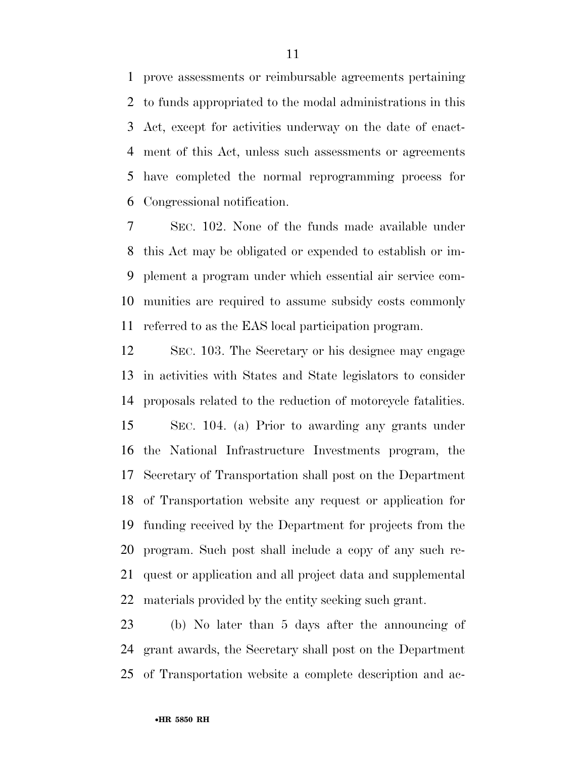prove assessments or reimbursable agreements pertaining to funds appropriated to the modal administrations in this Act, except for activities underway on the date of enactment of this Act, unless such assessments or agreements have completed the normal reprogramming process for Congressional notification.

SEC. 102. None of the funds made available under this Act may be obligated or expended to establish or implement a program under which essential air service communities are required to assume subsidy costs commonly referred to as the EAS local participation program.

SEC. 103. The Secretary or his designee may engage in activities with States and State legislators to consider proposals related to the reduction of motorcycle fatalities.

SEC. 104. (a) Prior to awarding any grants under the National Infrastructure Investments program, the Secretary of Transportation shall post on the Department of Transportation website any request or application for funding received by the Department for projects from the program. Such post shall include a copy of any such request or application and all project data and supplemental materials provided by the entity seeking such grant.

(b) No later than 5 days after the announcing of grant awards, the Secretary shall post on the Department of Transportation website a complete description and ac-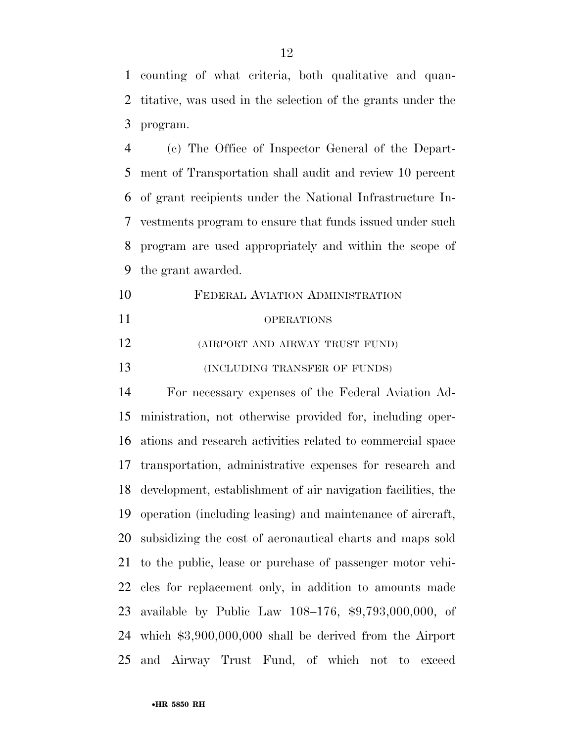counting of what criteria, both qualitative and quantitative, was used in the selection of the grants under the program.

(c) The Office of Inspector General of the Department of Transportation shall audit and review 10 percent of grant recipients under the National Infrastructure Investments program to ensure that funds issued under such program are used appropriately and within the scope of the grant awarded.

FEDERAL AVIATION ADMINISTRATION

OPERATIONS

(AIRPORT AND AIRWAY TRUST FUND)

(INCLUDING TRANSFER OF FUNDS)

For necessary expenses of the Federal Aviation Administration, not otherwise provided for, including operations and research activities related to commercial space transportation, administrative expenses for research and development, establishment of air navigation facilities, the operation (including leasing) and maintenance of aircraft, subsidizing the cost of aeronautical charts and maps sold to the public, lease or purchase of passenger motor vehicles for replacement only, in addition to amounts made available by Public Law 108–176, $9,793,000,000, of which $3,900,000,000 shall be derived from the Airport and Airway Trust Fund, of which not to exceed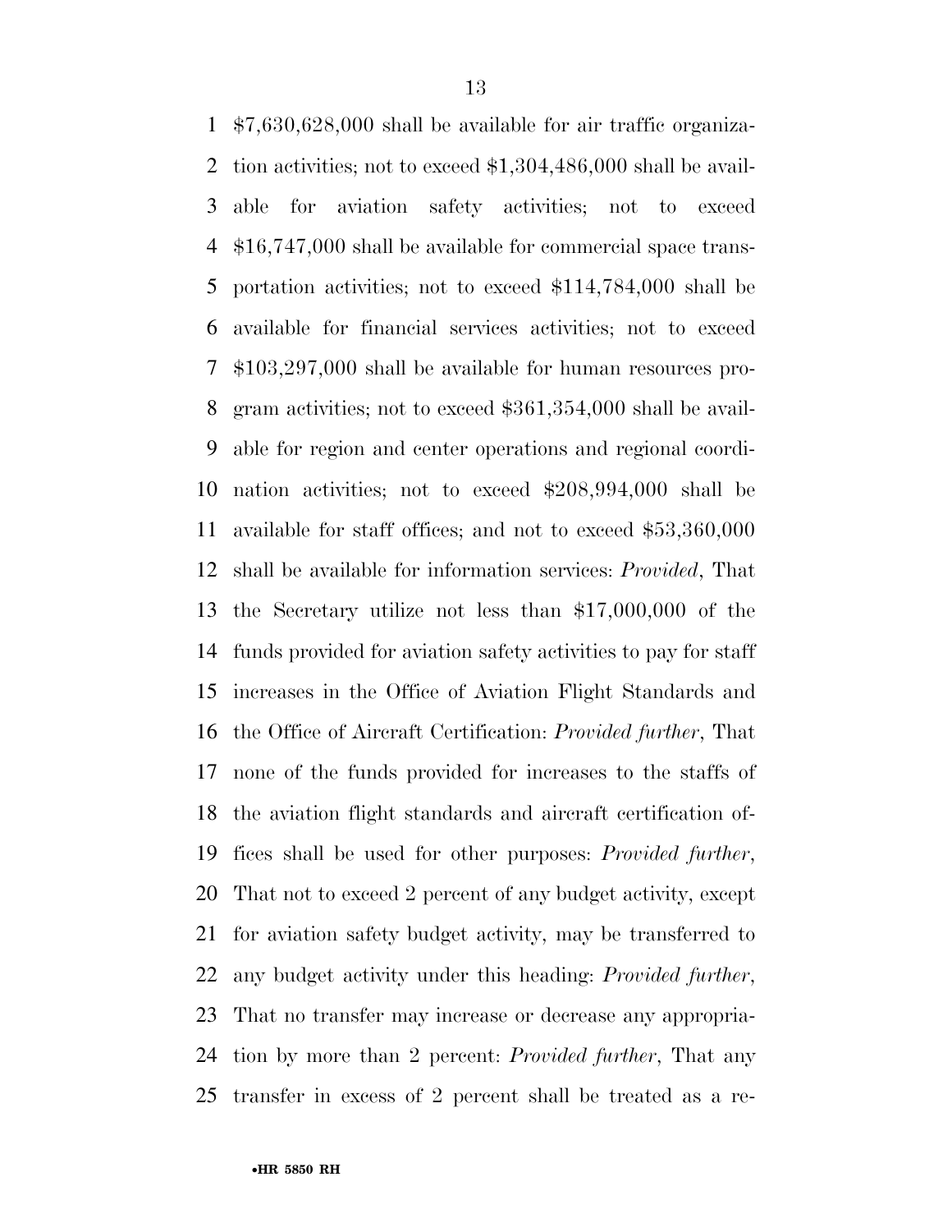$7,630,628,000 shall be available for air traffic organization activities; not to exceed $1,304,486,000 shall be available for aviation safety activities; not to exceed $16,747,000 shall be available for commercial space transportation activities; not to exceed $114,784,000 shall be available for financial services activities; not to exceed $103,297,000 shall be available for human resources program activities; not to exceed $361,354,000 shall be available for region and center operations and regional coordination activities; not to exceed $208,994,000 shall be available for staff offices; and not to exceed $53,360,000 shall be available for information services: *Provided*, That the Secretary utilize not less than $17,000,000 of the funds provided for aviation safety activities to pay for staff increases in the Office of Aviation Flight Standards and the Office of Aircraft Certification: *Provided further*, That none of the funds provided for increases to the staffs of the aviation flight standards and aircraft certification offices shall be used for other purposes: *Provided further*, That not to exceed 2 percent of any budget activity, except for aviation safety budget activity, may be transferred to any budget activity under this heading: *Provided further*, That no transfer may increase or decrease any appropriation by more than 2 percent: *Provided further*, That any transfer in excess of 2 percent shall be treated as a re-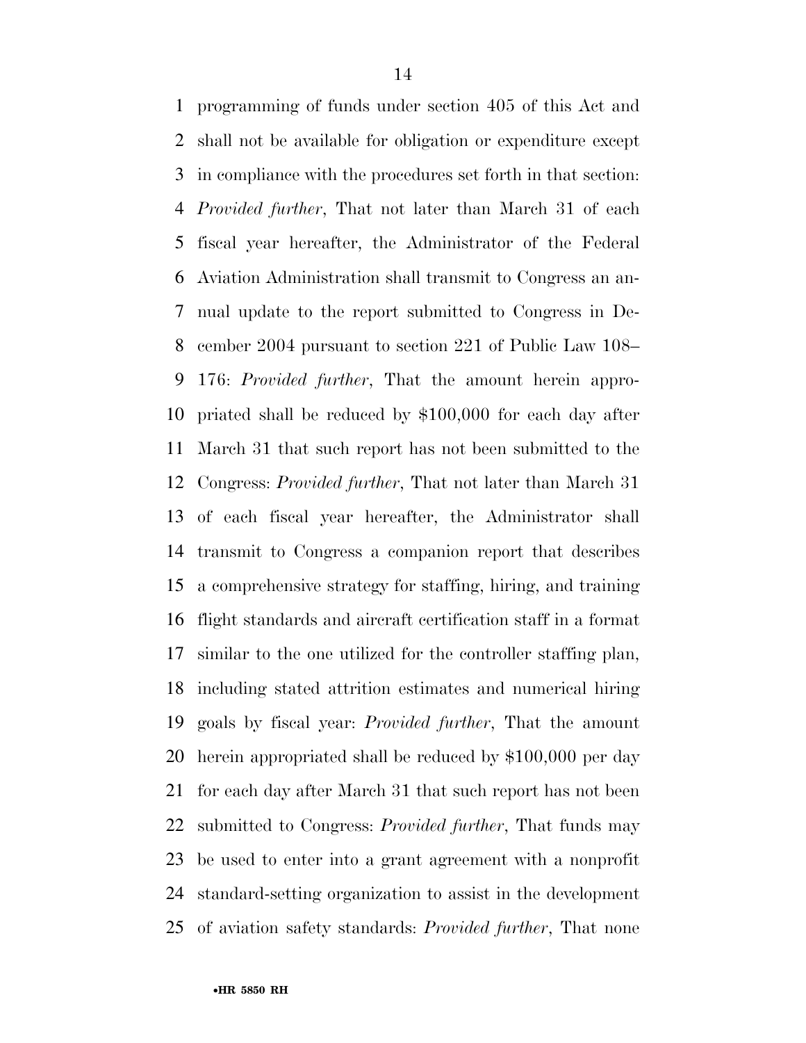programming of funds under section 405 of this Act and shall not be available for obligation or expenditure except in compliance with the procedures set forth in that section: *Provided further*, That not later than March 31 of each fiscal year hereafter, the Administrator of the Federal Aviation Administration shall transmit to Congress an annual update to the report submitted to Congress in December 2004 pursuant to section 221 of Public Law 108–176: *Provided further*, That the amount herein appropriated shall be reduced by $100,000 for each day after March 31 that such report has not been submitted to the Congress: *Provided further*, That not later than March 31 of each fiscal year hereafter, the Administrator shall transmit to Congress a companion report that describes a comprehensive strategy for staffing, hiring, and training flight standards and aircraft certification staff in a format similar to the one utilized for the controller staffing plan, including stated attrition estimates and numerical hiring goals by fiscal year: *Provided further*, That the amount herein appropriated shall be reduced by $100,000 per day for each day after March 31 that such report has not been submitted to Congress: *Provided further*, That funds may be used to enter into a grant agreement with a nonprofit standard-setting organization to assist in the development of aviation safety standards: *Provided further*, That none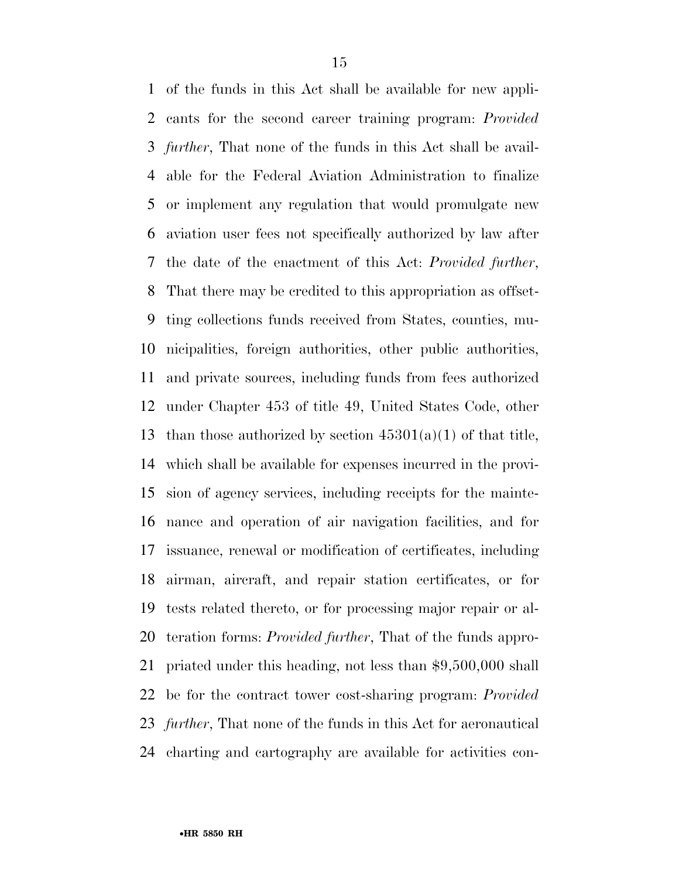of the funds in this Act shall be available for new applicants for the second career training program: *Provided further*, That none of the funds in this Act shall be available for the Federal Aviation Administration to finalize or implement any regulation that would promulgate new aviation user fees not specifically authorized by law after the date of the enactment of this Act: *Provided further*, That there may be credited to this appropriation as offsetting collections funds received from States, counties, municipalities, foreign authorities, other public authorities, and private sources, including funds from fees authorized under Chapter 453 of title 49, United States Code, other than those authorized by section 45301(a)(1) of that title, which shall be available for expenses incurred in the provision of agency services, including receipts for the maintenance and operation of air navigation facilities, and for issuance, renewal or modification of certificates, including airman, aircraft, and repair station certificates, or for tests related thereto, or for processing major repair or alteration forms: *Provided further*, That of the funds appropriated under this heading, not less than $9,500,000 shall be for the contract tower cost-sharing program: *Provided further*, That none of the funds in this Act for aeronautical charting and cartography are available for activities con-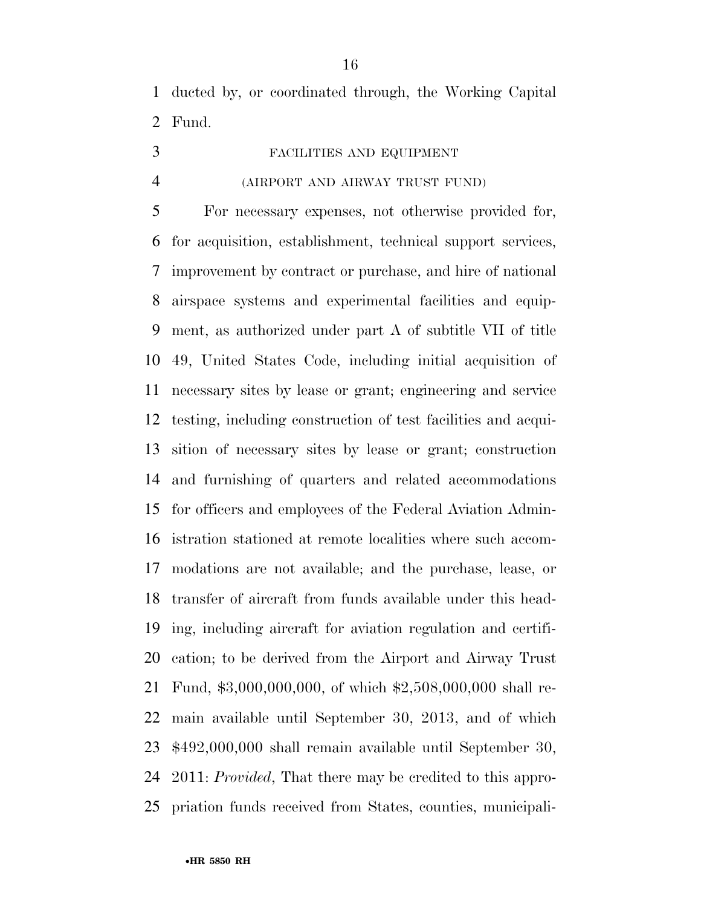ducted by, or coordinated through, the Working Capital Fund.

FACILITIES AND EQUIPMENT

(AIRPORT AND AIRWAY TRUST FUND)

For necessary expenses, not otherwise provided for, for acquisition, establishment, technical support services, improvement by contract or purchase, and hire of national airspace systems and experimental facilities and equipment, as authorized under part A of subtitle VII of title 49, United States Code, including initial acquisition of necessary sites by lease or grant; engineering and service testing, including construction of test facilities and acquisition of necessary sites by lease or grant; construction and furnishing of quarters and related accommodations for officers and employees of the Federal Aviation Administration stationed at remote localities where such accommodations are not available; and the purchase, lease, or transfer of aircraft from funds available under this heading, including aircraft for aviation regulation and certification; to be derived from the Airport and Airway Trust Fund, $3,000,000,000, of which $2,508,000,000 shall remain available until September 30, 2013, and of which $492,000,000 shall remain available until September 30, 2011: *Provided*, That there may be credited to this appropriation funds received from States, counties, municipali-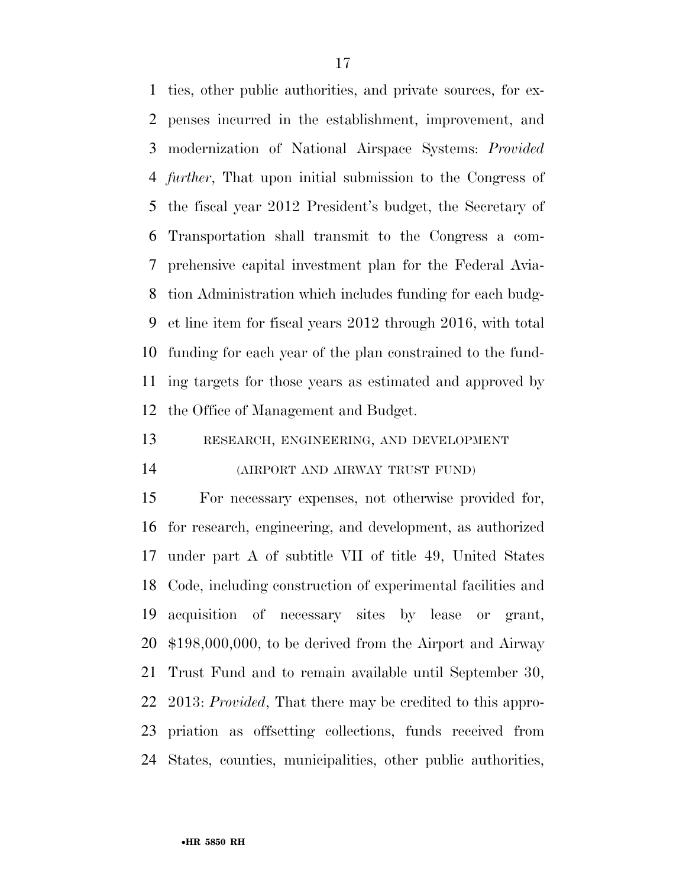ties, other public authorities, and private sources, for expenses incurred in the establishment, improvement, and modernization of National Airspace Systems: *Provided further*, That upon initial submission to the Congress of the fiscal year 2012 President's budget, the Secretary of Transportation shall transmit to the Congress a comprehensive capital investment plan for the Federal Aviation Administration which includes funding for each budget line item for fiscal years 2012 through 2016, with total funding for each year of the plan constrained to the funding targets for those years as estimated and approved by the Office of Management and Budget.

RESEARCH, ENGINEERING, AND DEVELOPMENT

(AIRPORT AND AIRWAY TRUST FUND)

For necessary expenses, not otherwise provided for, for research, engineering, and development, as authorized under part A of subtitle VII of title 49, United States Code, including construction of experimental facilities and acquisition of necessary sites by lease or grant, $198,000,000, to be derived from the Airport and Airway Trust Fund and to remain available until September 30, 2013: *Provided*, That there may be credited to this appropriation as offsetting collections, funds received from States, counties, municipalities, other public authorities,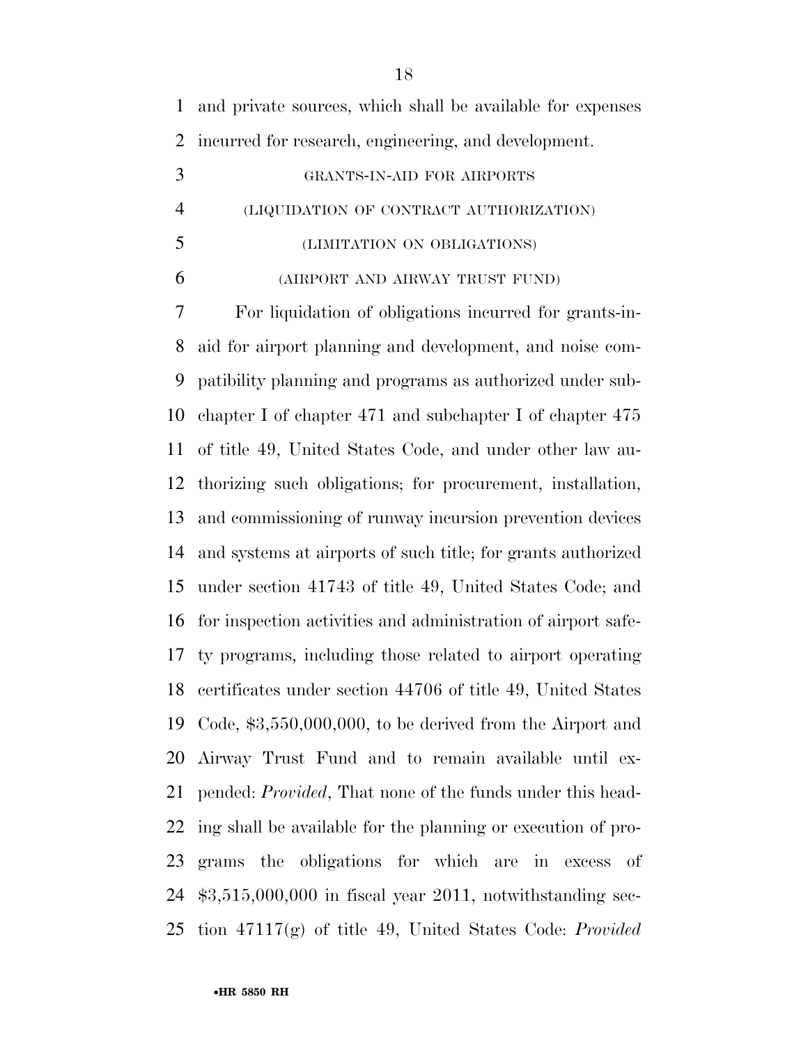and private sources, which shall be available for expenses incurred for research, engineering, and development.

GRANTS-IN-AID FOR AIRPORTS

(LIQUIDATION OF CONTRACT AUTHORIZATION)

(LIMITATION ON OBLIGATIONS)

(AIRPORT AND AIRWAY TRUST FUND)

For liquidation of obligations incurred for grants-in-aid for airport planning and development, and noise compatibility planning and programs as authorized under subchapter I of chapter 471 and subchapter I of chapter 475 of title 49, United States Code, and under other law authorizing such obligations; for procurement, installation, and commissioning of runway incursion prevention devices and systems at airports of such title; for grants authorized under section 41743 of title 49, United States Code; and for inspection activities and administration of airport safety programs, including those related to airport operating certificates under section 44706 of title 49, United States Code, $3,550,000,000, to be derived from the Airport and Airway Trust Fund and to remain available until expended: *Provided*, That none of the funds under this heading shall be available for the planning or execution of programs the obligations for which are in excess of $3,515,000,000 in fiscal year 2011, notwithstanding section 47117(g) of title 49, United States Code: *Provided*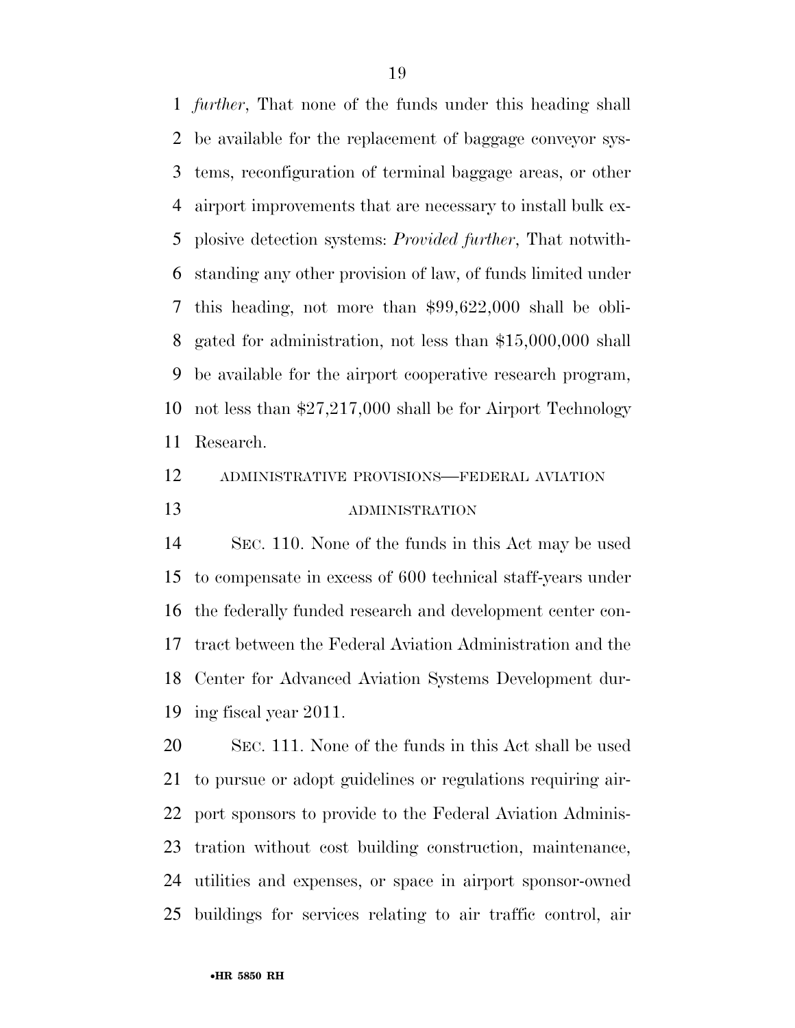*further*, That none of the funds under this heading shall be available for the replacement of baggage conveyor systems, reconfiguration of terminal baggage areas, or other airport improvements that are necessary to install bulk explosive detection systems: *Provided further*, That notwithstanding any other provision of law, of funds limited under this heading, not more than $99,622,000 shall be obligated for administration, not less than $15,000,000 shall be available for the airport cooperative research program, not less than $27,217,000 shall be for Airport Technology Research.

ADMINISTRATIVE PROVISIONS—FEDERAL AVIATION ADMINISTRATION

SEC. 110. None of the funds in this Act may be used to compensate in excess of 600 technical staff-years under the federally funded research and development center contract between the Federal Aviation Administration and the Center for Advanced Aviation Systems Development during fiscal year 2011.

SEC. 111. None of the funds in this Act shall be used to pursue or adopt guidelines or regulations requiring airport sponsors to provide to the Federal Aviation Administration without cost building construction, maintenance, utilities and expenses, or space in airport sponsor-owned buildings for services relating to air traffic control, air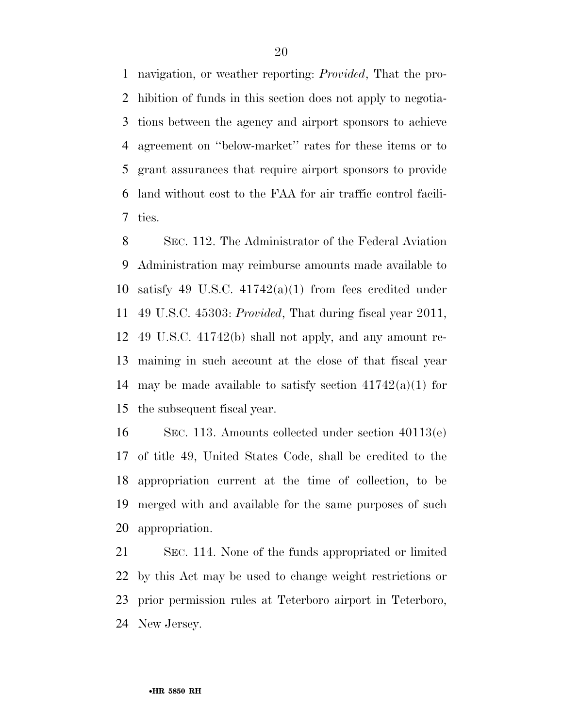navigation, or weather reporting: *Provided*, That the prohibition of funds in this section does not apply to negotiations between the agency and airport sponsors to achieve agreement on ''below-market'' rates for these items or to grant assurances that require airport sponsors to provide land without cost to the FAA for air traffic control facilities.

SEC. 112. The Administrator of the Federal Aviation Administration may reimburse amounts made available to satisfy 49 U.S.C. 41742(a)(1) from fees credited under 49 U.S.C. 45303: *Provided*, That during fiscal year 2011, 49 U.S.C. 41742(b) shall not apply, and any amount remaining in such account at the close of that fiscal year may be made available to satisfy section 41742(a)(1) for the subsequent fiscal year.

SEC. 113. Amounts collected under section 40113(e) of title 49, United States Code, shall be credited to the appropriation current at the time of collection, to be merged with and available for the same purposes of such appropriation.

SEC. 114. None of the funds appropriated or limited by this Act may be used to change weight restrictions or prior permission rules at Teterboro airport in Teterboro, New Jersey.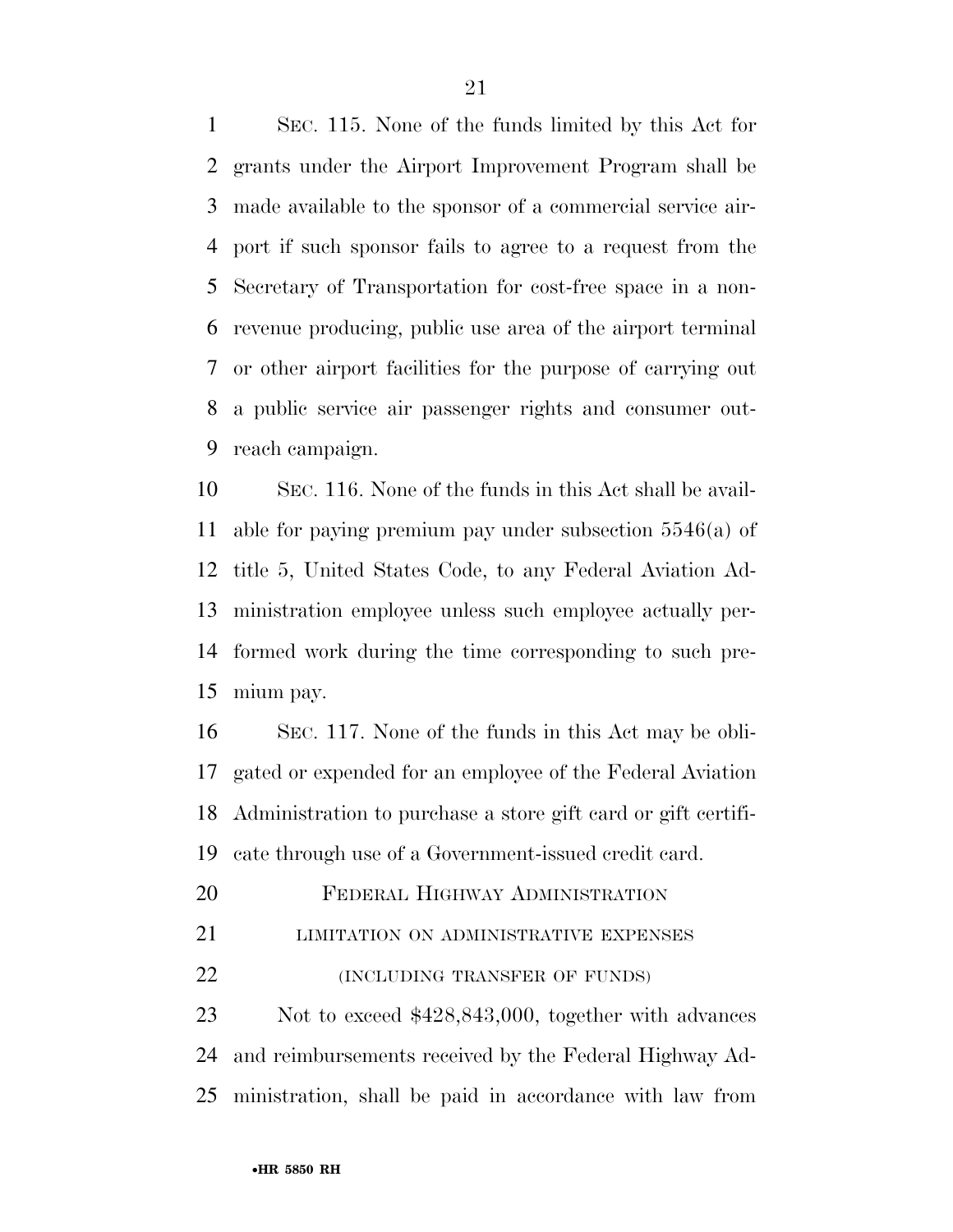SEC. 115. None of the funds limited by this Act for grants under the Airport Improvement Program shall be made available to the sponsor of a commercial service airport if such sponsor fails to agree to a request from the Secretary of Transportation for cost-free space in a non-revenue producing, public use area of the airport terminal or other airport facilities for the purpose of carrying out a public service air passenger rights and consumer outreach campaign.

SEC. 116. None of the funds in this Act shall be available for paying premium pay under subsection 5546(a) of title 5, United States Code, to any Federal Aviation Administration employee unless such employee actually performed work during the time corresponding to such premium pay.

SEC. 117. None of the funds in this Act may be obligated or expended for an employee of the Federal Aviation Administration to purchase a store gift card or gift certificate through use of a Government-issued credit card.

FEDERAL HIGHWAY ADMINISTRATION

LIMITATION ON ADMINISTRATIVE EXPENSES

(INCLUDING TRANSFER OF FUNDS)

Not to exceed $428,843,000, together with advances and reimbursements received by the Federal Highway Administration, shall be paid in accordance with law from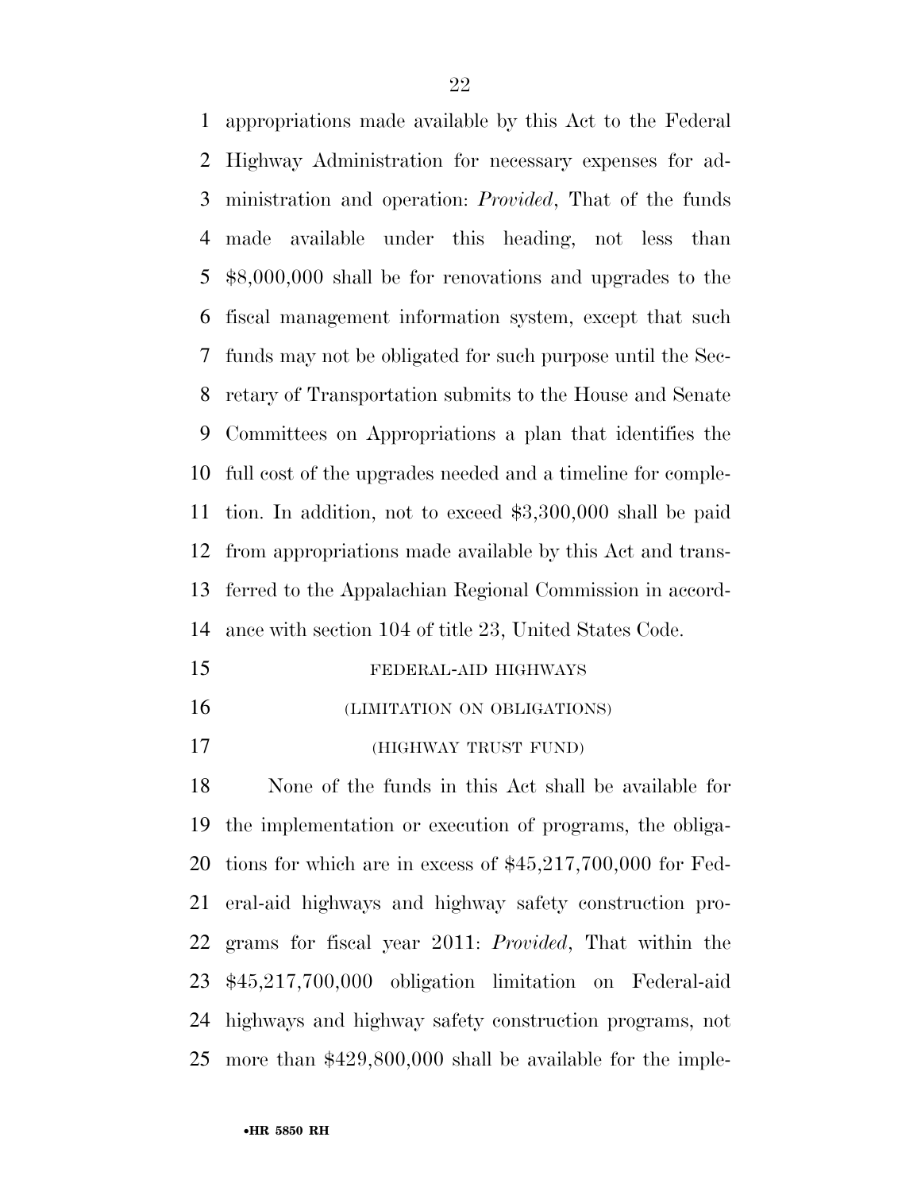appropriations made available by this Act to the Federal Highway Administration for necessary expenses for administration and operation: *Provided*, That of the funds made available under this heading, not less than $8,000,000 shall be for renovations and upgrades to the fiscal management information system, except that such funds may not be obligated for such purpose until the Secretary of Transportation submits to the House and Senate Committees on Appropriations a plan that identifies the full cost of the upgrades needed and a timeline for completion. In addition, not to exceed $3,300,000 shall be paid from appropriations made available by this Act and transferred to the Appalachian Regional Commission in accordance with section 104 of title 23, United States Code.

FEDERAL-AID HIGHWAYS

(LIMITATION ON OBLIGATIONS)

(HIGHWAY TRUST FUND)

None of the funds in this Act shall be available for the implementation or execution of programs, the obligations for which are in excess of $45,217,700,000 for Federal-aid highways and highway safety construction programs for fiscal year 2011: *Provided*, That within the $45,217,700,000 obligation limitation on Federal-aid highways and highway safety construction programs, not more than $429,800,000 shall be available for the imple-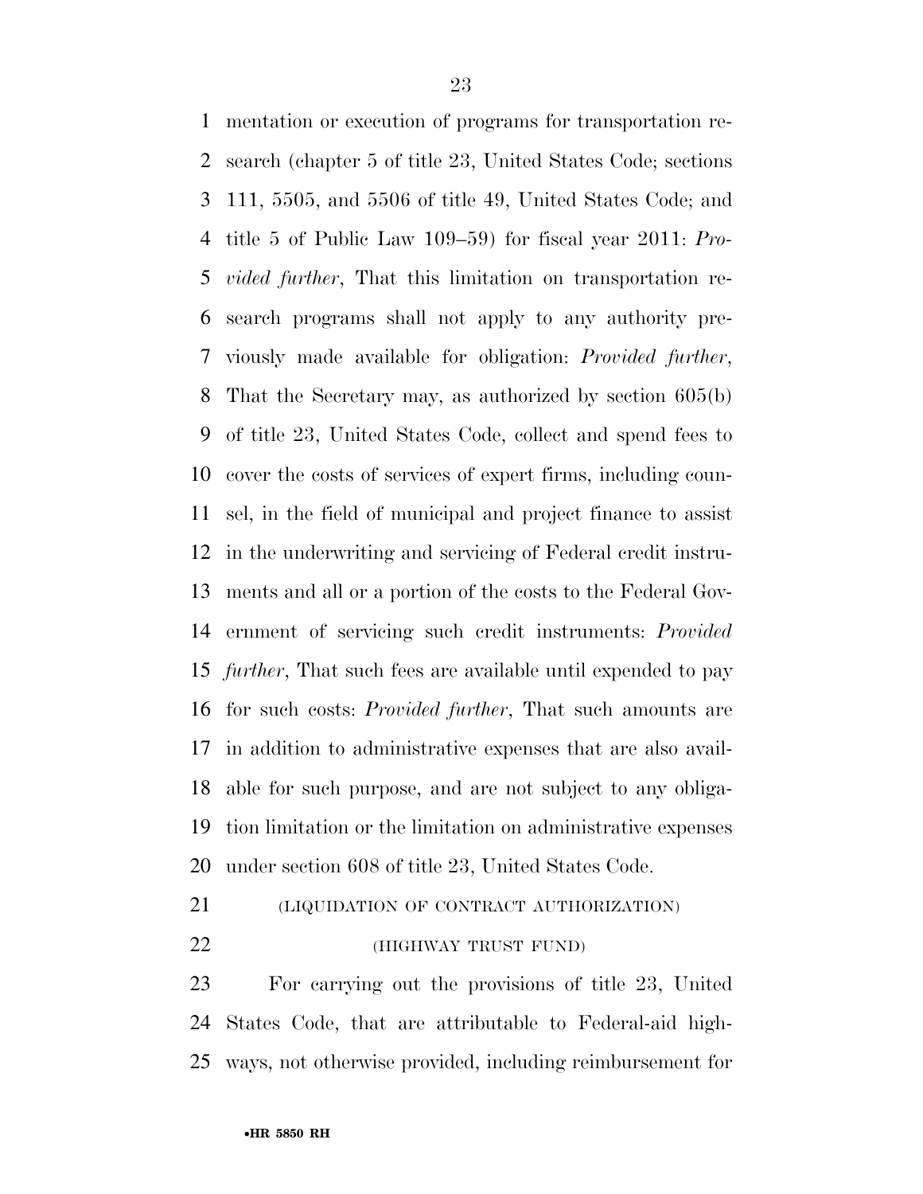mentation or execution of programs for transportation research (chapter 5 of title 23, United States Code; sections 111, 5505, and 5506 of title 49, United States Code; and title 5 of Public Law 109–59) for fiscal year 2011: *Provided further*, That this limitation on transportation research programs shall not apply to any authority previously made available for obligation: *Provided further*, That the Secretary may, as authorized by section 605(b) of title 23, United States Code, collect and spend fees to cover the costs of services of expert firms, including counsel, in the field of municipal and project finance to assist in the underwriting and servicing of Federal credit instruments and all or a portion of the costs to the Federal Government of servicing such credit instruments: *Provided further*, That such fees are available until expended to pay for such costs: *Provided further*, That such amounts are in addition to administrative expenses that are also available for such purpose, and are not subject to any obligation limitation or the limitation on administrative expenses under section 608 of title 23, United States Code.

(LIQUIDATION OF CONTRACT AUTHORIZATION)

(HIGHWAY TRUST FUND)

For carrying out the provisions of title 23, United States Code, that are attributable to Federal-aid highways, not otherwise provided, including reimbursement for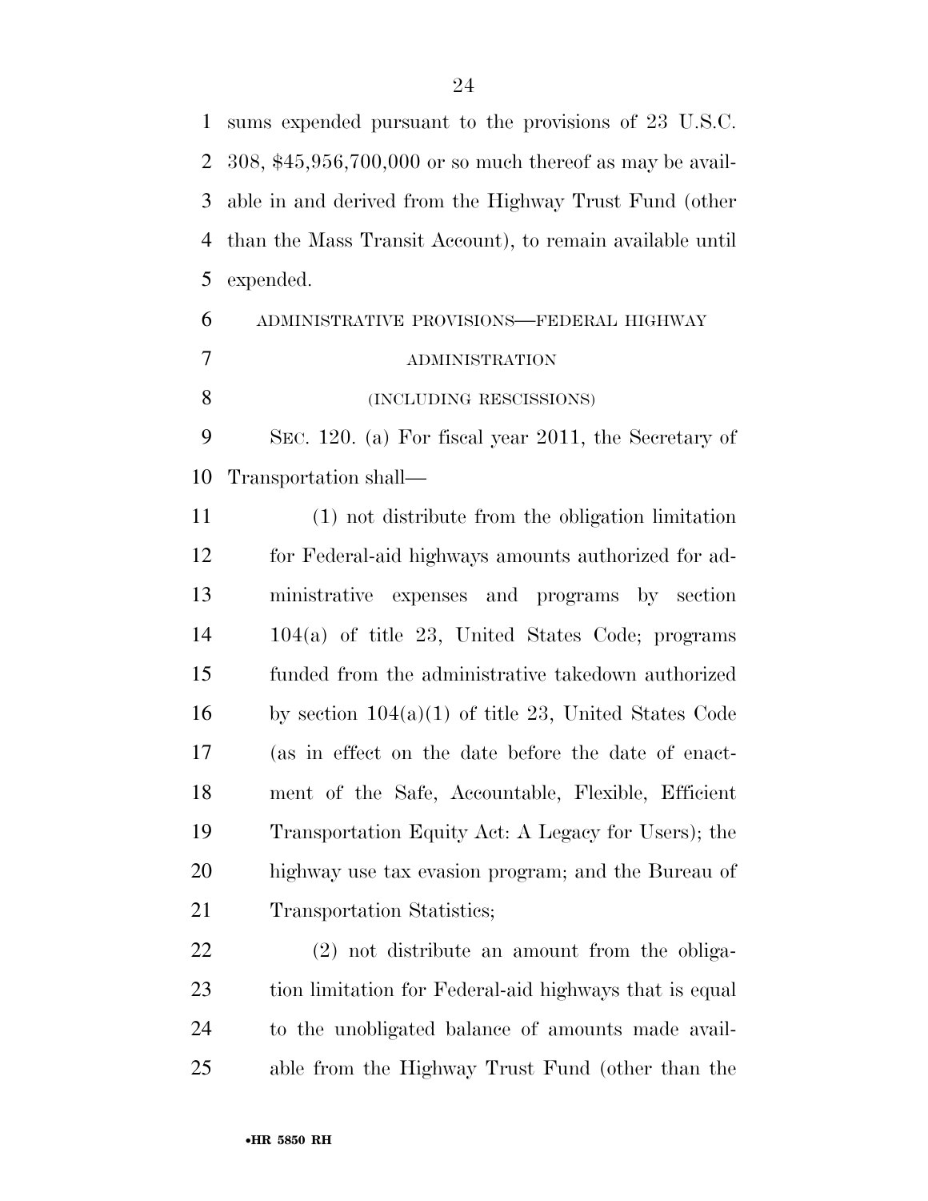sums expended pursuant to the provisions of 23 U.S.C. 308, $45,956,700,000 or so much thereof as may be available in and derived from the Highway Trust Fund (other than the Mass Transit Account), to remain available until expended.

ADMINISTRATIVE PROVISIONS—FEDERAL HIGHWAY ADMINISTRATION

(INCLUDING RESCISSIONS)

SEC. 120. (a) For fiscal year 2011, the Secretary of Transportation shall—

(1) not distribute from the obligation limitation for Federal-aid highways amounts authorized for administrative expenses and programs by section 104(a) of title 23, United States Code; programs funded from the administrative takedown authorized by section 104(a)(1) of title 23, United States Code (as in effect on the date before the date of enactment of the Safe, Accountable, Flexible, Efficient Transportation Equity Act: A Legacy for Users); the highway use tax evasion program; and the Bureau of Transportation Statistics;

(2) not distribute an amount from the obligation limitation for Federal-aid highways that is equal to the unobligated balance of amounts made available from the Highway Trust Fund (other than the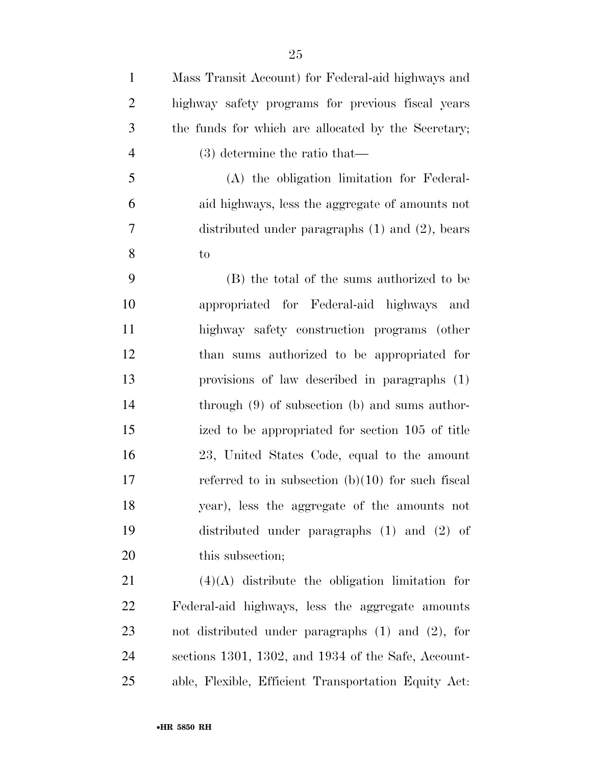Mass Transit Account) for Federal-aid highways and highway safety programs for previous fiscal years the funds for which are allocated by the Secretary;

(3) determine the ratio that—

(A) the obligation limitation for Federal-aid highways, less the aggregate of amounts not distributed under paragraphs (1) and (2), bears to

(B) the total of the sums authorized to be appropriated for Federal-aid highways and highway safety construction programs (other than sums authorized to be appropriated for provisions of law described in paragraphs (1) through (9) of subsection (b) and sums authorized to be appropriated for section 105 of title 23, United States Code, equal to the amount referred to in subsection (b)(10) for such fiscal year), less the aggregate of the amounts not distributed under paragraphs (1) and (2) of this subsection;

(4)(A) distribute the obligation limitation for Federal-aid highways, less the aggregate amounts not distributed under paragraphs (1) and (2), for sections 1301, 1302, and 1934 of the Safe, Accountable, Flexible, Efficient Transportation Equity Act: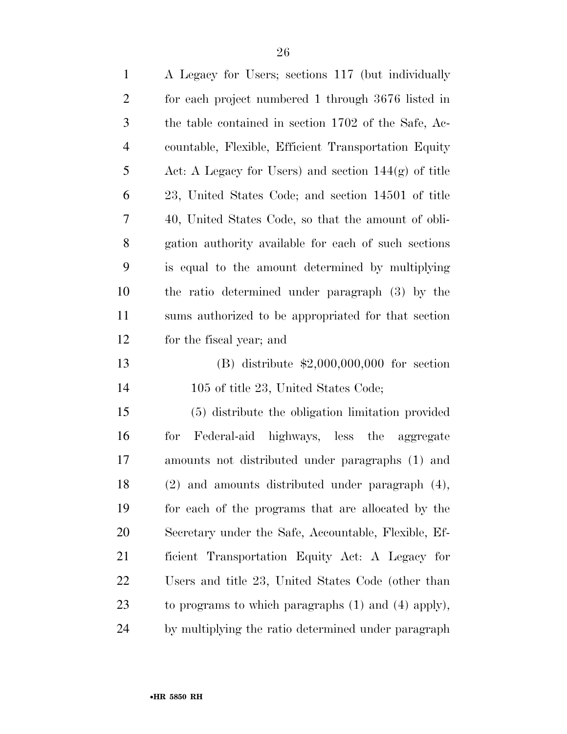A Legacy for Users; sections 117 (but individually for each project numbered 1 through 3676 listed in the table contained in section 1702 of the Safe, Accountable, Flexible, Efficient Transportation Equity Act: A Legacy for Users) and section 144(g) of title 23, United States Code; and section 14501 of title 40, United States Code, so that the amount of obligation authority available for each of such sections is equal to the amount determined by multiplying the ratio determined under paragraph (3) by the sums authorized to be appropriated for that section for the fiscal year; and

(B) distribute $2,000,000,000 for section 105 of title 23, United States Code;

(5) distribute the obligation limitation provided for Federal-aid highways, less the aggregate amounts not distributed under paragraphs (1) and (2) and amounts distributed under paragraph (4), for each of the programs that are allocated by the Secretary under the Safe, Accountable, Flexible, Efficient Transportation Equity Act: A Legacy for Users and title 23, United States Code (other than to programs to which paragraphs (1) and (4) apply), by multiplying the ratio determined under paragraph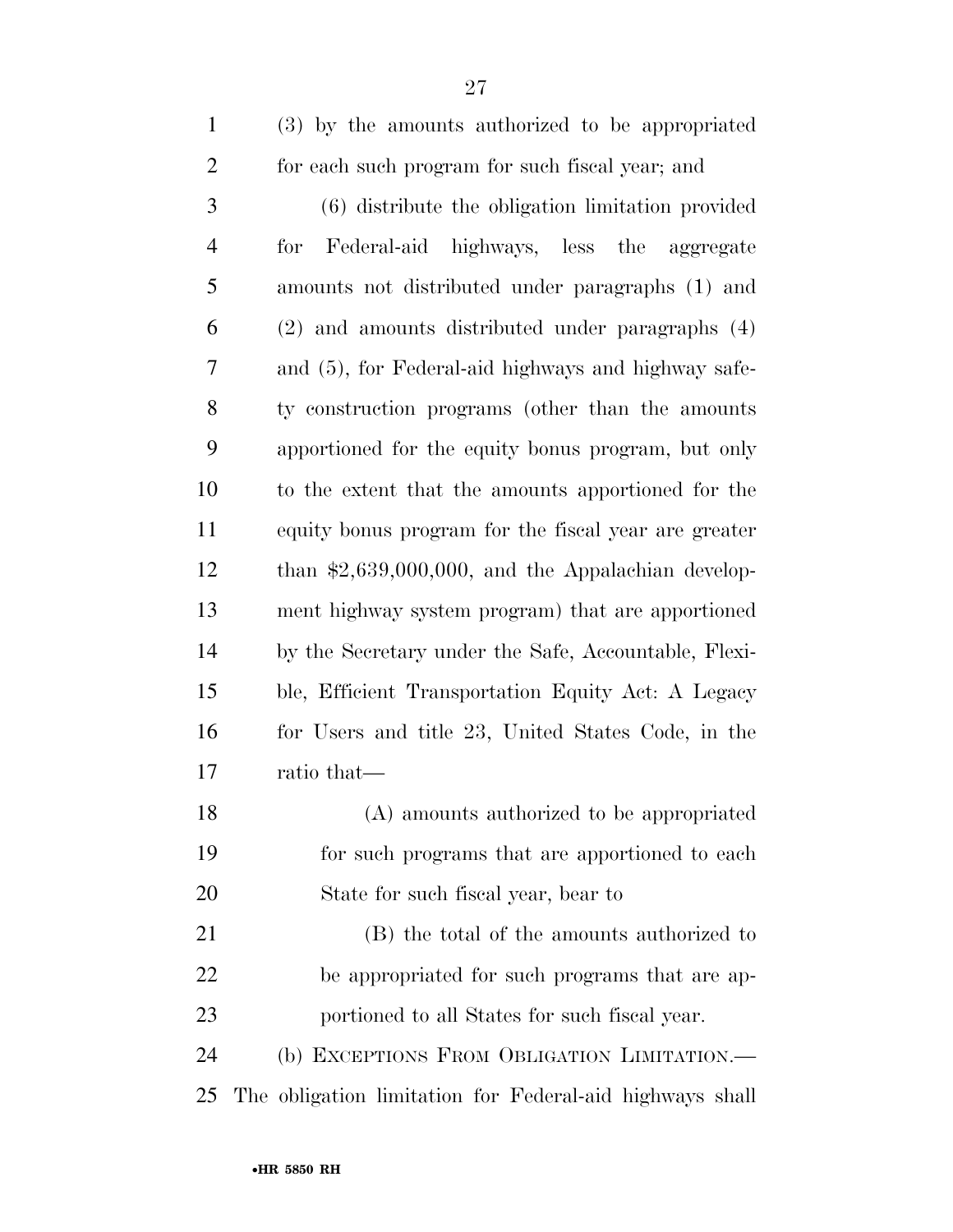(3) by the amounts authorized to be appropriated for each such program for such fiscal year; and

(6) distribute the obligation limitation provided for Federal-aid highways, less the aggregate amounts not distributed under paragraphs (1) and (2) and amounts distributed under paragraphs (4) and (5), for Federal-aid highways and highway safety construction programs (other than the amounts apportioned for the equity bonus program, but only to the extent that the amounts apportioned for the equity bonus program for the fiscal year are greater than $2,639,000,000, and the Appalachian development highway system program) that are apportioned by the Secretary under the Safe, Accountable, Flexible, Efficient Transportation Equity Act: A Legacy for Users and title 23, United States Code, in the ratio that—

(A) amounts authorized to be appropriated for such programs that are apportioned to each State for such fiscal year, bear to

(B) the total of the amounts authorized to be appropriated for such programs that are apportioned to all States for such fiscal year.

(b) EXCEPTIONS FROM OBLIGATION LIMITATION.—The obligation limitation for Federal-aid highways shall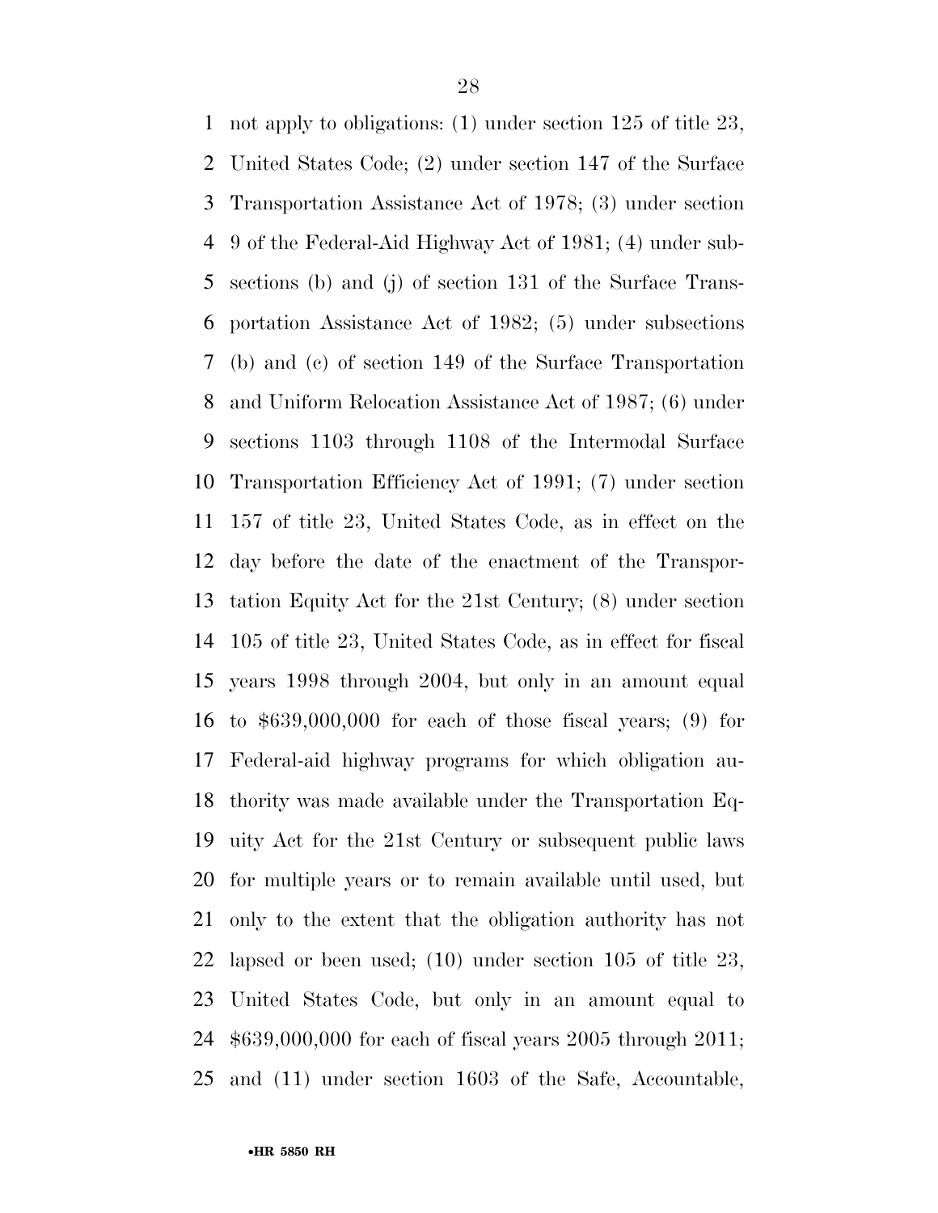not apply to obligations: (1) under section 125 of title 23, United States Code; (2) under section 147 of the Surface Transportation Assistance Act of 1978; (3) under section 9 of the Federal-Aid Highway Act of 1981; (4) under subsections (b) and (j) of section 131 of the Surface Transportation Assistance Act of 1982; (5) under subsections (b) and (c) of section 149 of the Surface Transportation and Uniform Relocation Assistance Act of 1987; (6) under sections 1103 through 1108 of the Intermodal Surface Transportation Efficiency Act of 1991; (7) under section 157 of title 23, United States Code, as in effect on the day before the date of the enactment of the Transportation Equity Act for the 21st Century; (8) under section 105 of title 23, United States Code, as in effect for fiscal years 1998 through 2004, but only in an amount equal to $639,000,000 for each of those fiscal years; (9) for Federal-aid highway programs for which obligation authority was made available under the Transportation Equity Act for the 21st Century or subsequent public laws for multiple years or to remain available until used, but only to the extent that the obligation authority has not lapsed or been used; (10) under section 105 of title 23, United States Code, but only in an amount equal to $639,000,000 for each of fiscal years 2005 through 2011; and (11) under section 1603 of the Safe, Accountable,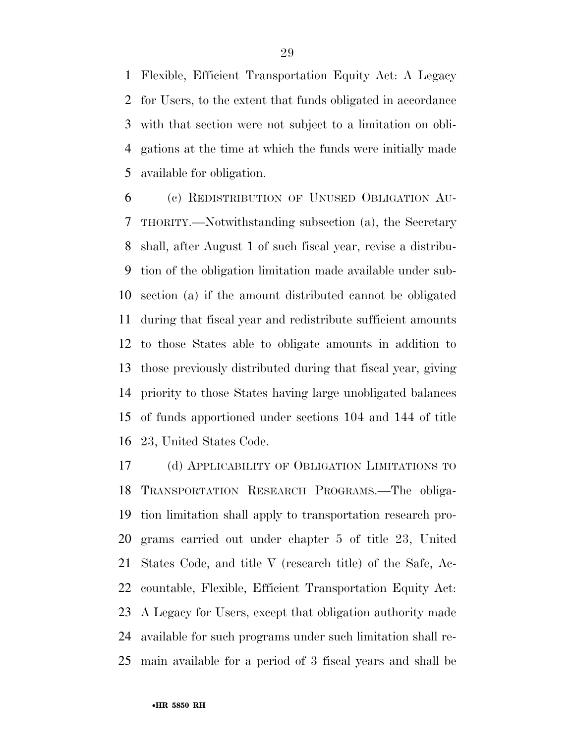Flexible, Efficient Transportation Equity Act: A Legacy for Users, to the extent that funds obligated in accordance with that section were not subject to a limitation on obligations at the time at which the funds were initially made available for obligation.

(c) REDISTRIBUTION OF UNUSED OBLIGATION AUTHORITY.—Notwithstanding subsection (a), the Secretary shall, after August 1 of such fiscal year, revise a distribution of the obligation limitation made available under subsection (a) if the amount distributed cannot be obligated during that fiscal year and redistribute sufficient amounts to those States able to obligate amounts in addition to those previously distributed during that fiscal year, giving priority to those States having large unobligated balances of funds apportioned under sections 104 and 144 of title 23, United States Code.

(d) APPLICABILITY OF OBLIGATION LIMITATIONS TO TRANSPORTATION RESEARCH PROGRAMS.—The obligation limitation shall apply to transportation research programs carried out under chapter 5 of title 23, United States Code, and title V (research title) of the Safe, Accountable, Flexible, Efficient Transportation Equity Act: A Legacy for Users, except that obligation authority made available for such programs under such limitation shall remain available for a period of 3 fiscal years and shall be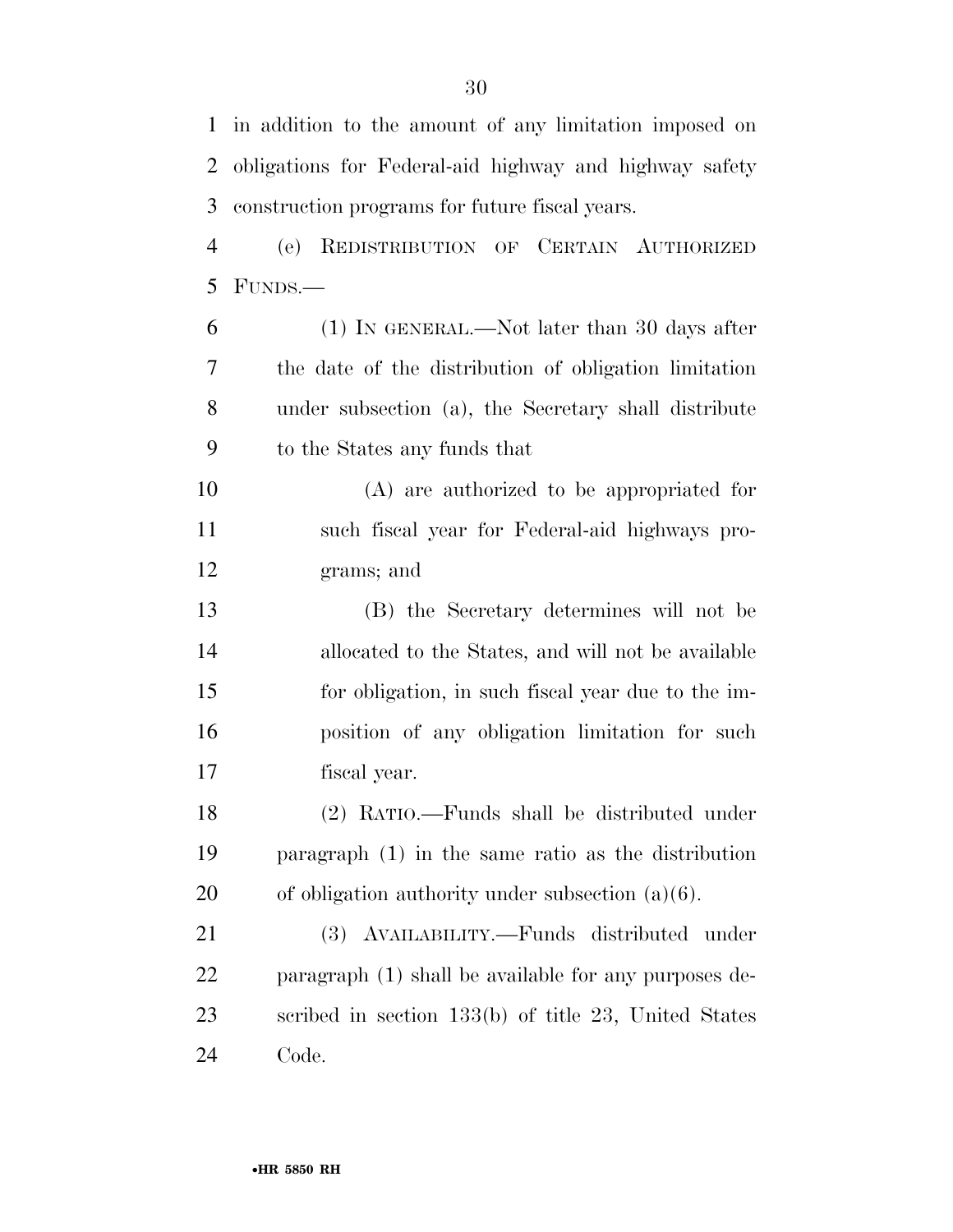in addition to the amount of any limitation imposed on obligations for Federal-aid highway and highway safety construction programs for future fiscal years.

(e) REDISTRIBUTION OF CERTAIN AUTHORIZED FUNDS.—

(1) IN GENERAL.—Not later than 30 days after the date of the distribution of obligation limitation under subsection (a), the Secretary shall distribute to the States any funds that

(A) are authorized to be appropriated for such fiscal year for Federal-aid highways programs; and

(B) the Secretary determines will not be allocated to the States, and will not be available for obligation, in such fiscal year due to the imposition of any obligation limitation for such fiscal year.

(2) RATIO.—Funds shall be distributed under paragraph (1) in the same ratio as the distribution of obligation authority under subsection (a)(6).

(3) AVAILABILITY.—Funds distributed under paragraph (1) shall be available for any purposes described in section 133(b) of title 23, United States Code.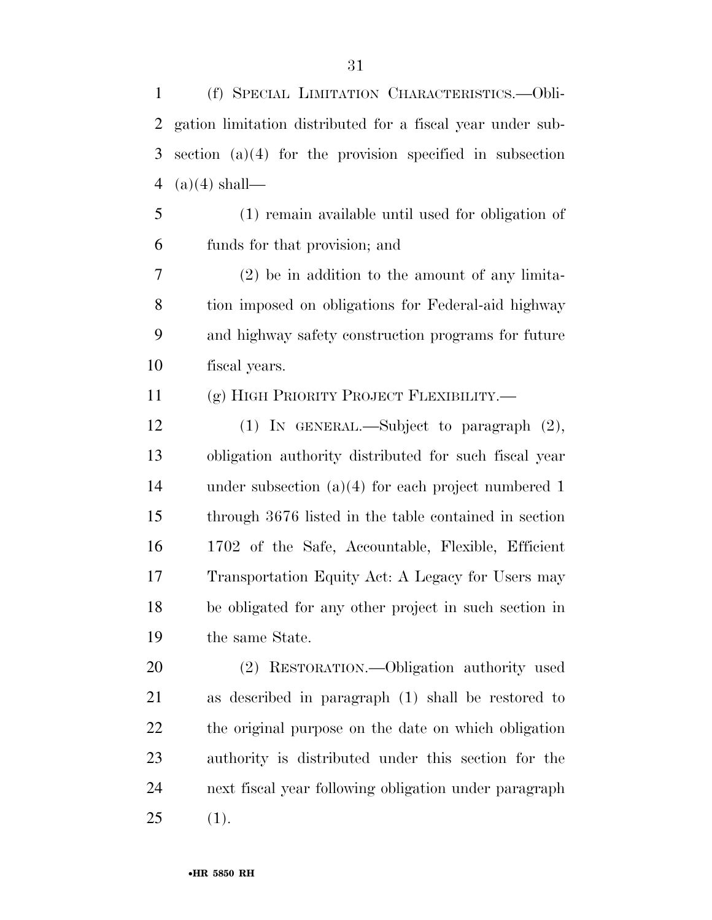(f) SPECIAL LIMITATION CHARACTERISTICS.—Obligation limitation distributed for a fiscal year under subsection (a)(4) for the provision specified in subsection (a)(4) shall—

(1) remain available until used for obligation of funds for that provision; and

(2) be in addition to the amount of any limitation imposed on obligations for Federal-aid highway and highway safety construction programs for future fiscal years.

(g) HIGH PRIORITY PROJECT FLEXIBILITY.—

(1) IN GENERAL.—Subject to paragraph (2), obligation authority distributed for such fiscal year under subsection (a)(4) for each project numbered 1 through 3676 listed in the table contained in section 1702 of the Safe, Accountable, Flexible, Efficient Transportation Equity Act: A Legacy for Users may be obligated for any other project in such section in the same State.

(2) RESTORATION.—Obligation authority used as described in paragraph (1) shall be restored to the original purpose on the date on which obligation authority is distributed under this section for the next fiscal year following obligation under paragraph (1).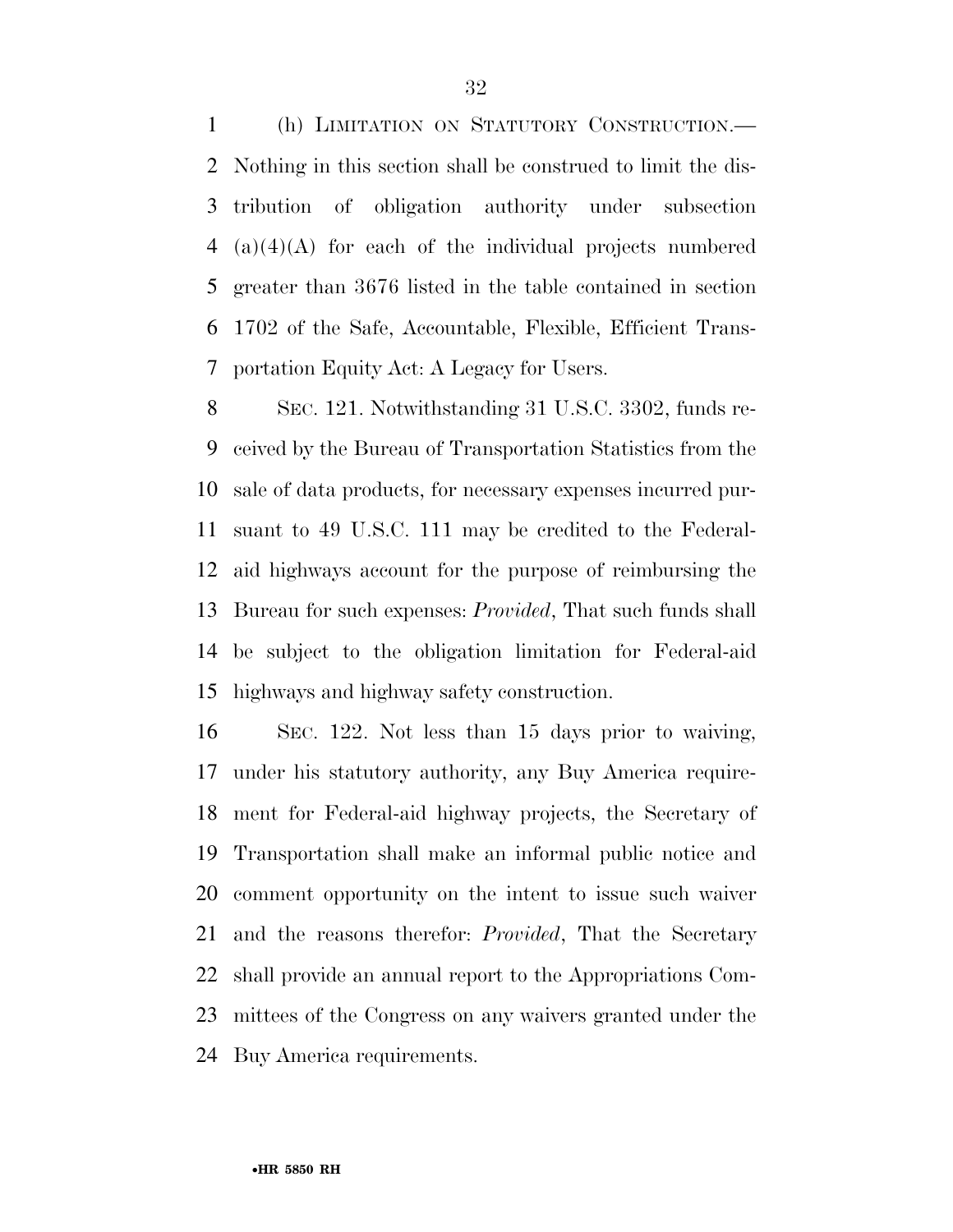(h) LIMITATION ON STATUTORY CONSTRUCTION.—Nothing in this section shall be construed to limit the distribution of obligation authority under subsection (a)(4)(A) for each of the individual projects numbered greater than 3676 listed in the table contained in section 1702 of the Safe, Accountable, Flexible, Efficient Transportation Equity Act: A Legacy for Users.

SEC. 121. Notwithstanding 31 U.S.C. 3302, funds received by the Bureau of Transportation Statistics from the sale of data products, for necessary expenses incurred pursuant to 49 U.S.C. 111 may be credited to the Federal-aid highways account for the purpose of reimbursing the Bureau for such expenses: *Provided*, That such funds shall be subject to the obligation limitation for Federal-aid highways and highway safety construction.

SEC. 122. Not less than 15 days prior to waiving, under his statutory authority, any Buy America requirement for Federal-aid highway projects, the Secretary of Transportation shall make an informal public notice and comment opportunity on the intent to issue such waiver and the reasons therefor: *Provided*, That the Secretary shall provide an annual report to the Appropriations Committees of the Congress on any waivers granted under the Buy America requirements.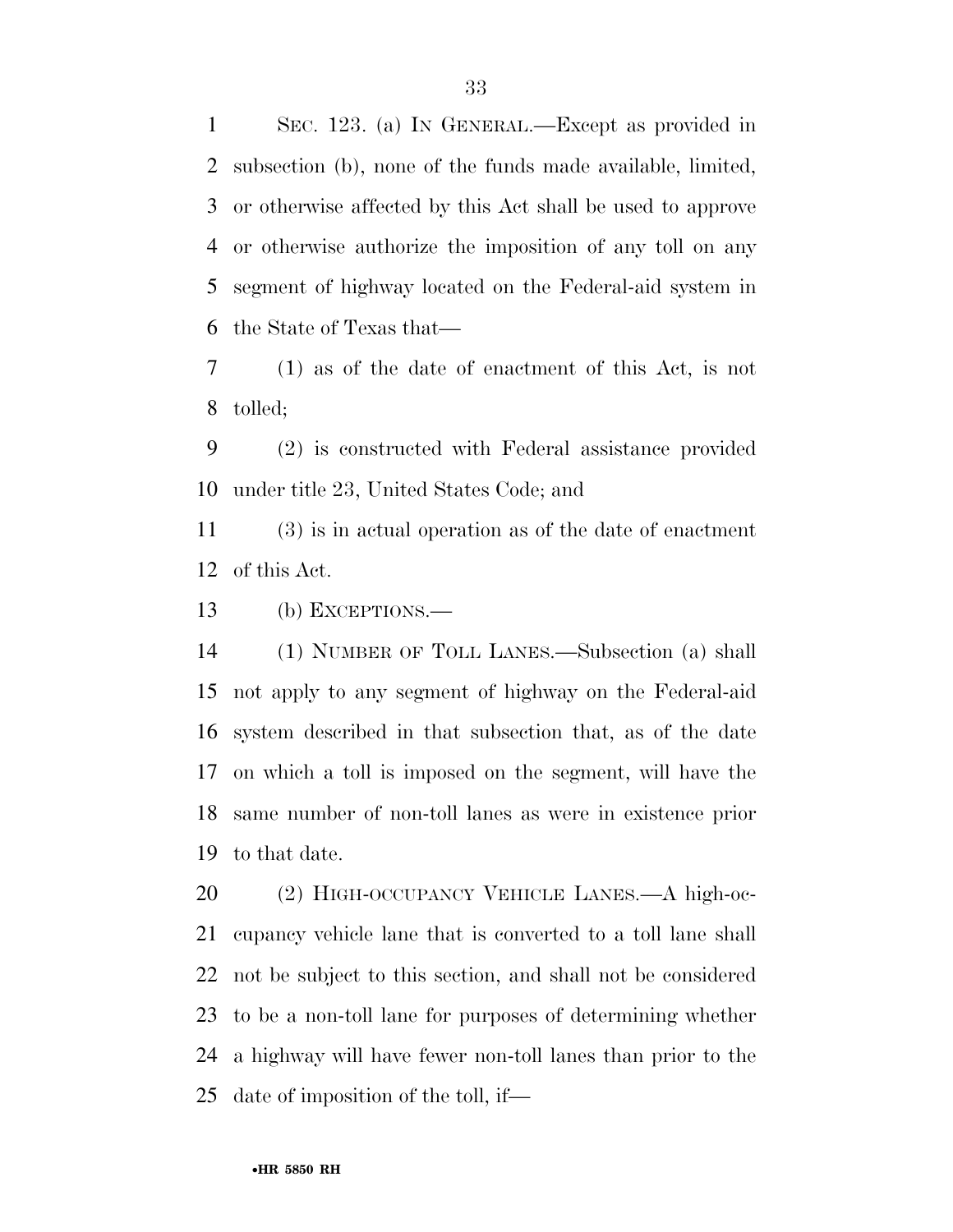SEC. 123. (a) IN GENERAL.—Except as provided in subsection (b), none of the funds made available, limited, or otherwise affected by this Act shall be used to approve or otherwise authorize the imposition of any toll on any segment of highway located on the Federal-aid system in the State of Texas that—

(1) as of the date of enactment of this Act, is not tolled;

(2) is constructed with Federal assistance provided under title 23, United States Code; and

(3) is in actual operation as of the date of enactment of this Act.

(b) EXCEPTIONS.—

(1) NUMBER OF TOLL LANES.—Subsection (a) shall not apply to any segment of highway on the Federal-aid system described in that subsection that, as of the date on which a toll is imposed on the segment, will have the same number of non-toll lanes as were in existence prior to that date.

(2) HIGH-OCCUPANCY VEHICLE LANES.—A high-occupancy vehicle lane that is converted to a toll lane shall not be subject to this section, and shall not be considered to be a non-toll lane for purposes of determining whether a highway will have fewer non-toll lanes than prior to the date of imposition of the toll, if—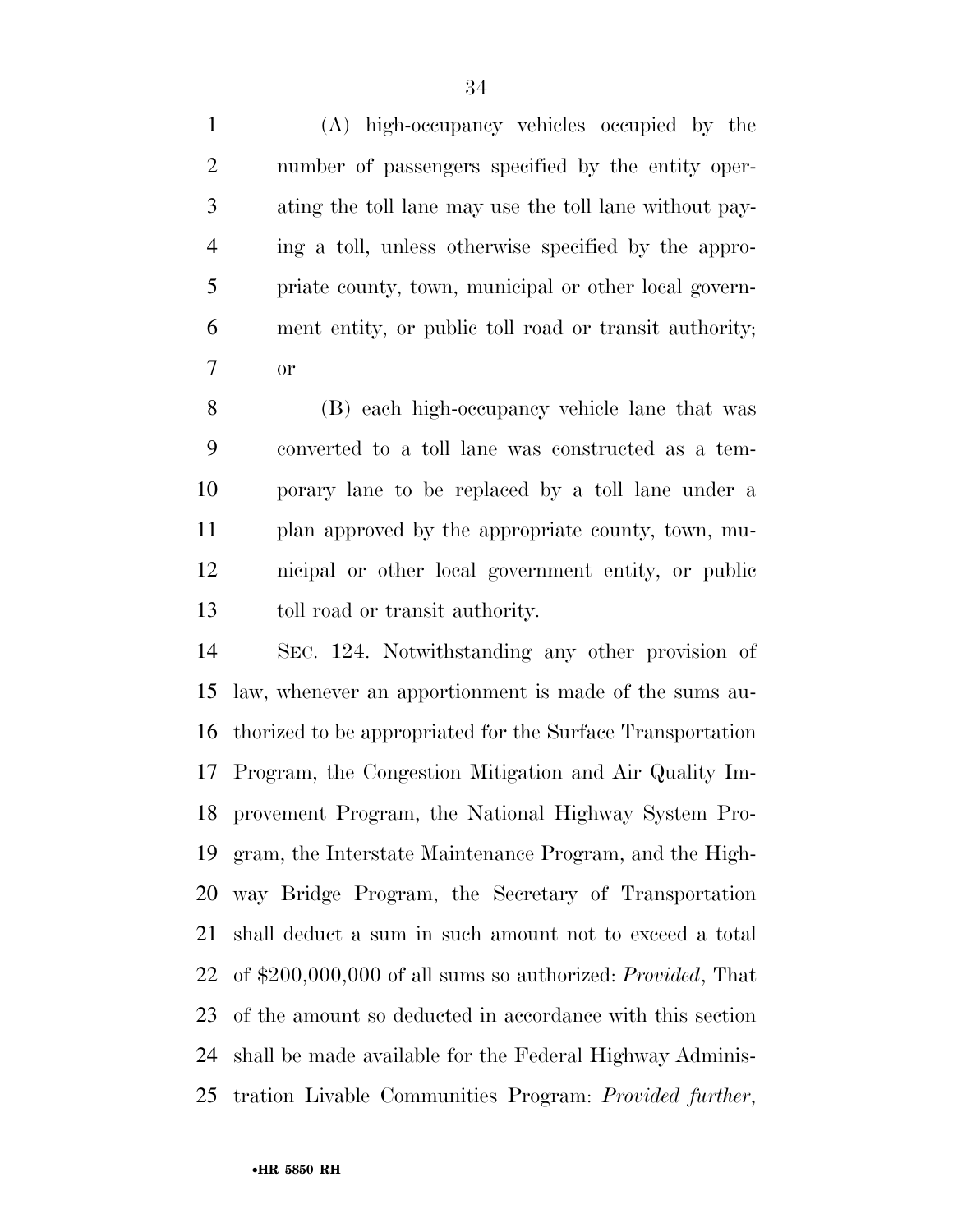(A) high-occupancy vehicles occupied by the number of passengers specified by the entity operating the toll lane may use the toll lane without paying a toll, unless otherwise specified by the appropriate county, town, municipal or other local government entity, or public toll road or transit authority; or

(B) each high-occupancy vehicle lane that was converted to a toll lane was constructed as a temporary lane to be replaced by a toll lane under a plan approved by the appropriate county, town, municipal or other local government entity, or public toll road or transit authority.

SEC. 124. Notwithstanding any other provision of law, whenever an apportionment is made of the sums authorized to be appropriated for the Surface Transportation Program, the Congestion Mitigation and Air Quality Improvement Program, the National Highway System Program, the Interstate Maintenance Program, and the Highway Bridge Program, the Secretary of Transportation shall deduct a sum in such amount not to exceed a total of $200,000,000 of all sums so authorized: *Provided*, That of the amount so deducted in accordance with this section shall be made available for the Federal Highway Administration Livable Communities Program: *Provided further*,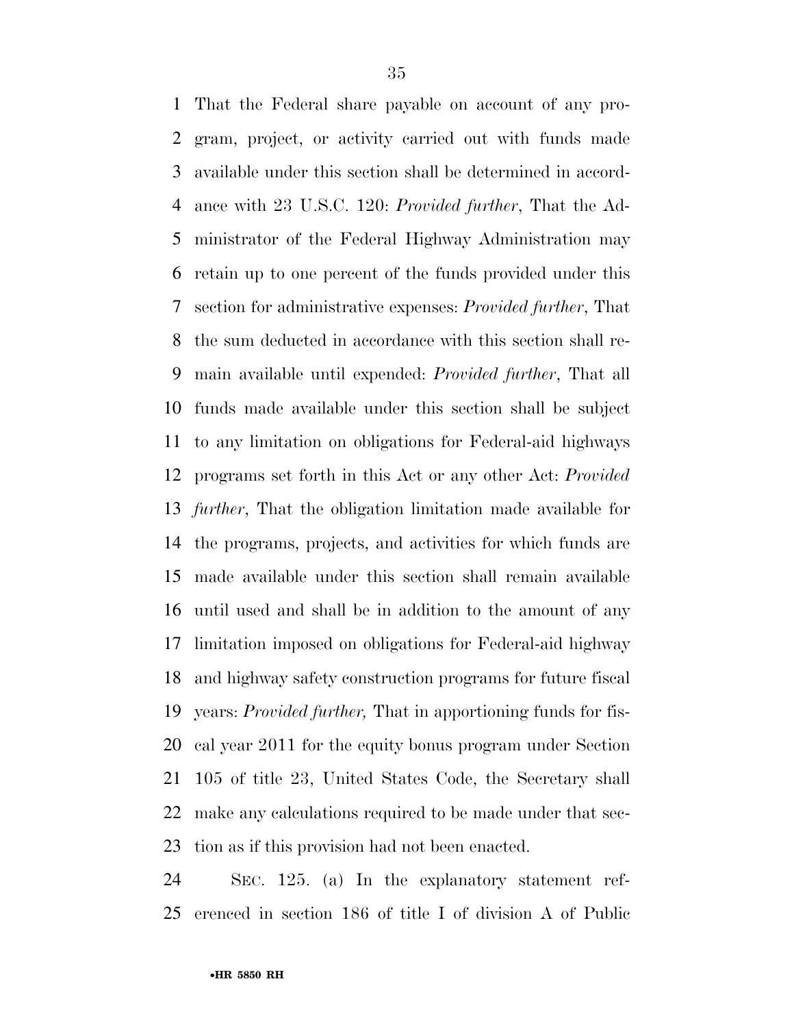That the Federal share payable on account of any program, project, or activity carried out with funds made available under this section shall be determined in accordance with 23 U.S.C. 120: *Provided further*, That the Administrator of the Federal Highway Administration may retain up to one percent of the funds provided under this section for administrative expenses: *Provided further*, That the sum deducted in accordance with this section shall remain available until expended: *Provided further*, That all funds made available under this section shall be subject to any limitation on obligations for Federal-aid highways programs set forth in this Act or any other Act: *Provided further*, That the obligation limitation made available for the programs, projects, and activities for which funds are made available under this section shall remain available until used and shall be in addition to the amount of any limitation imposed on obligations for Federal-aid highway and highway safety construction programs for future fiscal years: *Provided further,* That in apportioning funds for fiscal year 2011 for the equity bonus program under Section 105 of title 23, United States Code, the Secretary shall make any calculations required to be made under that section as if this provision had not been enacted.

SEC. 125. (a) In the explanatory statement referenced in section 186 of title I of division A of Public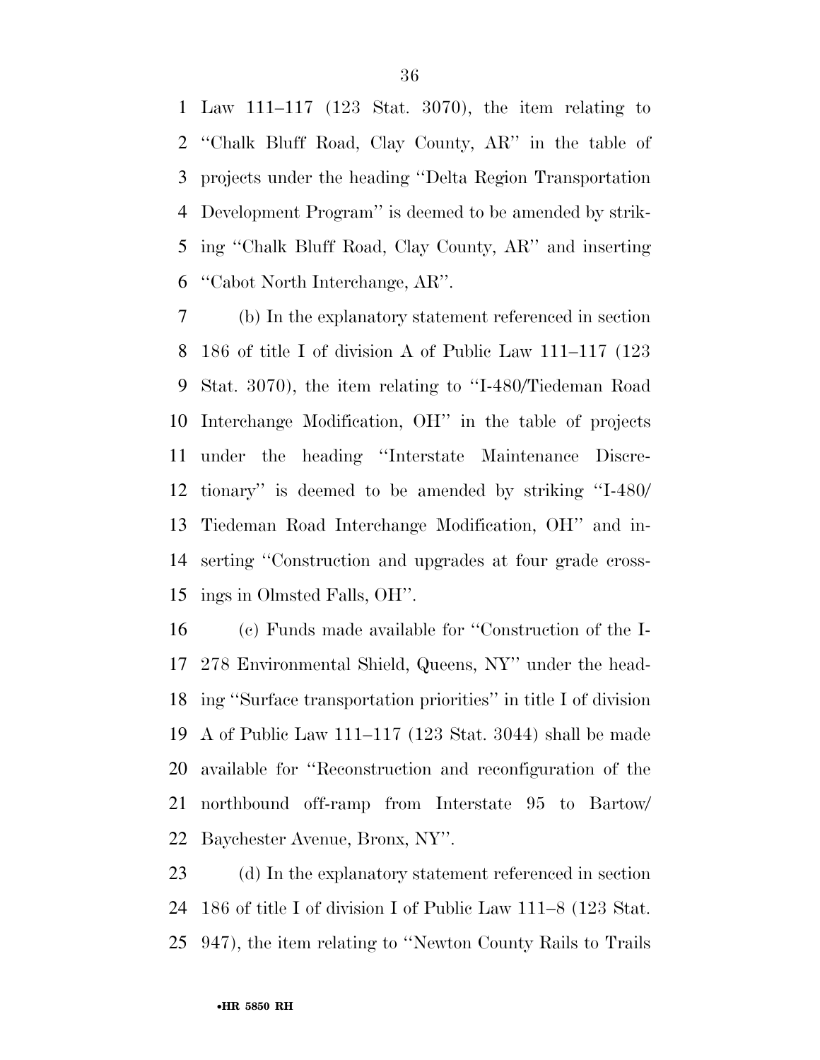Law 111–117 (123 Stat. 3070), the item relating to "Chalk Bluff Road, Clay County, AR" in the table of projects under the heading "Delta Region Transportation Development Program" is deemed to be amended by striking "Chalk Bluff Road, Clay County, AR" and inserting "Cabot North Interchange, AR".

(b) In the explanatory statement referenced in section 186 of title I of division A of Public Law 111–117 (123 Stat. 3070), the item relating to "I-480/Tiedeman Road Interchange Modification, OH" in the table of projects under the heading "Interstate Maintenance Discretionary" is deemed to be amended by striking "I-480/Tiedeman Road Interchange Modification, OH" and inserting "Construction and upgrades at four grade crossings in Olmsted Falls, OH".

(c) Funds made available for "Construction of the I-278 Environmental Shield, Queens, NY" under the heading "Surface transportation priorities" in title I of division A of Public Law 111–117 (123 Stat. 3044) shall be made available for "Reconstruction and reconfiguration of the northbound off-ramp from Interstate 95 to Bartow/Baychester Avenue, Bronx, NY".

(d) In the explanatory statement referenced in section 186 of title I of division I of Public Law 111–8 (123 Stat. 947), the item relating to "Newton County Rails to Trails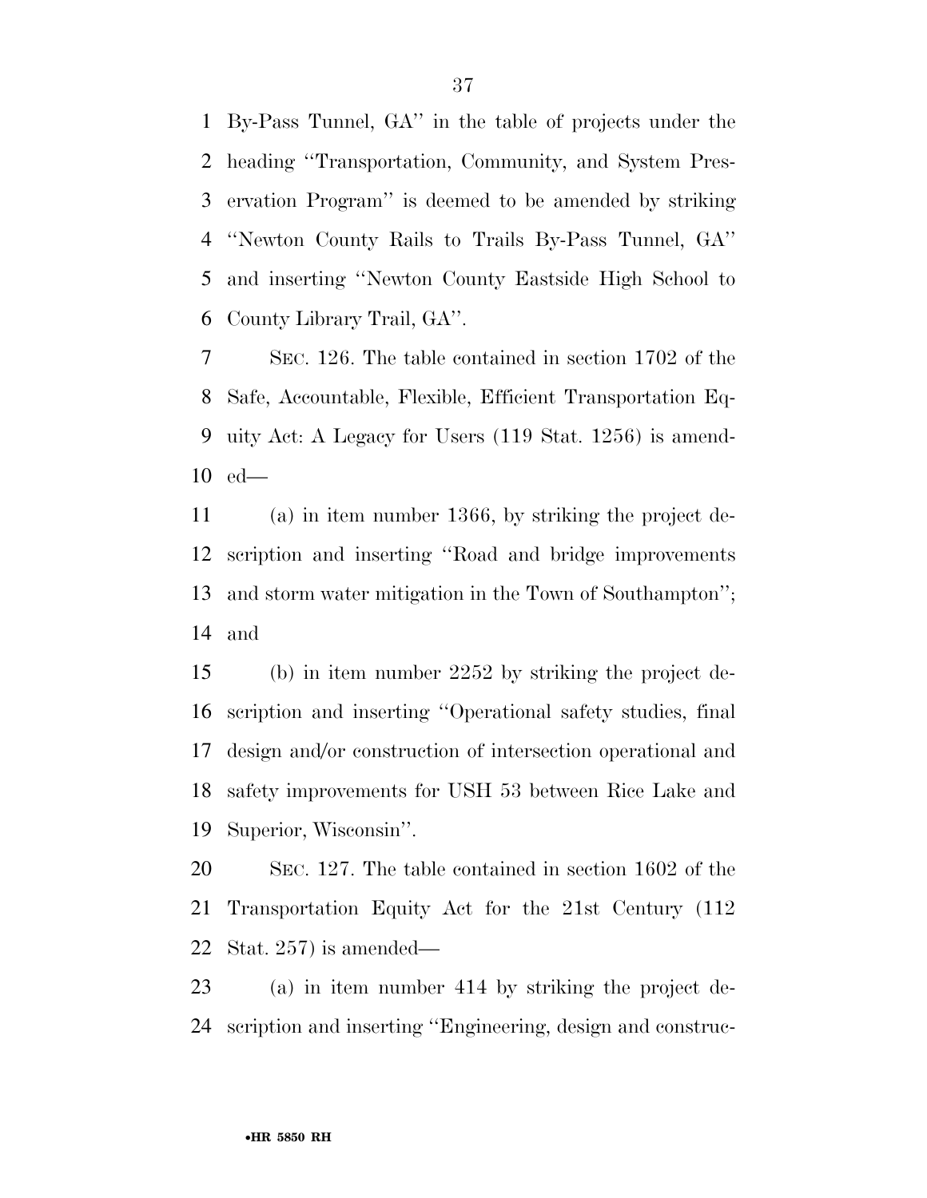By-Pass Tunnel, GA'' in the table of projects under the heading ''Transportation, Community, and System Preservation Program'' is deemed to be amended by striking ''Newton County Rails to Trails By-Pass Tunnel, GA'' and inserting ''Newton County Eastside High School to County Library Trail, GA''.

SEC. 126. The table contained in section 1702 of the Safe, Accountable, Flexible, Efficient Transportation Equity Act: A Legacy for Users (119 Stat. 1256) is amended—

(a) in item number 1366, by striking the project description and inserting ''Road and bridge improvements and storm water mitigation in the Town of Southampton''; and

(b) in item number 2252 by striking the project description and inserting ''Operational safety studies, final design and/or construction of intersection operational and safety improvements for USH 53 between Rice Lake and Superior, Wisconsin''.

SEC. 127. The table contained in section 1602 of the Transportation Equity Act for the 21st Century (112 Stat. 257) is amended—

(a) in item number 414 by striking the project description and inserting ''Engineering, design and construc-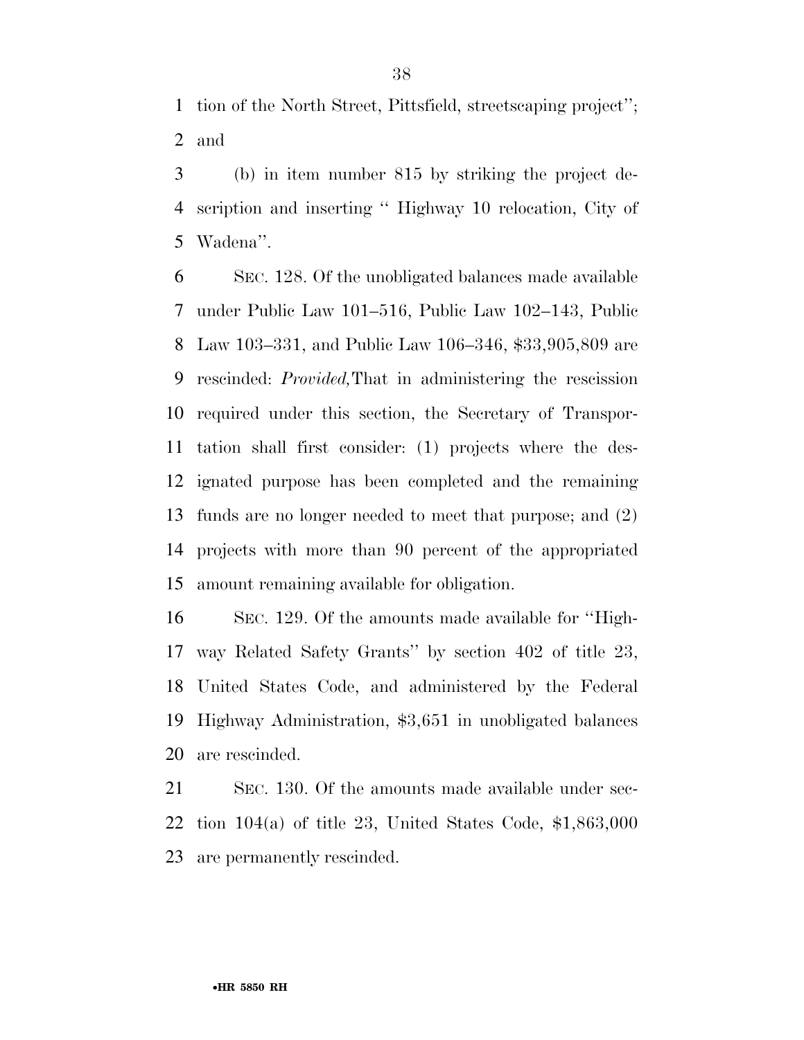tion of the North Street, Pittsfield, streetscaping project''; and

(b) in item number 815 by striking the project description and inserting '' Highway 10 relocation, City of Wadena''.

SEC. 128. Of the unobligated balances made available under Public Law 101–516, Public Law 102–143, Public Law 103–331, and Public Law 106–346, $33,905,809 are rescinded: *Provided,* That in administering the rescission required under this section, the Secretary of Transportation shall first consider: (1) projects where the designated purpose has been completed and the remaining funds are no longer needed to meet that purpose; and (2) projects with more than 90 percent of the appropriated amount remaining available for obligation.

SEC. 129. Of the amounts made available for ''Highway Related Safety Grants'' by section 402 of title 23, United States Code, and administered by the Federal Highway Administration, $3,651 in unobligated balances are rescinded.

SEC. 130. Of the amounts made available under section 104(a) of title 23, United States Code, $1,863,000 are permanently rescinded.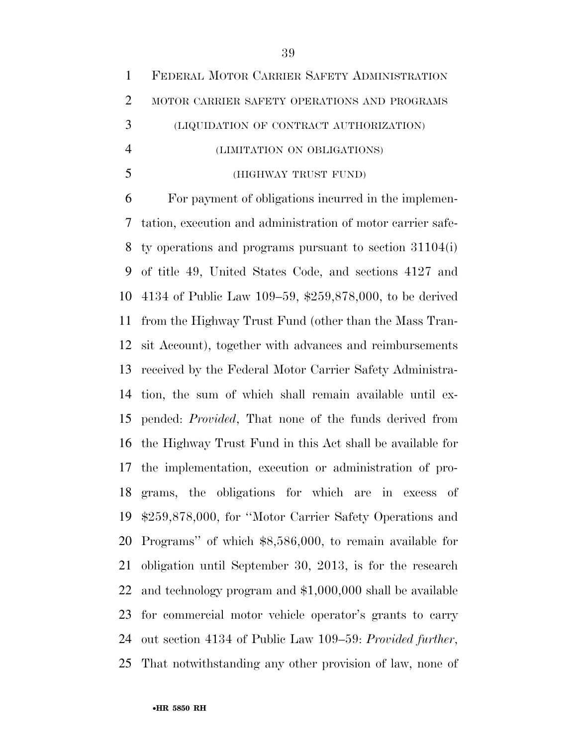FEDERAL MOTOR CARRIER SAFETY ADMINISTRATION

MOTOR CARRIER SAFETY OPERATIONS AND PROGRAMS

(LIQUIDATION OF CONTRACT AUTHORIZATION)

(LIMITATION ON OBLIGATIONS)

(HIGHWAY TRUST FUND)

For payment of obligations incurred in the implementation, execution and administration of motor carrier safety operations and programs pursuant to section 31104(i) of title 49, United States Code, and sections 4127 and 4134 of Public Law 109–59, $259,878,000, to be derived from the Highway Trust Fund (other than the Mass Transit Account), together with advances and reimbursements received by the Federal Motor Carrier Safety Administration, the sum of which shall remain available until expended: *Provided*, That none of the funds derived from the Highway Trust Fund in this Act shall be available for the implementation, execution or administration of programs, the obligations for which are in excess of $259,878,000, for ''Motor Carrier Safety Operations and Programs'' of which $8,586,000, to remain available for obligation until September 30, 2013, is for the research and technology program and $1,000,000 shall be available for commercial motor vehicle operator's grants to carry out section 4134 of Public Law 109–59: *Provided further*, That notwithstanding any other provision of law, none of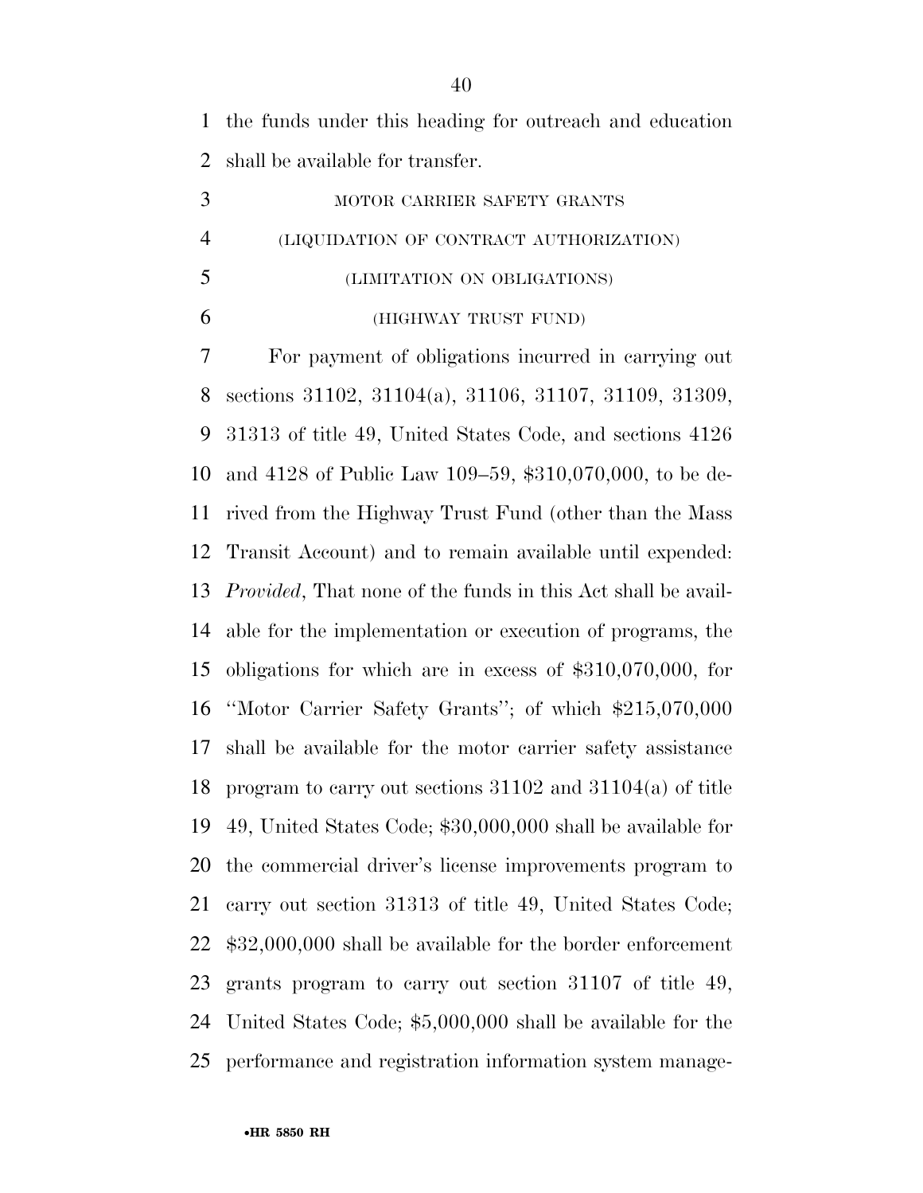the funds under this heading for outreach and education shall be available for transfer.

MOTOR CARRIER SAFETY GRANTS

(LIQUIDATION OF CONTRACT AUTHORIZATION)

(LIMITATION ON OBLIGATIONS)

(HIGHWAY TRUST FUND)

For payment of obligations incurred in carrying out sections 31102, 31104(a), 31106, 31107, 31109, 31309, 31313 of title 49, United States Code, and sections 4126 and 4128 of Public Law 109–59, $310,070,000, to be derived from the Highway Trust Fund (other than the Mass Transit Account) and to remain available until expended: *Provided*, That none of the funds in this Act shall be available for the implementation or execution of programs, the obligations for which are in excess of $310,070,000, for "Motor Carrier Safety Grants"; of which $215,070,000 shall be available for the motor carrier safety assistance program to carry out sections 31102 and 31104(a) of title 49, United States Code; $30,000,000 shall be available for the commercial driver's license improvements program to carry out section 31313 of title 49, United States Code; $32,000,000 shall be available for the border enforcement grants program to carry out section 31107 of title 49, United States Code; $5,000,000 shall be available for the performance and registration information system manage-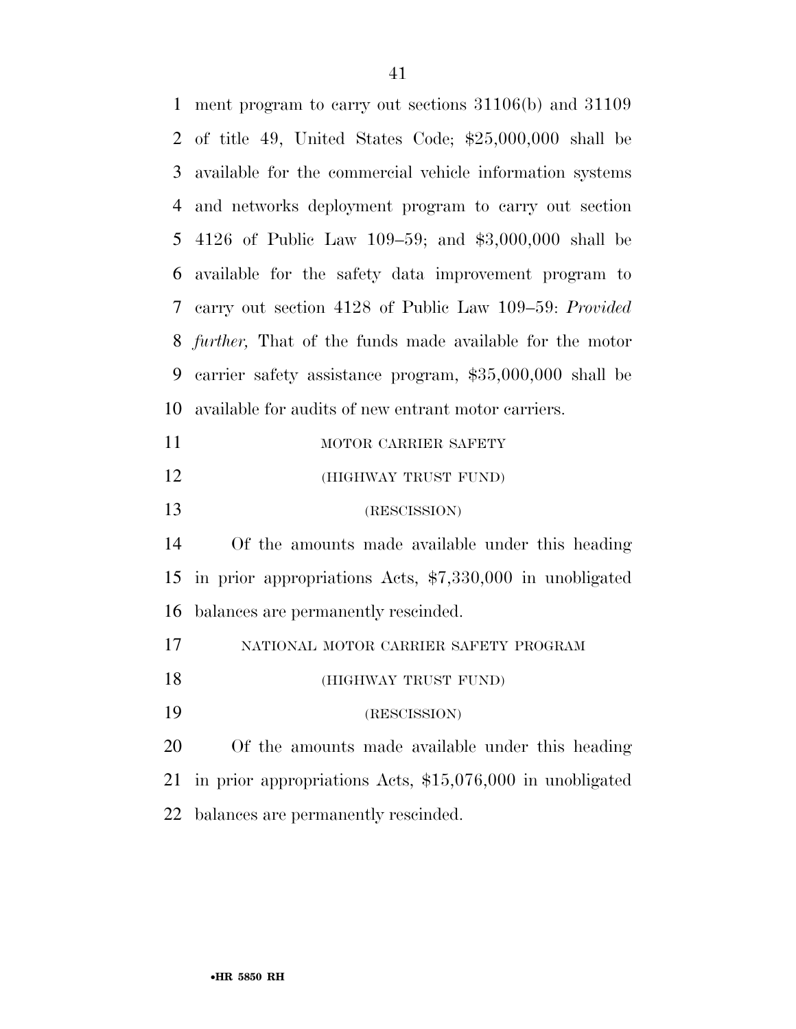ment program to carry out sections 31106(b) and 31109 of title 49, United States Code; $25,000,000 shall be available for the commercial vehicle information systems and networks deployment program to carry out section 4126 of Public Law 109–59; and $3,000,000 shall be available for the safety data improvement program to carry out section 4128 of Public Law 109–59: *Provided further,* That of the funds made available for the motor carrier safety assistance program, $35,000,000 shall be available for audits of new entrant motor carriers.

MOTOR CARRIER SAFETY

(HIGHWAY TRUST FUND)

(RESCISSION)

Of the amounts made available under this heading in prior appropriations Acts, $7,330,000 in unobligated balances are permanently rescinded.

NATIONAL MOTOR CARRIER SAFETY PROGRAM

(HIGHWAY TRUST FUND)

(RESCISSION)

Of the amounts made available under this heading in prior appropriations Acts, $15,076,000 in unobligated balances are permanently rescinded.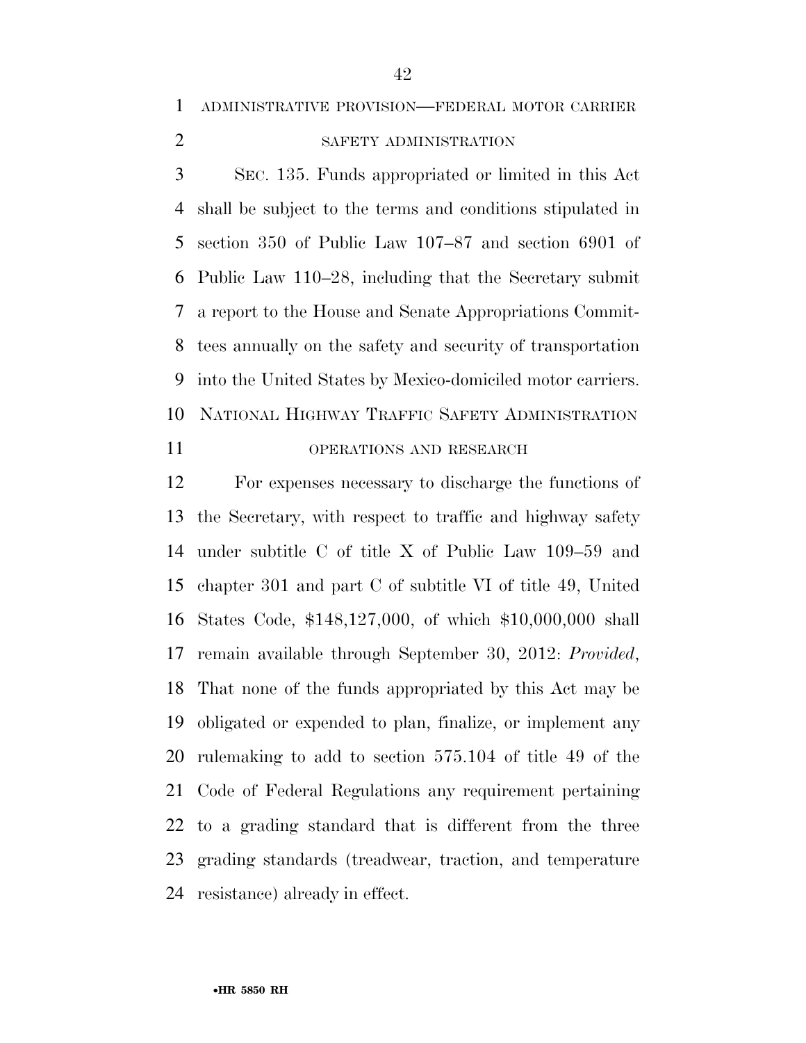ADMINISTRATIVE PROVISION—FEDERAL MOTOR CARRIER SAFETY ADMINISTRATION

SEC. 135. Funds appropriated or limited in this Act shall be subject to the terms and conditions stipulated in section 350 of Public Law 107–87 and section 6901 of Public Law 110–28, including that the Secretary submit a report to the House and Senate Appropriations Committees annually on the safety and security of transportation into the United States by Mexico-domiciled motor carriers.

NATIONAL HIGHWAY TRAFFIC SAFETY ADMINISTRATION

OPERATIONS AND RESEARCH

For expenses necessary to discharge the functions of the Secretary, with respect to traffic and highway safety under subtitle C of title X of Public Law 109–59 and chapter 301 and part C of subtitle VI of title 49, United States Code, $148,127,000, of which $10,000,000 shall remain available through September 30, 2012: *Provided*, That none of the funds appropriated by this Act may be obligated or expended to plan, finalize, or implement any rulemaking to add to section 575.104 of title 49 of the Code of Federal Regulations any requirement pertaining to a grading standard that is different from the three grading standards (treadwear, traction, and temperature resistance) already in effect.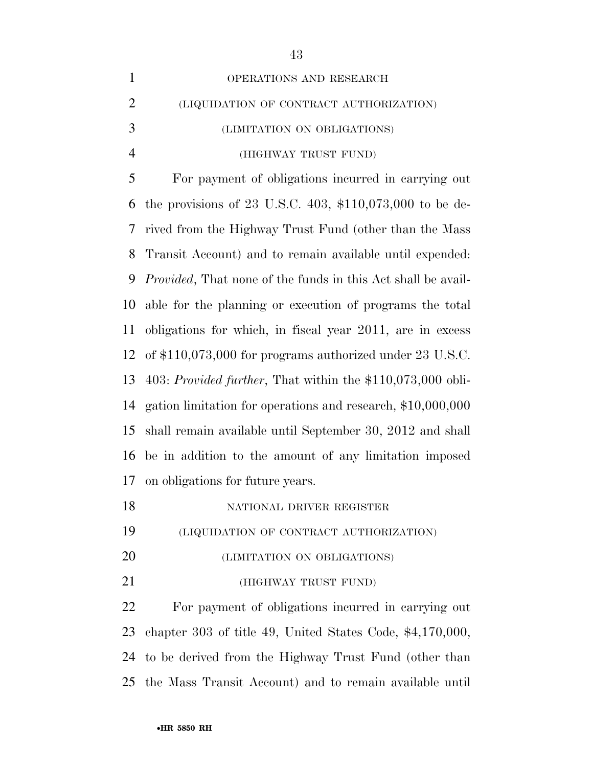OPERATIONS AND RESEARCH

(LIQUIDATION OF CONTRACT AUTHORIZATION)

(LIMITATION ON OBLIGATIONS)

(HIGHWAY TRUST FUND)

For payment of obligations incurred in carrying out the provisions of 23 U.S.C. 403, $110,073,000 to be derived from the Highway Trust Fund (other than the Mass Transit Account) and to remain available until expended: *Provided*, That none of the funds in this Act shall be available for the planning or execution of programs the total obligations for which, in fiscal year 2011, are in excess of $110,073,000 for programs authorized under 23 U.S.C. 403: *Provided further*, That within the $110,073,000 obligation limitation for operations and research, $10,000,000 shall remain available until September 30, 2012 and shall be in addition to the amount of any limitation imposed on obligations for future years.

NATIONAL DRIVER REGISTER

(LIQUIDATION OF CONTRACT AUTHORIZATION)

(LIMITATION ON OBLIGATIONS)

(HIGHWAY TRUST FUND)

For payment of obligations incurred in carrying out chapter 303 of title 49, United States Code, $4,170,000, to be derived from the Highway Trust Fund (other than the Mass Transit Account) and to remain available until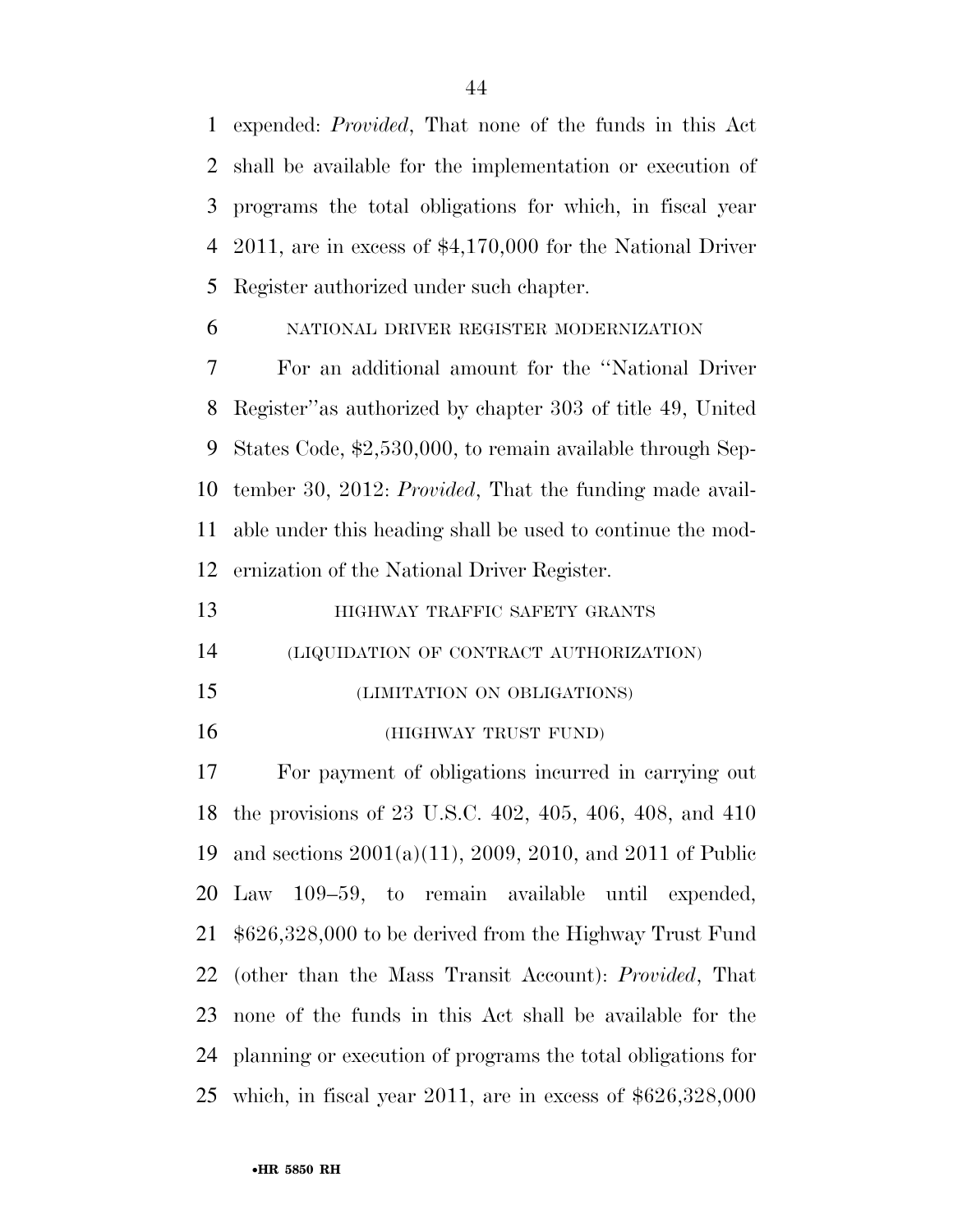expended: *Provided*, That none of the funds in this Act shall be available for the implementation or execution of programs the total obligations for which, in fiscal year 2011, are in excess of $4,170,000 for the National Driver Register authorized under such chapter.

NATIONAL DRIVER REGISTER MODERNIZATION

For an additional amount for the ''National Driver Register''as authorized by chapter 303 of title 49, United States Code, $2,530,000, to remain available through September 30, 2012: *Provided*, That the funding made available under this heading shall be used to continue the modernization of the National Driver Register.

HIGHWAY TRAFFIC SAFETY GRANTS

(LIQUIDATION OF CONTRACT AUTHORIZATION)

(LIMITATION ON OBLIGATIONS)

(HIGHWAY TRUST FUND)

For payment of obligations incurred in carrying out the provisions of 23 U.S.C. 402, 405, 406, 408, and 410 and sections 2001(a)(11), 2009, 2010, and 2011 of Public Law 109–59, to remain available until expended, $626,328,000 to be derived from the Highway Trust Fund (other than the Mass Transit Account): *Provided*, That none of the funds in this Act shall be available for the planning or execution of programs the total obligations for which, in fiscal year 2011, are in excess of $626,328,000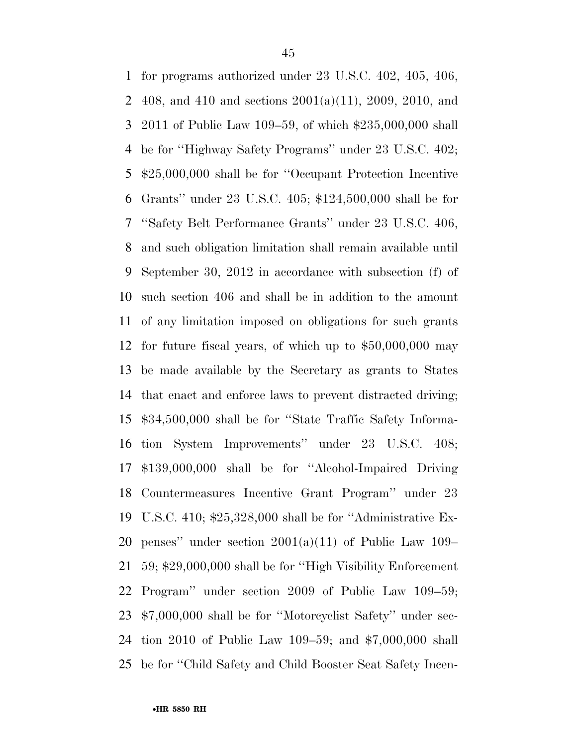for programs authorized under 23 U.S.C. 402, 405, 406, 408, and 410 and sections 2001(a)(11), 2009, 2010, and 2011 of Public Law 109–59, of which $235,000,000 shall be for ''Highway Safety Programs'' under 23 U.S.C. 402; $25,000,000 shall be for ''Occupant Protection Incentive Grants'' under 23 U.S.C. 405; $124,500,000 shall be for ''Safety Belt Performance Grants'' under 23 U.S.C. 406, and such obligation limitation shall remain available until September 30, 2012 in accordance with subsection (f) of such section 406 and shall be in addition to the amount of any limitation imposed on obligations for such grants for future fiscal years, of which up to $50,000,000 may be made available by the Secretary as grants to States that enact and enforce laws to prevent distracted driving; $34,500,000 shall be for ''State Traffic Safety Information System Improvements'' under 23 U.S.C. 408; $139,000,000 shall be for ''Alcohol-Impaired Driving Countermeasures Incentive Grant Program'' under 23 U.S.C. 410; $25,328,000 shall be for ''Administrative Expenses'' under section 2001(a)(11) of Public Law 109–59; $29,000,000 shall be for ''High Visibility Enforcement Program'' under section 2009 of Public Law 109–59; $7,000,000 shall be for ''Motorcyclist Safety'' under section 2010 of Public Law 109–59; and $7,000,000 shall be for ''Child Safety and Child Booster Seat Safety Incen-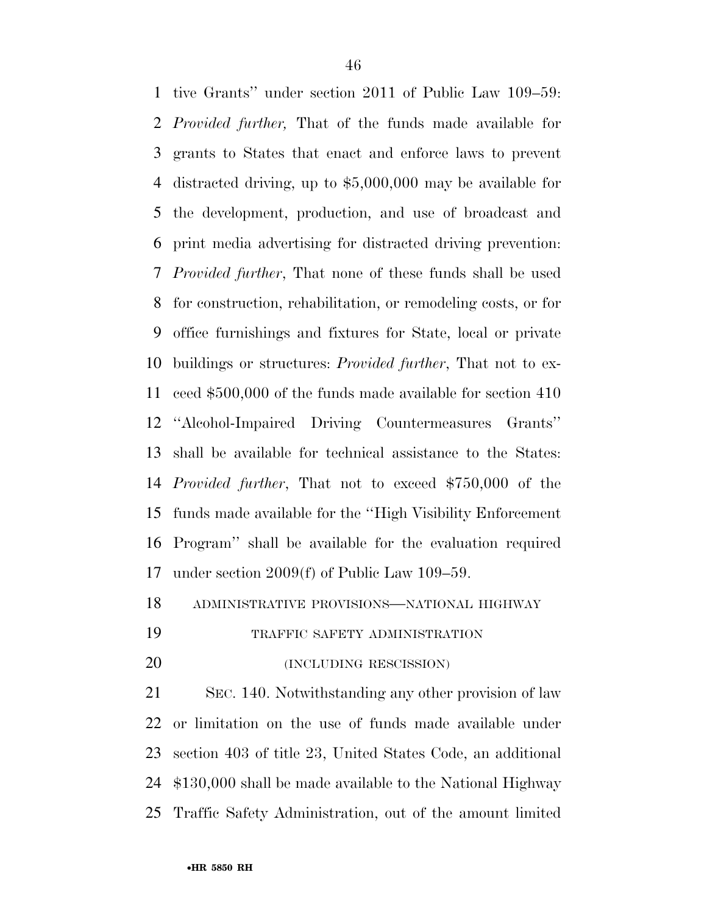tive Grants'' under section 2011 of Public Law 109–59: *Provided further,* That of the funds made available for grants to States that enact and enforce laws to prevent distracted driving, up to $5,000,000 may be available for the development, production, and use of broadcast and print media advertising for distracted driving prevention: *Provided further*, That none of these funds shall be used for construction, rehabilitation, or remodeling costs, or for office furnishings and fixtures for State, local or private buildings or structures: *Provided further*, That not to exceed $500,000 of the funds made available for section 410 ''Alcohol-Impaired Driving Countermeasures Grants'' shall be available for technical assistance to the States: *Provided further*, That not to exceed $750,000 of the funds made available for the ''High Visibility Enforcement Program'' shall be available for the evaluation required under section 2009(f) of Public Law 109–59.

ADMINISTRATIVE PROVISIONS—NATIONAL HIGHWAY TRAFFIC SAFETY ADMINISTRATION

(INCLUDING RESCISSION)

SEC. 140. Notwithstanding any other provision of law or limitation on the use of funds made available under section 403 of title 23, United States Code, an additional $130,000 shall be made available to the National Highway Traffic Safety Administration, out of the amount limited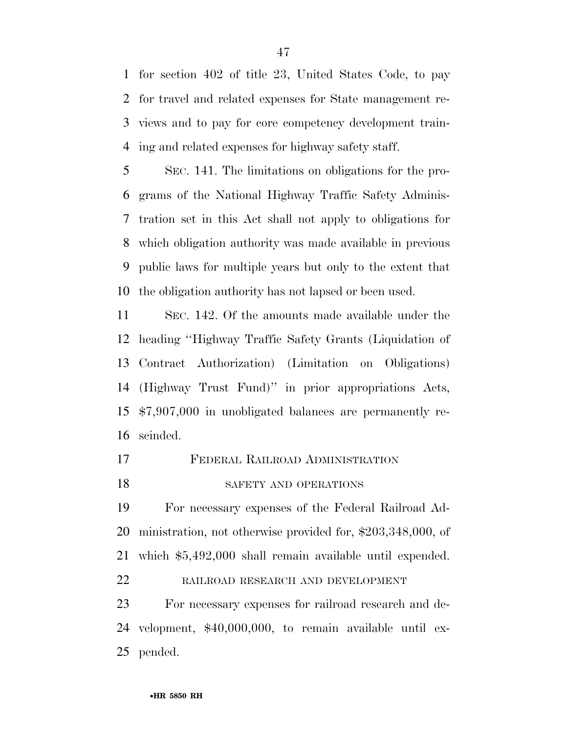for section 402 of title 23, United States Code, to pay for travel and related expenses for State management reviews and to pay for core competency development training and related expenses for highway safety staff.

SEC. 141. The limitations on obligations for the programs of the National Highway Traffic Safety Administration set in this Act shall not apply to obligations for which obligation authority was made available in previous public laws for multiple years but only to the extent that the obligation authority has not lapsed or been used.

SEC. 142. Of the amounts made available under the heading ''Highway Traffic Safety Grants (Liquidation of Contract Authorization) (Limitation on Obligations) (Highway Trust Fund)'' in prior appropriations Acts, $7,907,000 in unobligated balances are permanently rescinded.

## FEDERAL RAILROAD ADMINISTRATION

### SAFETY AND OPERATIONS

For necessary expenses of the Federal Railroad Administration, not otherwise provided for, $203,348,000, of which $5,492,000 shall remain available until expended.

### RAILROAD RESEARCH AND DEVELOPMENT

For necessary expenses for railroad research and development, $40,000,000, to remain available until expended.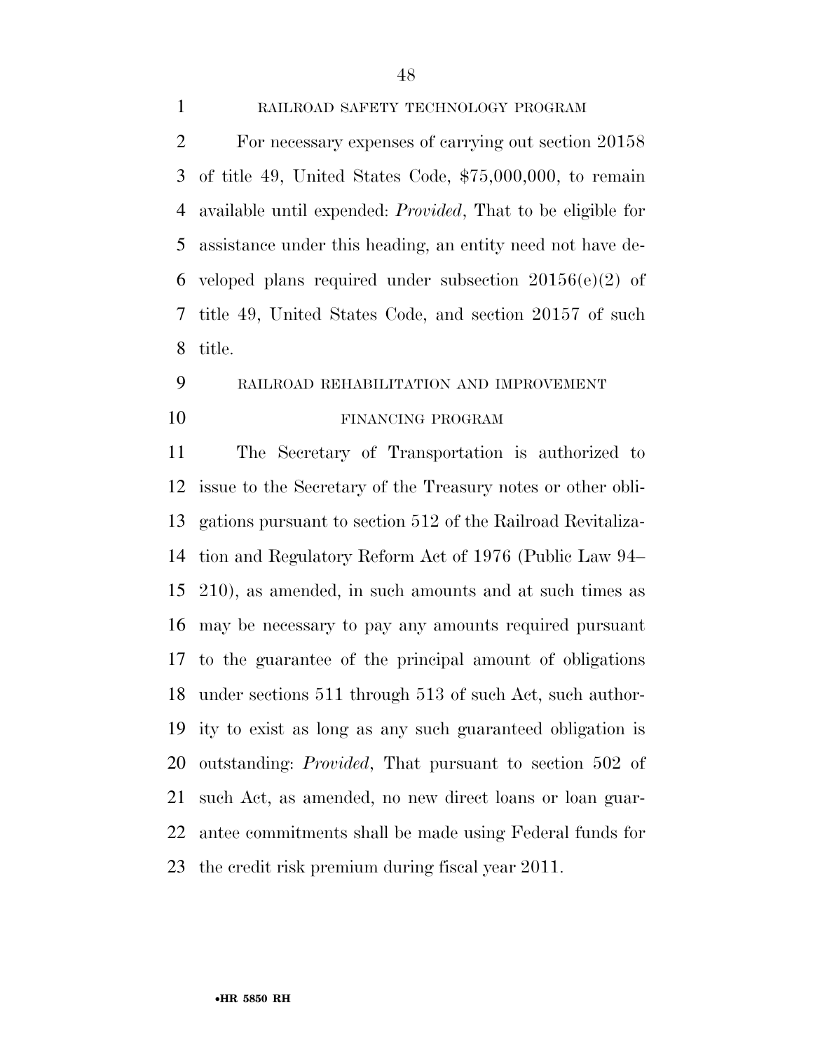RAILROAD SAFETY TECHNOLOGY PROGRAM

For necessary expenses of carrying out section 20158 of title 49, United States Code, $75,000,000, to remain available until expended: *Provided*, That to be eligible for assistance under this heading, an entity need not have developed plans required under subsection 20156(e)(2) of title 49, United States Code, and section 20157 of such title.

RAILROAD REHABILITATION AND IMPROVEMENT FINANCING PROGRAM

The Secretary of Transportation is authorized to issue to the Secretary of the Treasury notes or other obligations pursuant to section 512 of the Railroad Revitalization and Regulatory Reform Act of 1976 (Public Law 94–210), as amended, in such amounts and at such times as may be necessary to pay any amounts required pursuant to the guarantee of the principal amount of obligations under sections 511 through 513 of such Act, such authority to exist as long as any such guaranteed obligation is outstanding: *Provided*, That pursuant to section 502 of such Act, as amended, no new direct loans or loan guarantee commitments shall be made using Federal funds for the credit risk premium during fiscal year 2011.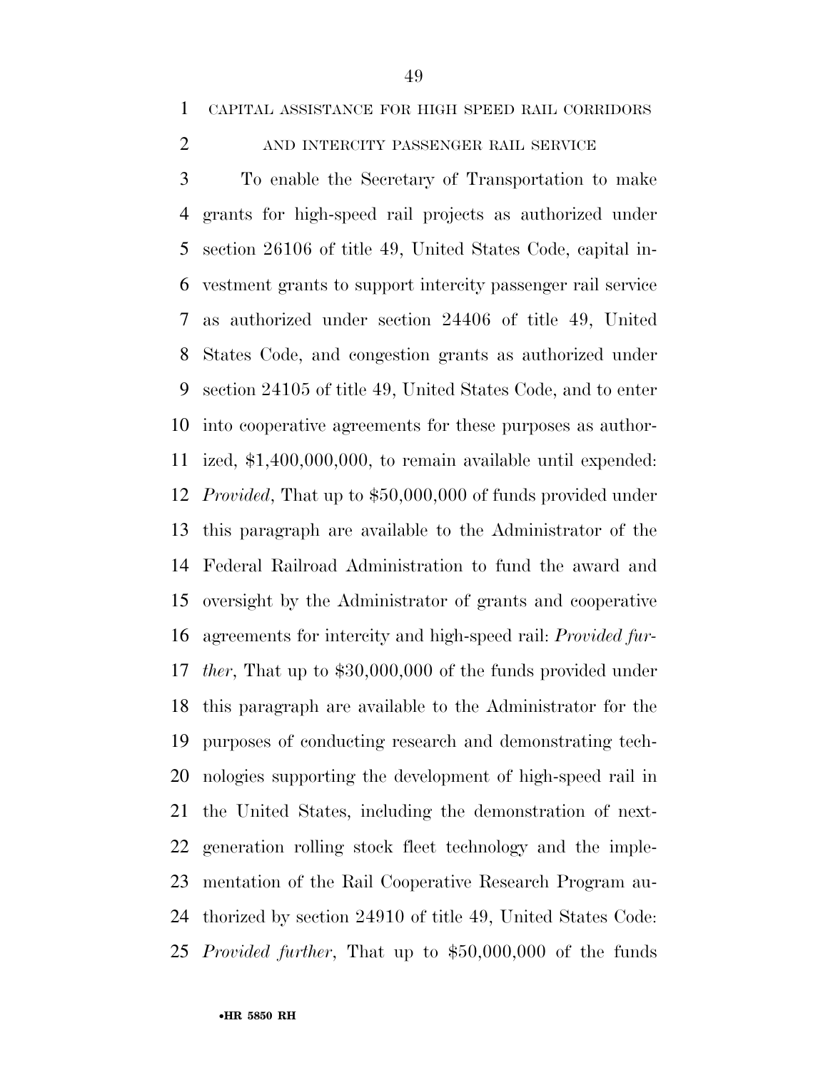CAPITAL ASSISTANCE FOR HIGH SPEED RAIL CORRIDORS AND INTERCITY PASSENGER RAIL SERVICE

To enable the Secretary of Transportation to make grants for high-speed rail projects as authorized under section 26106 of title 49, United States Code, capital investment grants to support intercity passenger rail service as authorized under section 24406 of title 49, United States Code, and congestion grants as authorized under section 24105 of title 49, United States Code, and to enter into cooperative agreements for these purposes as authorized, $1,400,000,000, to remain available until expended: *Provided*, That up to $50,000,000 of funds provided under this paragraph are available to the Administrator of the Federal Railroad Administration to fund the award and oversight by the Administrator of grants and cooperative agreements for intercity and high-speed rail: *Provided further*, That up to $30,000,000 of the funds provided under this paragraph are available to the Administrator for the purposes of conducting research and demonstrating technologies supporting the development of high-speed rail in the United States, including the demonstration of next-generation rolling stock fleet technology and the implementation of the Rail Cooperative Research Program authorized by section 24910 of title 49, United States Code: *Provided further*, That up to $50,000,000 of the funds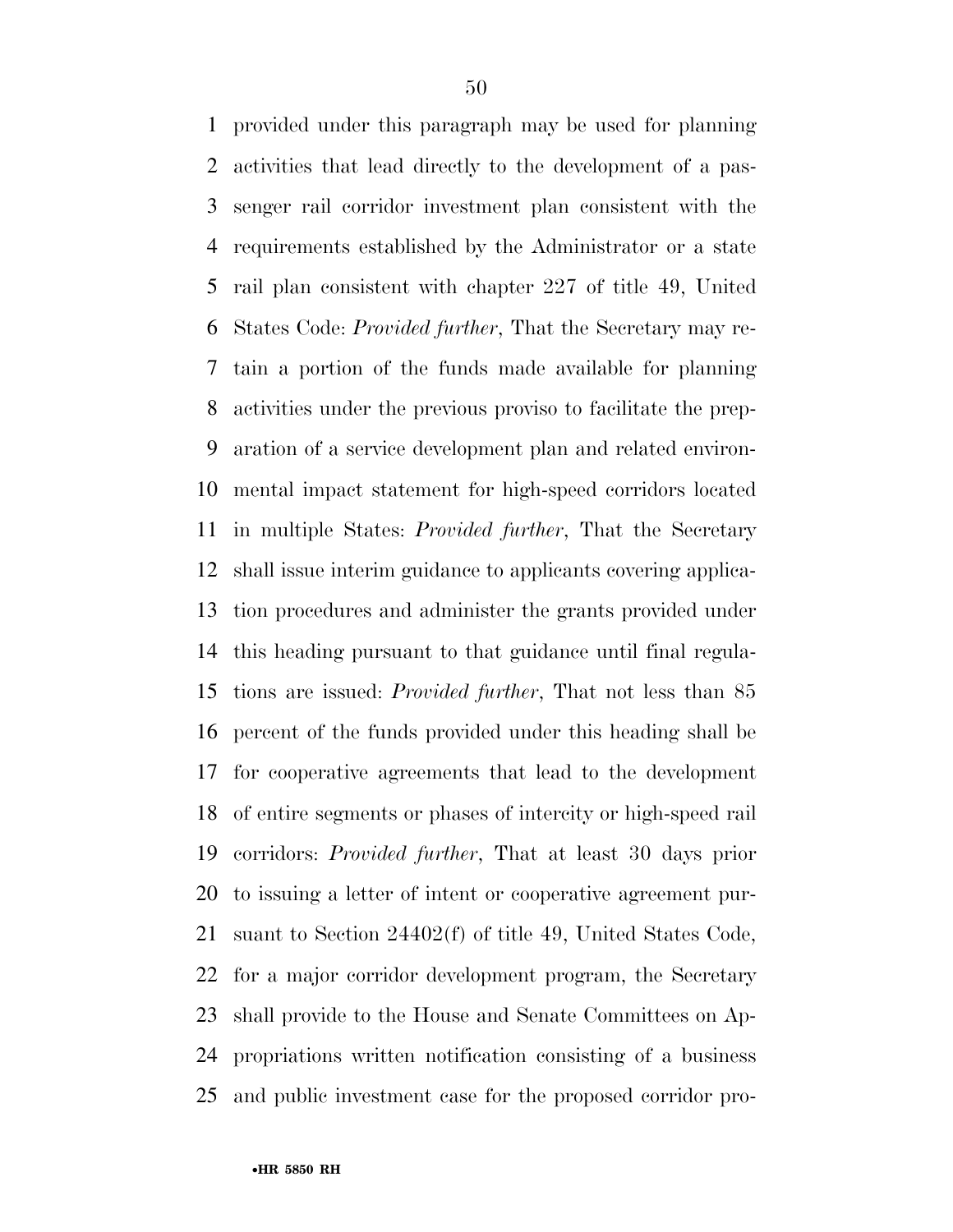provided under this paragraph may be used for planning activities that lead directly to the development of a passenger rail corridor investment plan consistent with the requirements established by the Administrator or a state rail plan consistent with chapter 227 of title 49, United States Code: *Provided further*, That the Secretary may retain a portion of the funds made available for planning activities under the previous proviso to facilitate the preparation of a service development plan and related environmental impact statement for high-speed corridors located in multiple States: *Provided further*, That the Secretary shall issue interim guidance to applicants covering application procedures and administer the grants provided under this heading pursuant to that guidance until final regulations are issued: *Provided further*, That not less than 85 percent of the funds provided under this heading shall be for cooperative agreements that lead to the development of entire segments or phases of intercity or high-speed rail corridors: *Provided further*, That at least 30 days prior to issuing a letter of intent or cooperative agreement pursuant to Section 24402(f) of title 49, United States Code, for a major corridor development program, the Secretary shall provide to the House and Senate Committees on Appropriations written notification consisting of a business and public investment case for the proposed corridor pro-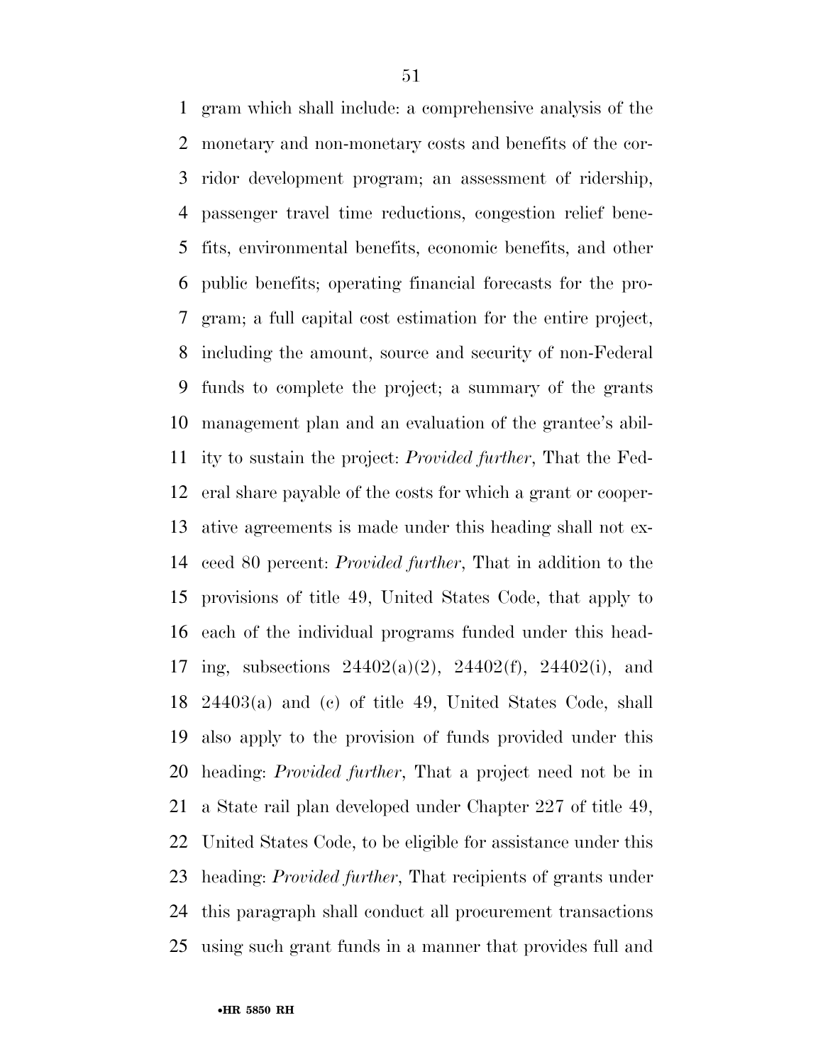gram which shall include: a comprehensive analysis of the monetary and non-monetary costs and benefits of the corridor development program; an assessment of ridership, passenger travel time reductions, congestion relief benefits, environmental benefits, economic benefits, and other public benefits; operating financial forecasts for the program; a full capital cost estimation for the entire project, including the amount, source and security of non-Federal funds to complete the project; a summary of the grants management plan and an evaluation of the grantee's ability to sustain the project: *Provided further*, That the Federal share payable of the costs for which a grant or cooperative agreements is made under this heading shall not exceed 80 percent: *Provided further*, That in addition to the provisions of title 49, United States Code, that apply to each of the individual programs funded under this heading, subsections 24402(a)(2), 24402(f), 24402(i), and 24403(a) and (c) of title 49, United States Code, shall also apply to the provision of funds provided under this heading: *Provided further*, That a project need not be in a State rail plan developed under Chapter 227 of title 49, United States Code, to be eligible for assistance under this heading: *Provided further*, That recipients of grants under this paragraph shall conduct all procurement transactions using such grant funds in a manner that provides full and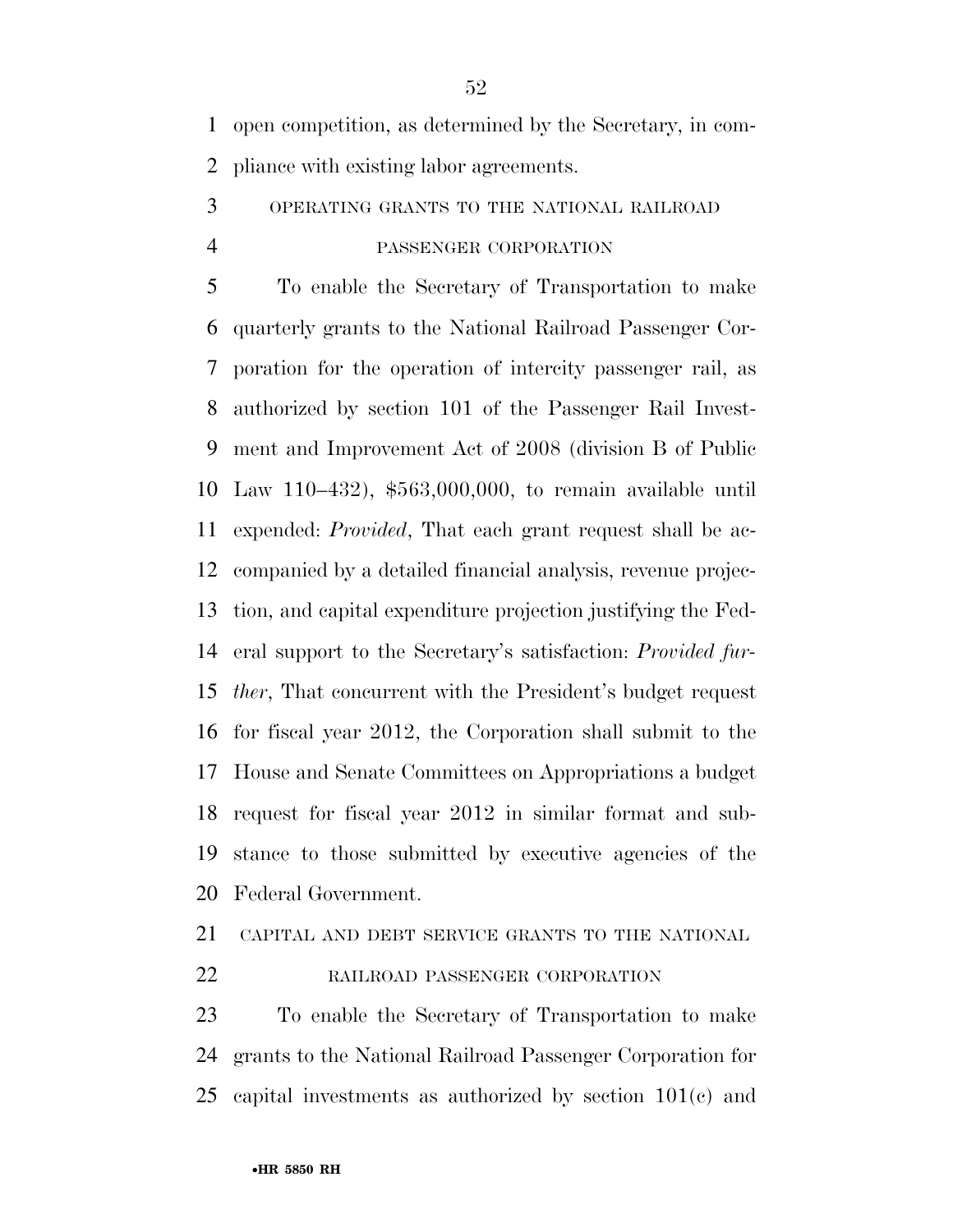open competition, as determined by the Secretary, in compliance with existing labor agreements.

OPERATING GRANTS TO THE NATIONAL RAILROAD PASSENGER CORPORATION

To enable the Secretary of Transportation to make quarterly grants to the National Railroad Passenger Corporation for the operation of intercity passenger rail, as authorized by section 101 of the Passenger Rail Investment and Improvement Act of 2008 (division B of Public Law 110–432), $563,000,000, to remain available until expended: *Provided*, That each grant request shall be accompanied by a detailed financial analysis, revenue projection, and capital expenditure projection justifying the Federal support to the Secretary's satisfaction: *Provided further*, That concurrent with the President's budget request for fiscal year 2012, the Corporation shall submit to the House and Senate Committees on Appropriations a budget request for fiscal year 2012 in similar format and substance to those submitted by executive agencies of the Federal Government.

CAPITAL AND DEBT SERVICE GRANTS TO THE NATIONAL RAILROAD PASSENGER CORPORATION

To enable the Secretary of Transportation to make grants to the National Railroad Passenger Corporation for capital investments as authorized by section 101(c) and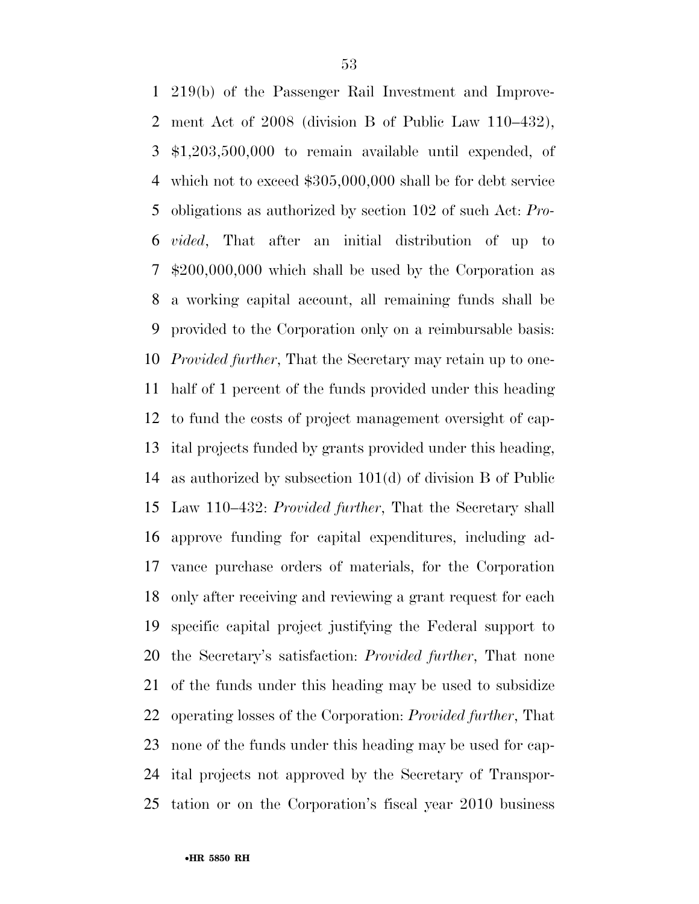219(b) of the Passenger Rail Investment and Improvement Act of 2008 (division B of Public Law 110–432), $1,203,500,000 to remain available until expended, of which not to exceed $305,000,000 shall be for debt service obligations as authorized by section 102 of such Act: *Provided*, That after an initial distribution of up to $200,000,000 which shall be used by the Corporation as a working capital account, all remaining funds shall be provided to the Corporation only on a reimbursable basis: *Provided further*, That the Secretary may retain up to one-half of 1 percent of the funds provided under this heading to fund the costs of project management oversight of capital projects funded by grants provided under this heading, as authorized by subsection 101(d) of division B of Public Law 110–432: *Provided further*, That the Secretary shall approve funding for capital expenditures, including advance purchase orders of materials, for the Corporation only after receiving and reviewing a grant request for each specific capital project justifying the Federal support to the Secretary's satisfaction: *Provided further*, That none of the funds under this heading may be used to subsidize operating losses of the Corporation: *Provided further*, That none of the funds under this heading may be used for capital projects not approved by the Secretary of Transportation or on the Corporation's fiscal year 2010 business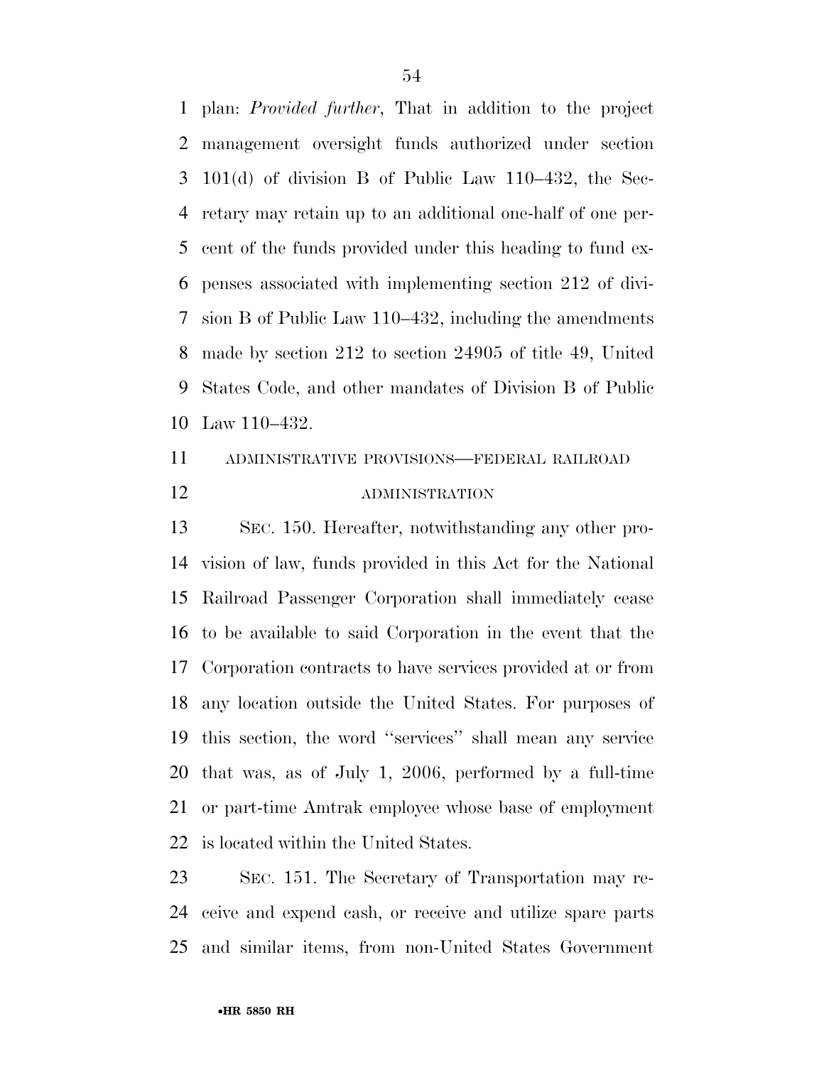plan: *Provided further*, That in addition to the project management oversight funds authorized under section 101(d) of division B of Public Law 110–432, the Secretary may retain up to an additional one-half of one percent of the funds provided under this heading to fund expenses associated with implementing section 212 of division B of Public Law 110–432, including the amendments made by section 212 to section 24905 of title 49, United States Code, and other mandates of Division B of Public Law 110–432.

ADMINISTRATIVE PROVISIONS—FEDERAL RAILROAD ADMINISTRATION

SEC. 150. Hereafter, notwithstanding any other provision of law, funds provided in this Act for the National Railroad Passenger Corporation shall immediately cease to be available to said Corporation in the event that the Corporation contracts to have services provided at or from any location outside the United States. For purposes of this section, the word ''services'' shall mean any service that was, as of July 1, 2006, performed by a full-time or part-time Amtrak employee whose base of employment is located within the United States.

SEC. 151. The Secretary of Transportation may receive and expend cash, or receive and utilize spare parts and similar items, from non-United States Government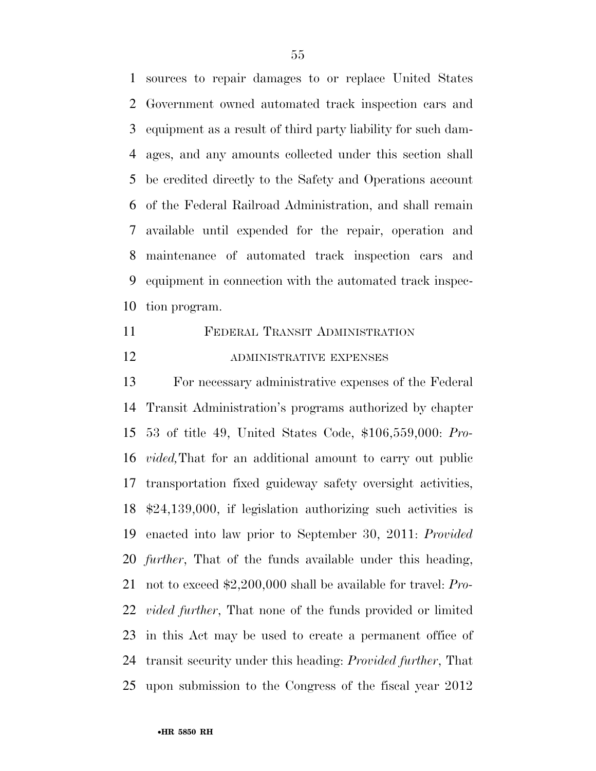sources to repair damages to or replace United States Government owned automated track inspection cars and equipment as a result of third party liability for such damages, and any amounts collected under this section shall be credited directly to the Safety and Operations account of the Federal Railroad Administration, and shall remain available until expended for the repair, operation and maintenance of automated track inspection cars and equipment in connection with the automated track inspection program.

## FEDERAL TRANSIT ADMINISTRATION

### ADMINISTRATIVE EXPENSES

For necessary administrative expenses of the Federal Transit Administration's programs authorized by chapter 53 of title 49, United States Code, $106,559,000: *Provided,* That for an additional amount to carry out public transportation fixed guideway safety oversight activities, $24,139,000, if legislation authorizing such activities is enacted into law prior to September 30, 2011: *Provided further*, That of the funds available under this heading, not to exceed $2,200,000 shall be available for travel: *Provided further*, That none of the funds provided or limited in this Act may be used to create a permanent office of transit security under this heading: *Provided further*, That upon submission to the Congress of the fiscal year 2012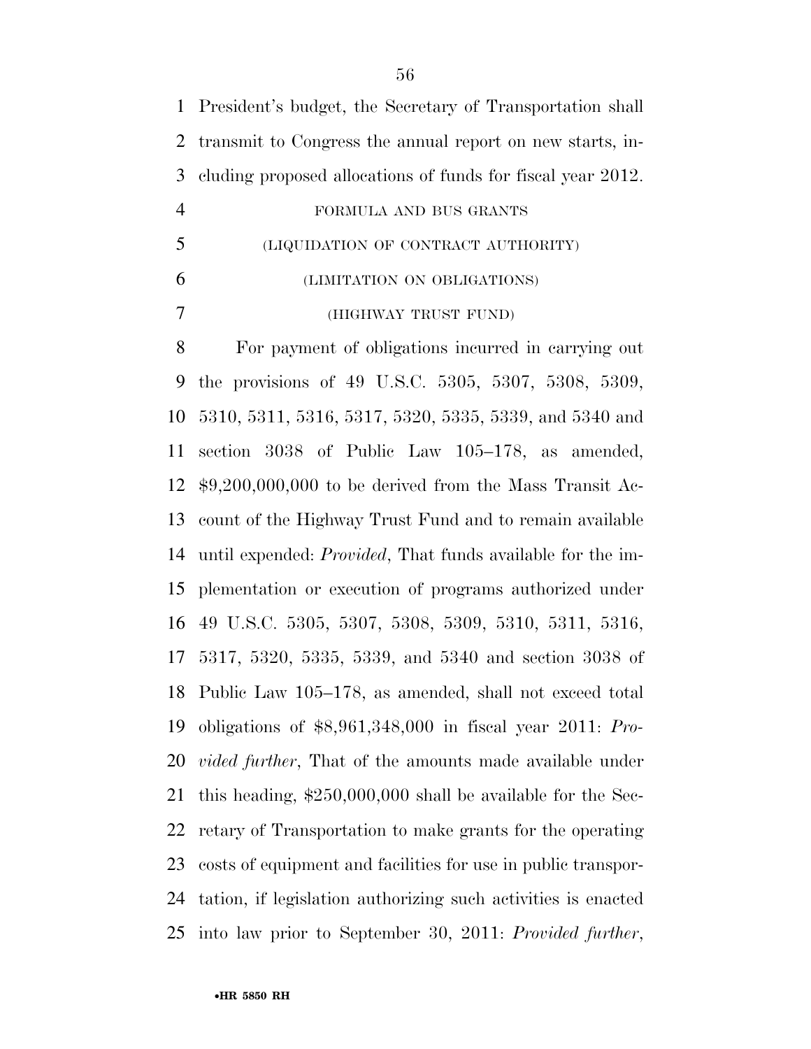President's budget, the Secretary of Transportation shall transmit to Congress the annual report on new starts, including proposed allocations of funds for fiscal year 2012.

FORMULA AND BUS GRANTS

(LIQUIDATION OF CONTRACT AUTHORITY)

(LIMITATION ON OBLIGATIONS)

(HIGHWAY TRUST FUND)

For payment of obligations incurred in carrying out the provisions of 49 U.S.C. 5305, 5307, 5308, 5309, 5310, 5311, 5316, 5317, 5320, 5335, 5339, and 5340 and section 3038 of Public Law 105–178, as amended, $9,200,000,000 to be derived from the Mass Transit Account of the Highway Trust Fund and to remain available until expended: *Provided*, That funds available for the implementation or execution of programs authorized under 49 U.S.C. 5305, 5307, 5308, 5309, 5310, 5311, 5316, 5317, 5320, 5335, 5339, and 5340 and section 3038 of Public Law 105–178, as amended, shall not exceed total obligations of $8,961,348,000 in fiscal year 2011: *Provided further*, That of the amounts made available under this heading, $250,000,000 shall be available for the Secretary of Transportation to make grants for the operating costs of equipment and facilities for use in public transportation, if legislation authorizing such activities is enacted into law prior to September 30, 2011: *Provided further*,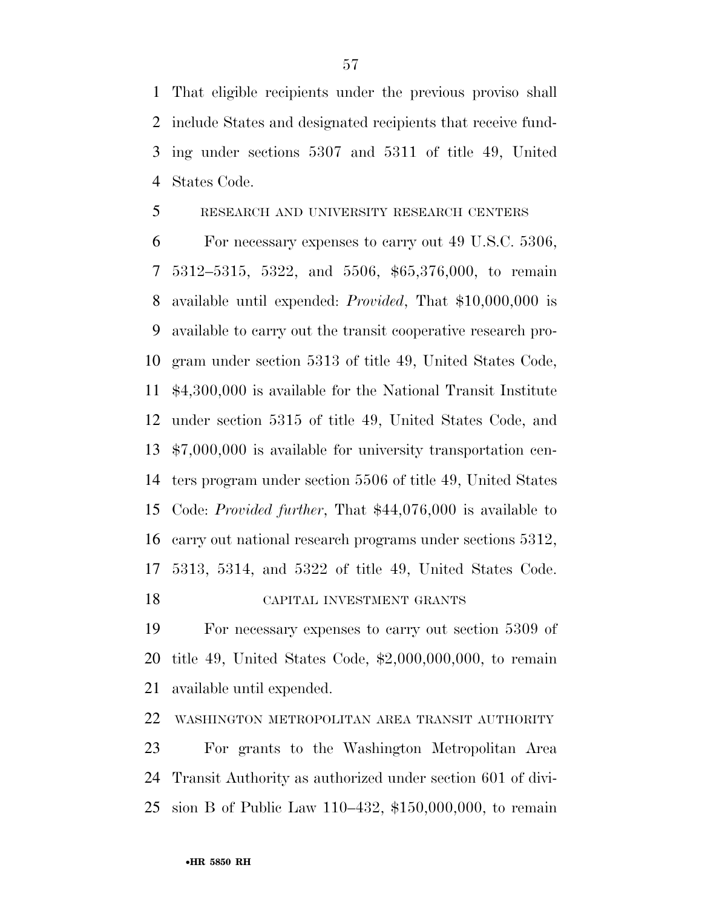That eligible recipients under the previous proviso shall include States and designated recipients that receive funding under sections 5307 and 5311 of title 49, United States Code.

RESEARCH AND UNIVERSITY RESEARCH CENTERS

For necessary expenses to carry out 49 U.S.C. 5306, 5312–5315, 5322, and 5506, $65,376,000, to remain available until expended: *Provided*, That $10,000,000 is available to carry out the transit cooperative research program under section 5313 of title 49, United States Code, $4,300,000 is available for the National Transit Institute under section 5315 of title 49, United States Code, and $7,000,000 is available for university transportation centers program under section 5506 of title 49, United States Code: *Provided further*, That $44,076,000 is available to carry out national research programs under sections 5312, 5313, 5314, and 5322 of title 49, United States Code.

CAPITAL INVESTMENT GRANTS

For necessary expenses to carry out section 5309 of title 49, United States Code, $2,000,000,000, to remain available until expended.

WASHINGTON METROPOLITAN AREA TRANSIT AUTHORITY

For grants to the Washington Metropolitan Area Transit Authority as authorized under section 601 of division B of Public Law 110–432, $150,000,000, to remain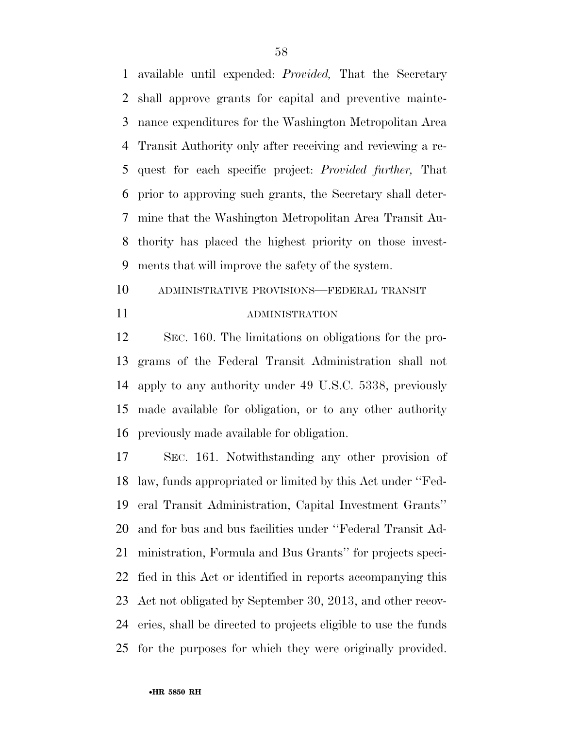available until expended: *Provided,* That the Secretary shall approve grants for capital and preventive maintenance expenditures for the Washington Metropolitan Area Transit Authority only after receiving and reviewing a request for each specific project: *Provided further,* That prior to approving such grants, the Secretary shall determine that the Washington Metropolitan Area Transit Authority has placed the highest priority on those investments that will improve the safety of the system.

ADMINISTRATIVE PROVISIONS—FEDERAL TRANSIT ADMINISTRATION

SEC. 160. The limitations on obligations for the programs of the Federal Transit Administration shall not apply to any authority under 49 U.S.C. 5338, previously made available for obligation, or to any other authority previously made available for obligation.

SEC. 161. Notwithstanding any other provision of law, funds appropriated or limited by this Act under ''Federal Transit Administration, Capital Investment Grants'' and for bus and bus facilities under ''Federal Transit Administration, Formula and Bus Grants'' for projects specified in this Act or identified in reports accompanying this Act not obligated by September 30, 2013, and other recoveries, shall be directed to projects eligible to use the funds for the purposes for which they were originally provided.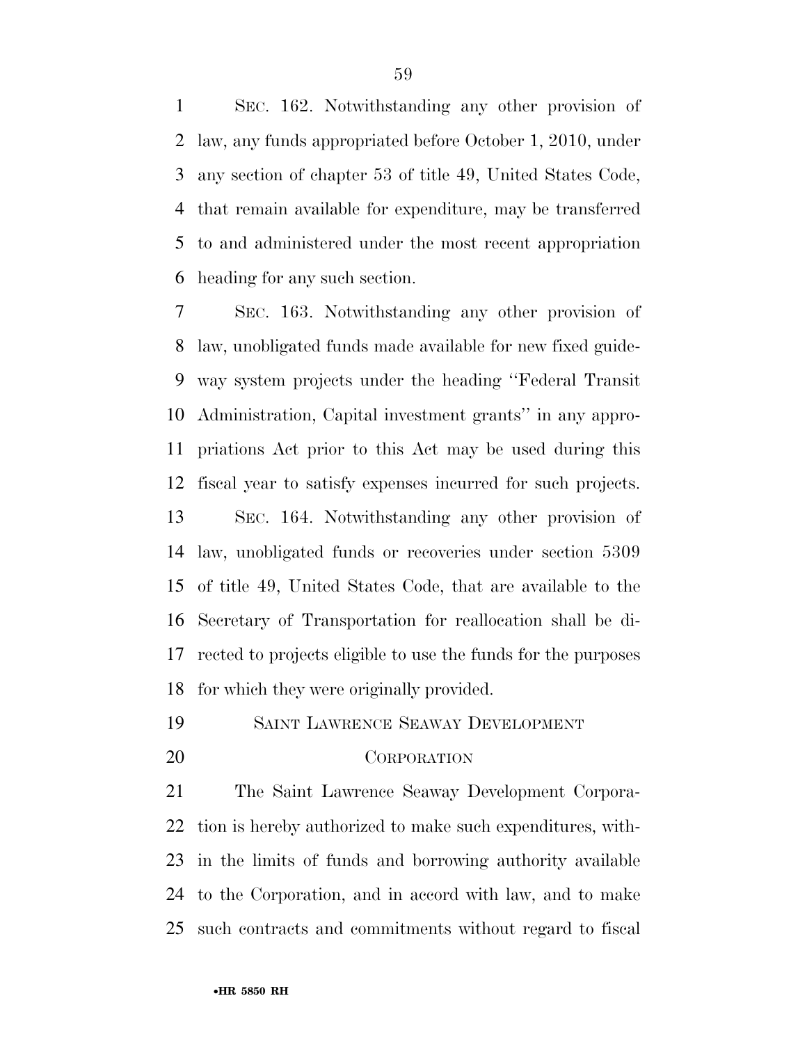SEC. 162. Notwithstanding any other provision of law, any funds appropriated before October 1, 2010, under any section of chapter 53 of title 49, United States Code, that remain available for expenditure, may be transferred to and administered under the most recent appropriation heading for any such section.

SEC. 163. Notwithstanding any other provision of law, unobligated funds made available for new fixed guideway system projects under the heading "Federal Transit Administration, Capital investment grants" in any appropriations Act prior to this Act may be used during this fiscal year to satisfy expenses incurred for such projects.

SEC. 164. Notwithstanding any other provision of law, unobligated funds or recoveries under section 5309 of title 49, United States Code, that are available to the Secretary of Transportation for reallocation shall be directed to projects eligible to use the funds for the purposes for which they were originally provided.

SAINT LAWRENCE SEAWAY DEVELOPMENT CORPORATION

The Saint Lawrence Seaway Development Corporation is hereby authorized to make such expenditures, within the limits of funds and borrowing authority available to the Corporation, and in accord with law, and to make such contracts and commitments without regard to fiscal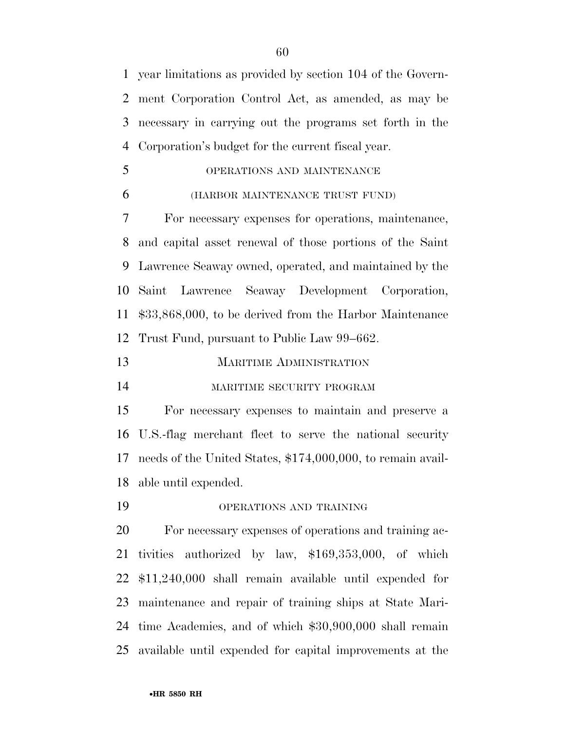year limitations as provided by section 104 of the Government Corporation Control Act, as amended, as may be necessary in carrying out the programs set forth in the Corporation's budget for the current fiscal year.

OPERATIONS AND MAINTENANCE

(HARBOR MAINTENANCE TRUST FUND)

For necessary expenses for operations, maintenance, and capital asset renewal of those portions of the Saint Lawrence Seaway owned, operated, and maintained by the Saint Lawrence Seaway Development Corporation, $33,868,000, to be derived from the Harbor Maintenance Trust Fund, pursuant to Public Law 99–662.

MARITIME ADMINISTRATION

MARITIME SECURITY PROGRAM

For necessary expenses to maintain and preserve a U.S.-flag merchant fleet to serve the national security needs of the United States, $174,000,000, to remain available until expended.

OPERATIONS AND TRAINING

For necessary expenses of operations and training activities authorized by law, $169,353,000, of which $11,240,000 shall remain available until expended for maintenance and repair of training ships at State Maritime Academies, and of which $30,900,000 shall remain available until expended for capital improvements at the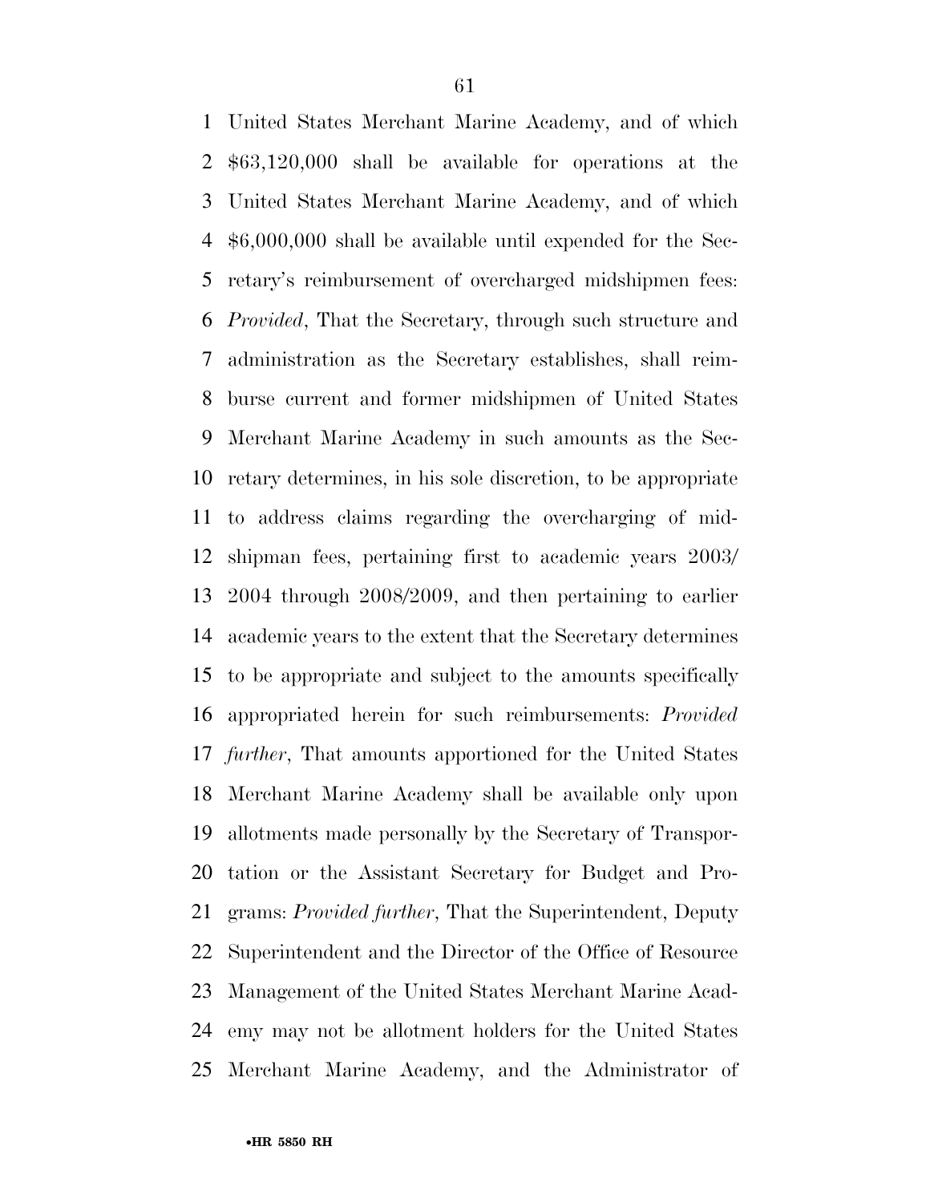United States Merchant Marine Academy, and of which $63,120,000 shall be available for operations at the United States Merchant Marine Academy, and of which $6,000,000 shall be available until expended for the Secretary's reimbursement of overcharged midshipmen fees: *Provided*, That the Secretary, through such structure and administration as the Secretary establishes, shall reimburse current and former midshipmen of United States Merchant Marine Academy in such amounts as the Secretary determines, in his sole discretion, to be appropriate to address claims regarding the overcharging of midshipman fees, pertaining first to academic years 2003/2004 through 2008/2009, and then pertaining to earlier academic years to the extent that the Secretary determines to be appropriate and subject to the amounts specifically appropriated herein for such reimbursements: *Provided further*, That amounts apportioned for the United States Merchant Marine Academy shall be available only upon allotments made personally by the Secretary of Transportation or the Assistant Secretary for Budget and Programs: *Provided further*, That the Superintendent, Deputy Superintendent and the Director of the Office of Resource Management of the United States Merchant Marine Academy may not be allotment holders for the United States Merchant Marine Academy, and the Administrator of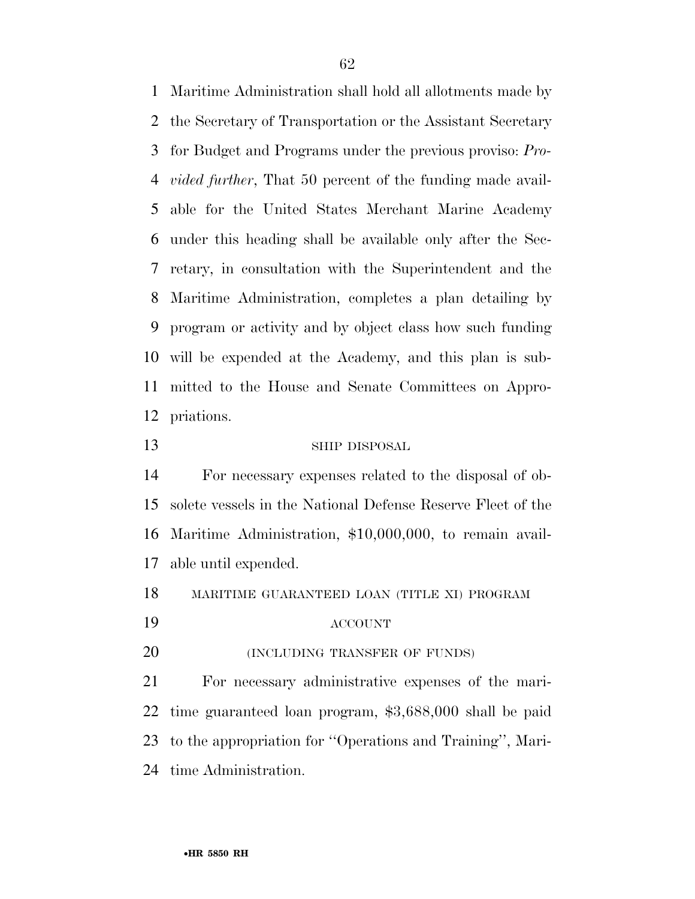Maritime Administration shall hold all allotments made by the Secretary of Transportation or the Assistant Secretary for Budget and Programs under the previous proviso: *Provided further*, That 50 percent of the funding made available for the United States Merchant Marine Academy under this heading shall be available only after the Secretary, in consultation with the Superintendent and the Maritime Administration, completes a plan detailing by program or activity and by object class how such funding will be expended at the Academy, and this plan is submitted to the House and Senate Committees on Appropriations.

SHIP DISPOSAL

For necessary expenses related to the disposal of obsolete vessels in the National Defense Reserve Fleet of the Maritime Administration, $10,000,000, to remain available until expended.

MARITIME GUARANTEED LOAN (TITLE XI) PROGRAM ACCOUNT

(INCLUDING TRANSFER OF FUNDS)

For necessary administrative expenses of the maritime guaranteed loan program, $3,688,000 shall be paid to the appropriation for ''Operations and Training'', Maritime Administration.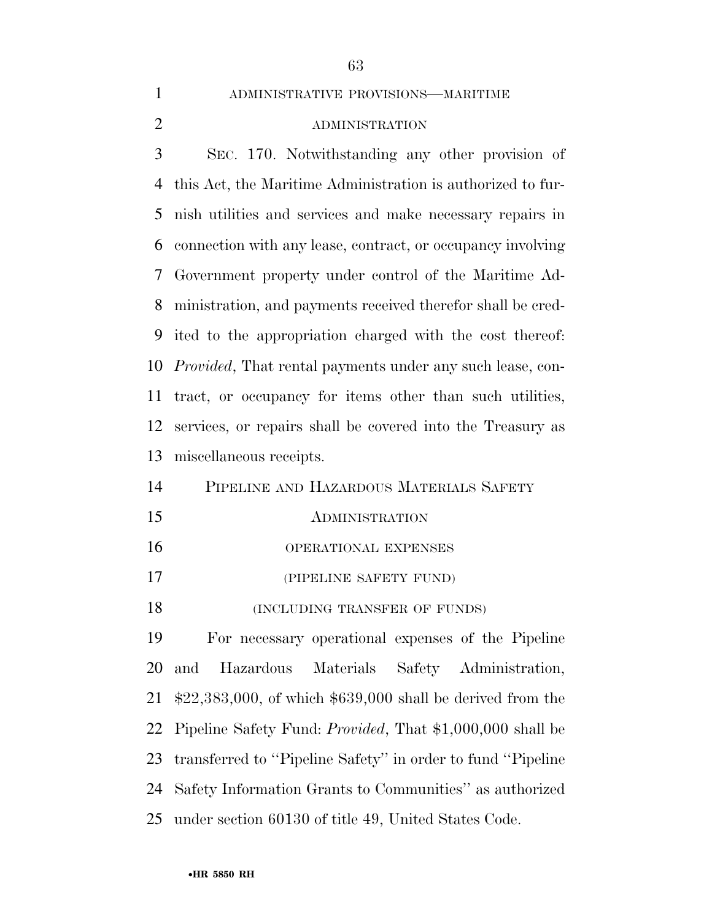ADMINISTRATIVE PROVISIONS—MARITIME ADMINISTRATION

SEC. 170. Notwithstanding any other provision of this Act, the Maritime Administration is authorized to furnish utilities and services and make necessary repairs in connection with any lease, contract, or occupancy involving Government property under control of the Maritime Administration, and payments received therefor shall be credited to the appropriation charged with the cost thereof: *Provided*, That rental payments under any such lease, contract, or occupancy for items other than such utilities, services, or repairs shall be covered into the Treasury as miscellaneous receipts.

PIPELINE AND HAZARDOUS MATERIALS SAFETY ADMINISTRATION

OPERATIONAL EXPENSES

(PIPELINE SAFETY FUND)

(INCLUDING TRANSFER OF FUNDS)

For necessary operational expenses of the Pipeline and Hazardous Materials Safety Administration, $22,383,000, of which $639,000 shall be derived from the Pipeline Safety Fund: *Provided*, That $1,000,000 shall be transferred to ''Pipeline Safety'' in order to fund ''Pipeline Safety Information Grants to Communities'' as authorized under section 60130 of title 49, United States Code.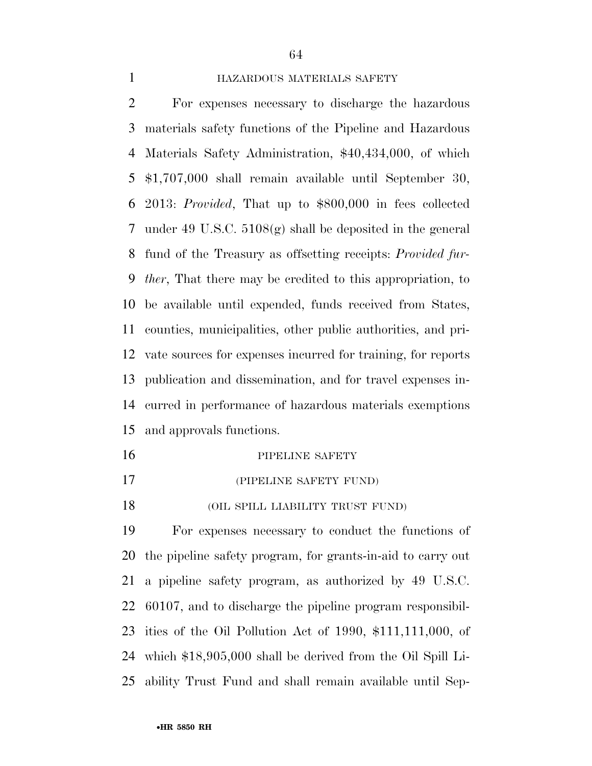HAZARDOUS MATERIALS SAFETY

For expenses necessary to discharge the hazardous materials safety functions of the Pipeline and Hazardous Materials Safety Administration, $40,434,000, of which $1,707,000 shall remain available until September 30, 2013: *Provided*, That up to $800,000 in fees collected under 49 U.S.C. 5108(g) shall be deposited in the general fund of the Treasury as offsetting receipts: *Provided further*, That there may be credited to this appropriation, to be available until expended, funds received from States, counties, municipalities, other public authorities, and private sources for expenses incurred for training, for reports publication and dissemination, and for travel expenses incurred in performance of hazardous materials exemptions and approvals functions.

PIPELINE SAFETY

(PIPELINE SAFETY FUND)

(OIL SPILL LIABILITY TRUST FUND)

For expenses necessary to conduct the functions of the pipeline safety program, for grants-in-aid to carry out a pipeline safety program, as authorized by 49 U.S.C. 60107, and to discharge the pipeline program responsibilities of the Oil Pollution Act of 1990, $111,111,000, of which $18,905,000 shall be derived from the Oil Spill Liability Trust Fund and shall remain available until Sep-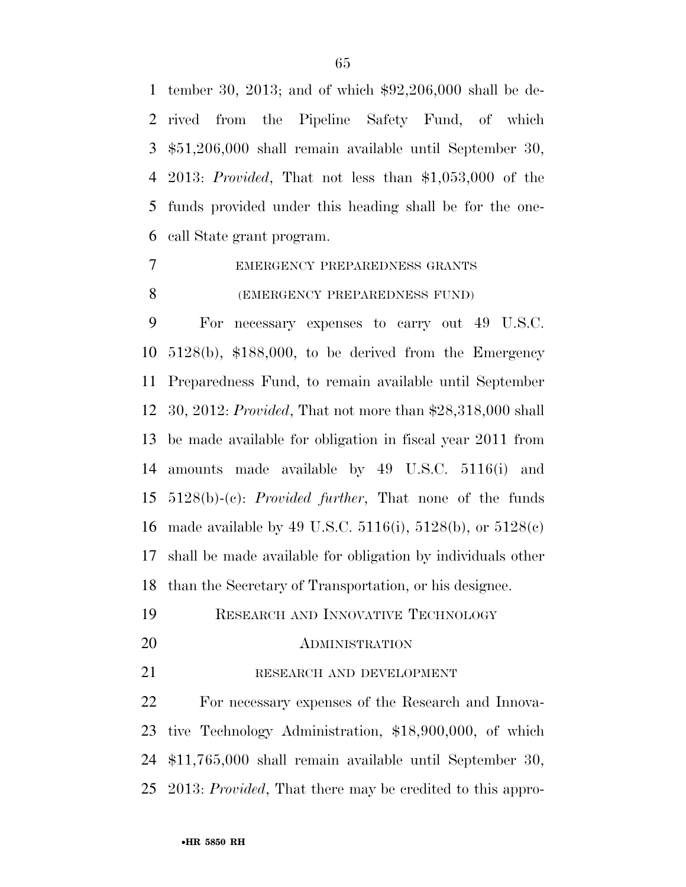tember 30, 2013; and of which $92,206,000 shall be derived from the Pipeline Safety Fund, of which $51,206,000 shall remain available until September 30, 2013: *Provided*, That not less than $1,053,000 of the funds provided under this heading shall be for the one-call State grant program.

EMERGENCY PREPAREDNESS GRANTS

(EMERGENCY PREPAREDNESS FUND)

For necessary expenses to carry out 49 U.S.C. 5128(b), $188,000, to be derived from the Emergency Preparedness Fund, to remain available until September 30, 2012: *Provided*, That not more than $28,318,000 shall be made available for obligation in fiscal year 2011 from amounts made available by 49 U.S.C. 5116(i) and 5128(b)-(c): *Provided further*, That none of the funds made available by 49 U.S.C. 5116(i), 5128(b), or 5128(c) shall be made available for obligation by individuals other than the Secretary of Transportation, or his designee.

RESEARCH AND INNOVATIVE TECHNOLOGY ADMINISTRATION

RESEARCH AND DEVELOPMENT

For necessary expenses of the Research and Innovative Technology Administration, $18,900,000, of which $11,765,000 shall remain available until September 30, 2013: *Provided*, That there may be credited to this appro-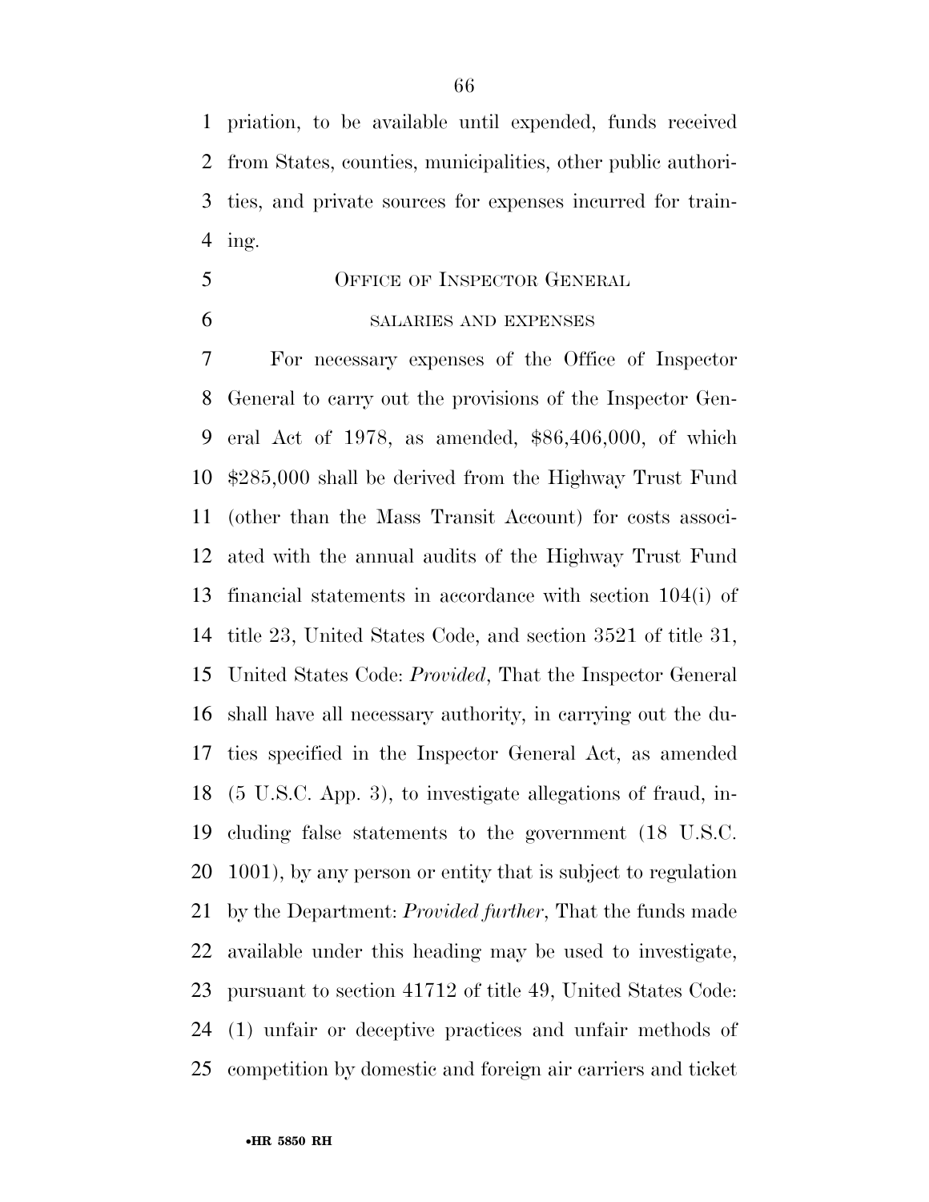priation, to be available until expended, funds received from States, counties, municipalities, other public authorities, and private sources for expenses incurred for training.

## Office of Inspector General

### salaries and expenses

For necessary expenses of the Office of Inspector General to carry out the provisions of the Inspector General Act of 1978, as amended, $86,406,000, of which $285,000 shall be derived from the Highway Trust Fund (other than the Mass Transit Account) for costs associated with the annual audits of the Highway Trust Fund financial statements in accordance with section 104(i) of title 23, United States Code, and section 3521 of title 31, United States Code: *Provided*, That the Inspector General shall have all necessary authority, in carrying out the duties specified in the Inspector General Act, as amended (5 U.S.C. App. 3), to investigate allegations of fraud, including false statements to the government (18 U.S.C. 1001), by any person or entity that is subject to regulation by the Department: *Provided further*, That the funds made available under this heading may be used to investigate, pursuant to section 41712 of title 49, United States Code: (1) unfair or deceptive practices and unfair methods of competition by domestic and foreign air carriers and ticket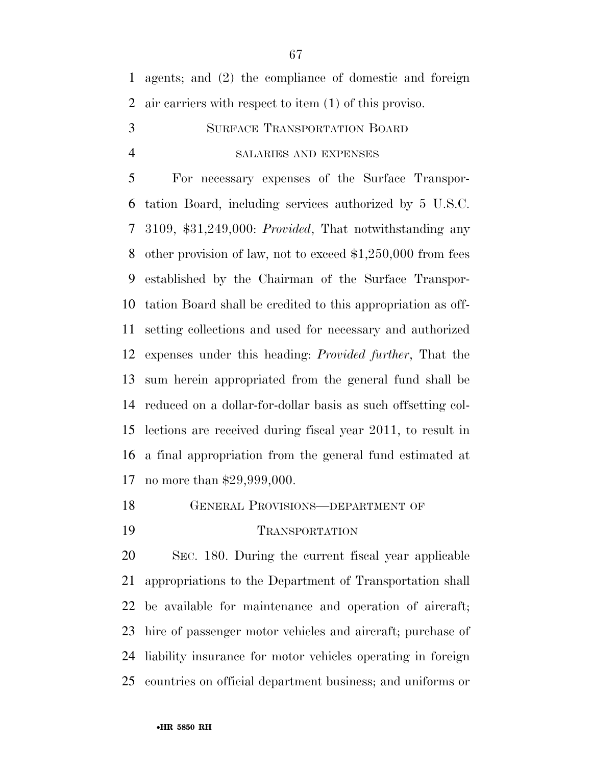agents; and (2) the compliance of domestic and foreign air carriers with respect to item (1) of this proviso.

## SURFACE TRANSPORTATION BOARD

### SALARIES AND EXPENSES

For necessary expenses of the Surface Transportation Board, including services authorized by 5 U.S.C. 3109, $31,249,000: *Provided*, That notwithstanding any other provision of law, not to exceed $1,250,000 from fees established by the Chairman of the Surface Transportation Board shall be credited to this appropriation as offsetting collections and used for necessary and authorized expenses under this heading: *Provided further*, That the sum herein appropriated from the general fund shall be reduced on a dollar-for-dollar basis as such offsetting collections are received during fiscal year 2011, to result in a final appropriation from the general fund estimated at no more than $29,999,000.

## GENERAL PROVISIONS—DEPARTMENT OF TRANSPORTATION

SEC. 180. During the current fiscal year applicable appropriations to the Department of Transportation shall be available for maintenance and operation of aircraft; hire of passenger motor vehicles and aircraft; purchase of liability insurance for motor vehicles operating in foreign countries on official department business; and uniforms or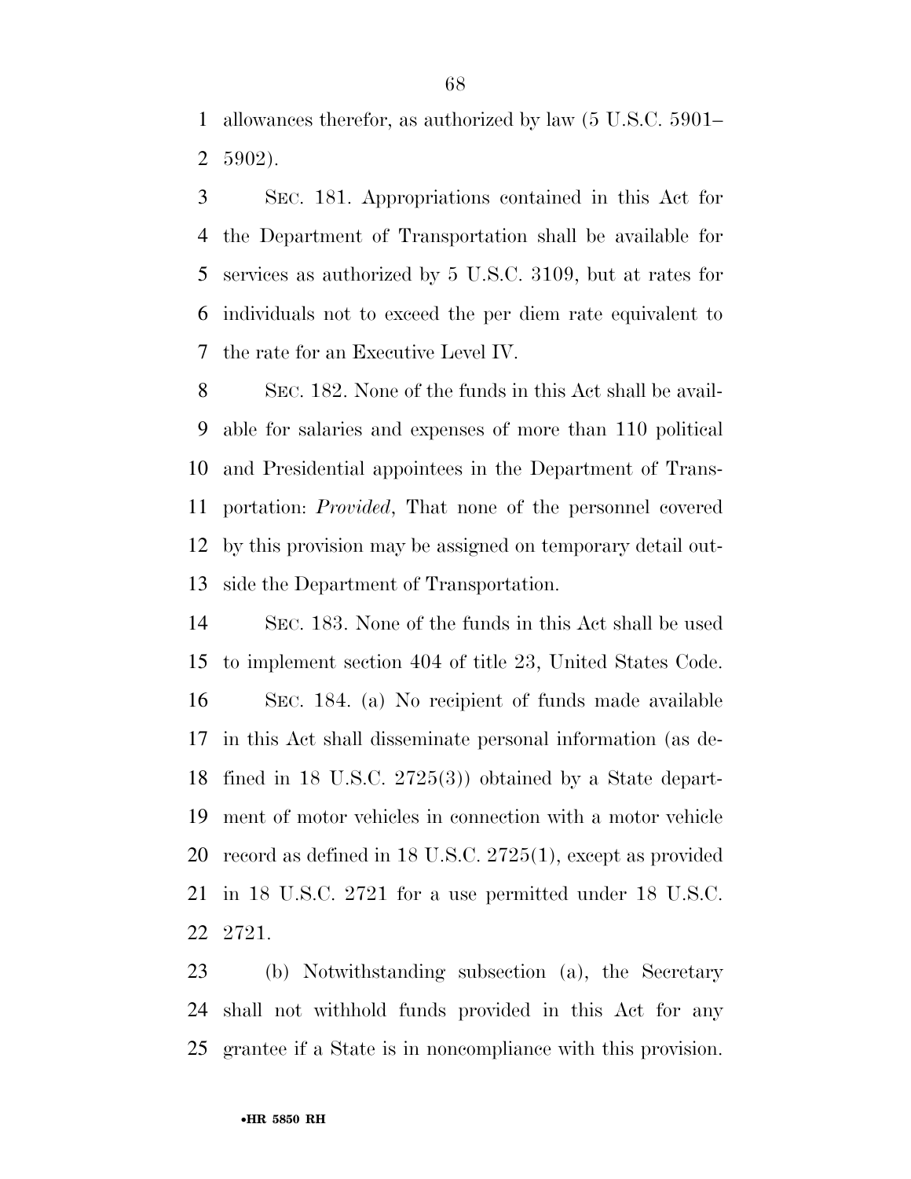allowances therefor, as authorized by law (5 U.S.C. 5901–5902).

SEC. 181. Appropriations contained in this Act for the Department of Transportation shall be available for services as authorized by 5 U.S.C. 3109, but at rates for individuals not to exceed the per diem rate equivalent to the rate for an Executive Level IV.

SEC. 182. None of the funds in this Act shall be available for salaries and expenses of more than 110 political and Presidential appointees in the Department of Transportation: *Provided*, That none of the personnel covered by this provision may be assigned on temporary detail outside the Department of Transportation.

SEC. 183. None of the funds in this Act shall be used to implement section 404 of title 23, United States Code.

SEC. 184. (a) No recipient of funds made available in this Act shall disseminate personal information (as defined in 18 U.S.C. 2725(3)) obtained by a State department of motor vehicles in connection with a motor vehicle record as defined in 18 U.S.C. 2725(1), except as provided in 18 U.S.C. 2721 for a use permitted under 18 U.S.C. 2721.

(b) Notwithstanding subsection (a), the Secretary shall not withhold funds provided in this Act for any grantee if a State is in noncompliance with this provision.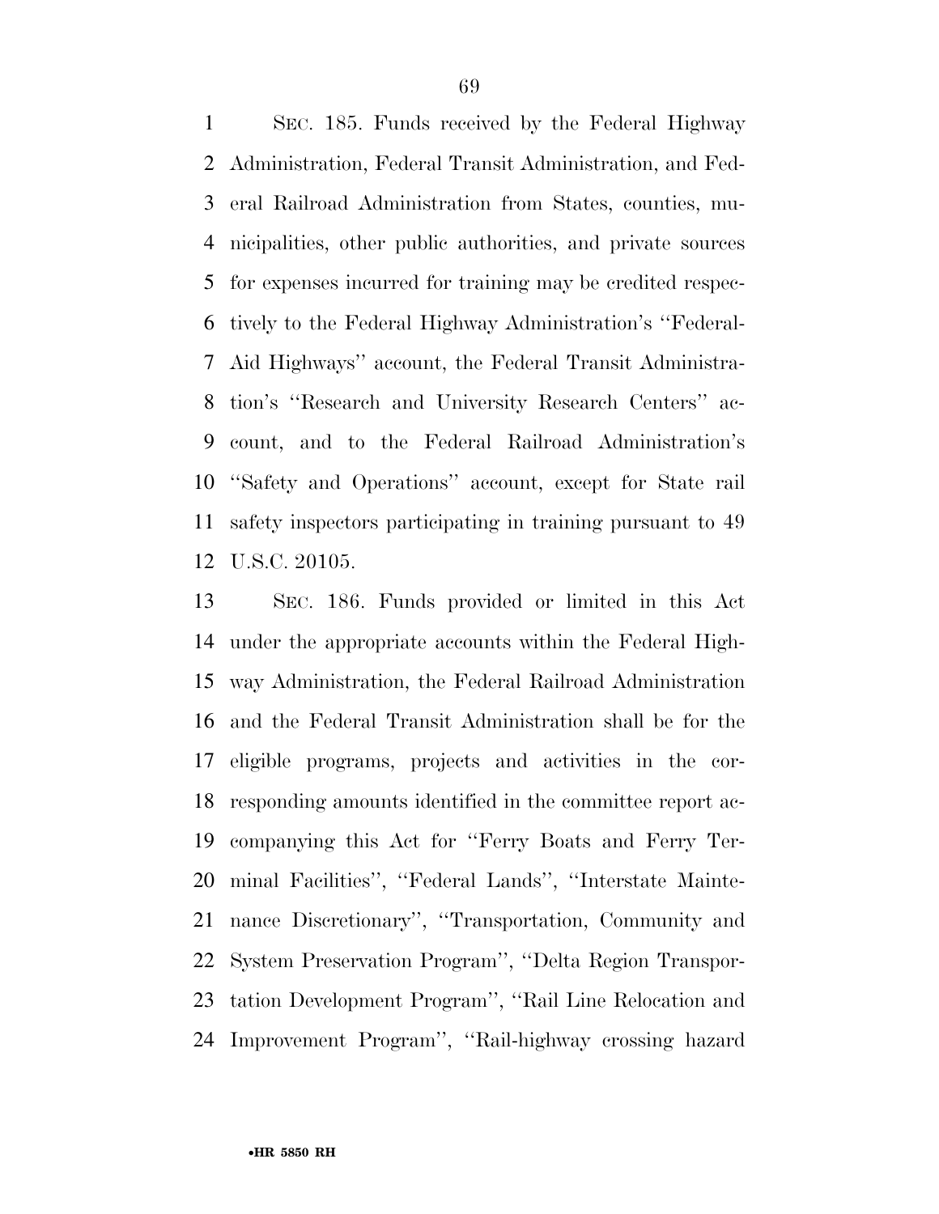SEC. 185. Funds received by the Federal Highway Administration, Federal Transit Administration, and Federal Railroad Administration from States, counties, municipalities, other public authorities, and private sources for expenses incurred for training may be credited respectively to the Federal Highway Administration's ''Federal-Aid Highways'' account, the Federal Transit Administration's ''Research and University Research Centers'' account, and to the Federal Railroad Administration's ''Safety and Operations'' account, except for State rail safety inspectors participating in training pursuant to 49 U.S.C. 20105.

SEC. 186. Funds provided or limited in this Act under the appropriate accounts within the Federal Highway Administration, the Federal Railroad Administration and the Federal Transit Administration shall be for the eligible programs, projects and activities in the corresponding amounts identified in the committee report accompanying this Act for ''Ferry Boats and Ferry Terminal Facilities'', ''Federal Lands'', ''Interstate Maintenance Discretionary'', ''Transportation, Community and System Preservation Program'', ''Delta Region Transportation Development Program'', ''Rail Line Relocation and Improvement Program'', ''Rail-highway crossing hazard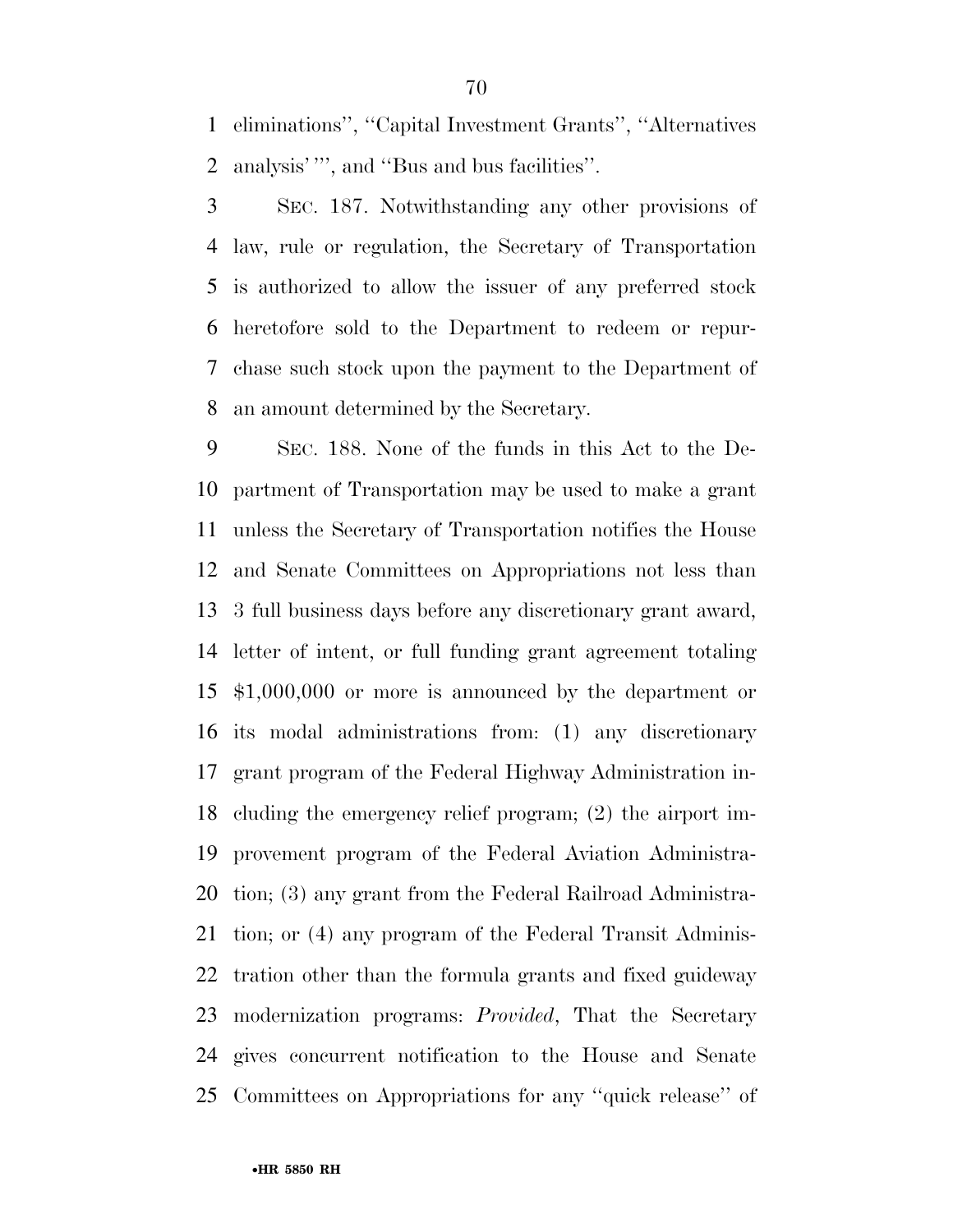eliminations'', ''Capital Investment Grants'', ''Alternatives analysis' ''', and ''Bus and bus facilities''.

SEC. 187. Notwithstanding any other provisions of law, rule or regulation, the Secretary of Transportation is authorized to allow the issuer of any preferred stock heretofore sold to the Department to redeem or repurchase such stock upon the payment to the Department of an amount determined by the Secretary.

SEC. 188. None of the funds in this Act to the Department of Transportation may be used to make a grant unless the Secretary of Transportation notifies the House and Senate Committees on Appropriations not less than 3 full business days before any discretionary grant award, letter of intent, or full funding grant agreement totaling $1,000,000 or more is announced by the department or its modal administrations from: (1) any discretionary grant program of the Federal Highway Administration including the emergency relief program; (2) the airport improvement program of the Federal Aviation Administration; (3) any grant from the Federal Railroad Administration; or (4) any program of the Federal Transit Administration other than the formula grants and fixed guideway modernization programs: *Provided*, That the Secretary gives concurrent notification to the House and Senate Committees on Appropriations for any ''quick release'' of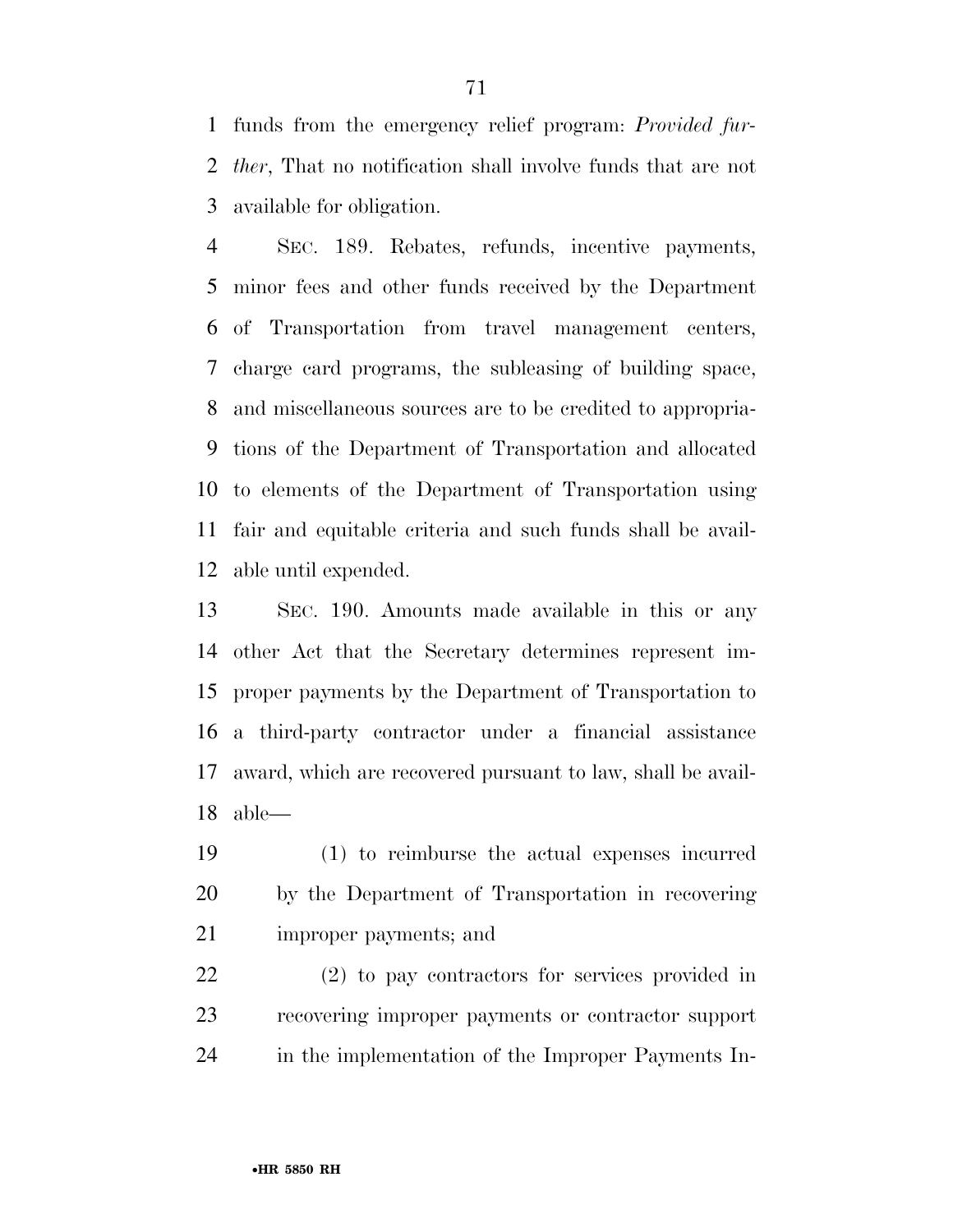funds from the emergency relief program: *Provided further*, That no notification shall involve funds that are not available for obligation.

SEC. 189. Rebates, refunds, incentive payments, minor fees and other funds received by the Department of Transportation from travel management centers, charge card programs, the subleasing of building space, and miscellaneous sources are to be credited to appropriations of the Department of Transportation and allocated to elements of the Department of Transportation using fair and equitable criteria and such funds shall be available until expended.

SEC. 190. Amounts made available in this or any other Act that the Secretary determines represent improper payments by the Department of Transportation to a third-party contractor under a financial assistance award, which are recovered pursuant to law, shall be available—

(1) to reimburse the actual expenses incurred by the Department of Transportation in recovering improper payments; and

(2) to pay contractors for services provided in recovering improper payments or contractor support in the implementation of the Improper Payments In-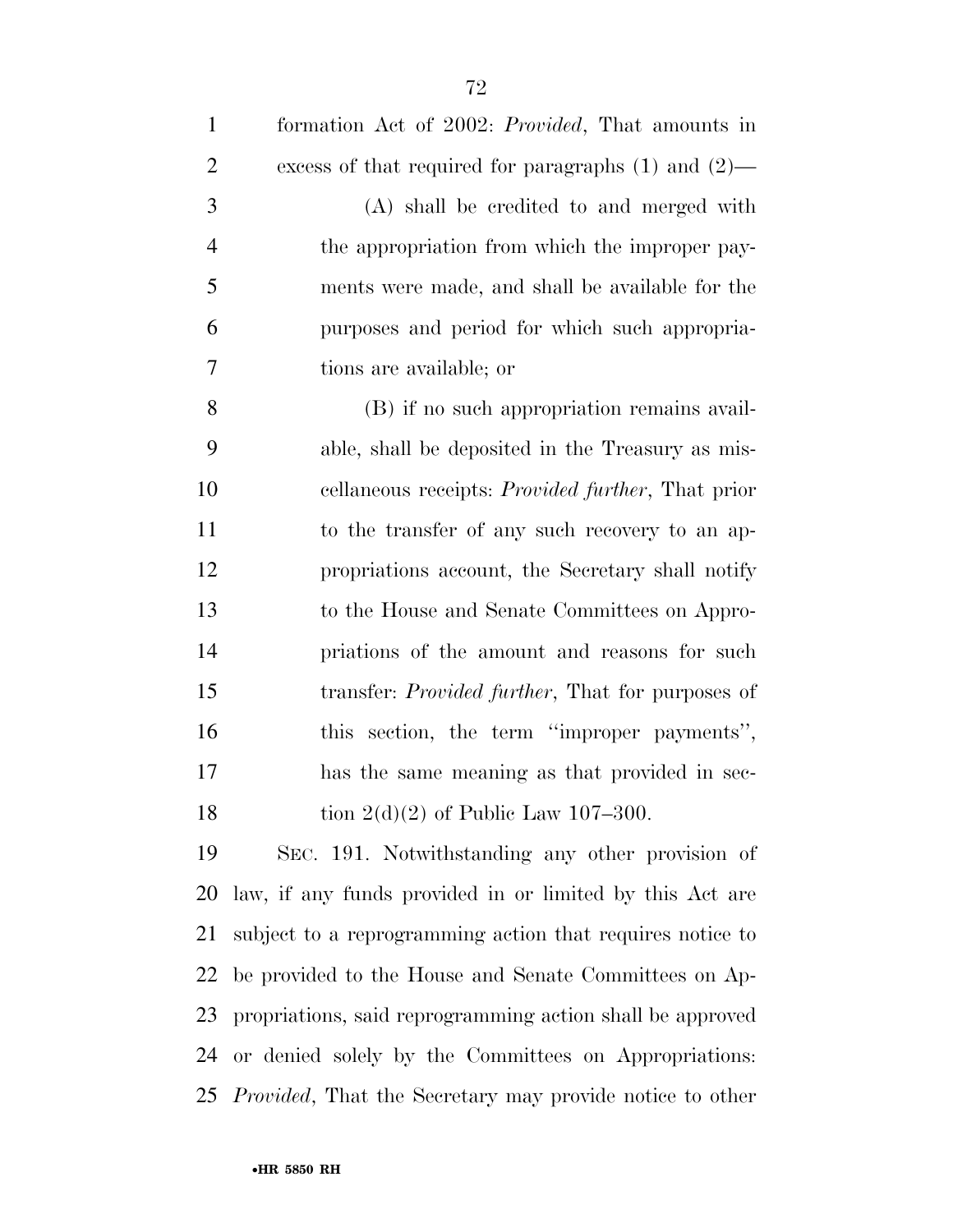formation Act of 2002: *Provided*, That amounts in excess of that required for paragraphs (1) and (2)—

(A) shall be credited to and merged with the appropriation from which the improper payments were made, and shall be available for the purposes and period for which such appropriations are available; or

(B) if no such appropriation remains available, shall be deposited in the Treasury as miscellaneous receipts: *Provided further*, That prior to the transfer of any such recovery to an appropriations account, the Secretary shall notify to the House and Senate Committees on Appropriations of the amount and reasons for such transfer: *Provided further*, That for purposes of this section, the term ''improper payments'', has the same meaning as that provided in section 2(d)(2) of Public Law 107–300.

SEC. 191. Notwithstanding any other provision of law, if any funds provided in or limited by this Act are subject to a reprogramming action that requires notice to be provided to the House and Senate Committees on Appropriations, said reprogramming action shall be approved or denied solely by the Committees on Appropriations: *Provided*, That the Secretary may provide notice to other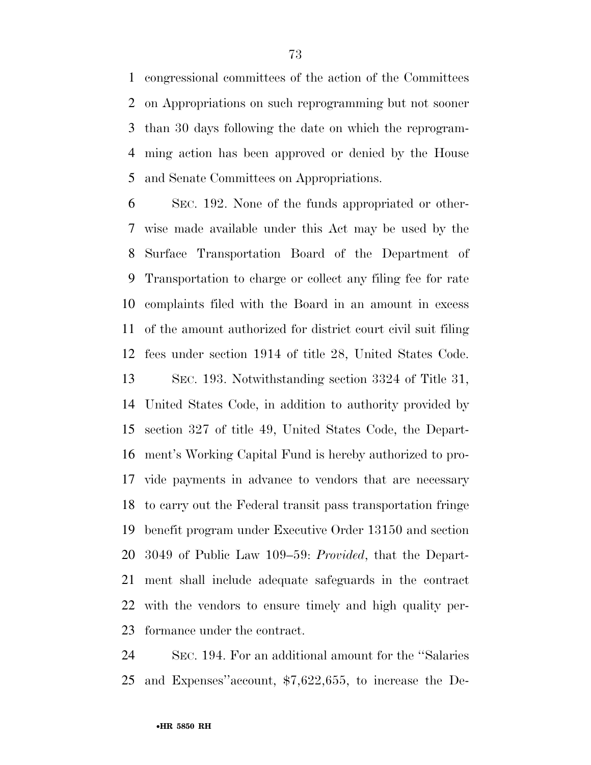congressional committees of the action of the Committees on Appropriations on such reprogramming but not sooner than 30 days following the date on which the reprogramming action has been approved or denied by the House and Senate Committees on Appropriations.

SEC. 192. None of the funds appropriated or otherwise made available under this Act may be used by the Surface Transportation Board of the Department of Transportation to charge or collect any filing fee for rate complaints filed with the Board in an amount in excess of the amount authorized for district court civil suit filing fees under section 1914 of title 28, United States Code.

SEC. 193. Notwithstanding section 3324 of Title 31, United States Code, in addition to authority provided by section 327 of title 49, United States Code, the Department's Working Capital Fund is hereby authorized to provide payments in advance to vendors that are necessary to carry out the Federal transit pass transportation fringe benefit program under Executive Order 13150 and section 3049 of Public Law 109–59: *Provided*, that the Department shall include adequate safeguards in the contract with the vendors to ensure timely and high quality performance under the contract.

SEC. 194. For an additional amount for the ''Salaries and Expenses''account, $7,622,655, to increase the De-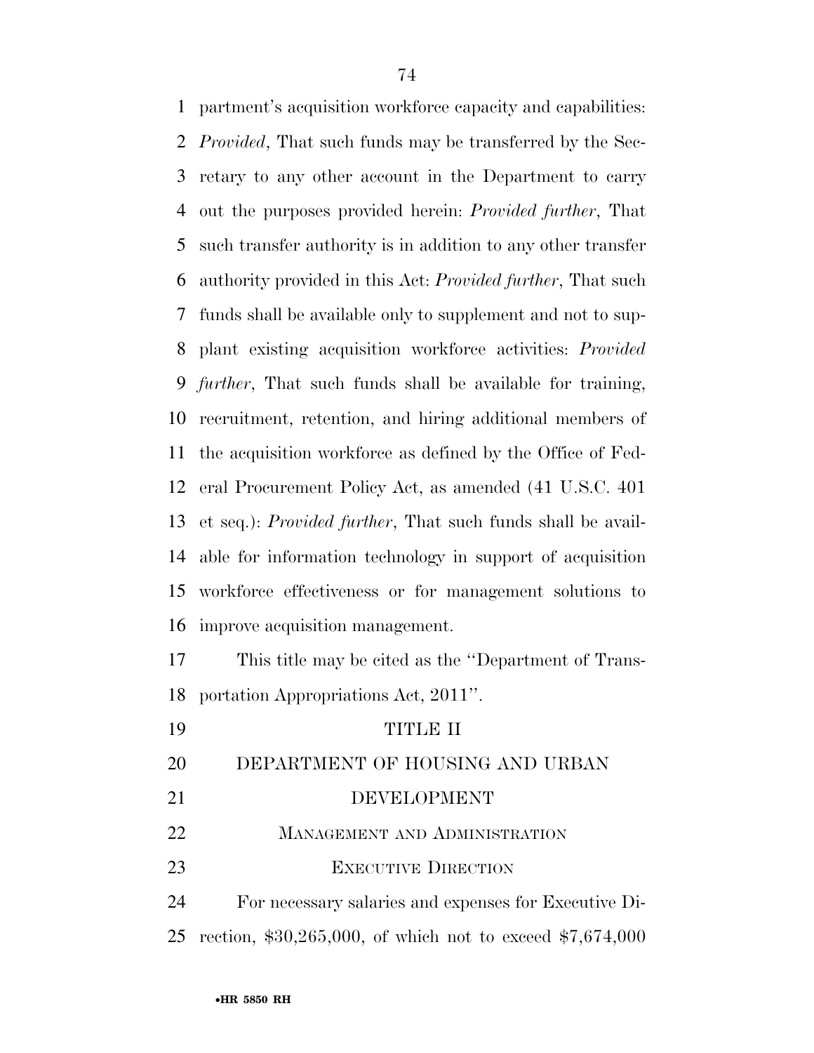partment's acquisition workforce capacity and capabilities: *Provided*, That such funds may be transferred by the Secretary to any other account in the Department to carry out the purposes provided herein: *Provided further*, That such transfer authority is in addition to any other transfer authority provided in this Act: *Provided further*, That such funds shall be available only to supplement and not to supplant existing acquisition workforce activities: *Provided further*, That such funds shall be available for training, recruitment, retention, and hiring additional members of the acquisition workforce as defined by the Office of Federal Procurement Policy Act, as amended (41 U.S.C. 401 et seq.): *Provided further*, That such funds shall be available for information technology in support of acquisition workforce effectiveness or for management solutions to improve acquisition management.

This title may be cited as the ''Department of Transportation Appropriations Act, 2011''.

# TITLE II

# DEPARTMENT OF HOUSING AND URBAN DEVELOPMENT

## Management and Administration

### Executive Direction

For necessary salaries and expenses for Executive Direction, $30,265,000, of which not to exceed $7,674,000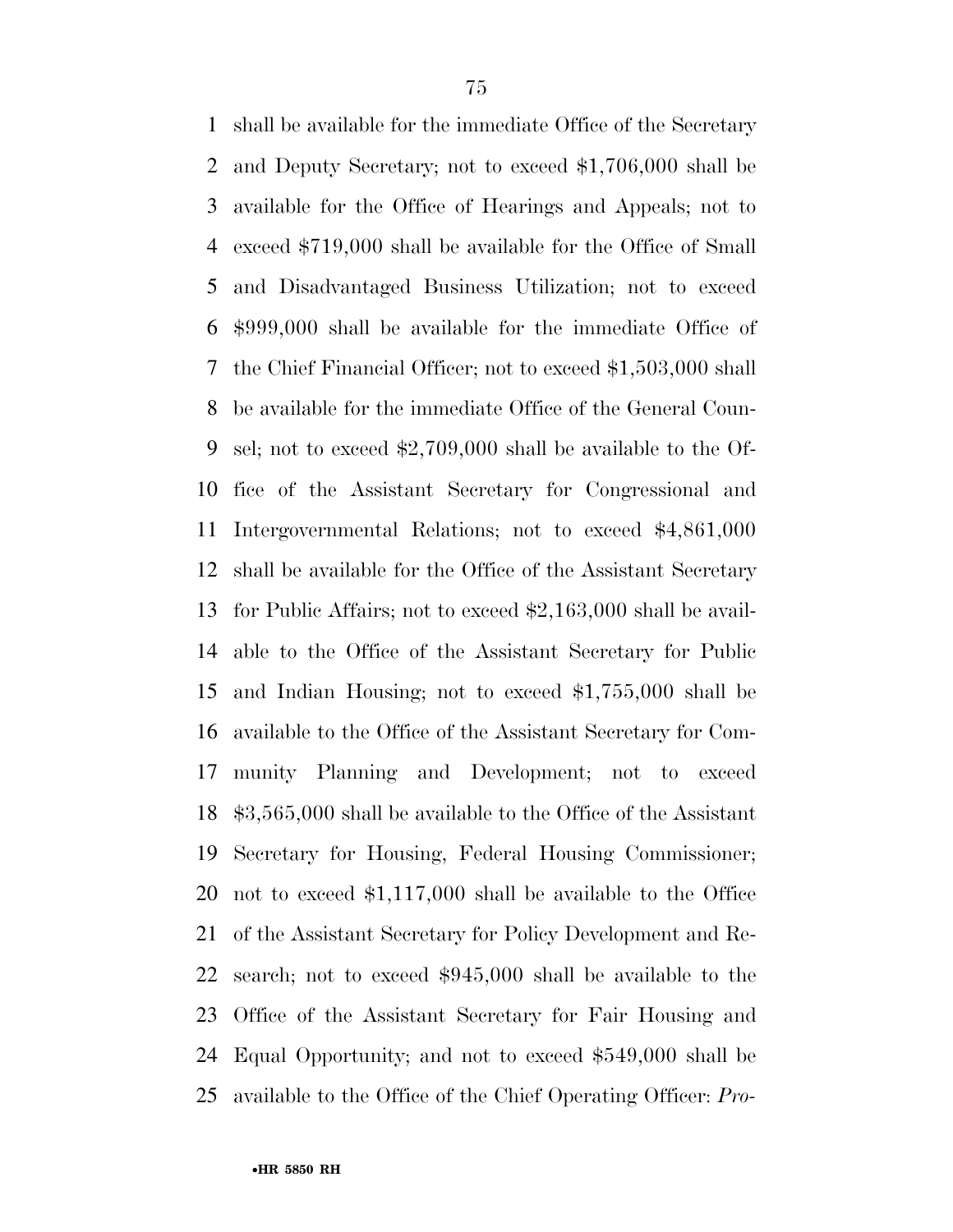shall be available for the immediate Office of the Secretary and Deputy Secretary; not to exceed $1,706,000 shall be available for the Office of Hearings and Appeals; not to exceed $719,000 shall be available for the Office of Small and Disadvantaged Business Utilization; not to exceed $999,000 shall be available for the immediate Office of the Chief Financial Officer; not to exceed $1,503,000 shall be available for the immediate Office of the General Counsel; not to exceed $2,709,000 shall be available to the Office of the Assistant Secretary for Congressional and Intergovernmental Relations; not to exceed $4,861,000 shall be available for the Office of the Assistant Secretary for Public Affairs; not to exceed $2,163,000 shall be available to the Office of the Assistant Secretary for Public and Indian Housing; not to exceed $1,755,000 shall be available to the Office of the Assistant Secretary for Community Planning and Development; not to exceed $3,565,000 shall be available to the Office of the Assistant Secretary for Housing, Federal Housing Commissioner; not to exceed $1,117,000 shall be available to the Office of the Assistant Secretary for Policy Development and Research; not to exceed $945,000 shall be available to the Office of the Assistant Secretary for Fair Housing and Equal Opportunity; and not to exceed $549,000 shall be available to the Office of the Chief Operating Officer: *Pro-*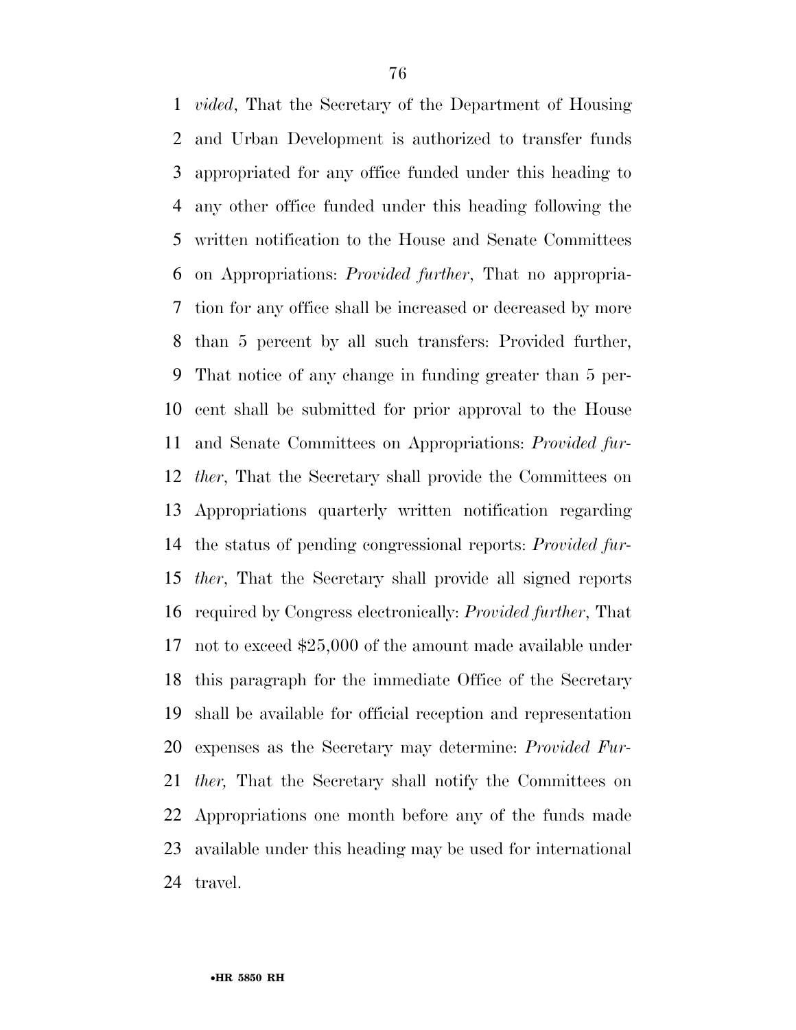*vided*, That the Secretary of the Department of Housing and Urban Development is authorized to transfer funds appropriated for any office funded under this heading to any other office funded under this heading following the written notification to the House and Senate Committees on Appropriations: *Provided further*, That no appropriation for any office shall be increased or decreased by more than 5 percent by all such transfers: Provided further, That notice of any change in funding greater than 5 percent shall be submitted for prior approval to the House and Senate Committees on Appropriations: *Provided further*, That the Secretary shall provide the Committees on Appropriations quarterly written notification regarding the status of pending congressional reports: *Provided further*, That the Secretary shall provide all signed reports required by Congress electronically: *Provided further*, That not to exceed $25,000 of the amount made available under this paragraph for the immediate Office of the Secretary shall be available for official reception and representation expenses as the Secretary may determine: *Provided Further,* That the Secretary shall notify the Committees on Appropriations one month before any of the funds made available under this heading may be used for international travel.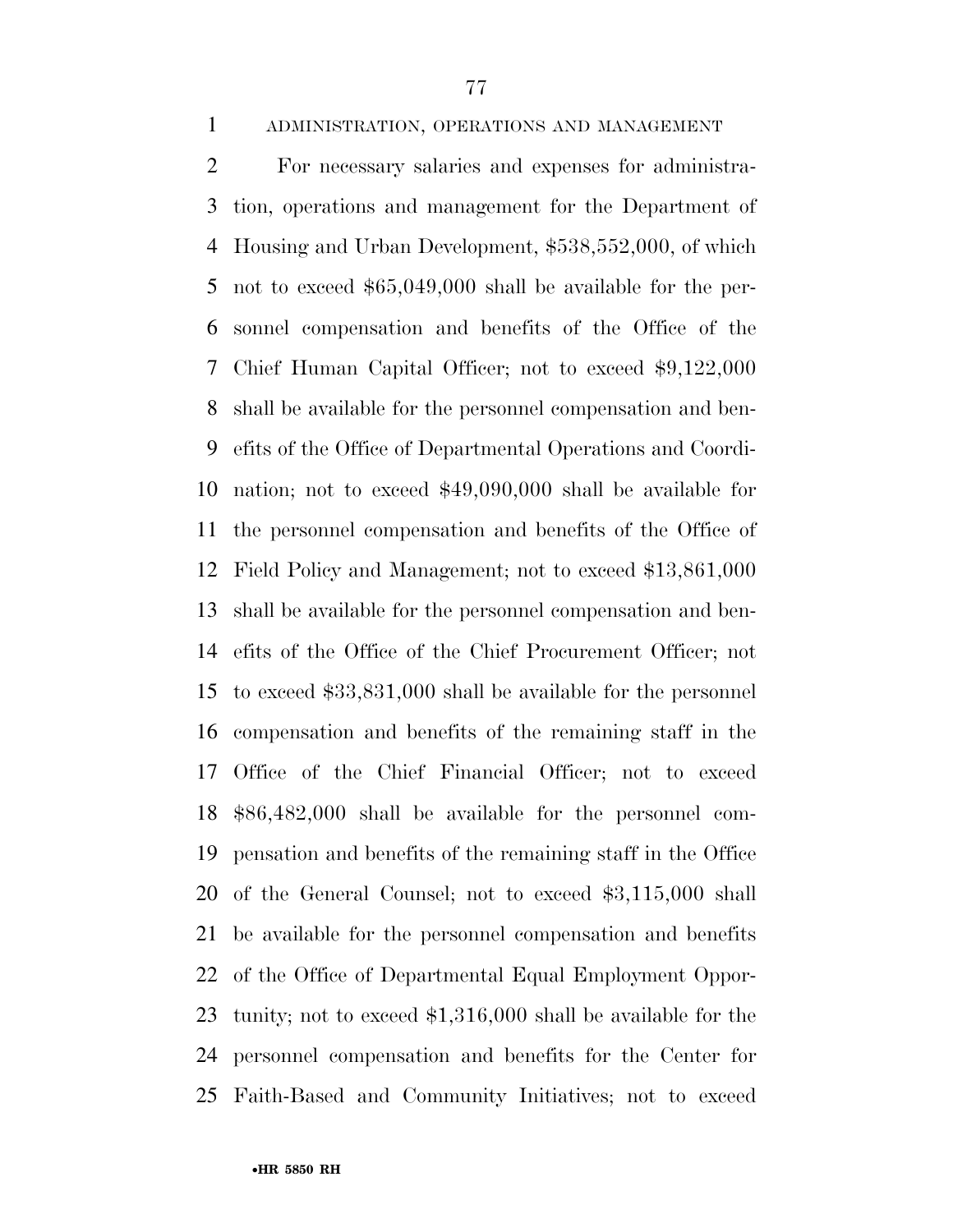ADMINISTRATION, OPERATIONS AND MANAGEMENT

For necessary salaries and expenses for administration, operations and management for the Department of Housing and Urban Development, $538,552,000, of which not to exceed $65,049,000 shall be available for the personnel compensation and benefits of the Office of the Chief Human Capital Officer; not to exceed $9,122,000 shall be available for the personnel compensation and benefits of the Office of Departmental Operations and Coordination; not to exceed $49,090,000 shall be available for the personnel compensation and benefits of the Office of Field Policy and Management; not to exceed $13,861,000 shall be available for the personnel compensation and benefits of the Office of the Chief Procurement Officer; not to exceed $33,831,000 shall be available for the personnel compensation and benefits of the remaining staff in the Office of the Chief Financial Officer; not to exceed $86,482,000 shall be available for the personnel compensation and benefits of the remaining staff in the Office of the General Counsel; not to exceed $3,115,000 shall be available for the personnel compensation and benefits of the Office of Departmental Equal Employment Opportunity; not to exceed $1,316,000 shall be available for the personnel compensation and benefits for the Center for Faith-Based and Community Initiatives; not to exceed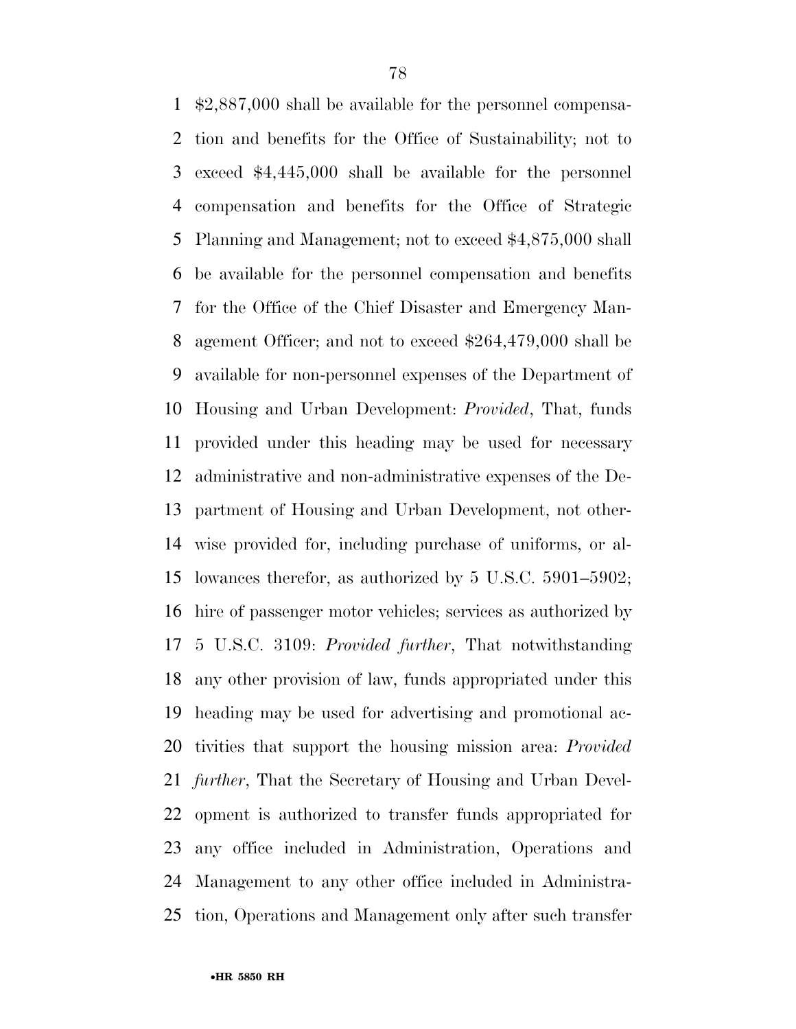$2,887,000 shall be available for the personnel compensation and benefits for the Office of Sustainability; not to exceed $4,445,000 shall be available for the personnel compensation and benefits for the Office of Strategic Planning and Management; not to exceed $4,875,000 shall be available for the personnel compensation and benefits for the Office of the Chief Disaster and Emergency Management Officer; and not to exceed $264,479,000 shall be available for non-personnel expenses of the Department of Housing and Urban Development: *Provided*, That, funds provided under this heading may be used for necessary administrative and non-administrative expenses of the Department of Housing and Urban Development, not otherwise provided for, including purchase of uniforms, or allowances therefor, as authorized by 5 U.S.C. 5901–5902; hire of passenger motor vehicles; services as authorized by 5 U.S.C. 3109: *Provided further*, That notwithstanding any other provision of law, funds appropriated under this heading may be used for advertising and promotional activities that support the housing mission area: *Provided further*, That the Secretary of Housing and Urban Development is authorized to transfer funds appropriated for any office included in Administration, Operations and Management to any other office included in Administration, Operations and Management only after such transfer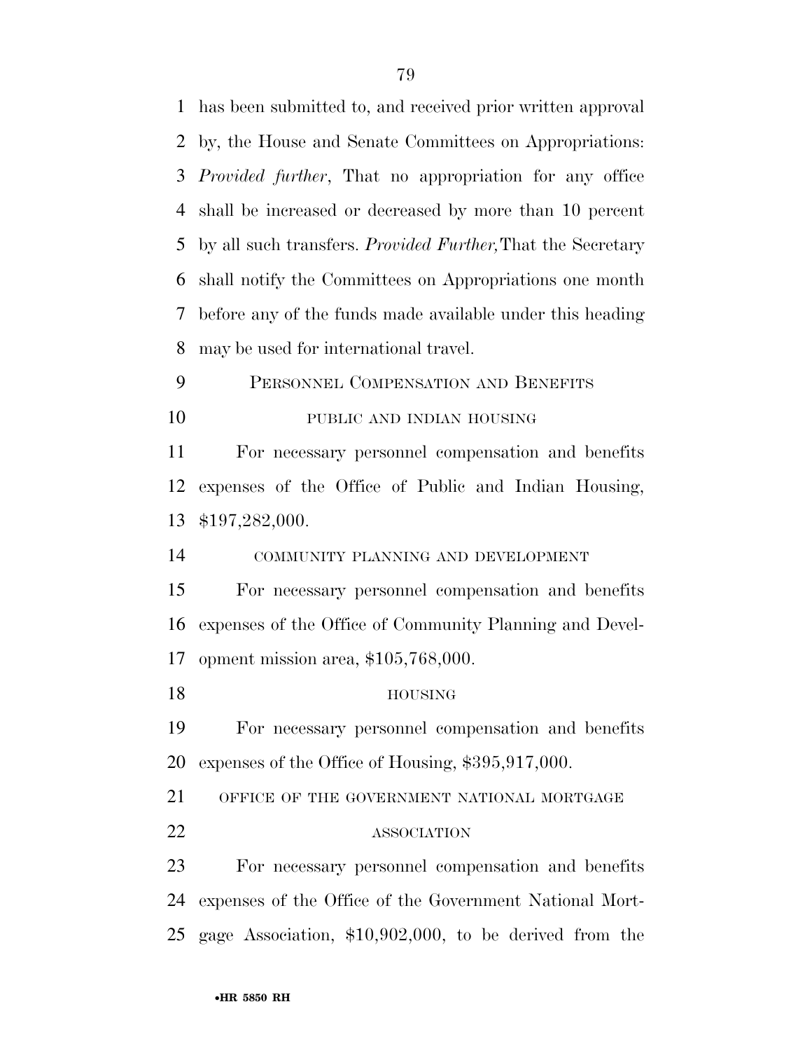has been submitted to, and received prior written approval by, the House and Senate Committees on Appropriations: *Provided further*, That no appropriation for any office shall be increased or decreased by more than 10 percent by all such transfers. *Provided Further,* That the Secretary shall notify the Committees on Appropriations one month before any of the funds made available under this heading may be used for international travel.

## PERSONNEL COMPENSATION AND BENEFITS

### PUBLIC AND INDIAN HOUSING

For necessary personnel compensation and benefits expenses of the Office of Public and Indian Housing, $197,282,000.

### COMMUNITY PLANNING AND DEVELOPMENT

For necessary personnel compensation and benefits expenses of the Office of Community Planning and Development mission area, $105,768,000.

### HOUSING

For necessary personnel compensation and benefits expenses of the Office of Housing, $395,917,000.

### OFFICE OF THE GOVERNMENT NATIONAL MORTGAGE ASSOCIATION

For necessary personnel compensation and benefits expenses of the Office of the Government National Mortgage Association, $10,902,000, to be derived from the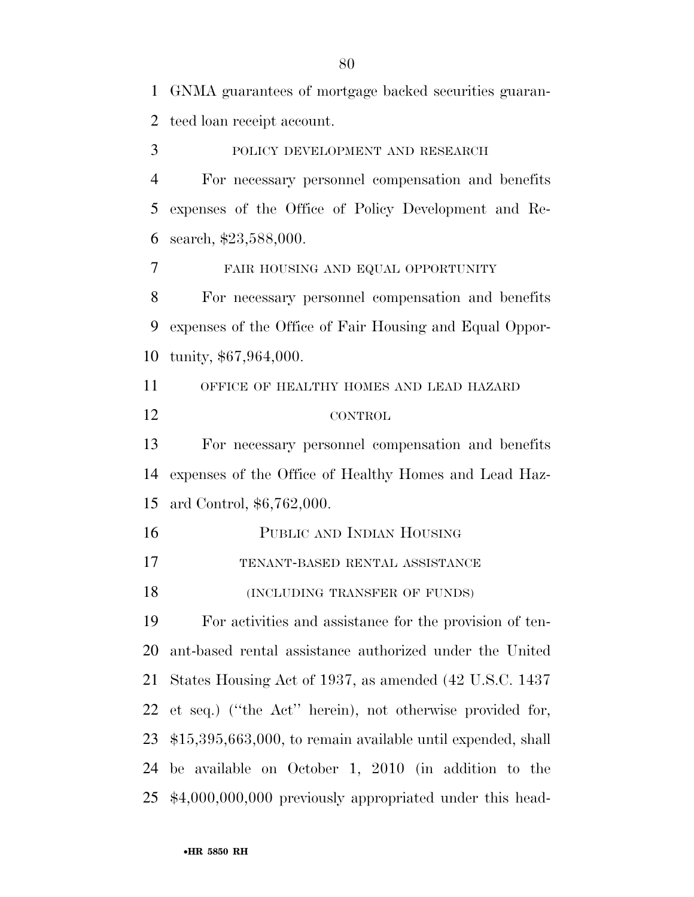GNMA guarantees of mortgage backed securities guaranteed loan receipt account.

POLICY DEVELOPMENT AND RESEARCH

For necessary personnel compensation and benefits expenses of the Office of Policy Development and Research, $23,588,000.

FAIR HOUSING AND EQUAL OPPORTUNITY

For necessary personnel compensation and benefits expenses of the Office of Fair Housing and Equal Opportunity, $67,964,000.

OFFICE OF HEALTHY HOMES AND LEAD HAZARD CONTROL

For necessary personnel compensation and benefits expenses of the Office of Healthy Homes and Lead Hazard Control, $6,762,000.

PUBLIC AND INDIAN HOUSING

TENANT-BASED RENTAL ASSISTANCE

(INCLUDING TRANSFER OF FUNDS)

For activities and assistance for the provision of tenant-based rental assistance authorized under the United States Housing Act of 1937, as amended (42 U.S.C. 1437 et seq.) (''the Act'' herein), not otherwise provided for, $15,395,663,000, to remain available until expended, shall be available on October 1, 2010 (in addition to the $4,000,000,000 previously appropriated under this head-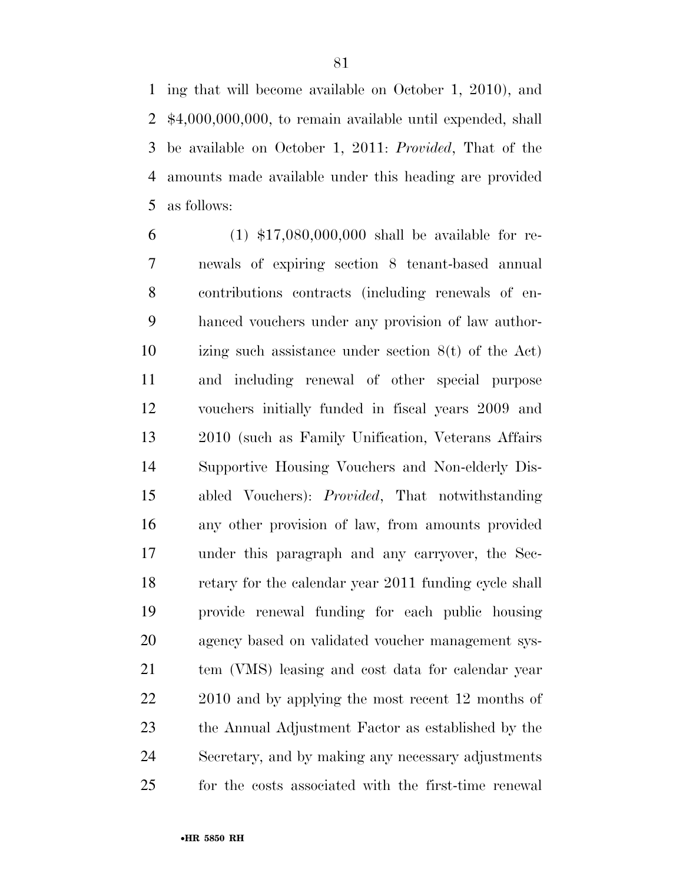ing that will become available on October 1, 2010), and $4,000,000,000, to remain available until expended, shall be available on October 1, 2011: *Provided*, That of the amounts made available under this heading are provided as follows:

(1) $17,080,000,000 shall be available for renewals of expiring section 8 tenant-based annual contributions contracts (including renewals of enhanced vouchers under any provision of law authorizing such assistance under section 8(t) of the Act) and including renewal of other special purpose vouchers initially funded in fiscal years 2009 and 2010 (such as Family Unification, Veterans Affairs Supportive Housing Vouchers and Non-elderly Disabled Vouchers): *Provided*, That notwithstanding any other provision of law, from amounts provided under this paragraph and any carryover, the Secretary for the calendar year 2011 funding cycle shall provide renewal funding for each public housing agency based on validated voucher management system (VMS) leasing and cost data for calendar year 2010 and by applying the most recent 12 months of the Annual Adjustment Factor as established by the Secretary, and by making any necessary adjustments for the costs associated with the first-time renewal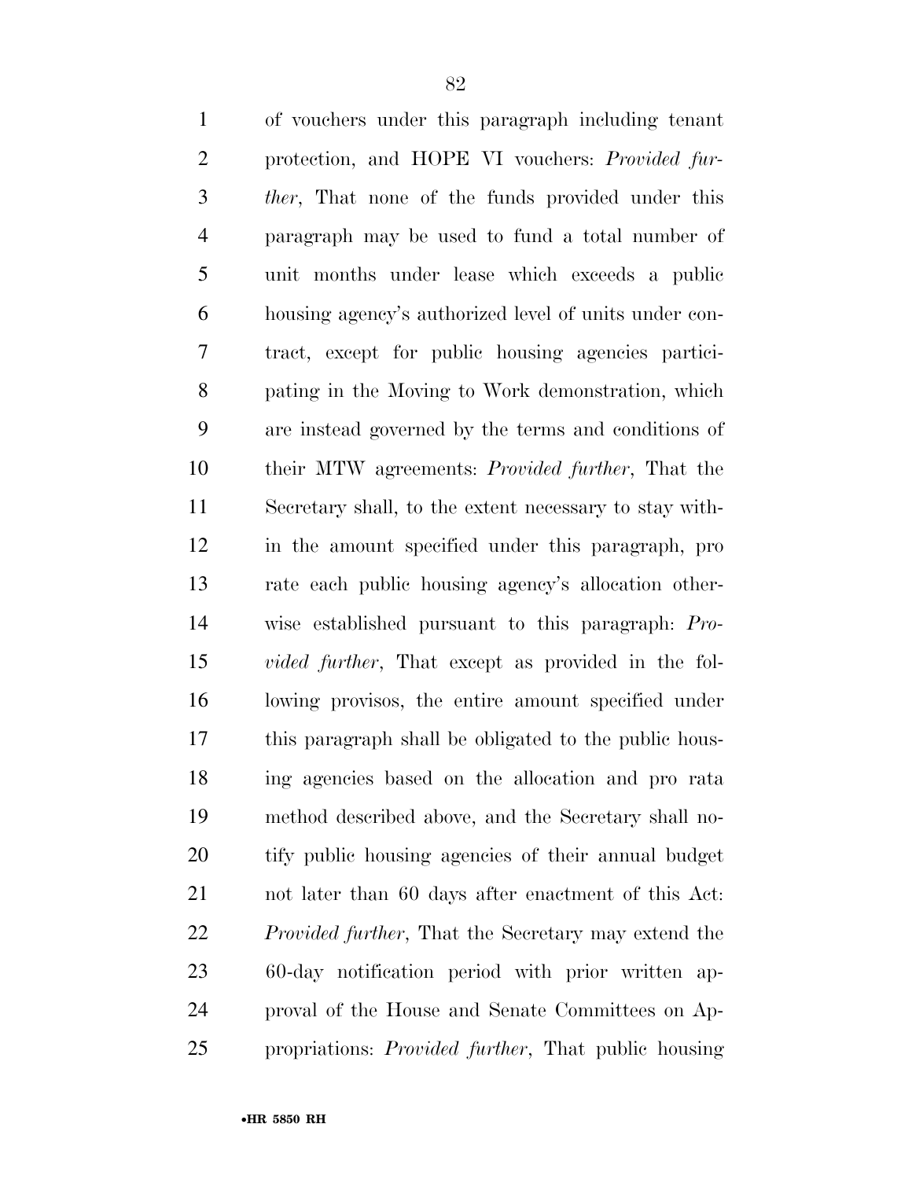of vouchers under this paragraph including tenant protection, and HOPE VI vouchers: *Provided further*, That none of the funds provided under this paragraph may be used to fund a total number of unit months under lease which exceeds a public housing agency's authorized level of units under contract, except for public housing agencies participating in the Moving to Work demonstration, which are instead governed by the terms and conditions of their MTW agreements: *Provided further*, That the Secretary shall, to the extent necessary to stay within the amount specified under this paragraph, pro rate each public housing agency's allocation otherwise established pursuant to this paragraph: *Provided further*, That except as provided in the following provisos, the entire amount specified under this paragraph shall be obligated to the public housing agencies based on the allocation and pro rata method described above, and the Secretary shall notify public housing agencies of their annual budget not later than 60 days after enactment of this Act: *Provided further*, That the Secretary may extend the 60-day notification period with prior written approval of the House and Senate Committees on Appropriations: *Provided further*, That public housing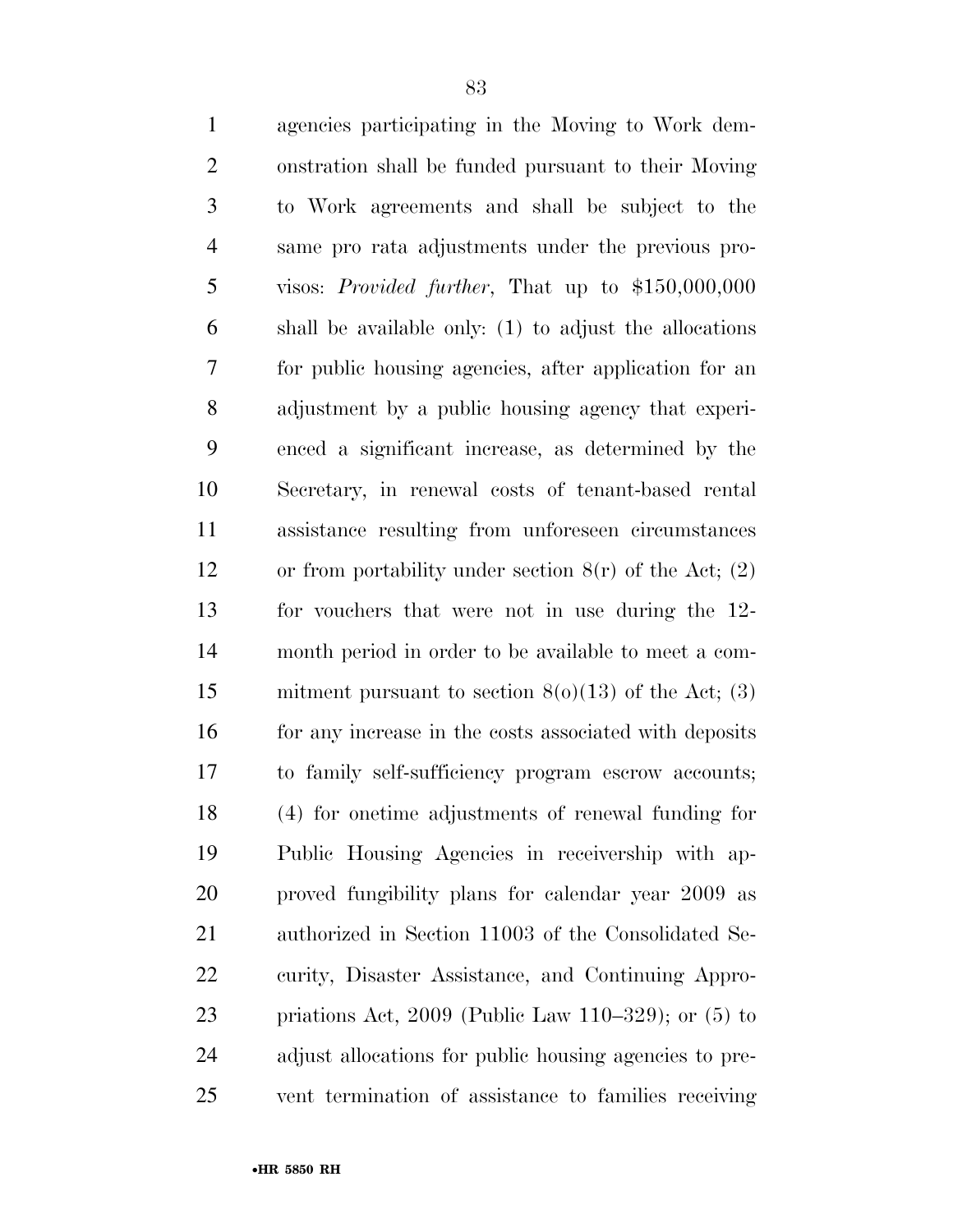agencies participating in the Moving to Work demonstration shall be funded pursuant to their Moving to Work agreements and shall be subject to the same pro rata adjustments under the previous provisos: *Provided further*, That up to $150,000,000 shall be available only: (1) to adjust the allocations for public housing agencies, after application for an adjustment by a public housing agency that experienced a significant increase, as determined by the Secretary, in renewal costs of tenant-based rental assistance resulting from unforeseen circumstances or from portability under section 8(r) of the Act; (2) for vouchers that were not in use during the 12-month period in order to be available to meet a commitment pursuant to section 8(o)(13) of the Act; (3) for any increase in the costs associated with deposits to family self-sufficiency program escrow accounts; (4) for onetime adjustments of renewal funding for Public Housing Agencies in receivership with approved fungibility plans for calendar year 2009 as authorized in Section 11003 of the Consolidated Security, Disaster Assistance, and Continuing Appropriations Act, 2009 (Public Law 110–329); or (5) to adjust allocations for public housing agencies to prevent termination of assistance to families receiving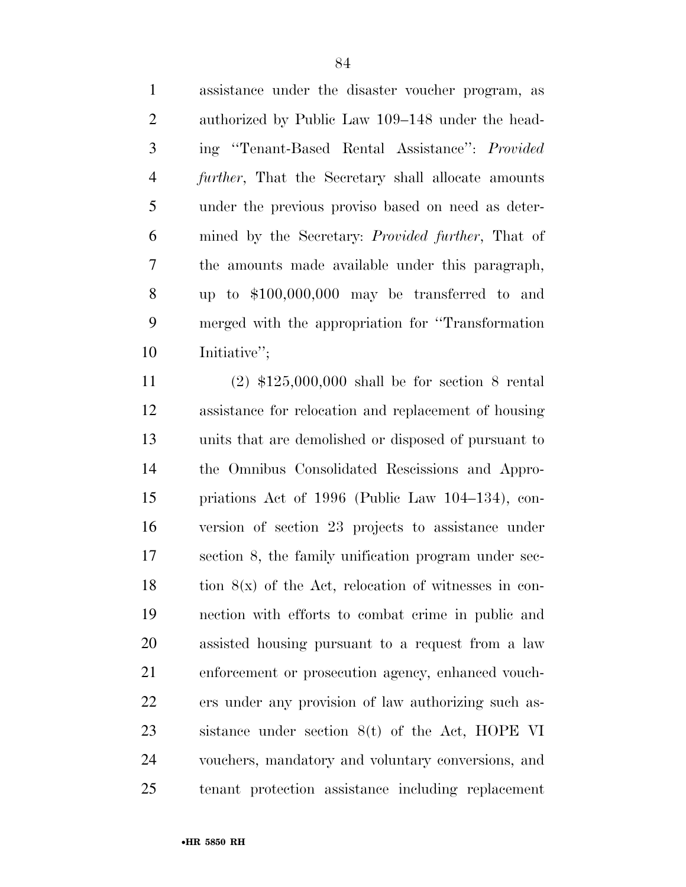assistance under the disaster voucher program, as authorized by Public Law 109–148 under the heading ''Tenant-Based Rental Assistance'': *Provided further*, That the Secretary shall allocate amounts under the previous proviso based on need as determined by the Secretary: *Provided further*, That of the amounts made available under this paragraph, up to $100,000,000 may be transferred to and merged with the appropriation for ''Transformation Initiative'';

(2) $125,000,000 shall be for section 8 rental assistance for relocation and replacement of housing units that are demolished or disposed of pursuant to the Omnibus Consolidated Rescissions and Appropriations Act of 1996 (Public Law 104–134), conversion of section 23 projects to assistance under section 8, the family unification program under section 8(x) of the Act, relocation of witnesses in connection with efforts to combat crime in public and assisted housing pursuant to a request from a law enforcement or prosecution agency, enhanced vouchers under any provision of law authorizing such assistance under section 8(t) of the Act, HOPE VI vouchers, mandatory and voluntary conversions, and tenant protection assistance including replacement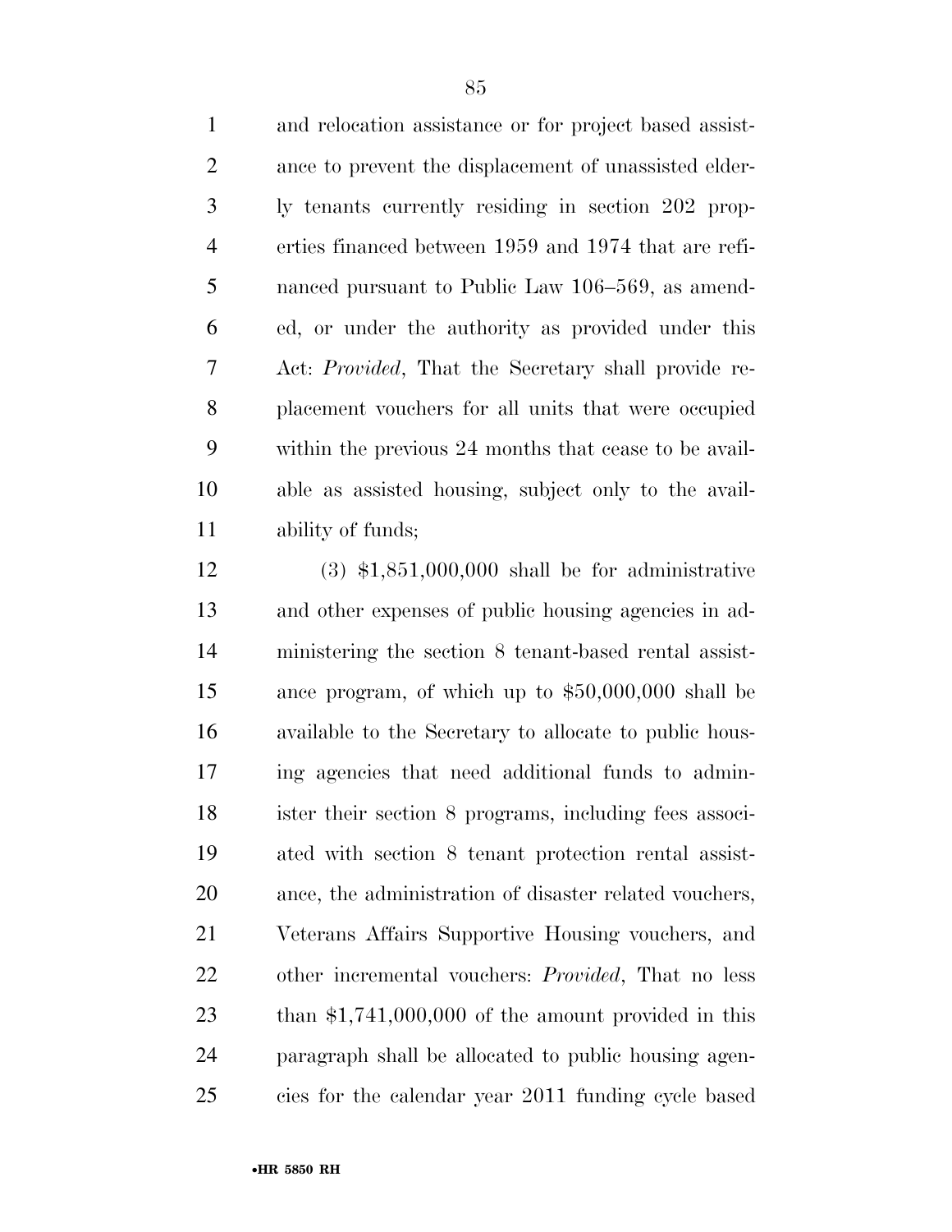and relocation assistance or for project based assistance to prevent the displacement of unassisted elderly tenants currently residing in section 202 properties financed between 1959 and 1974 that are refinanced pursuant to Public Law 106–569, as amended, or under the authority as provided under this Act: *Provided*, That the Secretary shall provide replacement vouchers for all units that were occupied within the previous 24 months that cease to be available as assisted housing, subject only to the availability of funds;

(3) $1,851,000,000 shall be for administrative and other expenses of public housing agencies in administering the section 8 tenant-based rental assistance program, of which up to $50,000,000 shall be available to the Secretary to allocate to public housing agencies that need additional funds to administer their section 8 programs, including fees associated with section 8 tenant protection rental assistance, the administration of disaster related vouchers, Veterans Affairs Supportive Housing vouchers, and other incremental vouchers: *Provided*, That no less than $1,741,000,000 of the amount provided in this paragraph shall be allocated to public housing agencies for the calendar year 2011 funding cycle based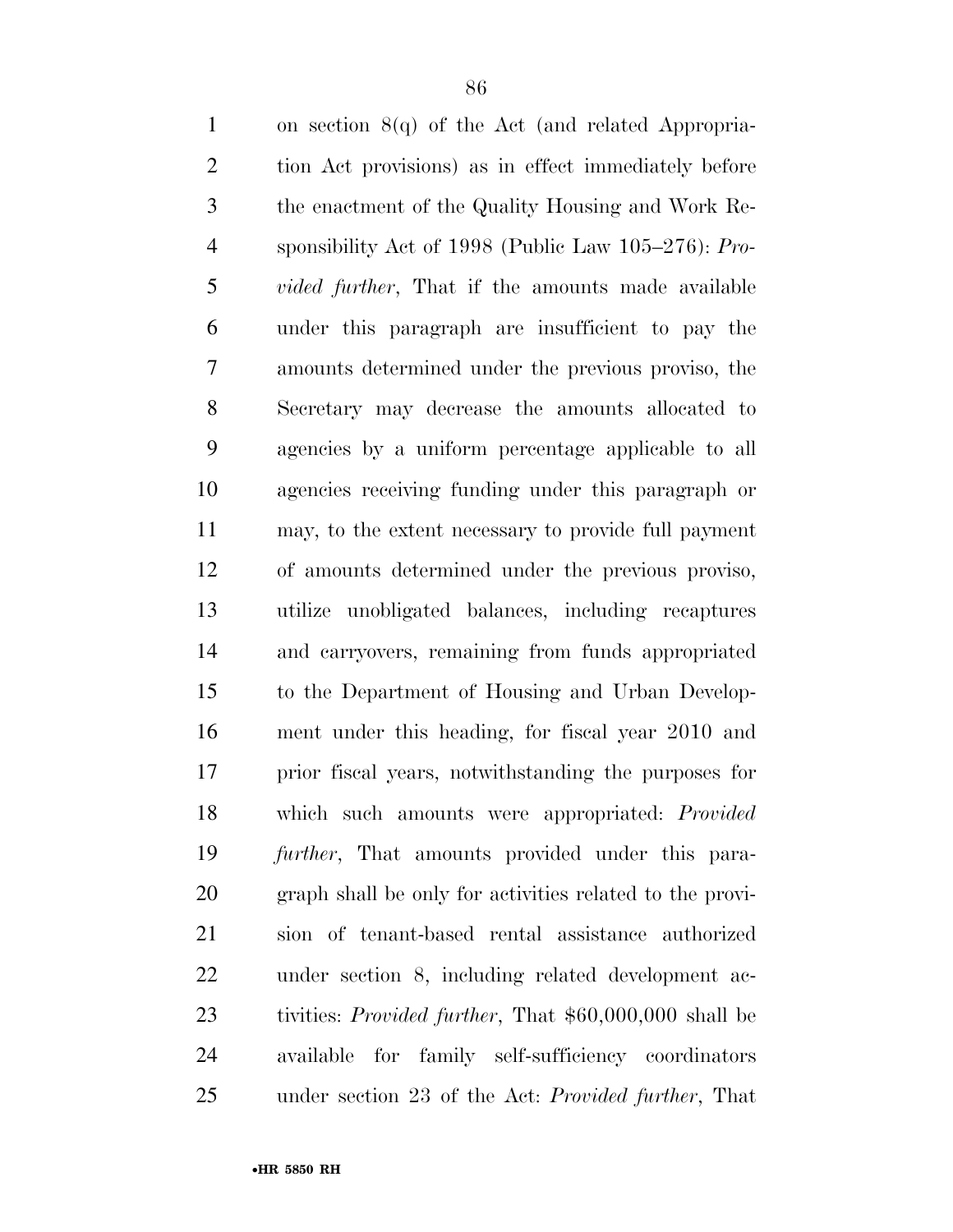on section 8(q) of the Act (and related Appropriation Act provisions) as in effect immediately before the enactment of the Quality Housing and Work Responsibility Act of 1998 (Public Law 105–276): *Provided further*, That if the amounts made available under this paragraph are insufficient to pay the amounts determined under the previous proviso, the Secretary may decrease the amounts allocated to agencies by a uniform percentage applicable to all agencies receiving funding under this paragraph or may, to the extent necessary to provide full payment of amounts determined under the previous proviso, utilize unobligated balances, including recaptures and carryovers, remaining from funds appropriated to the Department of Housing and Urban Development under this heading, for fiscal year 2010 and prior fiscal years, notwithstanding the purposes for which such amounts were appropriated: *Provided further*, That amounts provided under this paragraph shall be only for activities related to the provision of tenant-based rental assistance authorized under section 8, including related development activities: *Provided further*, That $60,000,000 shall be available for family self-sufficiency coordinators under section 23 of the Act: *Provided further*, That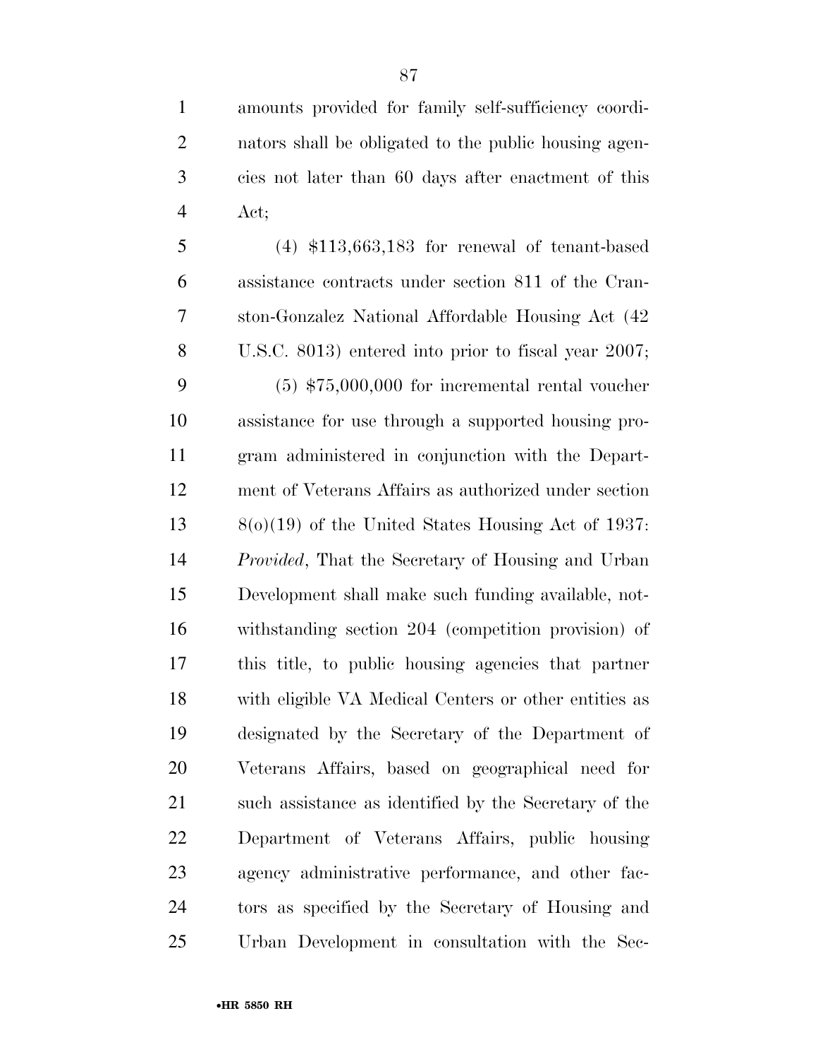amounts provided for family self-sufficiency coordinators shall be obligated to the public housing agencies not later than 60 days after enactment of this Act;

(4) $113,663,183 for renewal of tenant-based assistance contracts under section 811 of the Cranston-Gonzalez National Affordable Housing Act (42 U.S.C. 8013) entered into prior to fiscal year 2007;

(5) $75,000,000 for incremental rental voucher assistance for use through a supported housing program administered in conjunction with the Department of Veterans Affairs as authorized under section 8(o)(19) of the United States Housing Act of 1937: *Provided*, That the Secretary of Housing and Urban Development shall make such funding available, notwithstanding section 204 (competition provision) of this title, to public housing agencies that partner with eligible VA Medical Centers or other entities as designated by the Secretary of the Department of Veterans Affairs, based on geographical need for such assistance as identified by the Secretary of the Department of Veterans Affairs, public housing agency administrative performance, and other factors as specified by the Secretary of Housing and Urban Development in consultation with the Sec-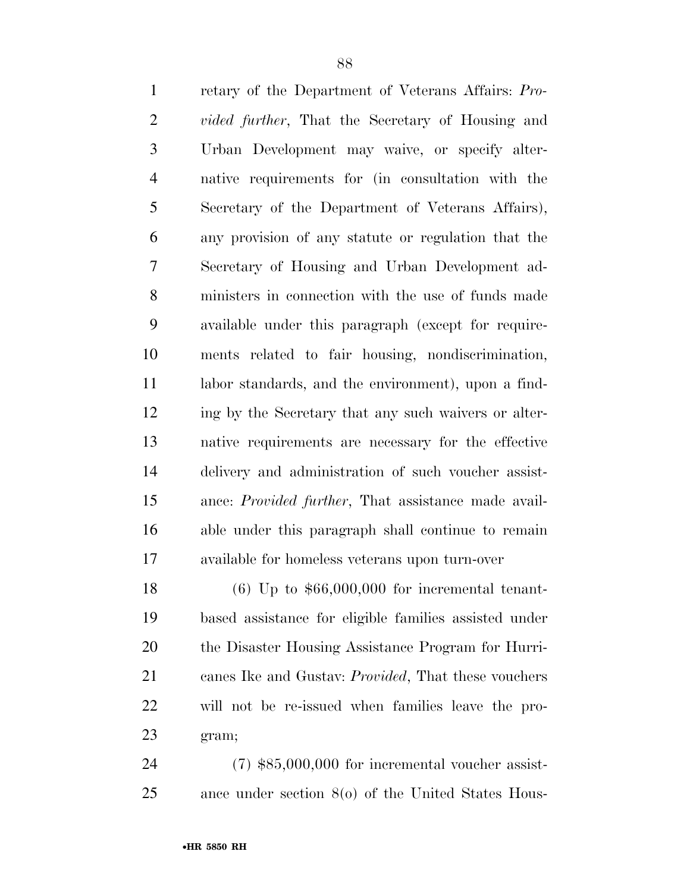retary of the Department of Veterans Affairs: *Provided further*, That the Secretary of Housing and Urban Development may waive, or specify alternative requirements for (in consultation with the Secretary of the Department of Veterans Affairs), any provision of any statute or regulation that the Secretary of Housing and Urban Development administers in connection with the use of funds made available under this paragraph (except for requirements related to fair housing, nondiscrimination, labor standards, and the environment), upon a finding by the Secretary that any such waivers or alternative requirements are necessary for the effective delivery and administration of such voucher assistance: *Provided further*, That assistance made available under this paragraph shall continue to remain available for homeless veterans upon turn-over

(6) Up to $66,000,000 for incremental tenant-based assistance for eligible families assisted under the Disaster Housing Assistance Program for Hurricanes Ike and Gustav: *Provided*, That these vouchers will not be re-issued when families leave the program;

(7) $85,000,000 for incremental voucher assistance under section 8(o) of the United States Hous-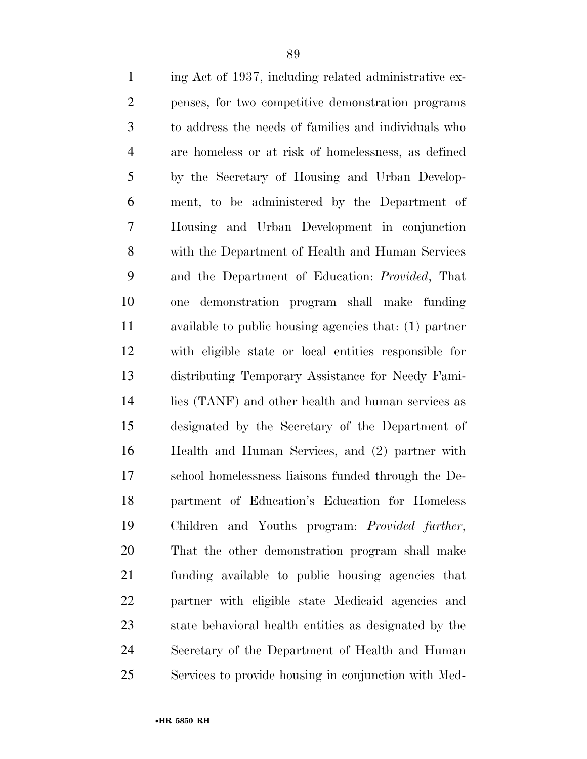ing Act of 1937, including related administrative expenses, for two competitive demonstration programs to address the needs of families and individuals who are homeless or at risk of homelessness, as defined by the Secretary of Housing and Urban Development, to be administered by the Department of Housing and Urban Development in conjunction with the Department of Health and Human Services and the Department of Education: *Provided*, That one demonstration program shall make funding available to public housing agencies that: (1) partner with eligible state or local entities responsible for distributing Temporary Assistance for Needy Families (TANF) and other health and human services as designated by the Secretary of the Department of Health and Human Services, and (2) partner with school homelessness liaisons funded through the Department of Education's Education for Homeless Children and Youths program: *Provided further*, That the other demonstration program shall make funding available to public housing agencies that partner with eligible state Medicaid agencies and state behavioral health entities as designated by the Secretary of the Department of Health and Human Services to provide housing in conjunction with Med-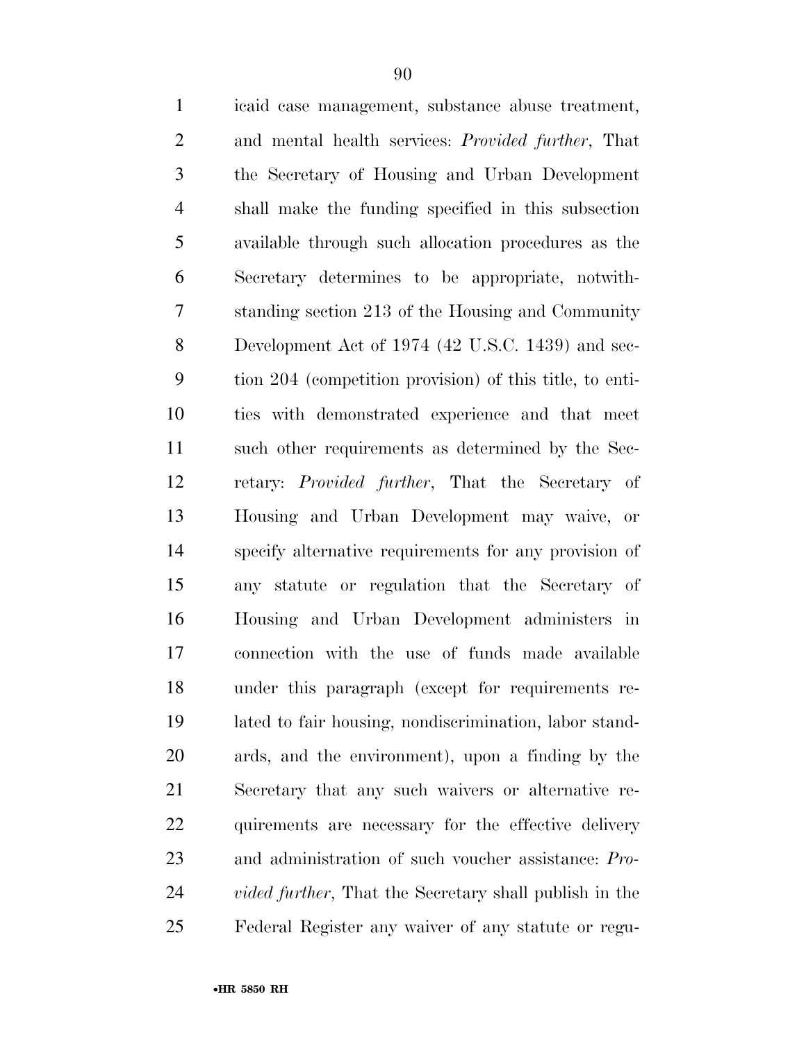icaid case management, substance abuse treatment, and mental health services: *Provided further*, That the Secretary of Housing and Urban Development shall make the funding specified in this subsection available through such allocation procedures as the Secretary determines to be appropriate, notwithstanding section 213 of the Housing and Community Development Act of 1974 (42 U.S.C. 1439) and section 204 (competition provision) of this title, to entities with demonstrated experience and that meet such other requirements as determined by the Secretary: *Provided further*, That the Secretary of Housing and Urban Development may waive, or specify alternative requirements for any provision of any statute or regulation that the Secretary of Housing and Urban Development administers in connection with the use of funds made available under this paragraph (except for requirements related to fair housing, nondiscrimination, labor standards, and the environment), upon a finding by the Secretary that any such waivers or alternative requirements are necessary for the effective delivery and administration of such voucher assistance: *Provided further*, That the Secretary shall publish in the Federal Register any waiver of any statute or regu-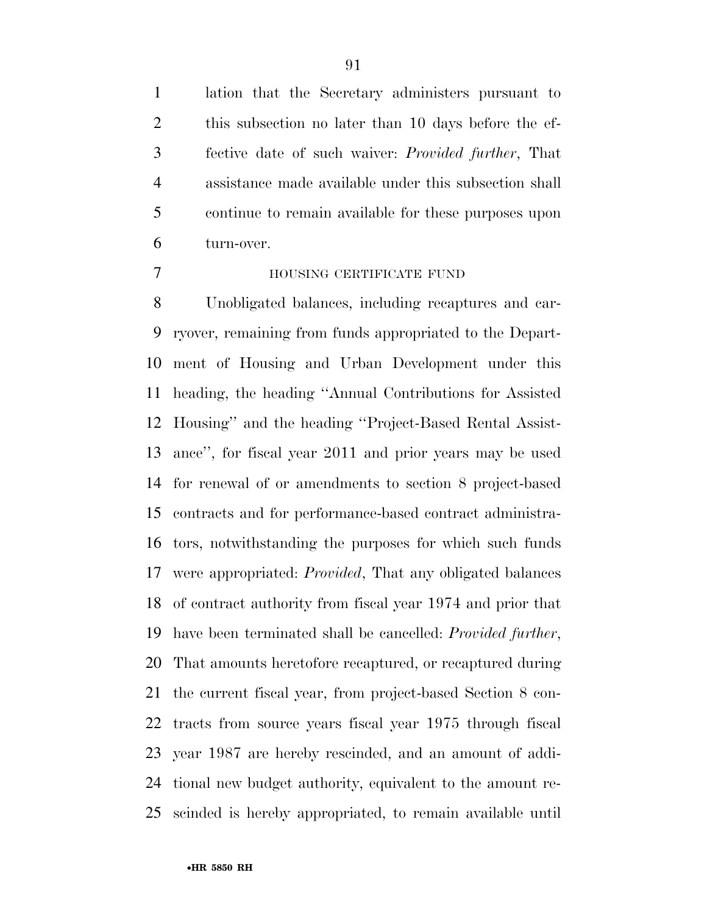lation that the Secretary administers pursuant to this subsection no later than 10 days before the effective date of such waiver: *Provided further*, That assistance made available under this subsection shall continue to remain available for these purposes upon turn-over.

HOUSING CERTIFICATE FUND

Unobligated balances, including recaptures and carryover, remaining from funds appropriated to the Department of Housing and Urban Development under this heading, the heading ''Annual Contributions for Assisted Housing'' and the heading ''Project-Based Rental Assistance'', for fiscal year 2011 and prior years may be used for renewal of or amendments to section 8 project-based contracts and for performance-based contract administrators, notwithstanding the purposes for which such funds were appropriated: *Provided*, That any obligated balances of contract authority from fiscal year 1974 and prior that have been terminated shall be cancelled: *Provided further*, That amounts heretofore recaptured, or recaptured during the current fiscal year, from project-based Section 8 contracts from source years fiscal year 1975 through fiscal year 1987 are hereby rescinded, and an amount of additional new budget authority, equivalent to the amount rescinded is hereby appropriated, to remain available until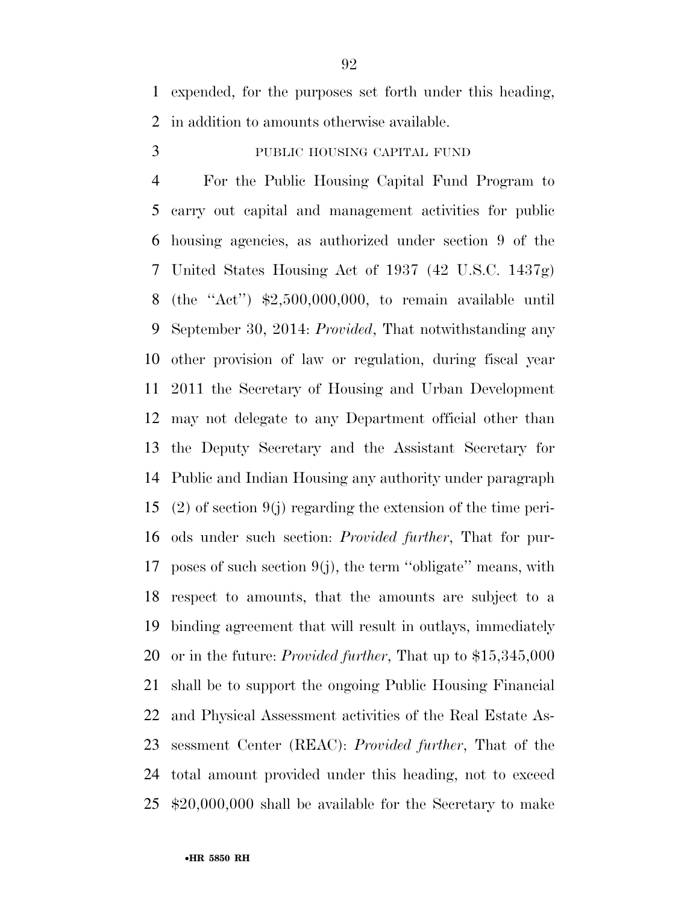expended, for the purposes set forth under this heading, in addition to amounts otherwise available.

PUBLIC HOUSING CAPITAL FUND

For the Public Housing Capital Fund Program to carry out capital and management activities for public housing agencies, as authorized under section 9 of the United States Housing Act of 1937 (42 U.S.C. 1437g) (the ''Act'') $2,500,000,000, to remain available until September 30, 2014: *Provided*, That notwithstanding any other provision of law or regulation, during fiscal year 2011 the Secretary of Housing and Urban Development may not delegate to any Department official other than the Deputy Secretary and the Assistant Secretary for Public and Indian Housing any authority under paragraph (2) of section 9(j) regarding the extension of the time periods under such section: *Provided further*, That for purposes of such section 9(j), the term ''obligate'' means, with respect to amounts, that the amounts are subject to a binding agreement that will result in outlays, immediately or in the future: *Provided further*, That up to $15,345,000 shall be to support the ongoing Public Housing Financial and Physical Assessment activities of the Real Estate Assessment Center (REAC): *Provided further*, That of the total amount provided under this heading, not to exceed $20,000,000 shall be available for the Secretary to make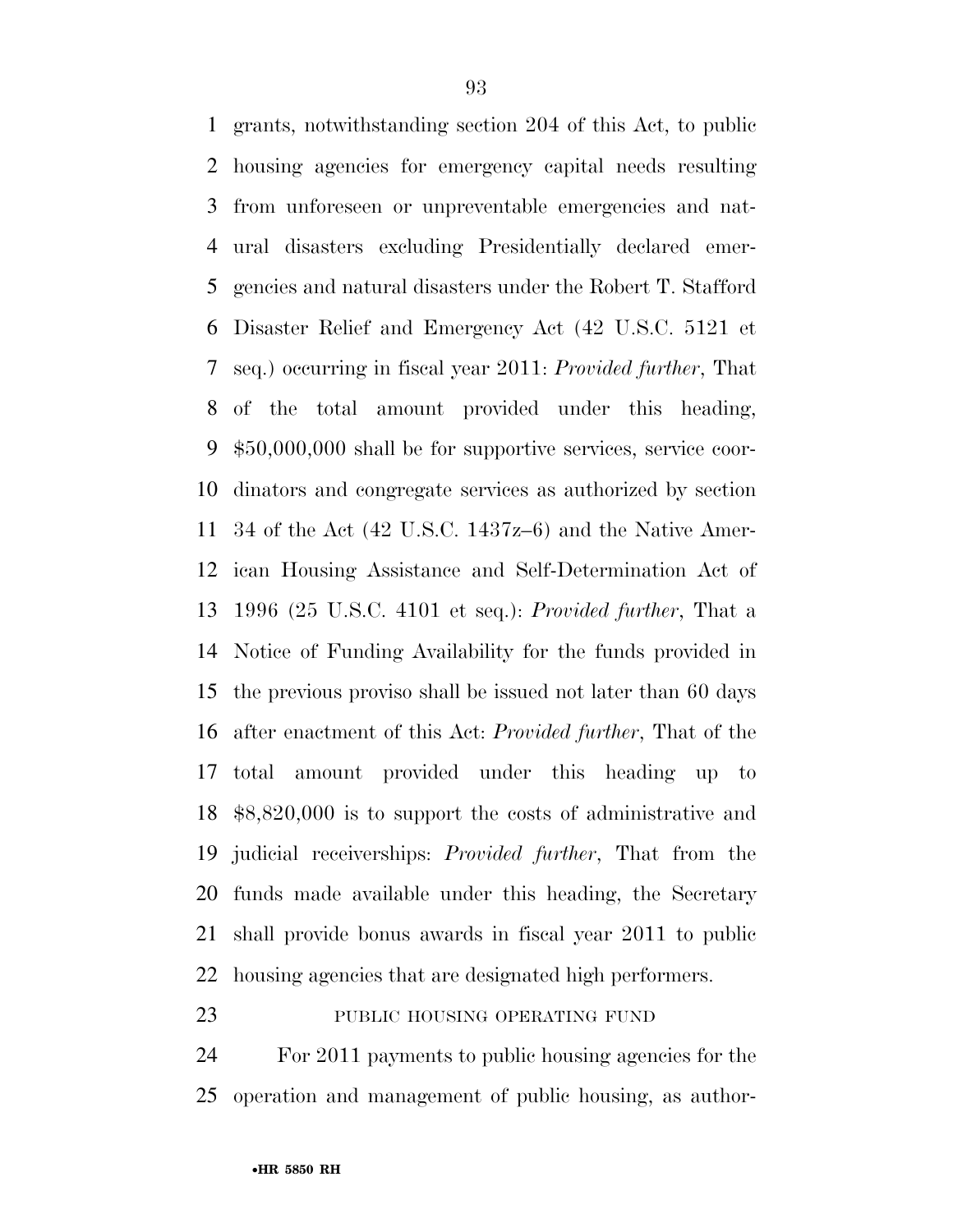grants, notwithstanding section 204 of this Act, to public housing agencies for emergency capital needs resulting from unforeseen or unpreventable emergencies and natural disasters excluding Presidentially declared emergencies and natural disasters under the Robert T. Stafford Disaster Relief and Emergency Act (42 U.S.C. 5121 et seq.) occurring in fiscal year 2011: *Provided further*, That of the total amount provided under this heading, $50,000,000 shall be for supportive services, service coordinators and congregate services as authorized by section 34 of the Act (42 U.S.C. 1437z–6) and the Native American Housing Assistance and Self-Determination Act of 1996 (25 U.S.C. 4101 et seq.): *Provided further*, That a Notice of Funding Availability for the funds provided in the previous proviso shall be issued not later than 60 days after enactment of this Act: *Provided further*, That of the total amount provided under this heading up to $8,820,000 is to support the costs of administrative and judicial receiverships: *Provided further*, That from the funds made available under this heading, the Secretary shall provide bonus awards in fiscal year 2011 to public housing agencies that are designated high performers.

PUBLIC HOUSING OPERATING FUND

For 2011 payments to public housing agencies for the operation and management of public housing, as author-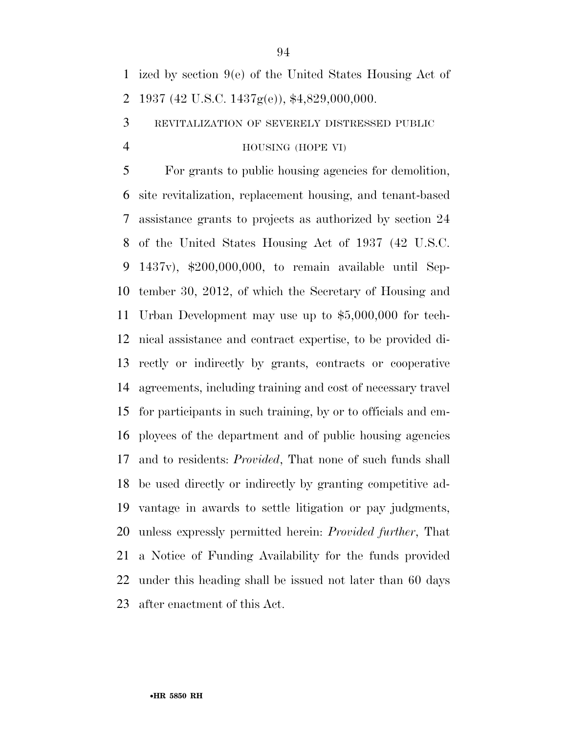ized by section 9(e) of the United States Housing Act of 1937 (42 U.S.C. 1437g(e)), $4,829,000,000.

REVITALIZATION OF SEVERELY DISTRESSED PUBLIC HOUSING (HOPE VI)

For grants to public housing agencies for demolition, site revitalization, replacement housing, and tenant-based assistance grants to projects as authorized by section 24 of the United States Housing Act of 1937 (42 U.S.C. 1437v), $200,000,000, to remain available until September 30, 2012, of which the Secretary of Housing and Urban Development may use up to $5,000,000 for technical assistance and contract expertise, to be provided directly or indirectly by grants, contracts or cooperative agreements, including training and cost of necessary travel for participants in such training, by or to officials and employees of the department and of public housing agencies and to residents: *Provided*, That none of such funds shall be used directly or indirectly by granting competitive advantage in awards to settle litigation or pay judgments, unless expressly permitted herein: *Provided further*, That a Notice of Funding Availability for the funds provided under this heading shall be issued not later than 60 days after enactment of this Act.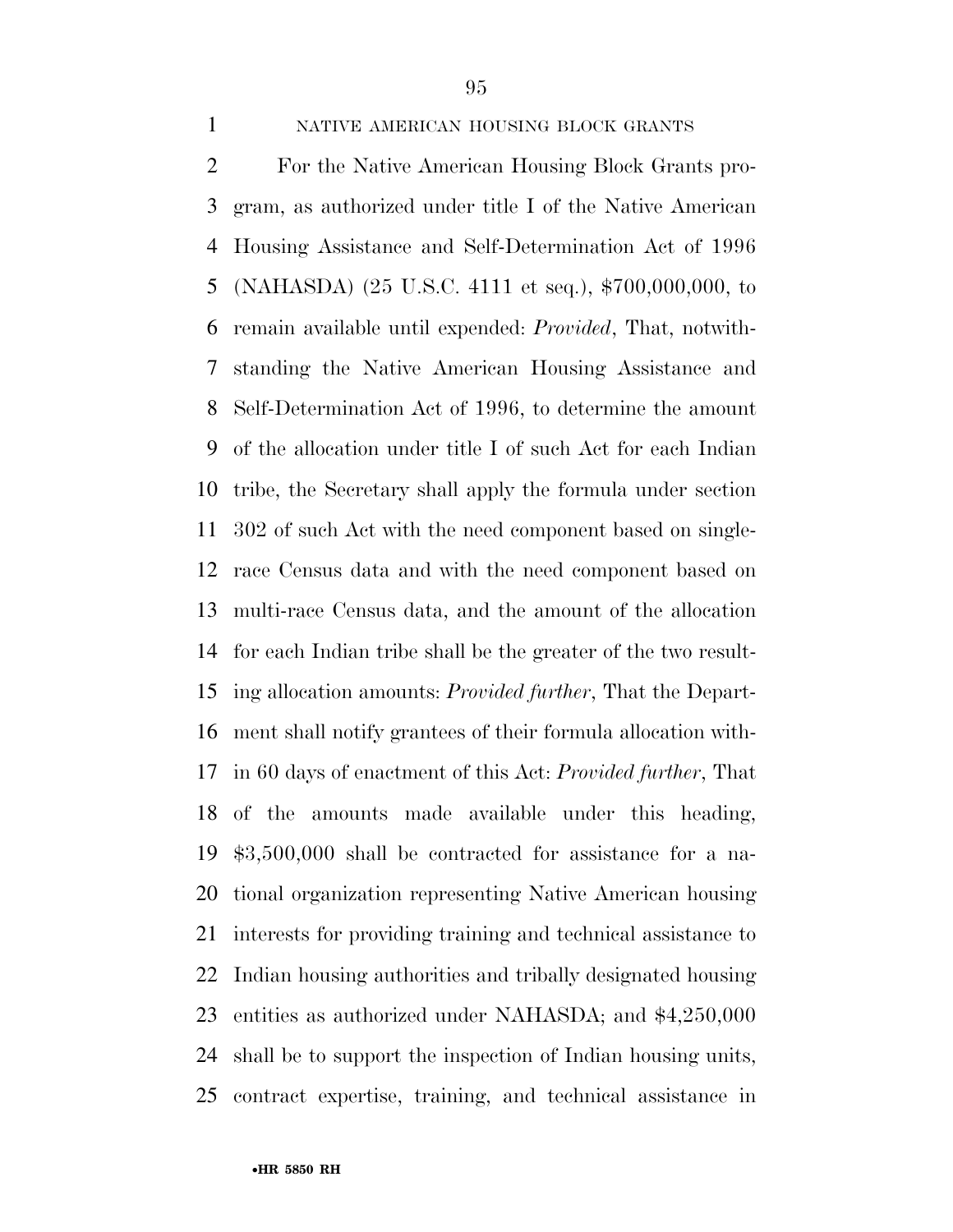NATIVE AMERICAN HOUSING BLOCK GRANTS

For the Native American Housing Block Grants program, as authorized under title I of the Native American Housing Assistance and Self-Determination Act of 1996 (NAHASDA) (25 U.S.C. 4111 et seq.), $700,000,000, to remain available until expended: *Provided*, That, notwithstanding the Native American Housing Assistance and Self-Determination Act of 1996, to determine the amount of the allocation under title I of such Act for each Indian tribe, the Secretary shall apply the formula under section 302 of such Act with the need component based on single-race Census data and with the need component based on multi-race Census data, and the amount of the allocation for each Indian tribe shall be the greater of the two resulting allocation amounts: *Provided further*, That the Department shall notify grantees of their formula allocation within 60 days of enactment of this Act: *Provided further*, That of the amounts made available under this heading, $3,500,000 shall be contracted for assistance for a national organization representing Native American housing interests for providing training and technical assistance to Indian housing authorities and tribally designated housing entities as authorized under NAHASDA; and $4,250,000 shall be to support the inspection of Indian housing units, contract expertise, training, and technical assistance in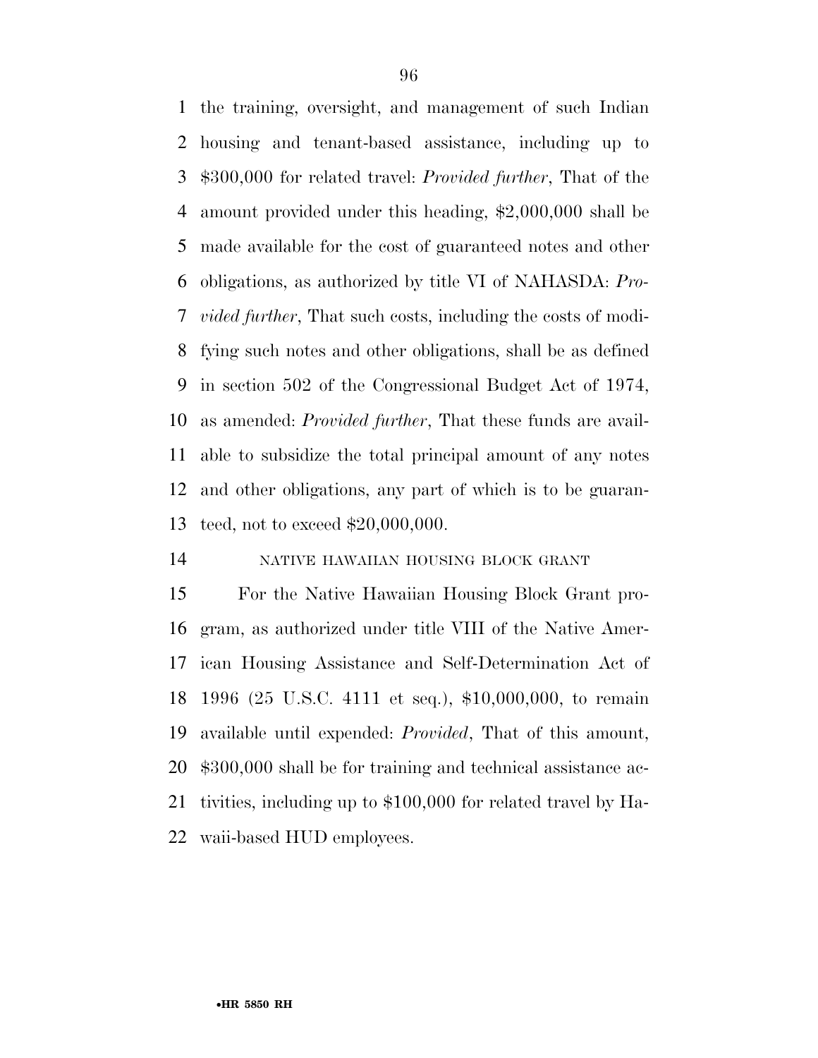the training, oversight, and management of such Indian housing and tenant-based assistance, including up to $300,000 for related travel: *Provided further*, That of the amount provided under this heading, $2,000,000 shall be made available for the cost of guaranteed notes and other obligations, as authorized by title VI of NAHASDA: *Provided further*, That such costs, including the costs of modifying such notes and other obligations, shall be as defined in section 502 of the Congressional Budget Act of 1974, as amended: *Provided further*, That these funds are available to subsidize the total principal amount of any notes and other obligations, any part of which is to be guaranteed, not to exceed $20,000,000.

NATIVE HAWAIIAN HOUSING BLOCK GRANT

For the Native Hawaiian Housing Block Grant program, as authorized under title VIII of the Native American Housing Assistance and Self-Determination Act of 1996 (25 U.S.C. 4111 et seq.), $10,000,000, to remain available until expended: *Provided*, That of this amount, $300,000 shall be for training and technical assistance activities, including up to $100,000 for related travel by Hawaii-based HUD employees.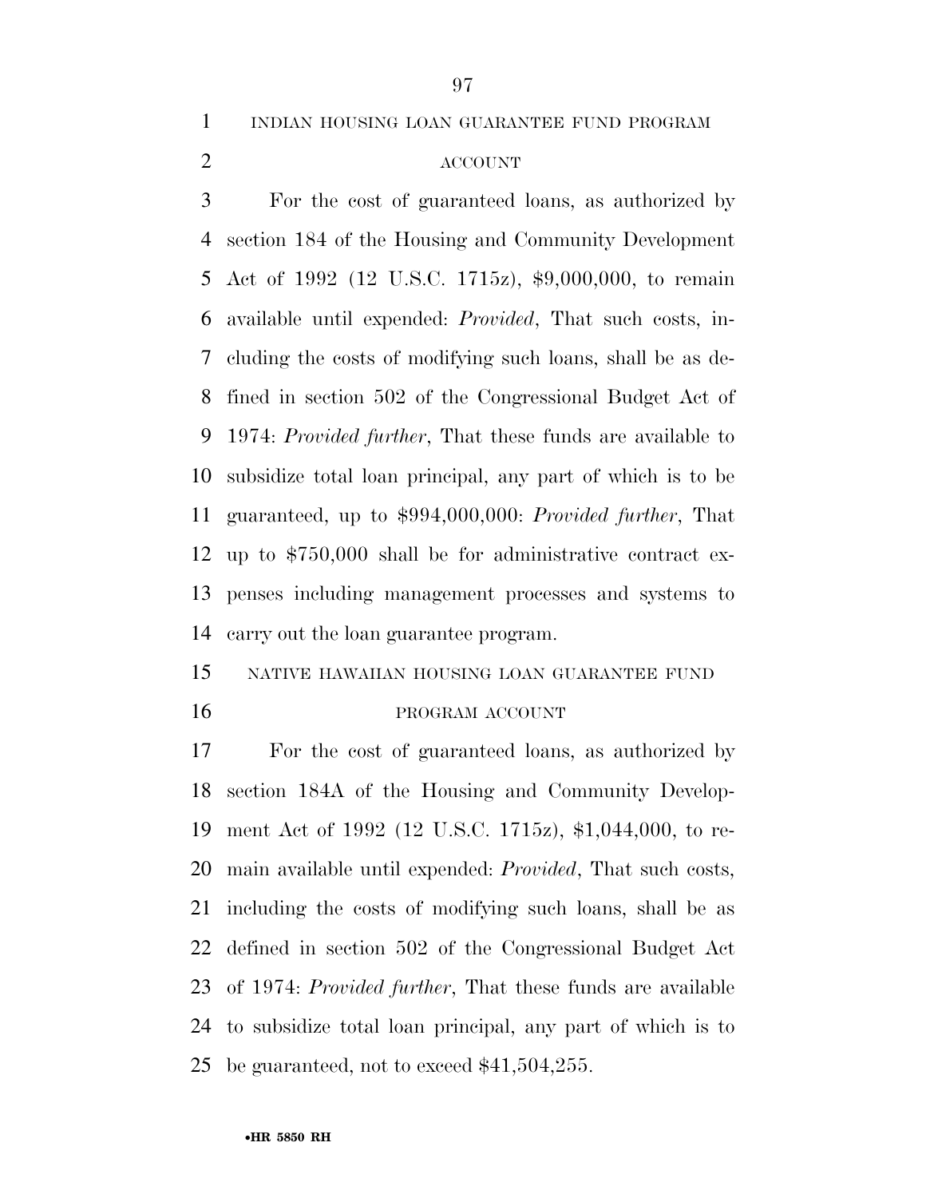INDIAN HOUSING LOAN GUARANTEE FUND PROGRAM ACCOUNT

For the cost of guaranteed loans, as authorized by section 184 of the Housing and Community Development Act of 1992 (12 U.S.C. 1715z), $9,000,000, to remain available until expended: *Provided*, That such costs, including the costs of modifying such loans, shall be as defined in section 502 of the Congressional Budget Act of 1974: *Provided further*, That these funds are available to subsidize total loan principal, any part of which is to be guaranteed, up to $994,000,000: *Provided further*, That up to $750,000 shall be for administrative contract expenses including management processes and systems to carry out the loan guarantee program.

NATIVE HAWAIIAN HOUSING LOAN GUARANTEE FUND PROGRAM ACCOUNT

For the cost of guaranteed loans, as authorized by section 184A of the Housing and Community Development Act of 1992 (12 U.S.C. 1715z), $1,044,000, to remain available until expended: *Provided*, That such costs, including the costs of modifying such loans, shall be as defined in section 502 of the Congressional Budget Act of 1974: *Provided further*, That these funds are available to subsidize total loan principal, any part of which is to be guaranteed, not to exceed $41,504,255.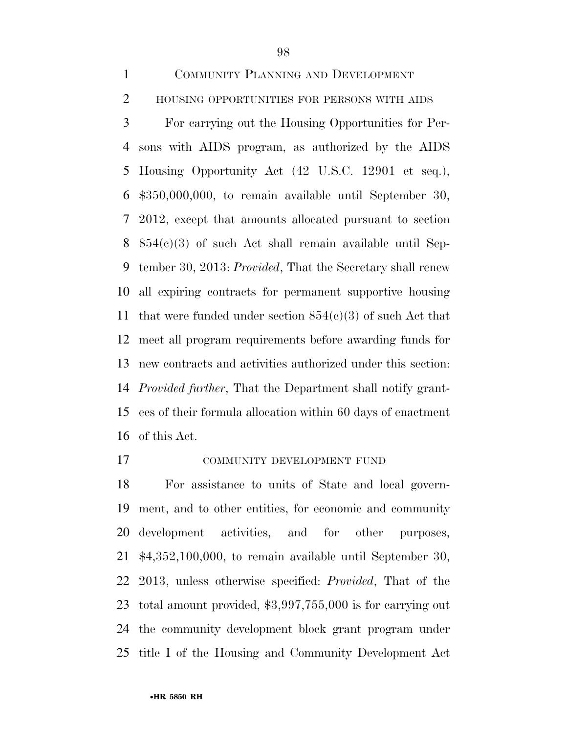COMMUNITY PLANNING AND DEVELOPMENT

HOUSING OPPORTUNITIES FOR PERSONS WITH AIDS

For carrying out the Housing Opportunities for Persons with AIDS program, as authorized by the AIDS Housing Opportunity Act (42 U.S.C. 12901 et seq.), $350,000,000, to remain available until September 30, 2012, except that amounts allocated pursuant to section 854(c)(3) of such Act shall remain available until September 30, 2013: *Provided*, That the Secretary shall renew all expiring contracts for permanent supportive housing that were funded under section 854(c)(3) of such Act that meet all program requirements before awarding funds for new contracts and activities authorized under this section: *Provided further*, That the Department shall notify grantees of their formula allocation within 60 days of enactment of this Act.

COMMUNITY DEVELOPMENT FUND

For assistance to units of State and local government, and to other entities, for economic and community development activities, and for other purposes, $4,352,100,000, to remain available until September 30, 2013, unless otherwise specified: *Provided*, That of the total amount provided, $3,997,755,000 is for carrying out the community development block grant program under title I of the Housing and Community Development Act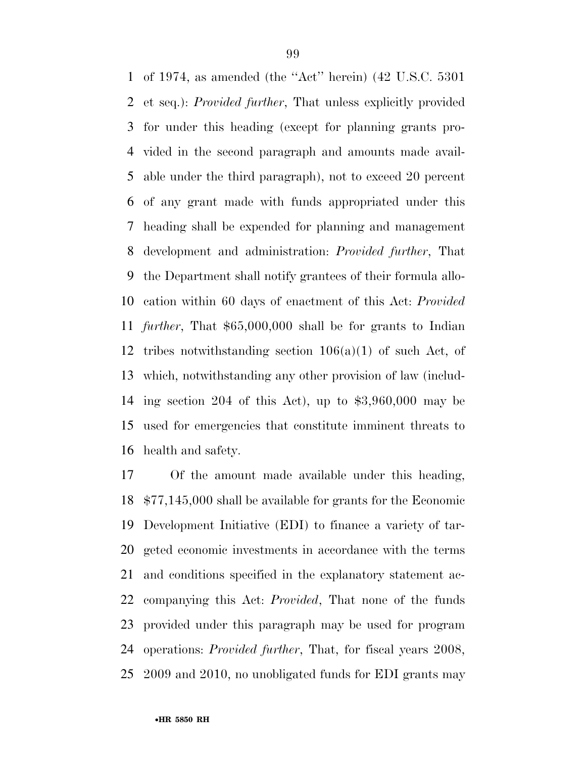of 1974, as amended (the ''Act'' herein) (42 U.S.C. 5301 et seq.): *Provided further*, That unless explicitly provided for under this heading (except for planning grants provided in the second paragraph and amounts made available under the third paragraph), not to exceed 20 percent of any grant made with funds appropriated under this heading shall be expended for planning and management development and administration: *Provided further*, That the Department shall notify grantees of their formula allocation within 60 days of enactment of this Act: *Provided further*, That $65,000,000 shall be for grants to Indian tribes notwithstanding section 106(a)(1) of such Act, of which, notwithstanding any other provision of law (including section 204 of this Act), up to $3,960,000 may be used for emergencies that constitute imminent threats to health and safety.

Of the amount made available under this heading, $77,145,000 shall be available for grants for the Economic Development Initiative (EDI) to finance a variety of targeted economic investments in accordance with the terms and conditions specified in the explanatory statement accompanying this Act: *Provided*, That none of the funds provided under this paragraph may be used for program operations: *Provided further*, That, for fiscal years 2008, 2009 and 2010, no unobligated funds for EDI grants may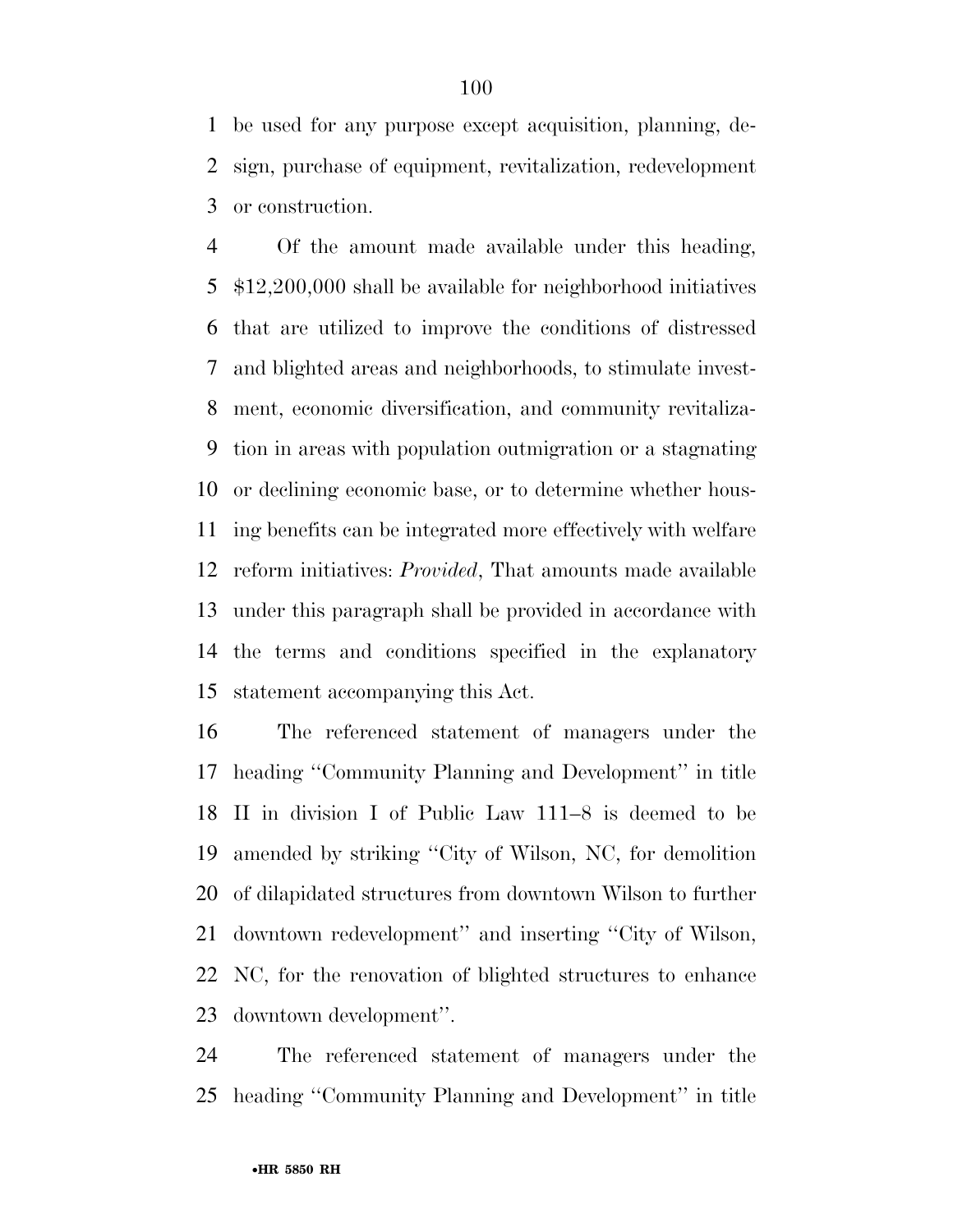be used for any purpose except acquisition, planning, design, purchase of equipment, revitalization, redevelopment or construction.

Of the amount made available under this heading, $12,200,000 shall be available for neighborhood initiatives that are utilized to improve the conditions of distressed and blighted areas and neighborhoods, to stimulate investment, economic diversification, and community revitalization in areas with population outmigration or a stagnating or declining economic base, or to determine whether housing benefits can be integrated more effectively with welfare reform initiatives: *Provided*, That amounts made available under this paragraph shall be provided in accordance with the terms and conditions specified in the explanatory statement accompanying this Act.

The referenced statement of managers under the heading ''Community Planning and Development'' in title II in division I of Public Law 111–8 is deemed to be amended by striking ''City of Wilson, NC, for demolition of dilapidated structures from downtown Wilson to further downtown redevelopment'' and inserting ''City of Wilson, NC, for the renovation of blighted structures to enhance downtown development''.

The referenced statement of managers under the heading ''Community Planning and Development'' in title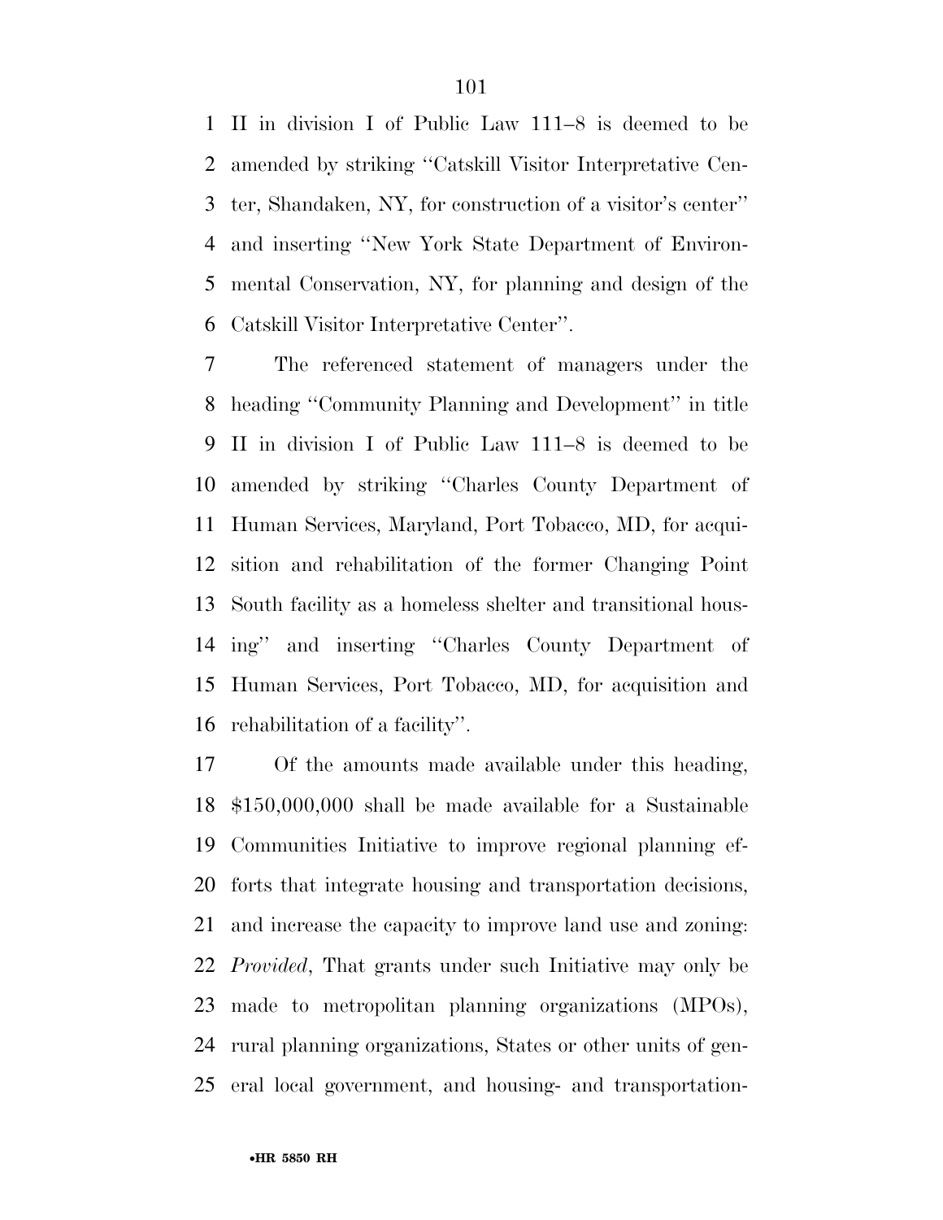II in division I of Public Law 111–8 is deemed to be amended by striking ''Catskill Visitor Interpretative Center, Shandaken, NY, for construction of a visitor's center'' and inserting ''New York State Department of Environmental Conservation, NY, for planning and design of the Catskill Visitor Interpretative Center''.

The referenced statement of managers under the heading ''Community Planning and Development'' in title II in division I of Public Law 111–8 is deemed to be amended by striking ''Charles County Department of Human Services, Maryland, Port Tobacco, MD, for acquisition and rehabilitation of the former Changing Point South facility as a homeless shelter and transitional housing'' and inserting ''Charles County Department of Human Services, Port Tobacco, MD, for acquisition and rehabilitation of a facility''.

Of the amounts made available under this heading, $150,000,000 shall be made available for a Sustainable Communities Initiative to improve regional planning efforts that integrate housing and transportation decisions, and increase the capacity to improve land use and zoning: *Provided*, That grants under such Initiative may only be made to metropolitan planning organizations (MPOs), rural planning organizations, States or other units of general local government, and housing- and transportation-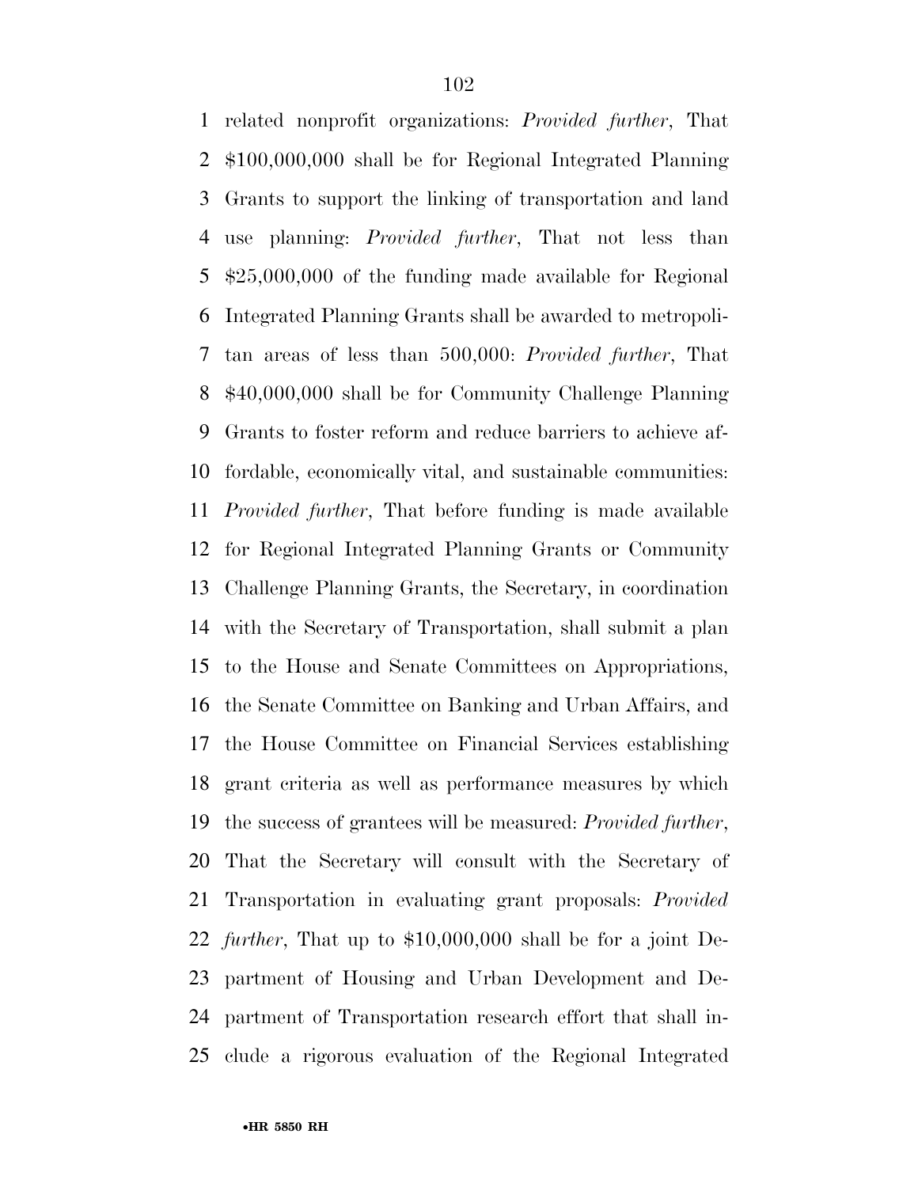related nonprofit organizations: *Provided further*, That $100,000,000 shall be for Regional Integrated Planning Grants to support the linking of transportation and land use planning: *Provided further*, That not less than $25,000,000 of the funding made available for Regional Integrated Planning Grants shall be awarded to metropolitan areas of less than 500,000: *Provided further*, That $40,000,000 shall be for Community Challenge Planning Grants to foster reform and reduce barriers to achieve affordable, economically vital, and sustainable communities: *Provided further*, That before funding is made available for Regional Integrated Planning Grants or Community Challenge Planning Grants, the Secretary, in coordination with the Secretary of Transportation, shall submit a plan to the House and Senate Committees on Appropriations, the Senate Committee on Banking and Urban Affairs, and the House Committee on Financial Services establishing grant criteria as well as performance measures by which the success of grantees will be measured: *Provided further*, That the Secretary will consult with the Secretary of Transportation in evaluating grant proposals: *Provided further*, That up to $10,000,000 shall be for a joint Department of Housing and Urban Development and Department of Transportation research effort that shall include a rigorous evaluation of the Regional Integrated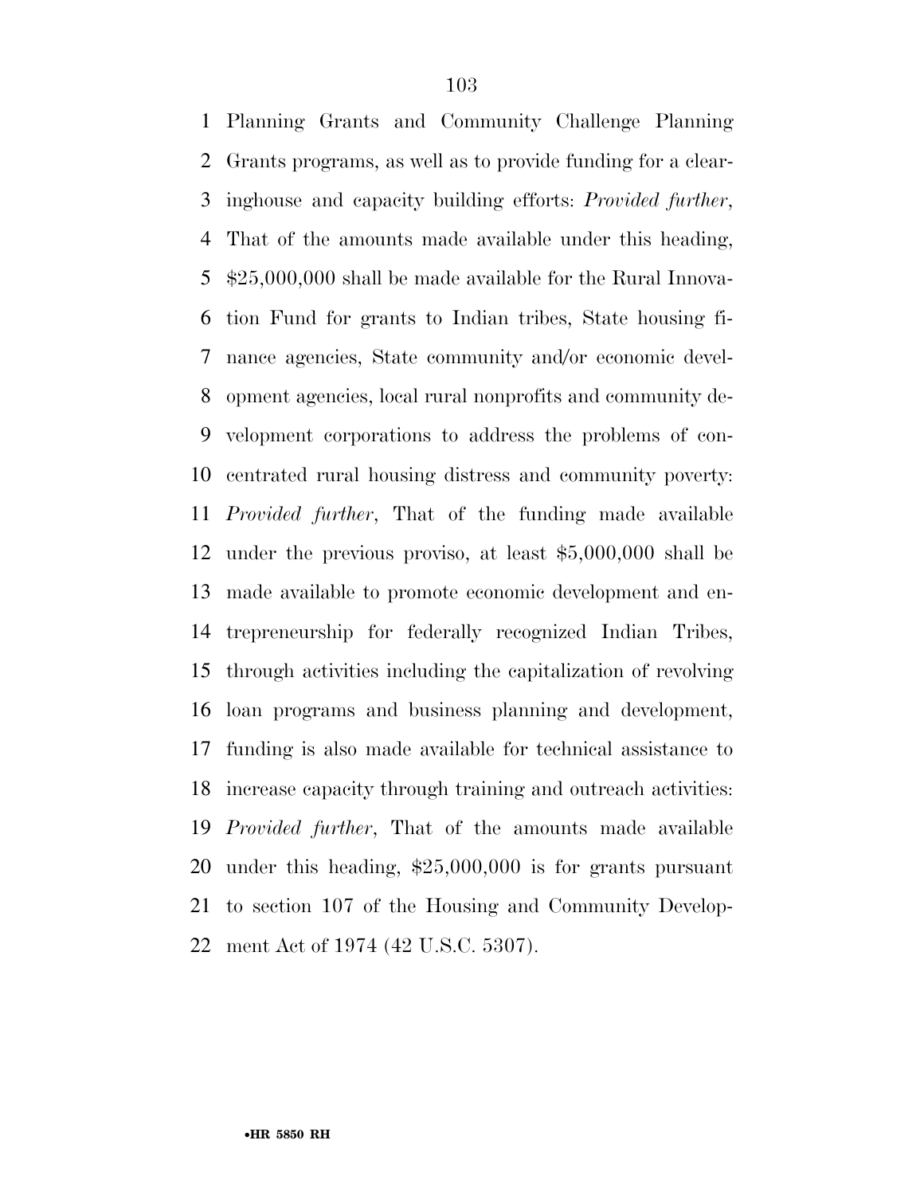Planning Grants and Community Challenge Planning Grants programs, as well as to provide funding for a clearinghouse and capacity building efforts: *Provided further*, That of the amounts made available under this heading, $25,000,000 shall be made available for the Rural Innovation Fund for grants to Indian tribes, State housing finance agencies, State community and/or economic development agencies, local rural nonprofits and community development corporations to address the problems of concentrated rural housing distress and community poverty: *Provided further*, That of the funding made available under the previous proviso, at least $5,000,000 shall be made available to promote economic development and entrepreneurship for federally recognized Indian Tribes, through activities including the capitalization of revolving loan programs and business planning and development, funding is also made available for technical assistance to increase capacity through training and outreach activities: *Provided further*, That of the amounts made available under this heading, $25,000,000 is for grants pursuant to section 107 of the Housing and Community Development Act of 1974 (42 U.S.C. 5307).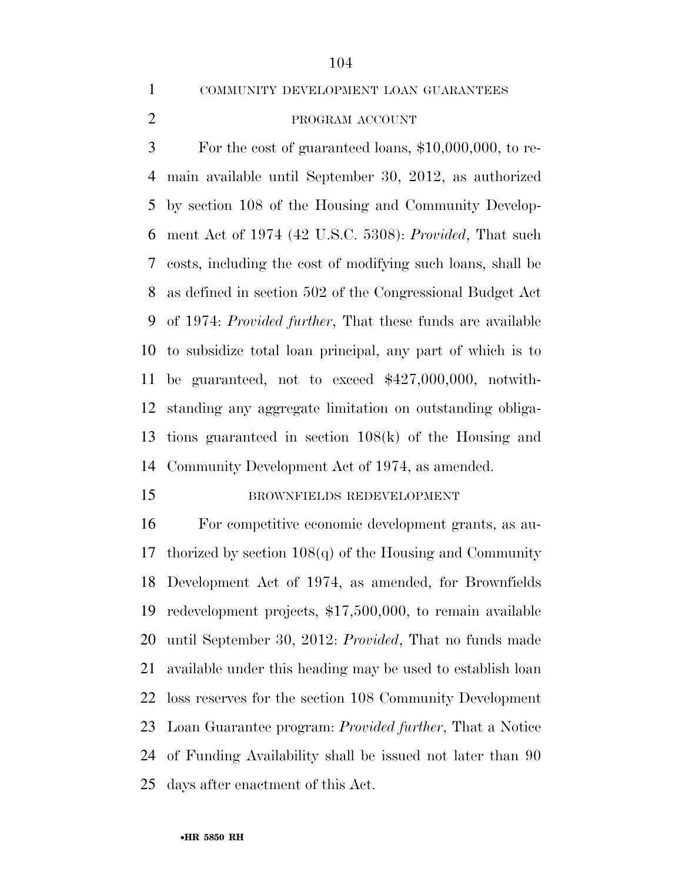COMMUNITY DEVELOPMENT LOAN GUARANTEES

PROGRAM ACCOUNT

For the cost of guaranteed loans, $10,000,000, to remain available until September 30, 2012, as authorized by section 108 of the Housing and Community Development Act of 1974 (42 U.S.C. 5308): *Provided*, That such costs, including the cost of modifying such loans, shall be as defined in section 502 of the Congressional Budget Act of 1974: *Provided further*, That these funds are available to subsidize total loan principal, any part of which is to be guaranteed, not to exceed $427,000,000, notwithstanding any aggregate limitation on outstanding obligations guaranteed in section 108(k) of the Housing and Community Development Act of 1974, as amended.

BROWNFIELDS REDEVELOPMENT

For competitive economic development grants, as authorized by section 108(q) of the Housing and Community Development Act of 1974, as amended, for Brownfields redevelopment projects, $17,500,000, to remain available until September 30, 2012: *Provided*, That no funds made available under this heading may be used to establish loan loss reserves for the section 108 Community Development Loan Guarantee program: *Provided further*, That a Notice of Funding Availability shall be issued not later than 90 days after enactment of this Act.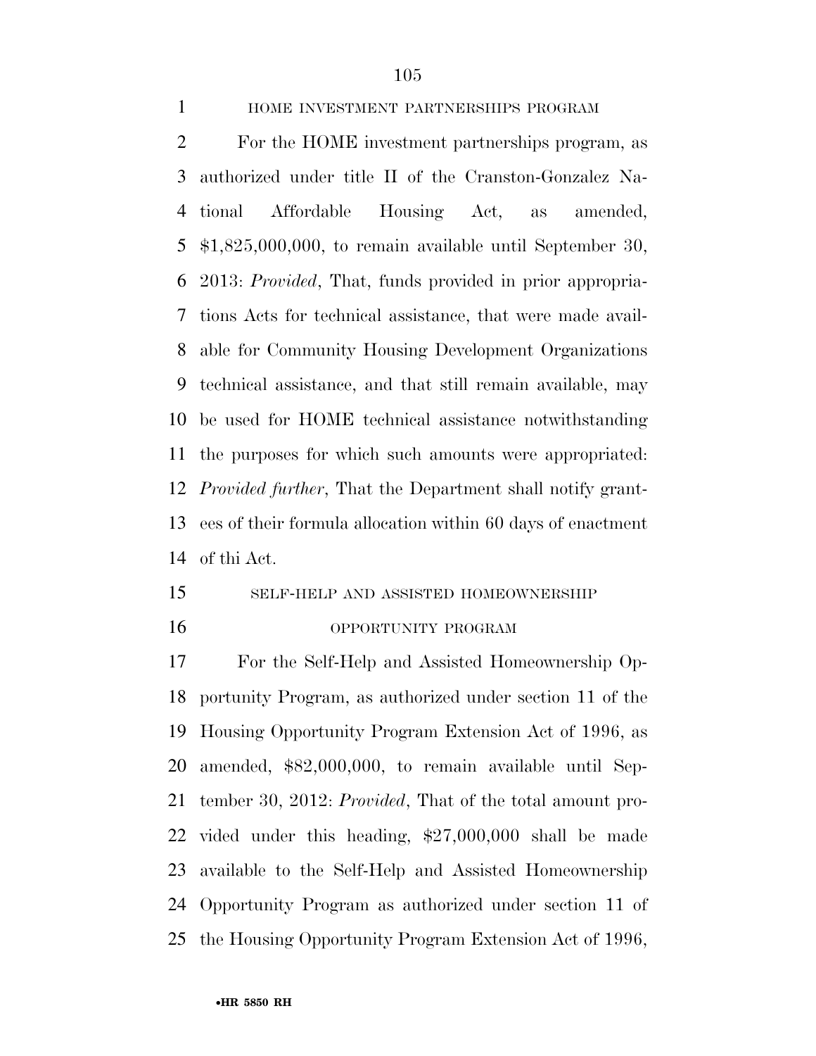HOME INVESTMENT PARTNERSHIPS PROGRAM

For the HOME investment partnerships program, as authorized under title II of the Cranston-Gonzalez National Affordable Housing Act, as amended, $1,825,000,000, to remain available until September 30, 2013: *Provided*, That, funds provided in prior appropriations Acts for technical assistance, that were made available for Community Housing Development Organizations technical assistance, and that still remain available, may be used for HOME technical assistance notwithstanding the purposes for which such amounts were appropriated: *Provided further*, That the Department shall notify grantees of their formula allocation within 60 days of enactment of thi Act.

SELF-HELP AND ASSISTED HOMEOWNERSHIP OPPORTUNITY PROGRAM

For the Self-Help and Assisted Homeownership Opportunity Program, as authorized under section 11 of the Housing Opportunity Program Extension Act of 1996, as amended, $82,000,000, to remain available until September 30, 2012: *Provided*, That of the total amount provided under this heading, $27,000,000 shall be made available to the Self-Help and Assisted Homeownership Opportunity Program as authorized under section 11 of the Housing Opportunity Program Extension Act of 1996,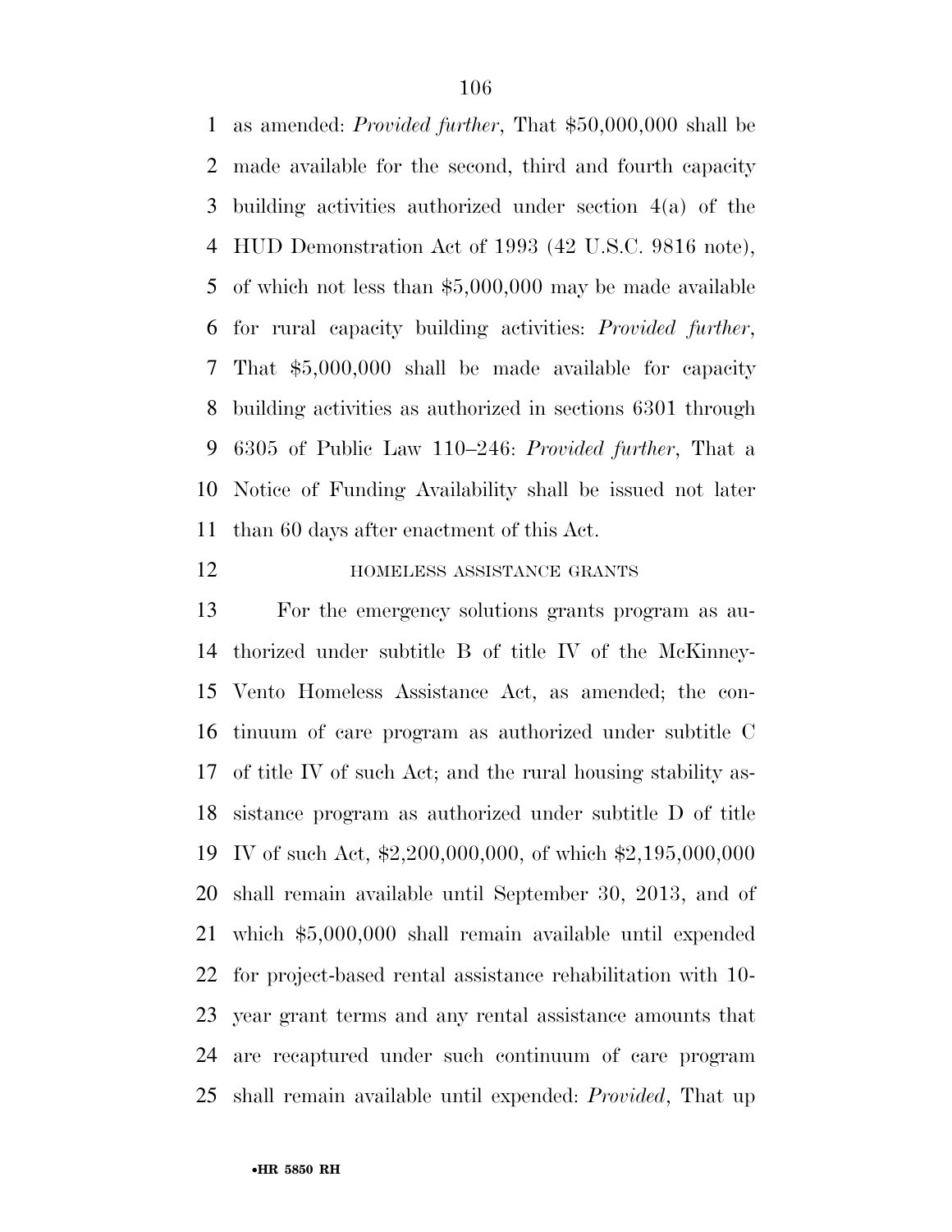as amended: *Provided further*, That \$50,000,000 shall be made available for the second, third and fourth capacity building activities authorized under section 4(a) of the HUD Demonstration Act of 1993 (42 U.S.C. 9816 note), of which not less than \$5,000,000 may be made available for rural capacity building activities: *Provided further*, That \$5,000,000 shall be made available for capacity building activities as authorized in sections 6301 through 6305 of Public Law 110–246: *Provided further*, That a Notice of Funding Availability shall be issued not later than 60 days after enactment of this Act.

HOMELESS ASSISTANCE GRANTS

For the emergency solutions grants program as authorized under subtitle B of title IV of the McKinney-Vento Homeless Assistance Act, as amended; the continuum of care program as authorized under subtitle C of title IV of such Act; and the rural housing stability assistance program as authorized under subtitle D of title IV of such Act, \$2,200,000,000, of which \$2,195,000,000 shall remain available until September 30, 2013, and of which \$5,000,000 shall remain available until expended for project-based rental assistance rehabilitation with 10-year grant terms and any rental assistance amounts that are recaptured under such continuum of care program shall remain available until expended: *Provided*, That up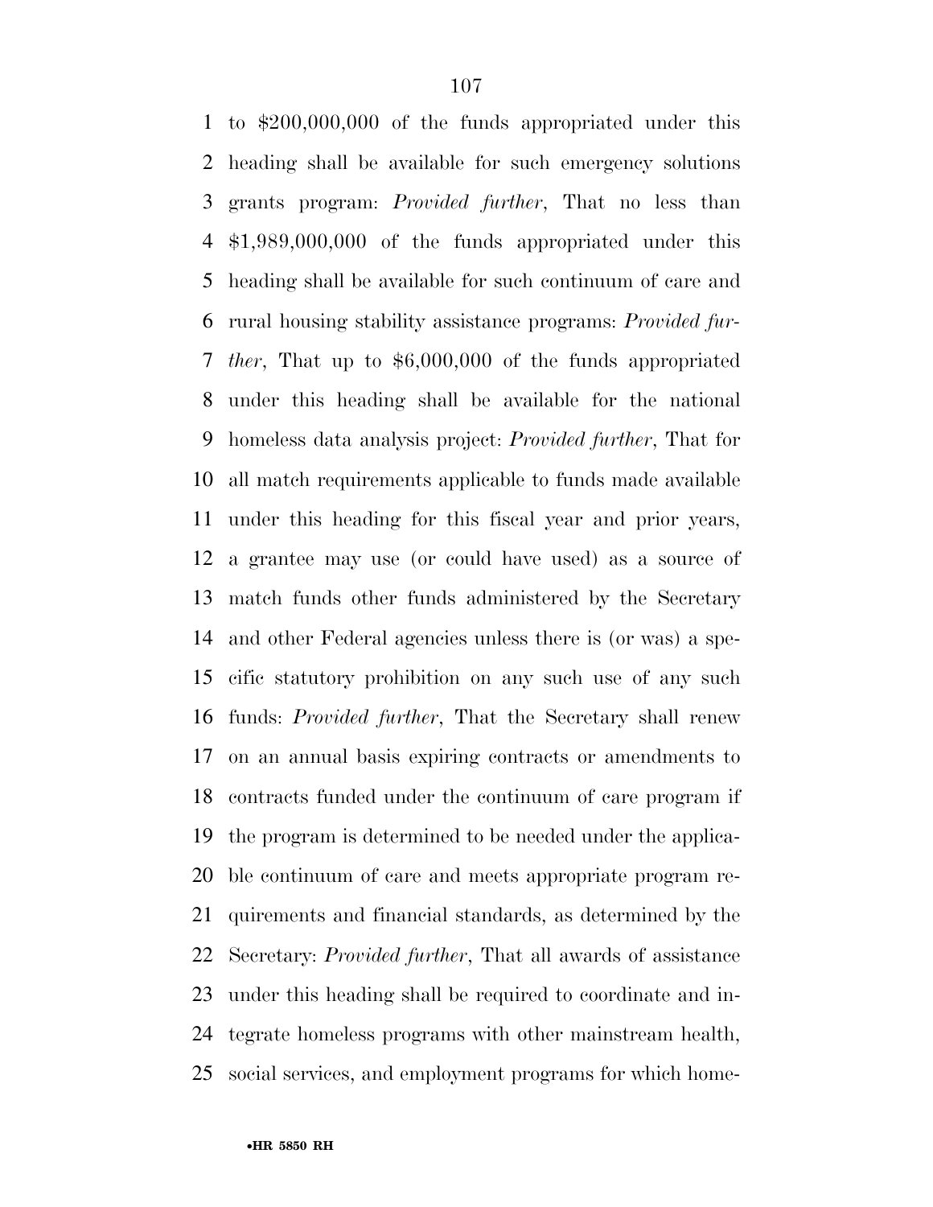to $200,000,000 of the funds appropriated under this heading shall be available for such emergency solutions grants program: *Provided further*, That no less than $1,989,000,000 of the funds appropriated under this heading shall be available for such continuum of care and rural housing stability assistance programs: *Provided further*, That up to $6,000,000 of the funds appropriated under this heading shall be available for the national homeless data analysis project: *Provided further*, That for all match requirements applicable to funds made available under this heading for this fiscal year and prior years, a grantee may use (or could have used) as a source of match funds other funds administered by the Secretary and other Federal agencies unless there is (or was) a specific statutory prohibition on any such use of any such funds: *Provided further*, That the Secretary shall renew on an annual basis expiring contracts or amendments to contracts funded under the continuum of care program if the program is determined to be needed under the applicable continuum of care and meets appropriate program requirements and financial standards, as determined by the Secretary: *Provided further*, That all awards of assistance under this heading shall be required to coordinate and integrate homeless programs with other mainstream health, social services, and employment programs for which home-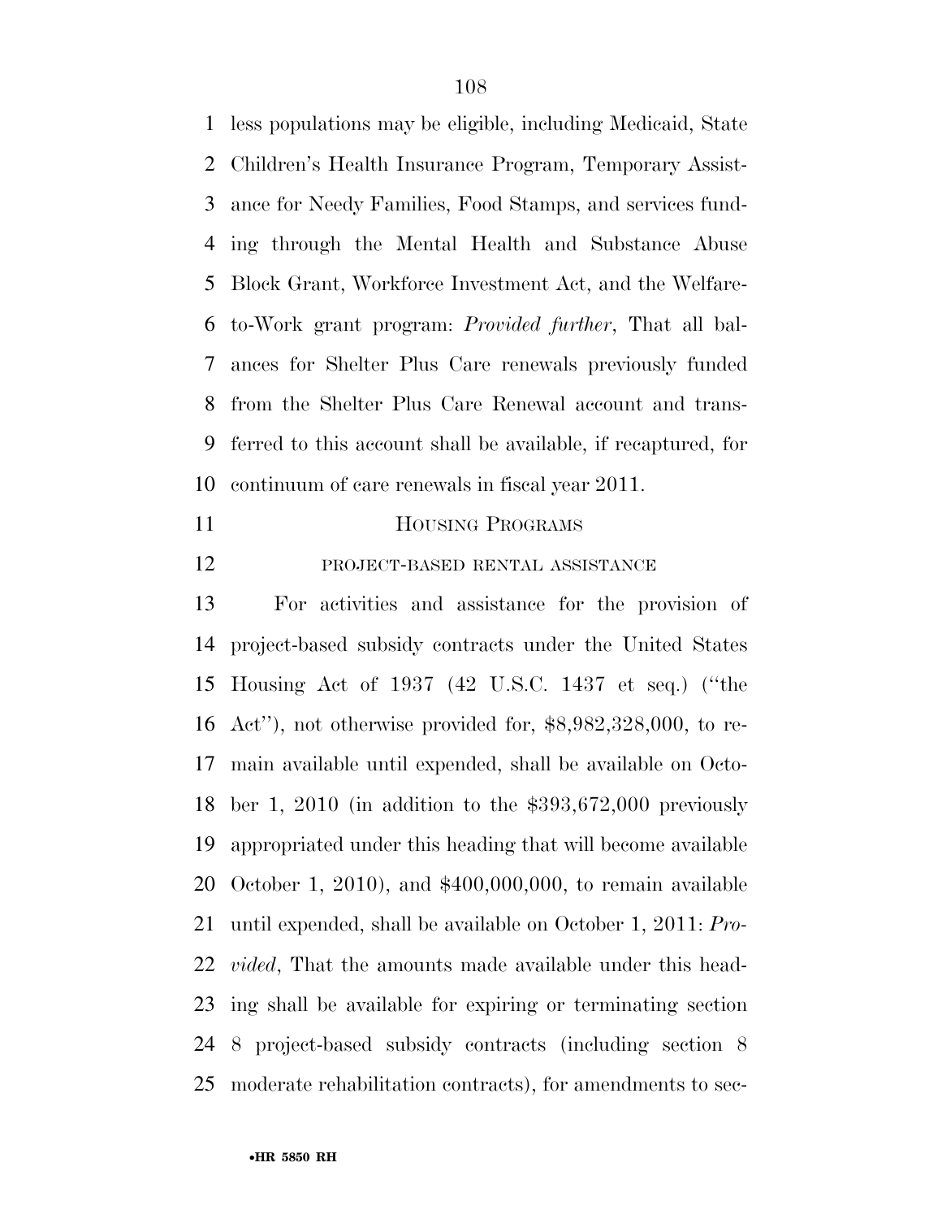less populations may be eligible, including Medicaid, State Children's Health Insurance Program, Temporary Assistance for Needy Families, Food Stamps, and services funding through the Mental Health and Substance Abuse Block Grant, Workforce Investment Act, and the Welfare-to-Work grant program: *Provided further*, That all balances for Shelter Plus Care renewals previously funded from the Shelter Plus Care Renewal account and transferred to this account shall be available, if recaptured, for continuum of care renewals in fiscal year 2011.

## HOUSING PROGRAMS

### PROJECT-BASED RENTAL ASSISTANCE

For activities and assistance for the provision of project-based subsidy contracts under the United States Housing Act of 1937 (42 U.S.C. 1437 et seq.) (''the Act''), not otherwise provided for, $8,982,328,000, to remain available until expended, shall be available on October 1, 2010 (in addition to the $393,672,000 previously appropriated under this heading that will become available October 1, 2010), and $400,000,000, to remain available until expended, shall be available on October 1, 2011: *Provided*, That the amounts made available under this heading shall be available for expiring or terminating section 8 project-based subsidy contracts (including section 8 moderate rehabilitation contracts), for amendments to sec-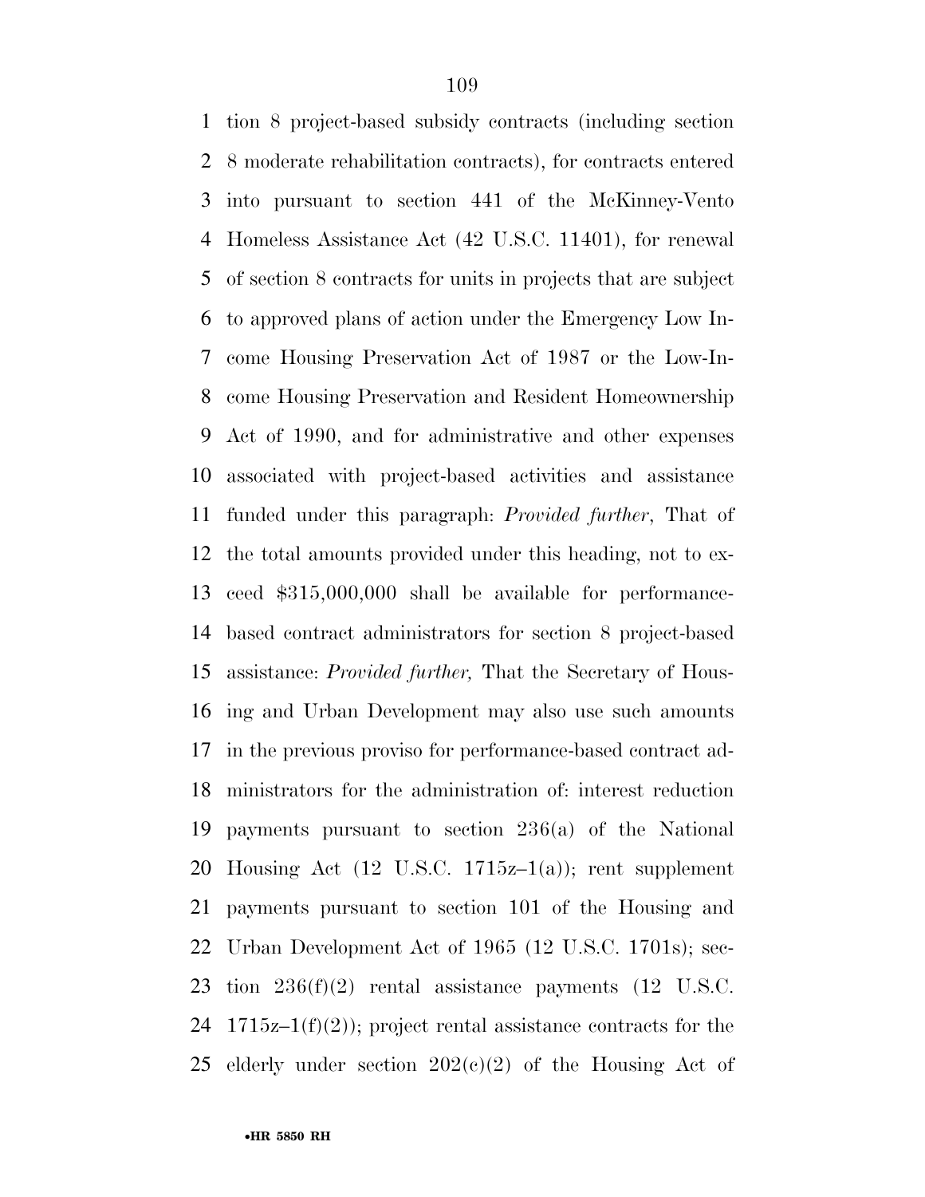tion 8 project-based subsidy contracts (including section 8 moderate rehabilitation contracts), for contracts entered into pursuant to section 441 of the McKinney-Vento Homeless Assistance Act (42 U.S.C. 11401), for renewal of section 8 contracts for units in projects that are subject to approved plans of action under the Emergency Low Income Housing Preservation Act of 1987 or the Low-Income Housing Preservation and Resident Homeownership Act of 1990, and for administrative and other expenses associated with project-based activities and assistance funded under this paragraph: *Provided further*, That of the total amounts provided under this heading, not to exceed $315,000,000 shall be available for performance-based contract administrators for section 8 project-based assistance: *Provided further,* That the Secretary of Housing and Urban Development may also use such amounts in the previous proviso for performance-based contract administrators for the administration of: interest reduction payments pursuant to section 236(a) of the National Housing Act (12 U.S.C. 1715z–1(a)); rent supplement payments pursuant to section 101 of the Housing and Urban Development Act of 1965 (12 U.S.C. 1701s); section 236(f)(2) rental assistance payments (12 U.S.C. 1715z–1(f)(2)); project rental assistance contracts for the elderly under section 202(c)(2) of the Housing Act of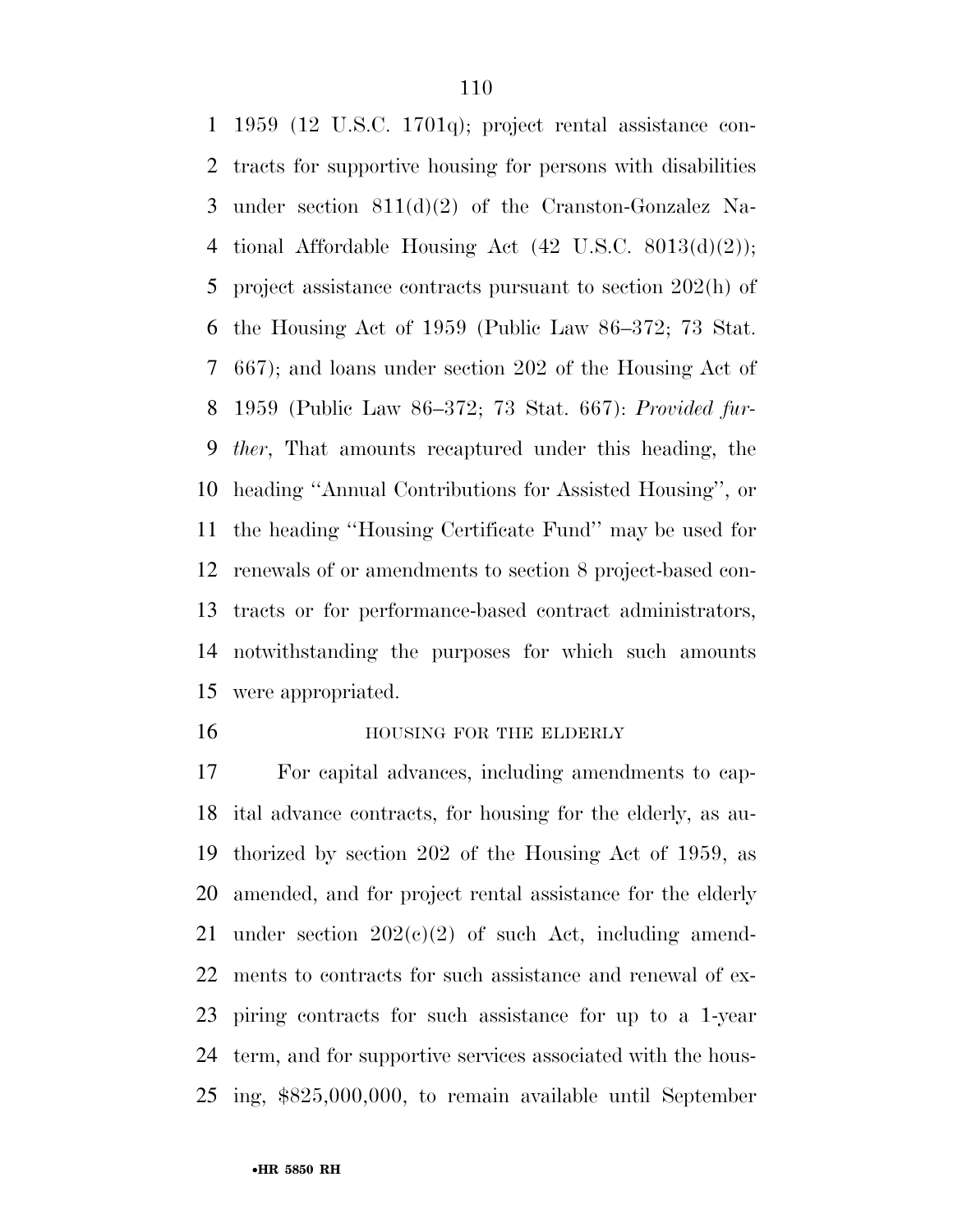1959 (12 U.S.C. 1701q); project rental assistance contracts for supportive housing for persons with disabilities under section 811(d)(2) of the Cranston-Gonzalez National Affordable Housing Act (42 U.S.C. 8013(d)(2)); project assistance contracts pursuant to section 202(h) of the Housing Act of 1959 (Public Law 86–372; 73 Stat. 667); and loans under section 202 of the Housing Act of 1959 (Public Law 86–372; 73 Stat. 667): *Provided further*, That amounts recaptured under this heading, the heading ''Annual Contributions for Assisted Housing'', or the heading ''Housing Certificate Fund'' may be used for renewals of or amendments to section 8 project-based contracts or for performance-based contract administrators, notwithstanding the purposes for which such amounts were appropriated.

HOUSING FOR THE ELDERLY

For capital advances, including amendments to capital advance contracts, for housing for the elderly, as authorized by section 202 of the Housing Act of 1959, as amended, and for project rental assistance for the elderly under section 202(c)(2) of such Act, including amendments to contracts for such assistance and renewal of expiring contracts for such assistance for up to a 1-year term, and for supportive services associated with the housing, $825,000,000, to remain available until September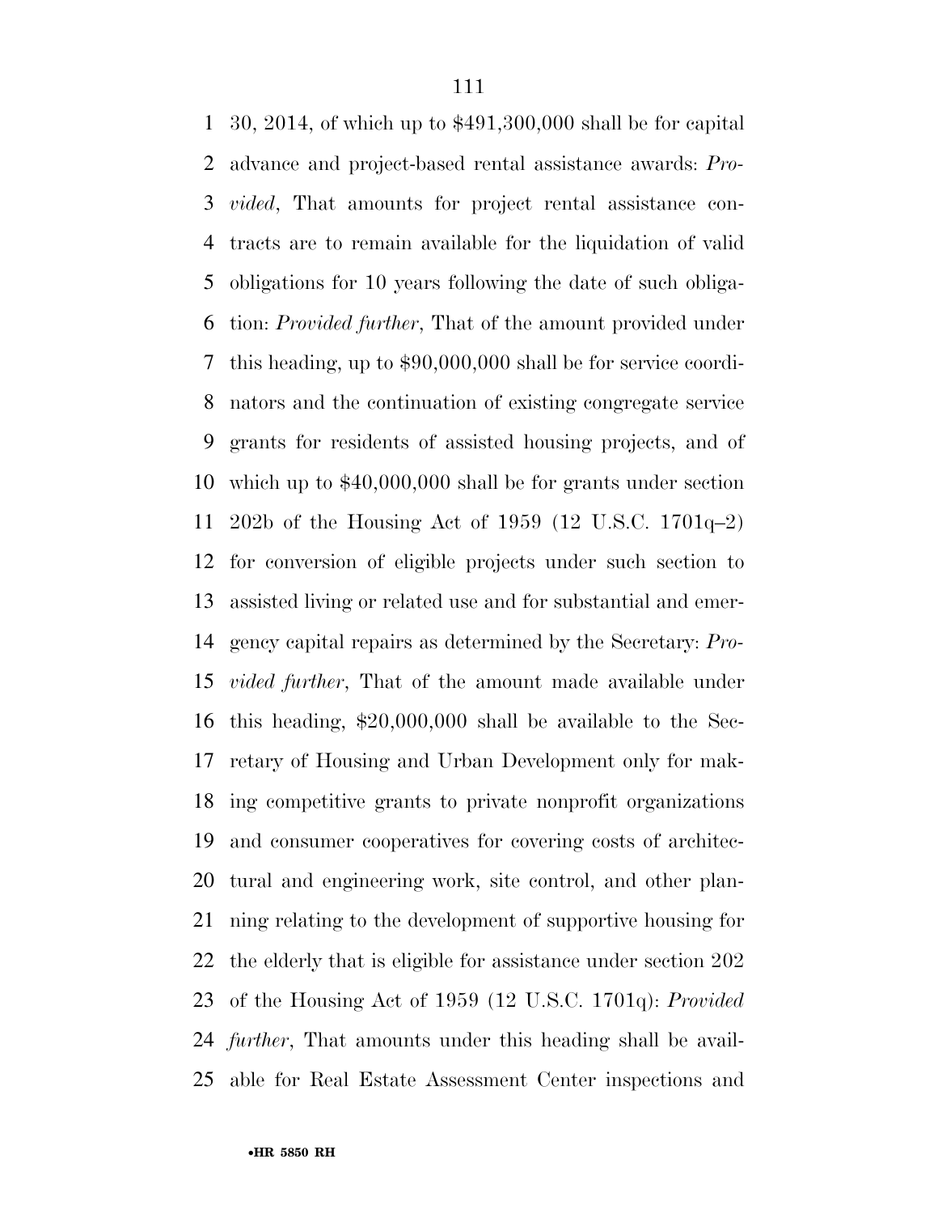30, 2014, of which up to $491,300,000 shall be for capital advance and project-based rental assistance awards: *Provided*, That amounts for project rental assistance contracts are to remain available for the liquidation of valid obligations for 10 years following the date of such obligation: *Provided further*, That of the amount provided under this heading, up to $90,000,000 shall be for service coordinators and the continuation of existing congregate service grants for residents of assisted housing projects, and of which up to $40,000,000 shall be for grants under section 202b of the Housing Act of 1959 (12 U.S.C. 1701q–2) for conversion of eligible projects under such section to assisted living or related use and for substantial and emergency capital repairs as determined by the Secretary: *Provided further*, That of the amount made available under this heading, $20,000,000 shall be available to the Secretary of Housing and Urban Development only for making competitive grants to private nonprofit organizations and consumer cooperatives for covering costs of architectural and engineering work, site control, and other planning relating to the development of supportive housing for the elderly that is eligible for assistance under section 202 of the Housing Act of 1959 (12 U.S.C. 1701q): *Provided further*, That amounts under this heading shall be available for Real Estate Assessment Center inspections and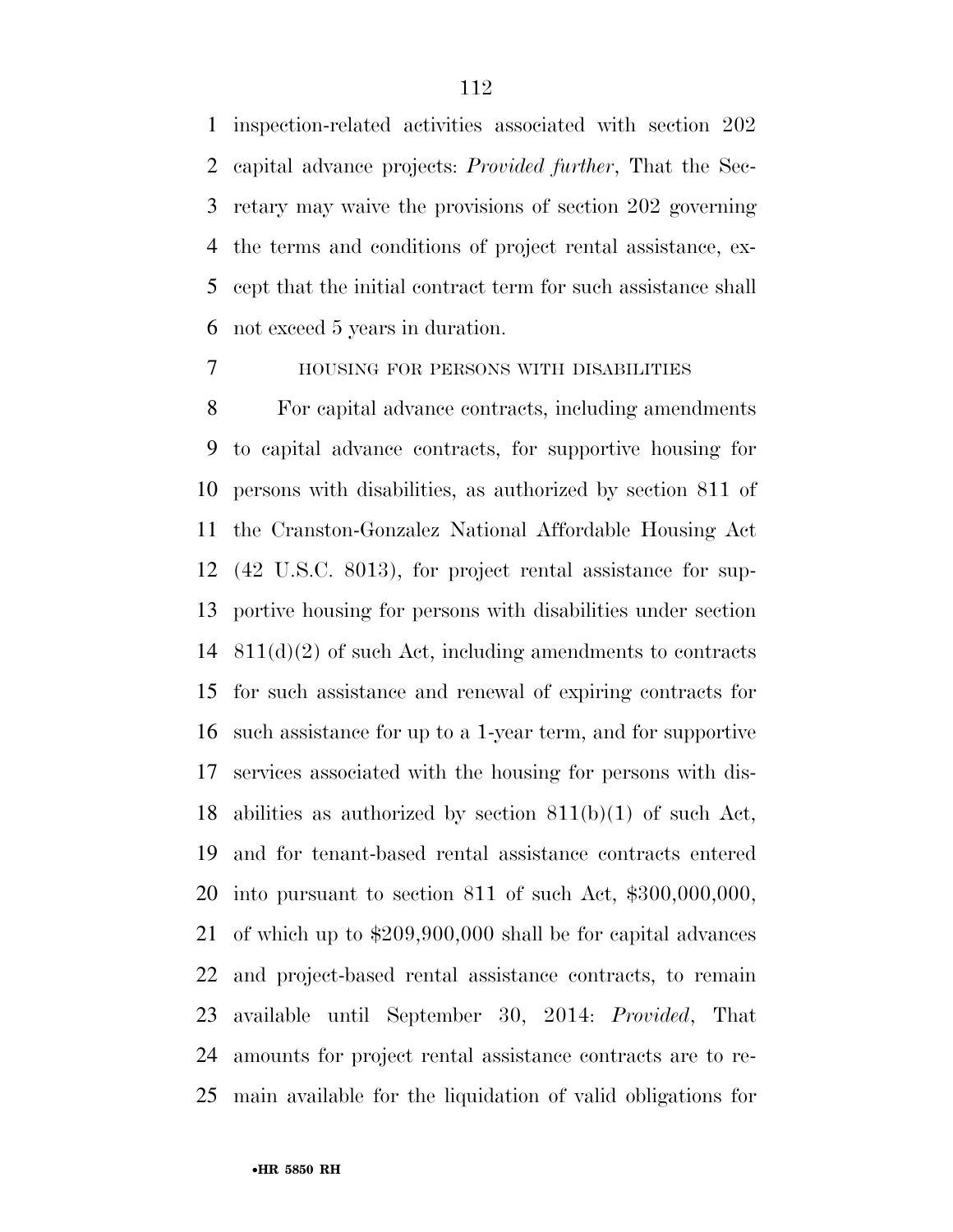inspection-related activities associated with section 202 capital advance projects: *Provided further*, That the Secretary may waive the provisions of section 202 governing the terms and conditions of project rental assistance, except that the initial contract term for such assistance shall not exceed 5 years in duration.

HOUSING FOR PERSONS WITH DISABILITIES

For capital advance contracts, including amendments to capital advance contracts, for supportive housing for persons with disabilities, as authorized by section 811 of the Cranston-Gonzalez National Affordable Housing Act (42 U.S.C. 8013), for project rental assistance for supportive housing for persons with disabilities under section 811(d)(2) of such Act, including amendments to contracts for such assistance and renewal of expiring contracts for such assistance for up to a 1-year term, and for supportive services associated with the housing for persons with disabilities as authorized by section 811(b)(1) of such Act, and for tenant-based rental assistance contracts entered into pursuant to section 811 of such Act, $300,000,000, of which up to $209,900,000 shall be for capital advances and project-based rental assistance contracts, to remain available until September 30, 2014: *Provided*, That amounts for project rental assistance contracts are to remain available for the liquidation of valid obligations for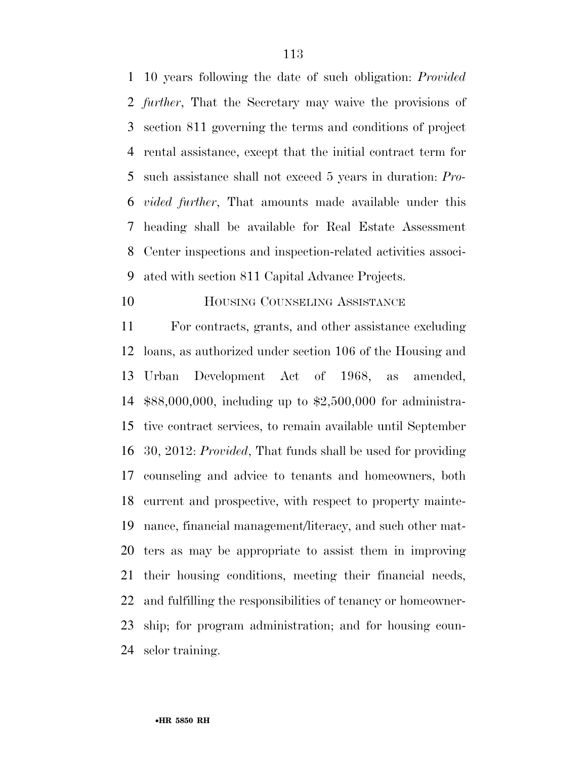10 years following the date of such obligation: *Provided further*, That the Secretary may waive the provisions of section 811 governing the terms and conditions of project rental assistance, except that the initial contract term for such assistance shall not exceed 5 years in duration: *Provided further*, That amounts made available under this heading shall be available for Real Estate Assessment Center inspections and inspection-related activities associated with section 811 Capital Advance Projects.

HOUSING COUNSELING ASSISTANCE

For contracts, grants, and other assistance excluding loans, as authorized under section 106 of the Housing and Urban Development Act of 1968, as amended, $88,000,000, including up to $2,500,000 for administrative contract services, to remain available until September 30, 2012: *Provided*, That funds shall be used for providing counseling and advice to tenants and homeowners, both current and prospective, with respect to property maintenance, financial management/literacy, and such other matters as may be appropriate to assist them in improving their housing conditions, meeting their financial needs, and fulfilling the responsibilities of tenancy or homeownership; for program administration; and for housing counselor training.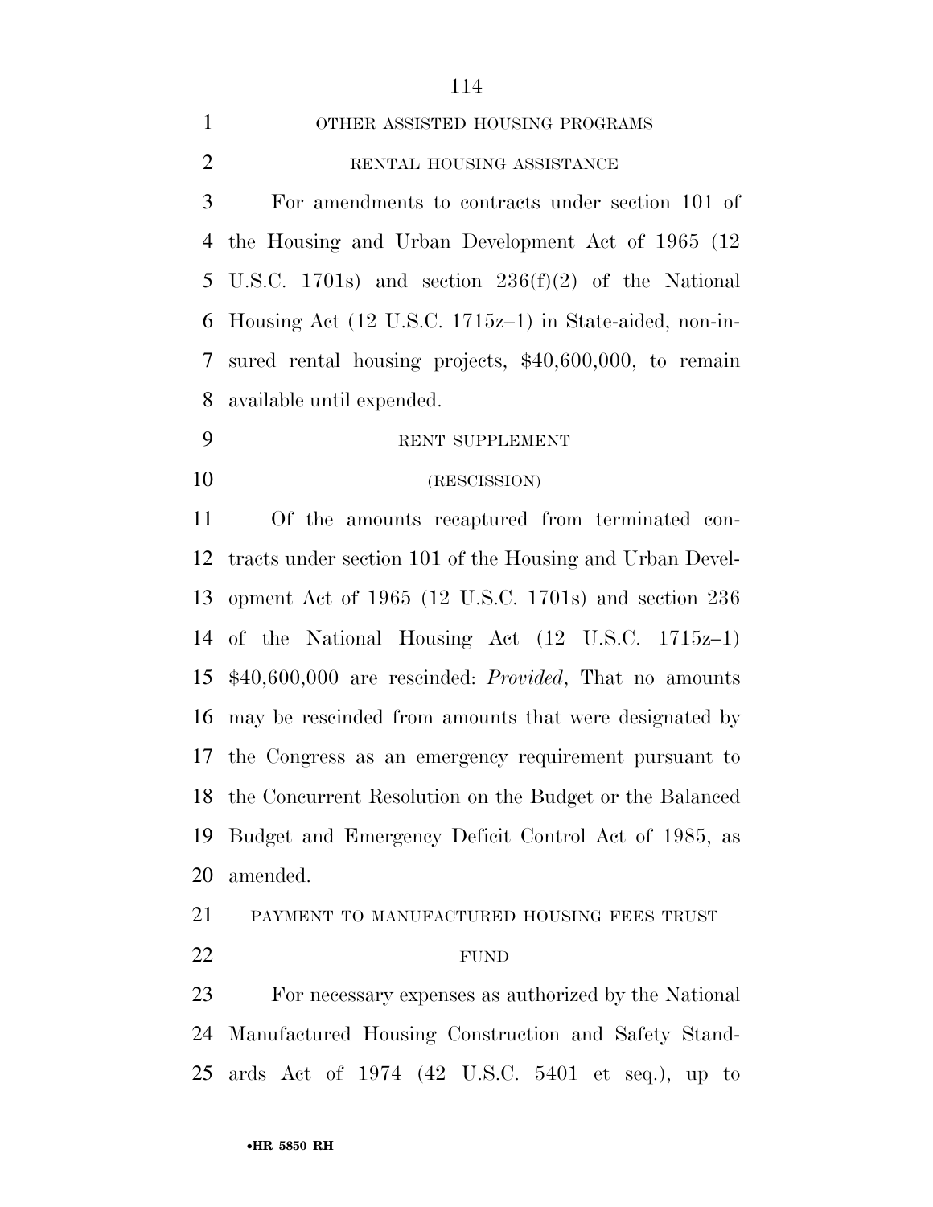OTHER ASSISTED HOUSING PROGRAMS

RENTAL HOUSING ASSISTANCE

For amendments to contracts under section 101 of the Housing and Urban Development Act of 1965 (12 U.S.C. 1701s) and section 236(f)(2) of the National Housing Act (12 U.S.C. 1715z–1) in State-aided, non-insured rental housing projects, $40,600,000, to remain available until expended.

RENT SUPPLEMENT

(RESCISSION)

Of the amounts recaptured from terminated contracts under section 101 of the Housing and Urban Development Act of 1965 (12 U.S.C. 1701s) and section 236 of the National Housing Act (12 U.S.C. 1715z–1) $40,600,000 are rescinded: *Provided*, That no amounts may be rescinded from amounts that were designated by the Congress as an emergency requirement pursuant to the Concurrent Resolution on the Budget or the Balanced Budget and Emergency Deficit Control Act of 1985, as amended.

PAYMENT TO MANUFACTURED HOUSING FEES TRUST FUND

For necessary expenses as authorized by the National Manufactured Housing Construction and Safety Standards Act of 1974 (42 U.S.C. 5401 et seq.), up to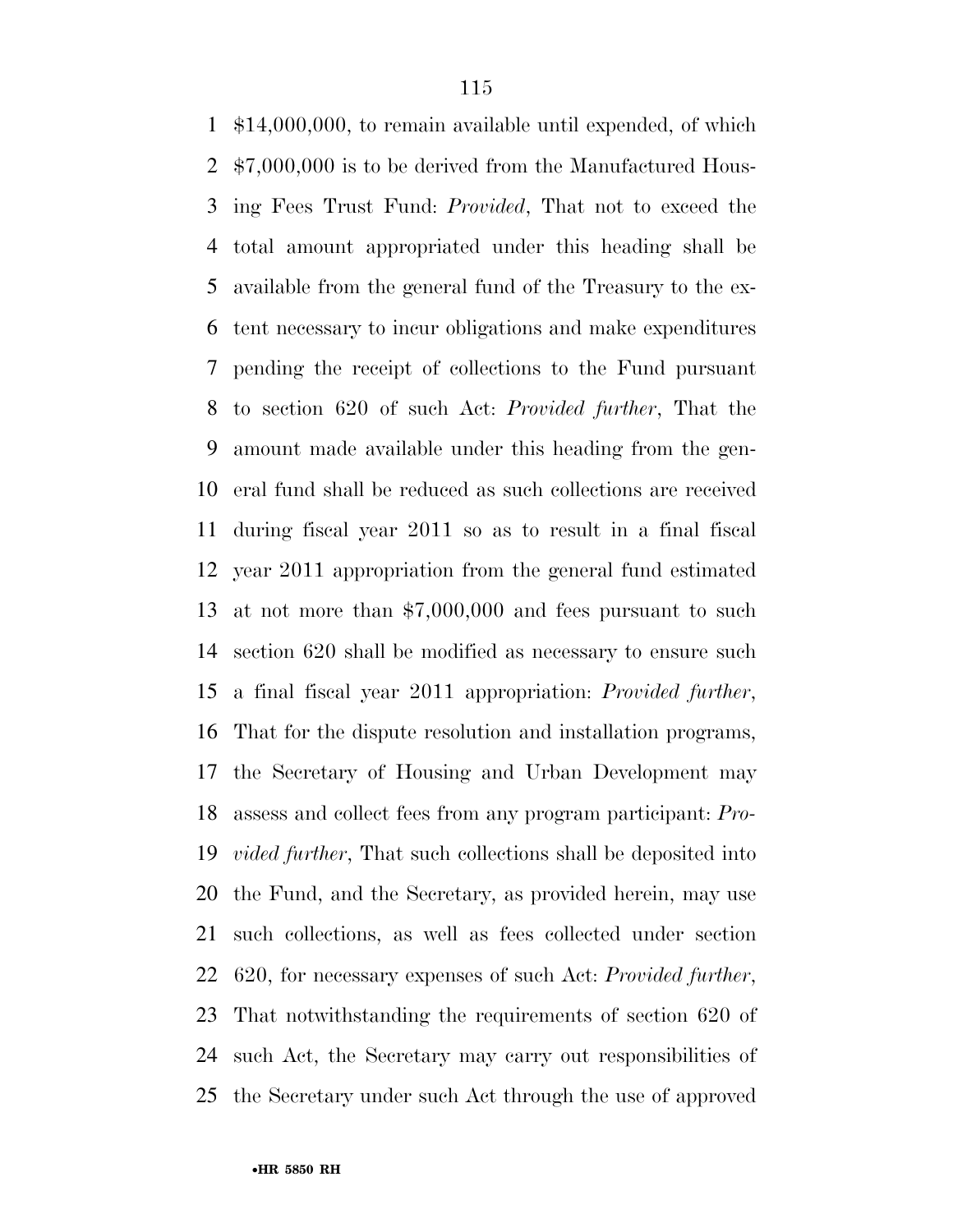$14,000,000, to remain available until expended, of which $7,000,000 is to be derived from the Manufactured Housing Fees Trust Fund: *Provided*, That not to exceed the total amount appropriated under this heading shall be available from the general fund of the Treasury to the extent necessary to incur obligations and make expenditures pending the receipt of collections to the Fund pursuant to section 620 of such Act: *Provided further*, That the amount made available under this heading from the general fund shall be reduced as such collections are received during fiscal year 2011 so as to result in a final fiscal year 2011 appropriation from the general fund estimated at not more than $7,000,000 and fees pursuant to such section 620 shall be modified as necessary to ensure such a final fiscal year 2011 appropriation: *Provided further*, That for the dispute resolution and installation programs, the Secretary of Housing and Urban Development may assess and collect fees from any program participant: *Provided further*, That such collections shall be deposited into the Fund, and the Secretary, as provided herein, may use such collections, as well as fees collected under section 620, for necessary expenses of such Act: *Provided further*, That notwithstanding the requirements of section 620 of such Act, the Secretary may carry out responsibilities of the Secretary under such Act through the use of approved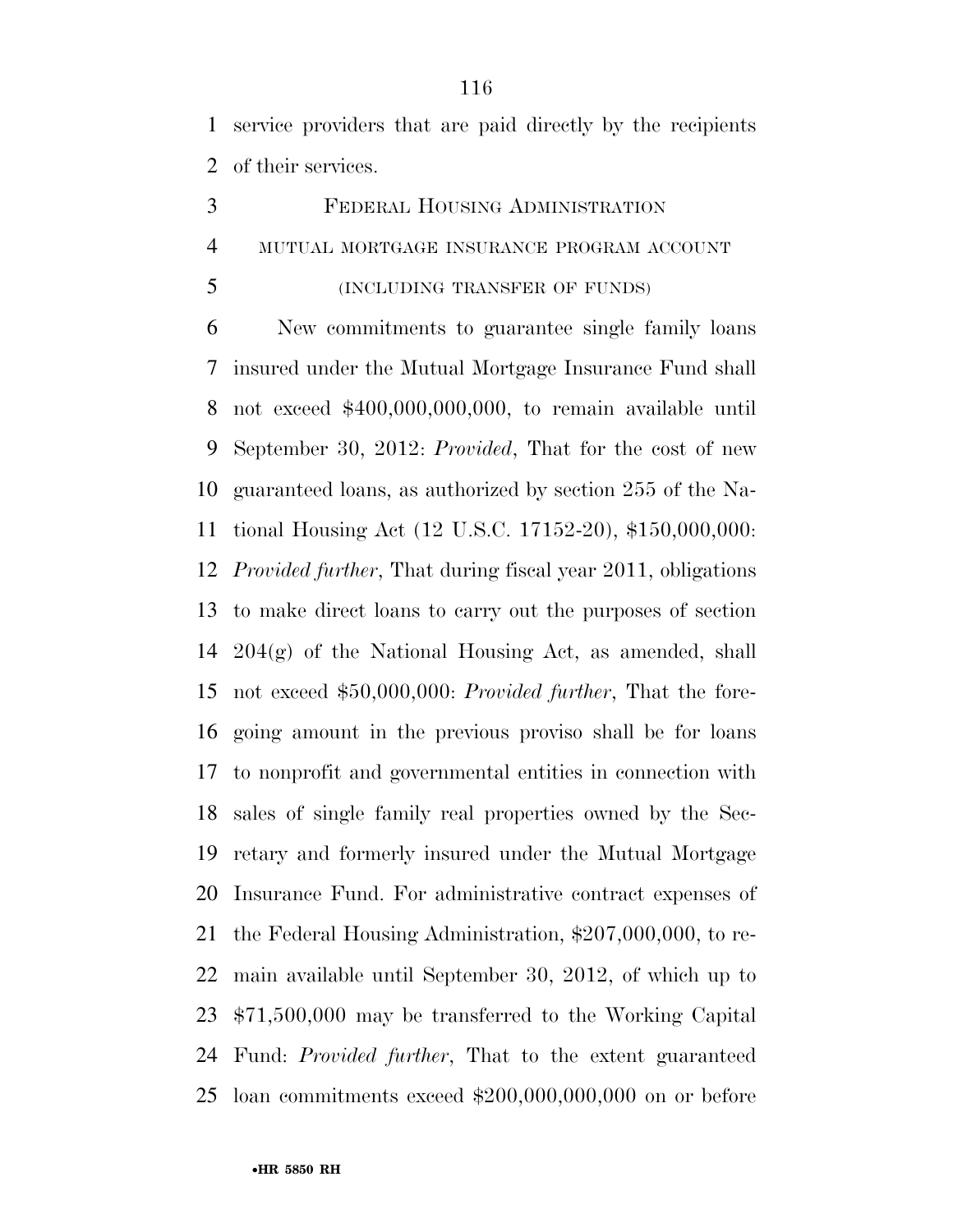service providers that are paid directly by the recipients of their services.

FEDERAL HOUSING ADMINISTRATION

MUTUAL MORTGAGE INSURANCE PROGRAM ACCOUNT

(INCLUDING TRANSFER OF FUNDS)

New commitments to guarantee single family loans insured under the Mutual Mortgage Insurance Fund shall not exceed $400,000,000,000, to remain available until September 30, 2012: *Provided*, That for the cost of new guaranteed loans, as authorized by section 255 of the National Housing Act (12 U.S.C. 17152-20), $150,000,000: *Provided further*, That during fiscal year 2011, obligations to make direct loans to carry out the purposes of section 204(g) of the National Housing Act, as amended, shall not exceed $50,000,000: *Provided further*, That the foregoing amount in the previous proviso shall be for loans to nonprofit and governmental entities in connection with sales of single family real properties owned by the Secretary and formerly insured under the Mutual Mortgage Insurance Fund. For administrative contract expenses of the Federal Housing Administration, $207,000,000, to remain available until September 30, 2012, of which up to $71,500,000 may be transferred to the Working Capital Fund: *Provided further*, That to the extent guaranteed loan commitments exceed $200,000,000,000 on or before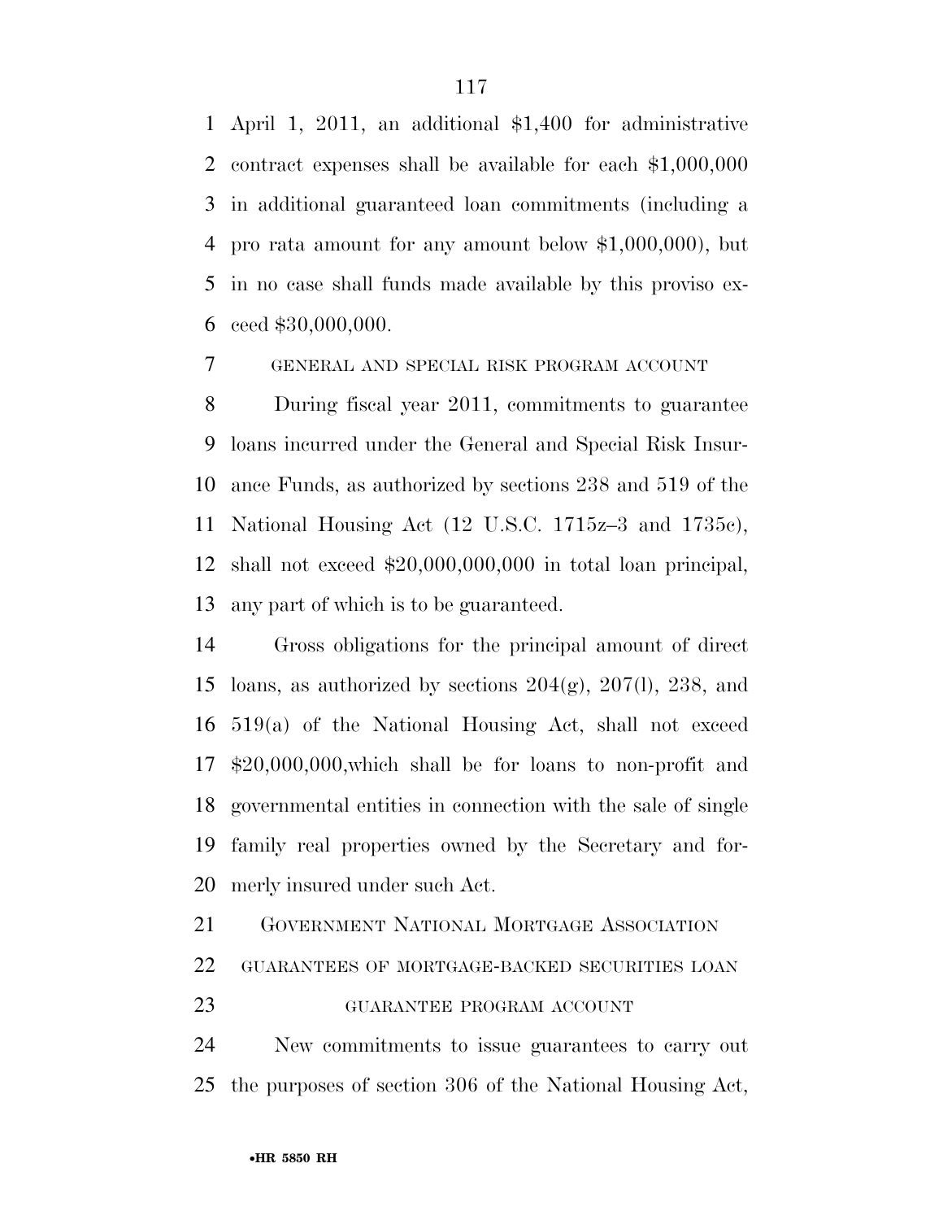April 1, 2011, an additional $1,400 for administrative contract expenses shall be available for each $1,000,000 in additional guaranteed loan commitments (including a pro rata amount for any amount below $1,000,000), but in no case shall funds made available by this proviso exceed $30,000,000.

GENERAL AND SPECIAL RISK PROGRAM ACCOUNT

During fiscal year 2011, commitments to guarantee loans incurred under the General and Special Risk Insurance Funds, as authorized by sections 238 and 519 of the National Housing Act (12 U.S.C. 1715z–3 and 1735c), shall not exceed $20,000,000,000 in total loan principal, any part of which is to be guaranteed.

Gross obligations for the principal amount of direct loans, as authorized by sections 204(g), 207(l), 238, and 519(a) of the National Housing Act, shall not exceed $20,000,000,which shall be for loans to non-profit and governmental entities in connection with the sale of single family real properties owned by the Secretary and formerly insured under such Act.

GOVERNMENT NATIONAL MORTGAGE ASSOCIATION

GUARANTEES OF MORTGAGE-BACKED SECURITIES LOAN GUARANTEE PROGRAM ACCOUNT

New commitments to issue guarantees to carry out the purposes of section 306 of the National Housing Act,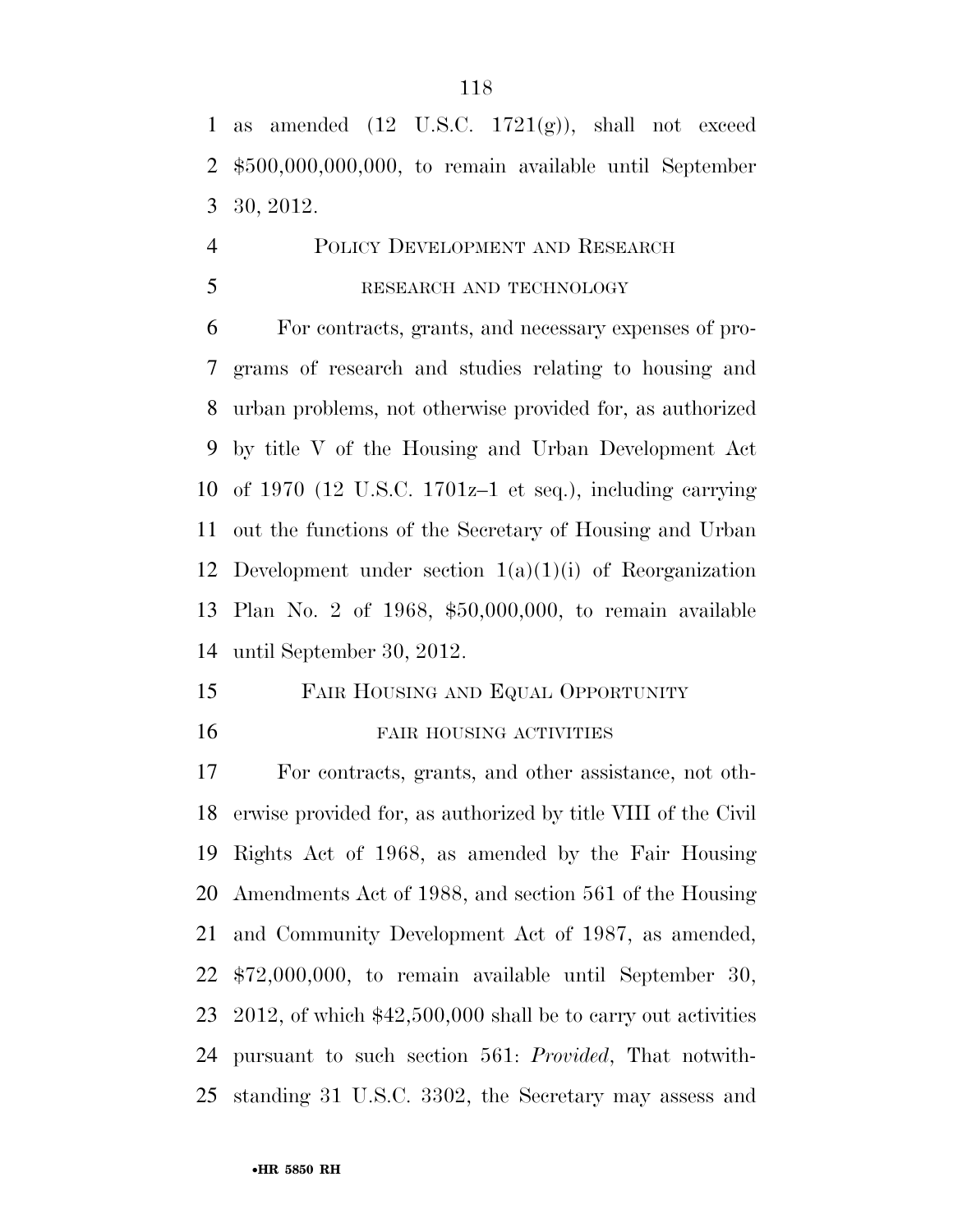as amended (12 U.S.C. 1721(g)), shall not exceed $500,000,000,000, to remain available until September 30, 2012.

POLICY DEVELOPMENT AND RESEARCH

RESEARCH AND TECHNOLOGY

For contracts, grants, and necessary expenses of programs of research and studies relating to housing and urban problems, not otherwise provided for, as authorized by title V of the Housing and Urban Development Act of 1970 (12 U.S.C. 1701z–1 et seq.), including carrying out the functions of the Secretary of Housing and Urban Development under section 1(a)(1)(i) of Reorganization Plan No. 2 of 1968, $50,000,000, to remain available until September 30, 2012.

FAIR HOUSING AND EQUAL OPPORTUNITY

FAIR HOUSING ACTIVITIES

For contracts, grants, and other assistance, not otherwise provided for, as authorized by title VIII of the Civil Rights Act of 1968, as amended by the Fair Housing Amendments Act of 1988, and section 561 of the Housing and Community Development Act of 1987, as amended, $72,000,000, to remain available until September 30, 2012, of which $42,500,000 shall be to carry out activities pursuant to such section 561: *Provided*, That notwithstanding 31 U.S.C. 3302, the Secretary may assess and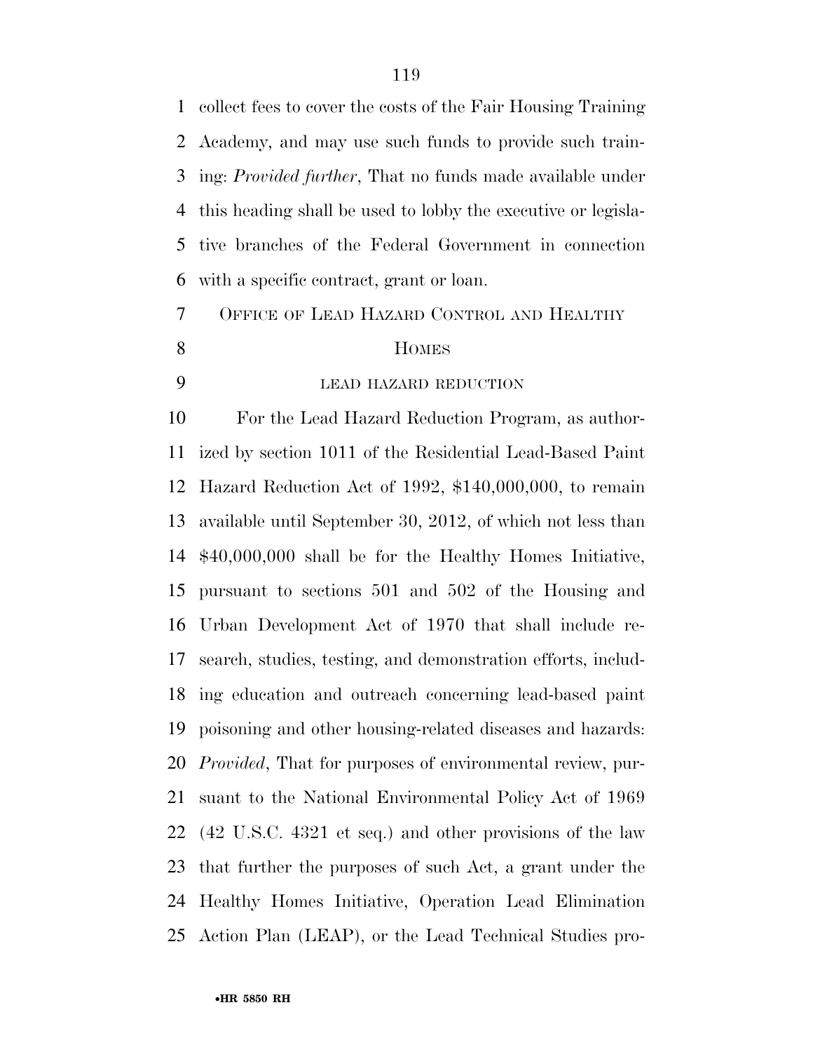collect fees to cover the costs of the Fair Housing Training Academy, and may use such funds to provide such training: *Provided further*, That no funds made available under this heading shall be used to lobby the executive or legislative branches of the Federal Government in connection with a specific contract, grant or loan.

## OFFICE OF LEAD HAZARD CONTROL AND HEALTHY HOMES

### LEAD HAZARD REDUCTION

For the Lead Hazard Reduction Program, as authorized by section 1011 of the Residential Lead-Based Paint Hazard Reduction Act of 1992, $140,000,000, to remain available until September 30, 2012, of which not less than $40,000,000 shall be for the Healthy Homes Initiative, pursuant to sections 501 and 502 of the Housing and Urban Development Act of 1970 that shall include research, studies, testing, and demonstration efforts, including education and outreach concerning lead-based paint poisoning and other housing-related diseases and hazards: *Provided*, That for purposes of environmental review, pursuant to the National Environmental Policy Act of 1969 (42 U.S.C. 4321 et seq.) and other provisions of the law that further the purposes of such Act, a grant under the Healthy Homes Initiative, Operation Lead Elimination Action Plan (LEAP), or the Lead Technical Studies pro-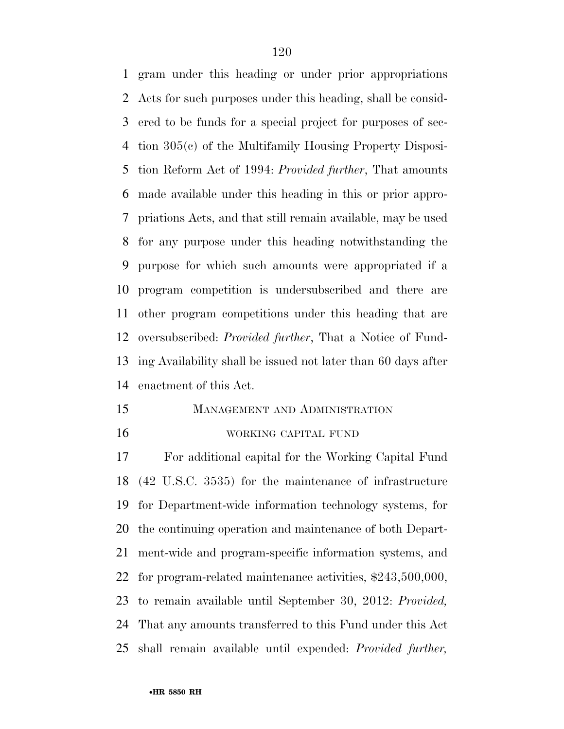gram under this heading or under prior appropriations Acts for such purposes under this heading, shall be considered to be funds for a special project for purposes of section 305(c) of the Multifamily Housing Property Disposition Reform Act of 1994: *Provided further*, That amounts made available under this heading in this or prior appropriations Acts, and that still remain available, may be used for any purpose under this heading notwithstanding the purpose for which such amounts were appropriated if a program competition is undersubscribed and there are other program competitions under this heading that are oversubscribed: *Provided further*, That a Notice of Funding Availability shall be issued not later than 60 days after enactment of this Act.

## MANAGEMENT AND ADMINISTRATION

### WORKING CAPITAL FUND

For additional capital for the Working Capital Fund (42 U.S.C. 3535) for the maintenance of infrastructure for Department-wide information technology systems, for the continuing operation and maintenance of both Department-wide and program-specific information systems, and for program-related maintenance activities, $243,500,000, to remain available until September 30, 2012: *Provided*, That any amounts transferred to this Fund under this Act shall remain available until expended: *Provided further*,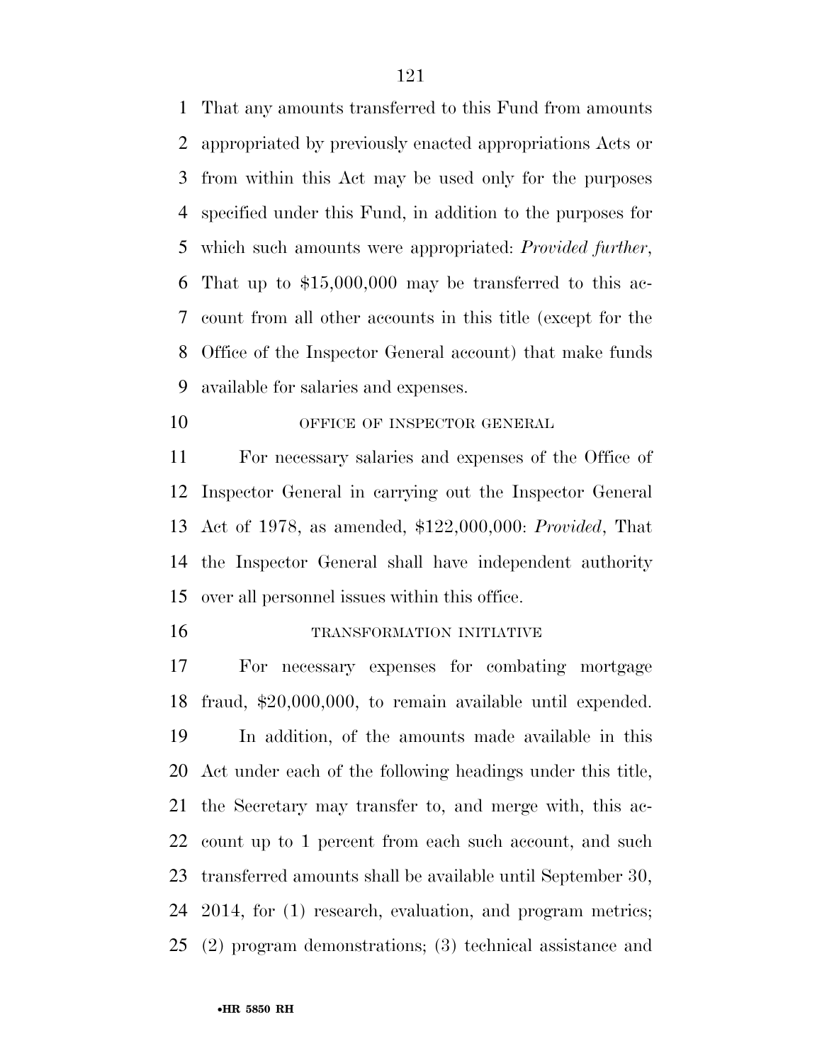That any amounts transferred to this Fund from amounts appropriated by previously enacted appropriations Acts or from within this Act may be used only for the purposes specified under this Fund, in addition to the purposes for which such amounts were appropriated: *Provided further*, That up to $15,000,000 may be transferred to this account from all other accounts in this title (except for the Office of the Inspector General account) that make funds available for salaries and expenses.

OFFICE OF INSPECTOR GENERAL

For necessary salaries and expenses of the Office of Inspector General in carrying out the Inspector General Act of 1978, as amended, $122,000,000: *Provided*, That the Inspector General shall have independent authority over all personnel issues within this office.

TRANSFORMATION INITIATIVE

For necessary expenses for combating mortgage fraud, $20,000,000, to remain available until expended.

In addition, of the amounts made available in this Act under each of the following headings under this title, the Secretary may transfer to, and merge with, this account up to 1 percent from each such account, and such transferred amounts shall be available until September 30, 2014, for (1) research, evaluation, and program metrics; (2) program demonstrations; (3) technical assistance and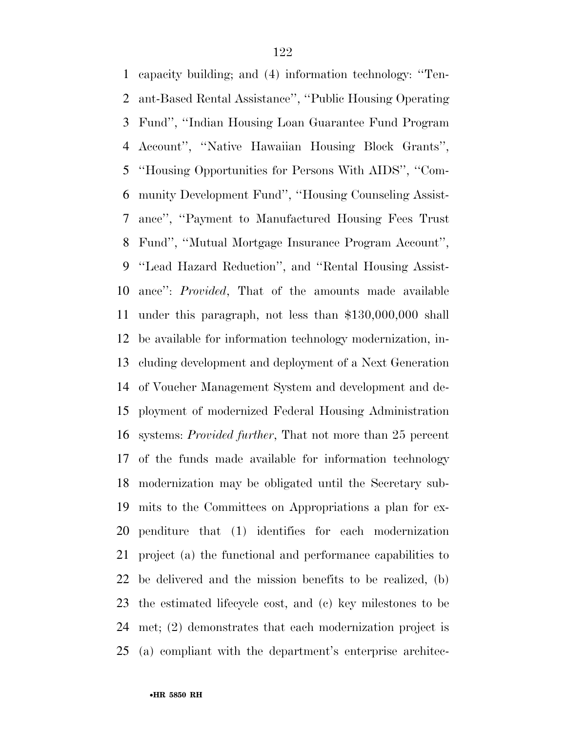capacity building; and (4) information technology: ''Tenant-Based Rental Assistance'', ''Public Housing Operating Fund'', ''Indian Housing Loan Guarantee Fund Program Account'', ''Native Hawaiian Housing Block Grants'', ''Housing Opportunities for Persons With AIDS'', ''Community Development Fund'', ''Housing Counseling Assistance'', ''Payment to Manufactured Housing Fees Trust Fund'', ''Mutual Mortgage Insurance Program Account'', ''Lead Hazard Reduction'', and ''Rental Housing Assistance'': *Provided*, That of the amounts made available under this paragraph, not less than $130,000,000 shall be available for information technology modernization, including development and deployment of a Next Generation of Voucher Management System and development and deployment of modernized Federal Housing Administration systems: *Provided further*, That not more than 25 percent of the funds made available for information technology modernization may be obligated until the Secretary submits to the Committees on Appropriations a plan for expenditure that (1) identifies for each modernization project (a) the functional and performance capabilities to be delivered and the mission benefits to be realized, (b) the estimated lifecycle cost, and (c) key milestones to be met; (2) demonstrates that each modernization project is (a) compliant with the department's enterprise architec-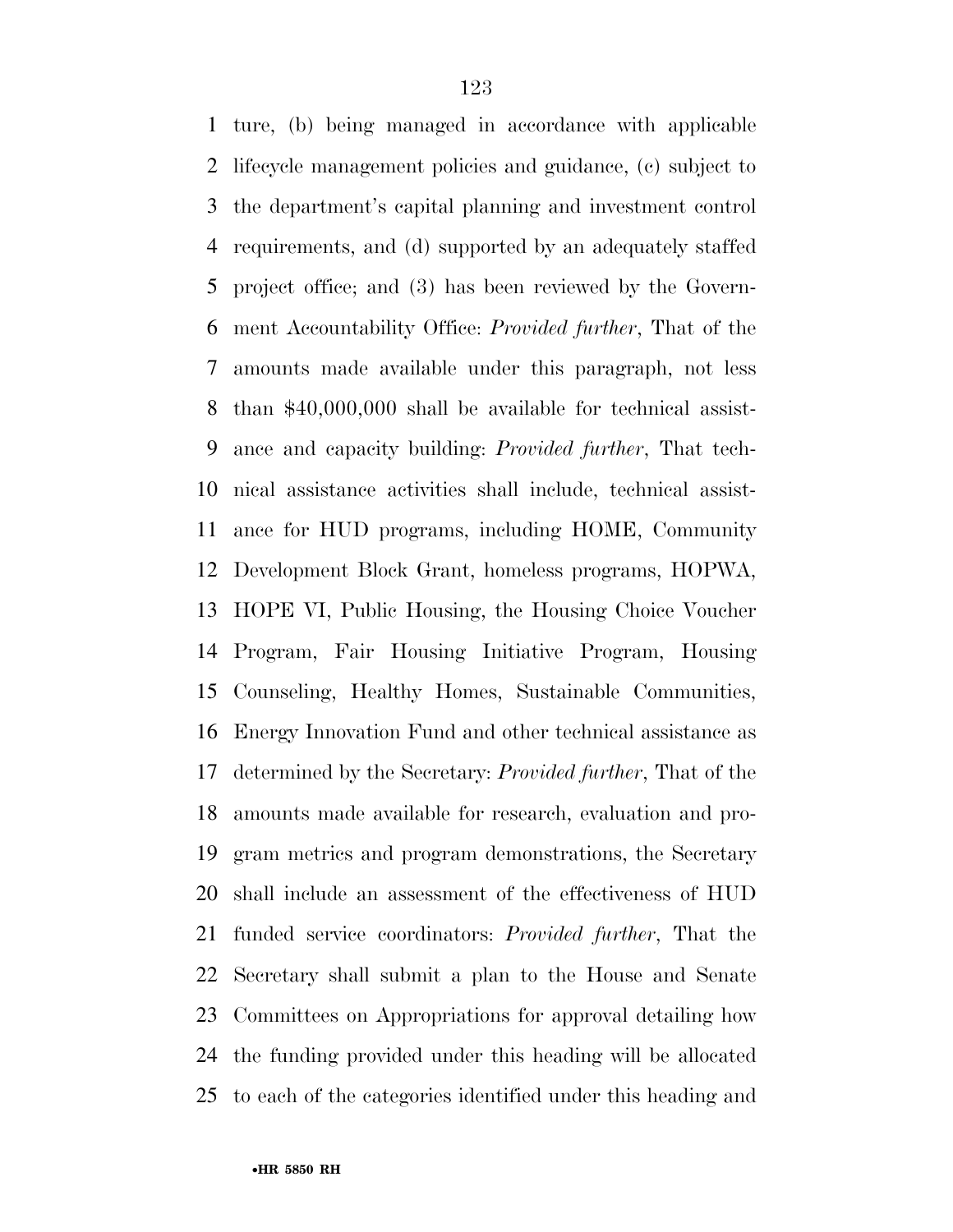ture, (b) being managed in accordance with applicable lifecycle management policies and guidance, (c) subject to the department's capital planning and investment control requirements, and (d) supported by an adequately staffed project office; and (3) has been reviewed by the Government Accountability Office: *Provided further*, That of the amounts made available under this paragraph, not less than $40,000,000 shall be available for technical assistance and capacity building: *Provided further*, That technical assistance activities shall include, technical assistance for HUD programs, including HOME, Community Development Block Grant, homeless programs, HOPWA, HOPE VI, Public Housing, the Housing Choice Voucher Program, Fair Housing Initiative Program, Housing Counseling, Healthy Homes, Sustainable Communities, Energy Innovation Fund and other technical assistance as determined by the Secretary: *Provided further*, That of the amounts made available for research, evaluation and program metrics and program demonstrations, the Secretary shall include an assessment of the effectiveness of HUD funded service coordinators: *Provided further*, That the Secretary shall submit a plan to the House and Senate Committees on Appropriations for approval detailing how the funding provided under this heading will be allocated to each of the categories identified under this heading and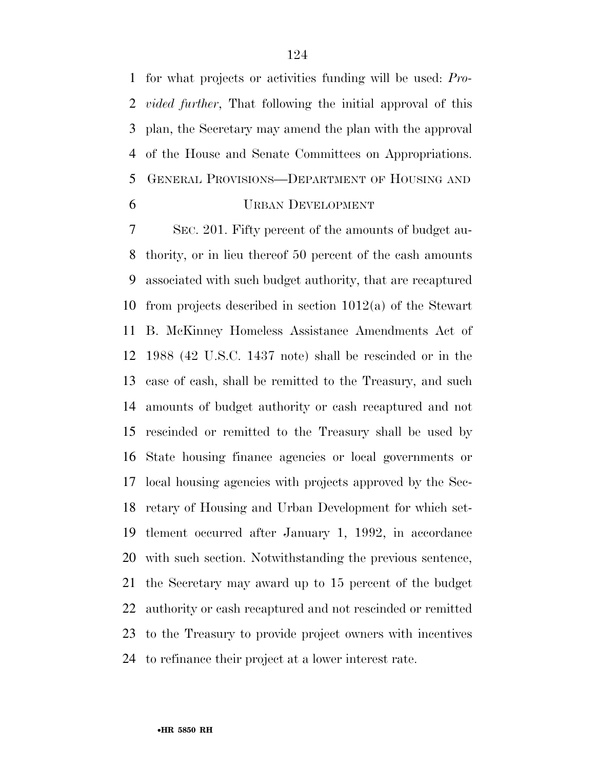for what projects or activities funding will be used: *Provided further*, That following the initial approval of this plan, the Secretary may amend the plan with the approval of the House and Senate Committees on Appropriations.

## GENERAL PROVISIONS—DEPARTMENT OF HOUSING AND URBAN DEVELOPMENT

SEC. 201. Fifty percent of the amounts of budget authority, or in lieu thereof 50 percent of the cash amounts associated with such budget authority, that are recaptured from projects described in section 1012(a) of the Stewart B. McKinney Homeless Assistance Amendments Act of 1988 (42 U.S.C. 1437 note) shall be rescinded or in the case of cash, shall be remitted to the Treasury, and such amounts of budget authority or cash recaptured and not rescinded or remitted to the Treasury shall be used by State housing finance agencies or local governments or local housing agencies with projects approved by the Secretary of Housing and Urban Development for which settlement occurred after January 1, 1992, in accordance with such section. Notwithstanding the previous sentence, the Secretary may award up to 15 percent of the budget authority or cash recaptured and not rescinded or remitted to the Treasury to provide project owners with incentives to refinance their project at a lower interest rate.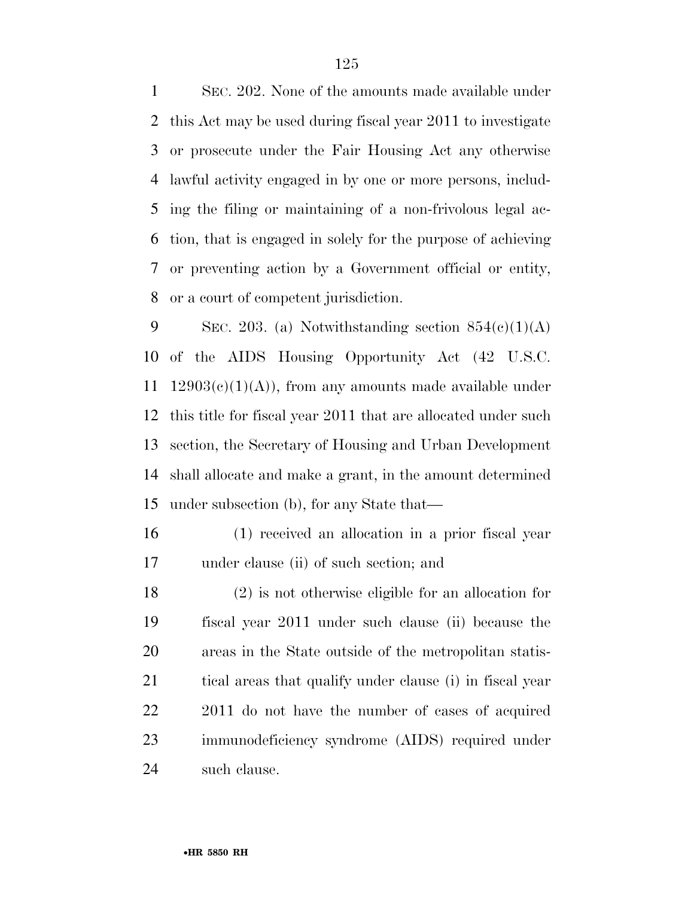SEC. 202. None of the amounts made available under this Act may be used during fiscal year 2011 to investigate or prosecute under the Fair Housing Act any otherwise lawful activity engaged in by one or more persons, including the filing or maintaining of a non-frivolous legal action, that is engaged in solely for the purpose of achieving or preventing action by a Government official or entity, or a court of competent jurisdiction.

SEC. 203. (a) Notwithstanding section 854(c)(1)(A) of the AIDS Housing Opportunity Act (42 U.S.C. 12903(c)(1)(A)), from any amounts made available under this title for fiscal year 2011 that are allocated under such section, the Secretary of Housing and Urban Development shall allocate and make a grant, in the amount determined under subsection (b), for any State that—

(1) received an allocation in a prior fiscal year under clause (ii) of such section; and

(2) is not otherwise eligible for an allocation for fiscal year 2011 under such clause (ii) because the areas in the State outside of the metropolitan statistical areas that qualify under clause (i) in fiscal year 2011 do not have the number of cases of acquired immunodeficiency syndrome (AIDS) required under such clause.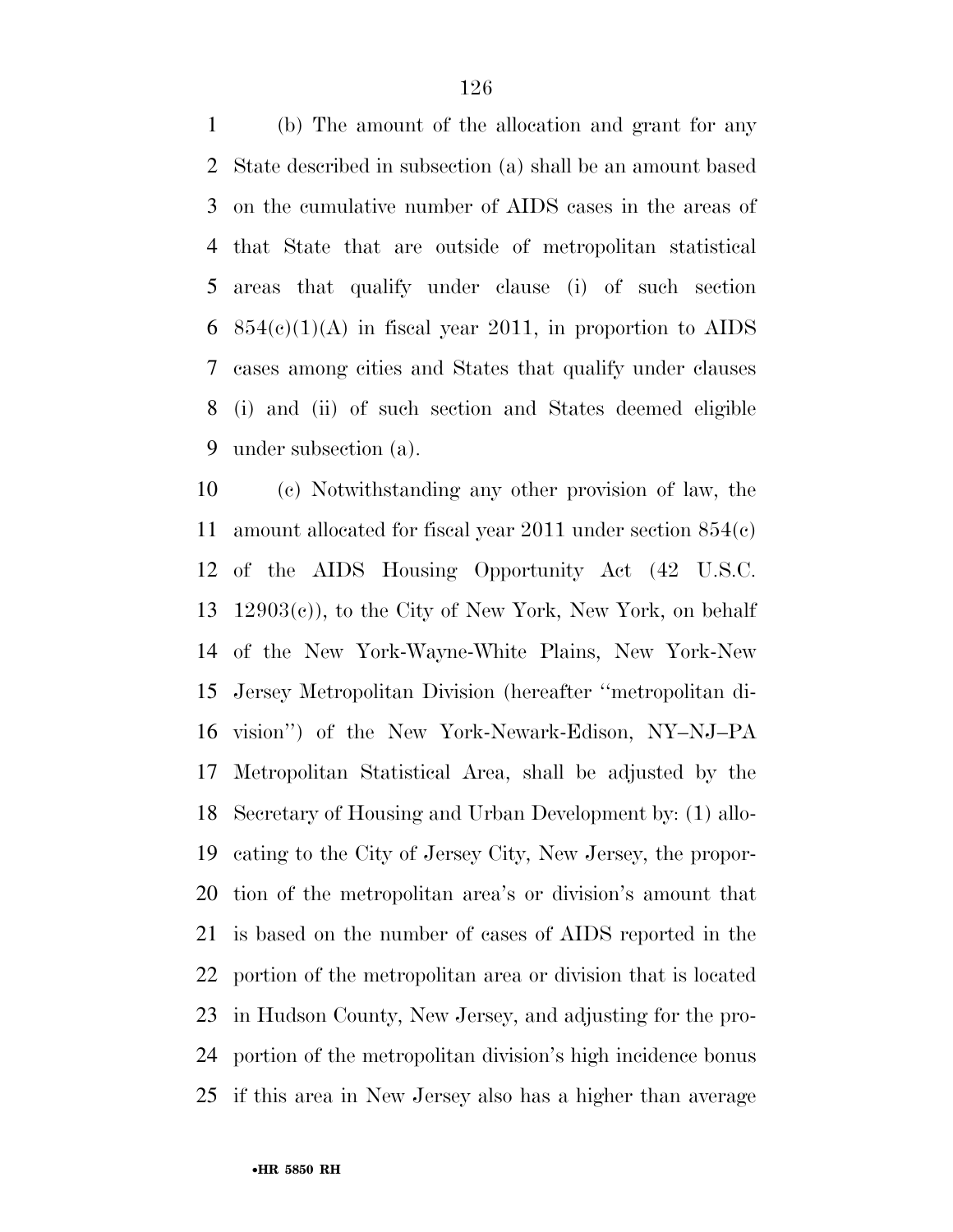(b) The amount of the allocation and grant for any State described in subsection (a) shall be an amount based on the cumulative number of AIDS cases in the areas of that State that are outside of metropolitan statistical areas that qualify under clause (i) of such section 854(c)(1)(A) in fiscal year 2011, in proportion to AIDS cases among cities and States that qualify under clauses (i) and (ii) of such section and States deemed eligible under subsection (a).

(c) Notwithstanding any other provision of law, the amount allocated for fiscal year 2011 under section 854(c) of the AIDS Housing Opportunity Act (42 U.S.C. 12903(c)), to the City of New York, New York, on behalf of the New York-Wayne-White Plains, New York-New Jersey Metropolitan Division (hereafter ''metropolitan division'') of the New York-Newark-Edison, NY–NJ–PA Metropolitan Statistical Area, shall be adjusted by the Secretary of Housing and Urban Development by: (1) allocating to the City of Jersey City, New Jersey, the proportion of the metropolitan area's or division's amount that is based on the number of cases of AIDS reported in the portion of the metropolitan area or division that is located in Hudson County, New Jersey, and adjusting for the proportion of the metropolitan division's high incidence bonus if this area in New Jersey also has a higher than average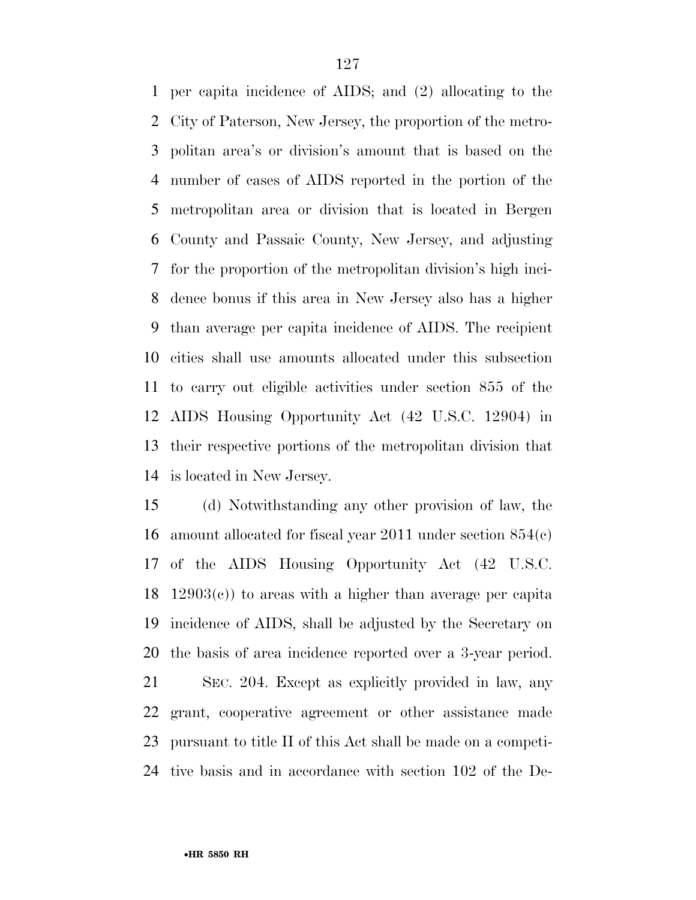per capita incidence of AIDS; and (2) allocating to the City of Paterson, New Jersey, the proportion of the metropolitan area's or division's amount that is based on the number of cases of AIDS reported in the portion of the metropolitan area or division that is located in Bergen County and Passaic County, New Jersey, and adjusting for the proportion of the metropolitan division's high incidence bonus if this area in New Jersey also has a higher than average per capita incidence of AIDS. The recipient cities shall use amounts allocated under this subsection to carry out eligible activities under section 855 of the AIDS Housing Opportunity Act (42 U.S.C. 12904) in their respective portions of the metropolitan division that is located in New Jersey.

(d) Notwithstanding any other provision of law, the amount allocated for fiscal year 2011 under section 854(c) of the AIDS Housing Opportunity Act (42 U.S.C. 12903(c)) to areas with a higher than average per capita incidence of AIDS, shall be adjusted by the Secretary on the basis of area incidence reported over a 3-year period.

SEC. 204. Except as explicitly provided in law, any grant, cooperative agreement or other assistance made pursuant to title II of this Act shall be made on a competitive basis and in accordance with section 102 of the De-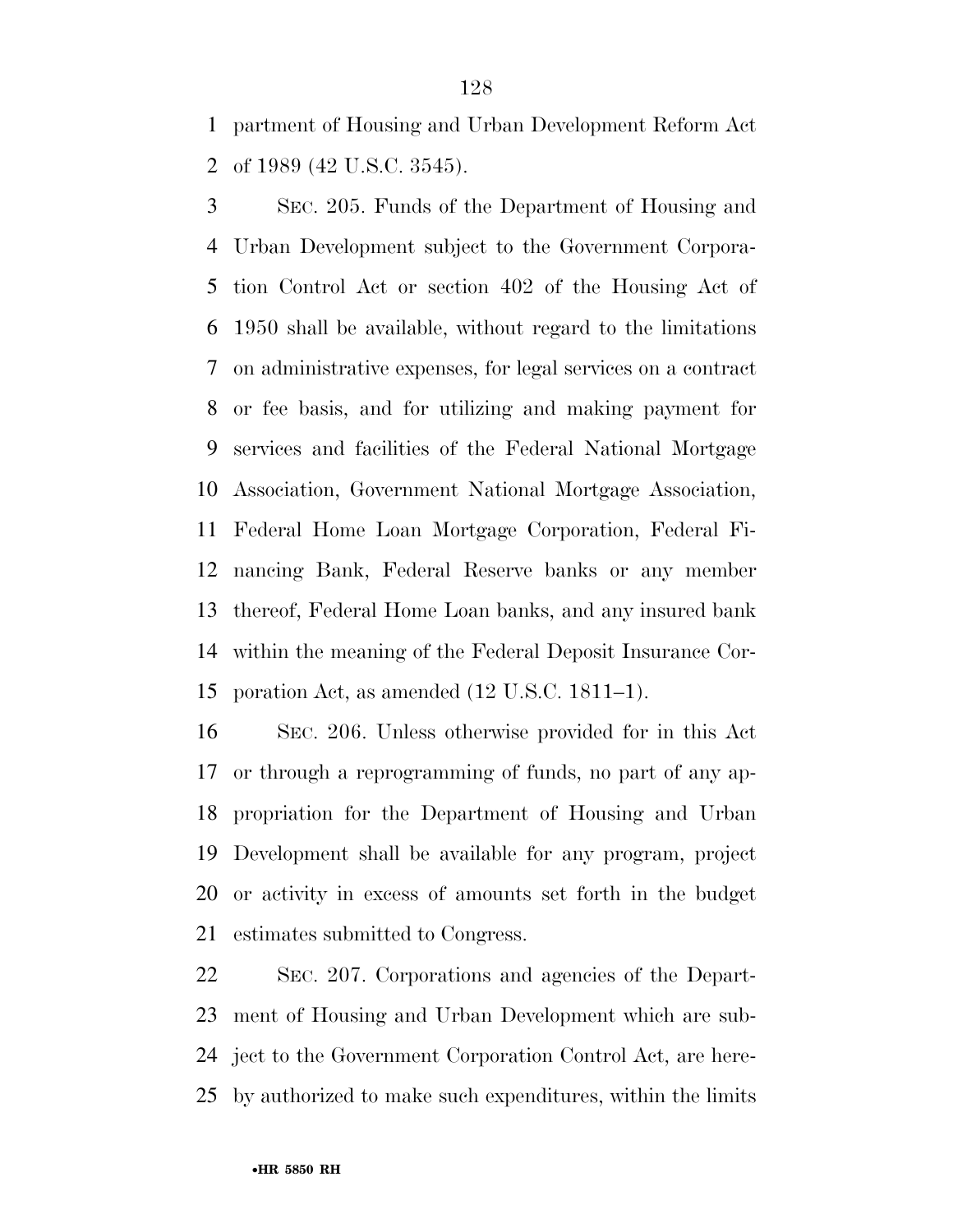partment of Housing and Urban Development Reform Act of 1989 (42 U.S.C. 3545).

SEC. 205. Funds of the Department of Housing and Urban Development subject to the Government Corporation Control Act or section 402 of the Housing Act of 1950 shall be available, without regard to the limitations on administrative expenses, for legal services on a contract or fee basis, and for utilizing and making payment for services and facilities of the Federal National Mortgage Association, Government National Mortgage Association, Federal Home Loan Mortgage Corporation, Federal Financing Bank, Federal Reserve banks or any member thereof, Federal Home Loan banks, and any insured bank within the meaning of the Federal Deposit Insurance Corporation Act, as amended (12 U.S.C. 1811–1).

SEC. 206. Unless otherwise provided for in this Act or through a reprogramming of funds, no part of any appropriation for the Department of Housing and Urban Development shall be available for any program, project or activity in excess of amounts set forth in the budget estimates submitted to Congress.

SEC. 207. Corporations and agencies of the Department of Housing and Urban Development which are subject to the Government Corporation Control Act, are hereby authorized to make such expenditures, within the limits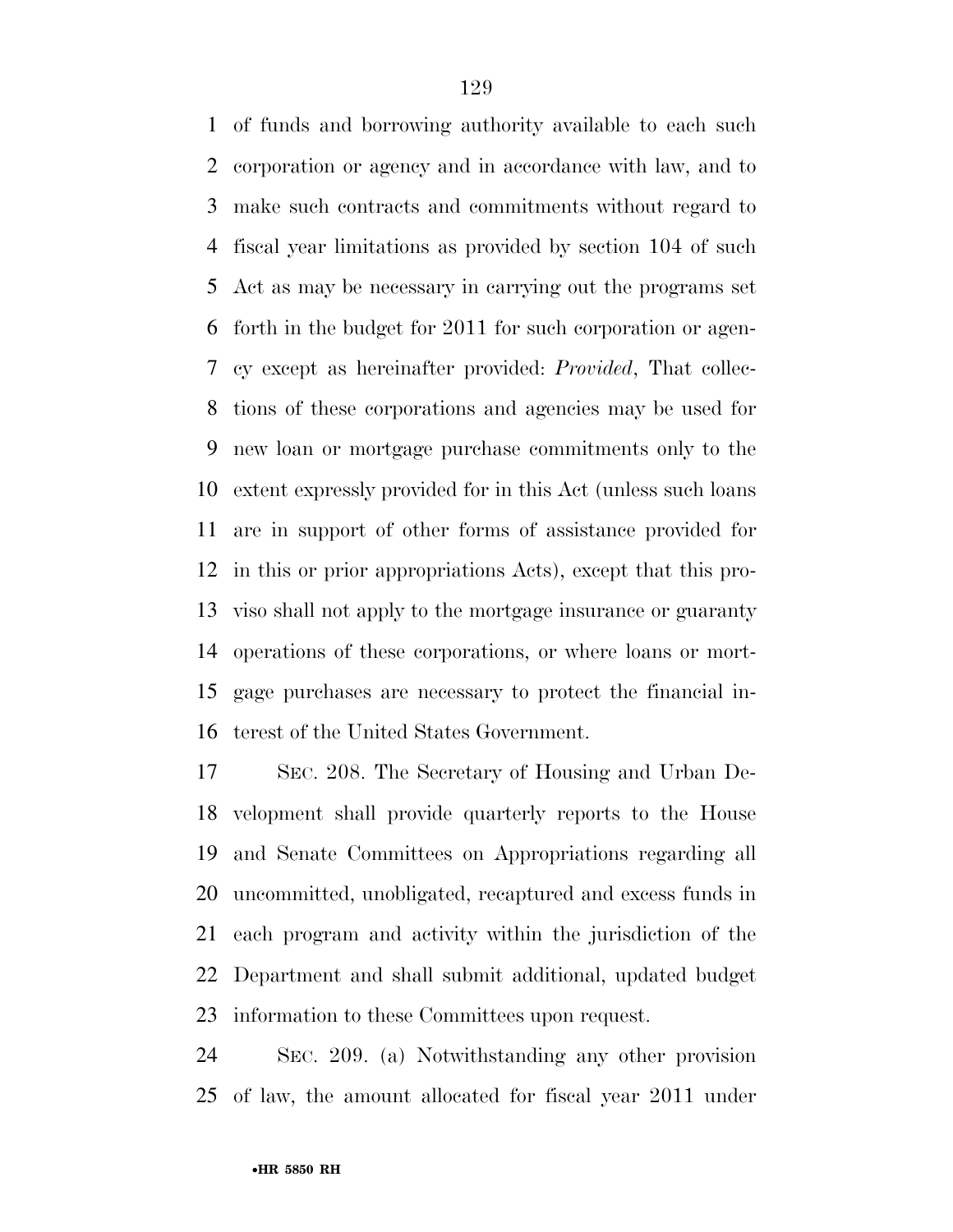of funds and borrowing authority available to each such corporation or agency and in accordance with law, and to make such contracts and commitments without regard to fiscal year limitations as provided by section 104 of such Act as may be necessary in carrying out the programs set forth in the budget for 2011 for such corporation or agency except as hereinafter provided: *Provided*, That collections of these corporations and agencies may be used for new loan or mortgage purchase commitments only to the extent expressly provided for in this Act (unless such loans are in support of other forms of assistance provided for in this or prior appropriations Acts), except that this proviso shall not apply to the mortgage insurance or guaranty operations of these corporations, or where loans or mortgage purchases are necessary to protect the financial interest of the United States Government.

SEC. 208. The Secretary of Housing and Urban Development shall provide quarterly reports to the House and Senate Committees on Appropriations regarding all uncommitted, unobligated, recaptured and excess funds in each program and activity within the jurisdiction of the Department and shall submit additional, updated budget information to these Committees upon request.

SEC. 209. (a) Notwithstanding any other provision of law, the amount allocated for fiscal year 2011 under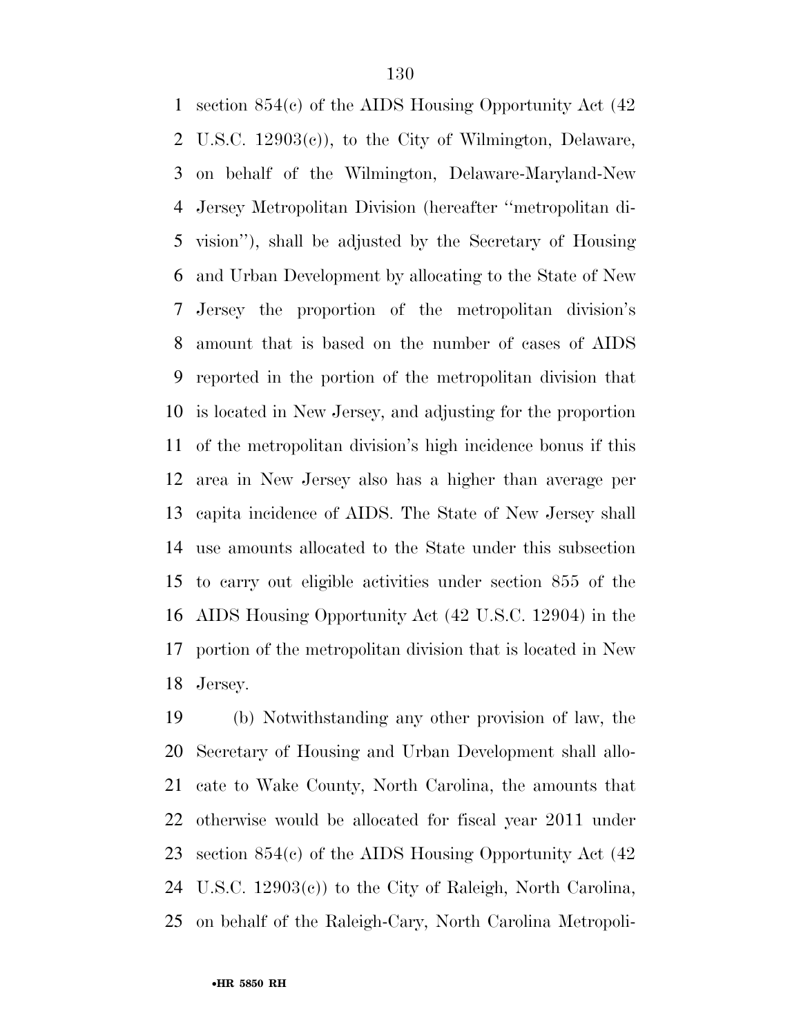section 854(c) of the AIDS Housing Opportunity Act (42 U.S.C. 12903(c)), to the City of Wilmington, Delaware, on behalf of the Wilmington, Delaware-Maryland-New Jersey Metropolitan Division (hereafter ''metropolitan division''), shall be adjusted by the Secretary of Housing and Urban Development by allocating to the State of New Jersey the proportion of the metropolitan division's amount that is based on the number of cases of AIDS reported in the portion of the metropolitan division that is located in New Jersey, and adjusting for the proportion of the metropolitan division's high incidence bonus if this area in New Jersey also has a higher than average per capita incidence of AIDS. The State of New Jersey shall use amounts allocated to the State under this subsection to carry out eligible activities under section 855 of the AIDS Housing Opportunity Act (42 U.S.C. 12904) in the portion of the metropolitan division that is located in New Jersey.

(b) Notwithstanding any other provision of law, the Secretary of Housing and Urban Development shall allocate to Wake County, North Carolina, the amounts that otherwise would be allocated for fiscal year 2011 under section 854(c) of the AIDS Housing Opportunity Act (42 U.S.C. 12903(c)) to the City of Raleigh, North Carolina, on behalf of the Raleigh-Cary, North Carolina Metropoli-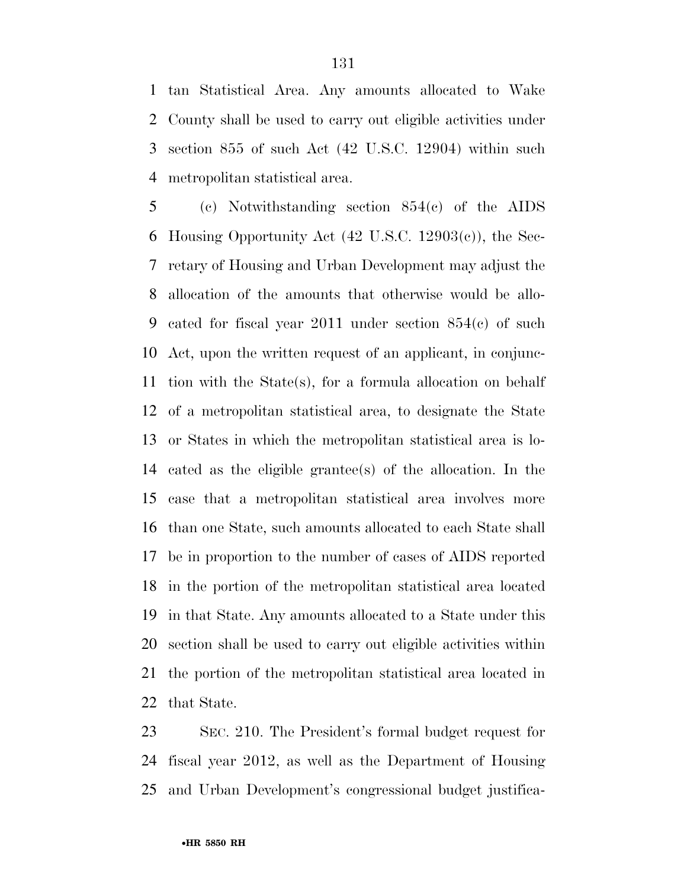tan Statistical Area. Any amounts allocated to Wake County shall be used to carry out eligible activities under section 855 of such Act (42 U.S.C. 12904) within such metropolitan statistical area.

(c) Notwithstanding section 854(c) of the AIDS Housing Opportunity Act (42 U.S.C. 12903(c)), the Secretary of Housing and Urban Development may adjust the allocation of the amounts that otherwise would be allocated for fiscal year 2011 under section 854(c) of such Act, upon the written request of an applicant, in conjunction with the State(s), for a formula allocation on behalf of a metropolitan statistical area, to designate the State or States in which the metropolitan statistical area is located as the eligible grantee(s) of the allocation. In the case that a metropolitan statistical area involves more than one State, such amounts allocated to each State shall be in proportion to the number of cases of AIDS reported in the portion of the metropolitan statistical area located in that State. Any amounts allocated to a State under this section shall be used to carry out eligible activities within the portion of the metropolitan statistical area located in that State.

SEC. 210. The President's formal budget request for fiscal year 2012, as well as the Department of Housing and Urban Development's congressional budget justifica-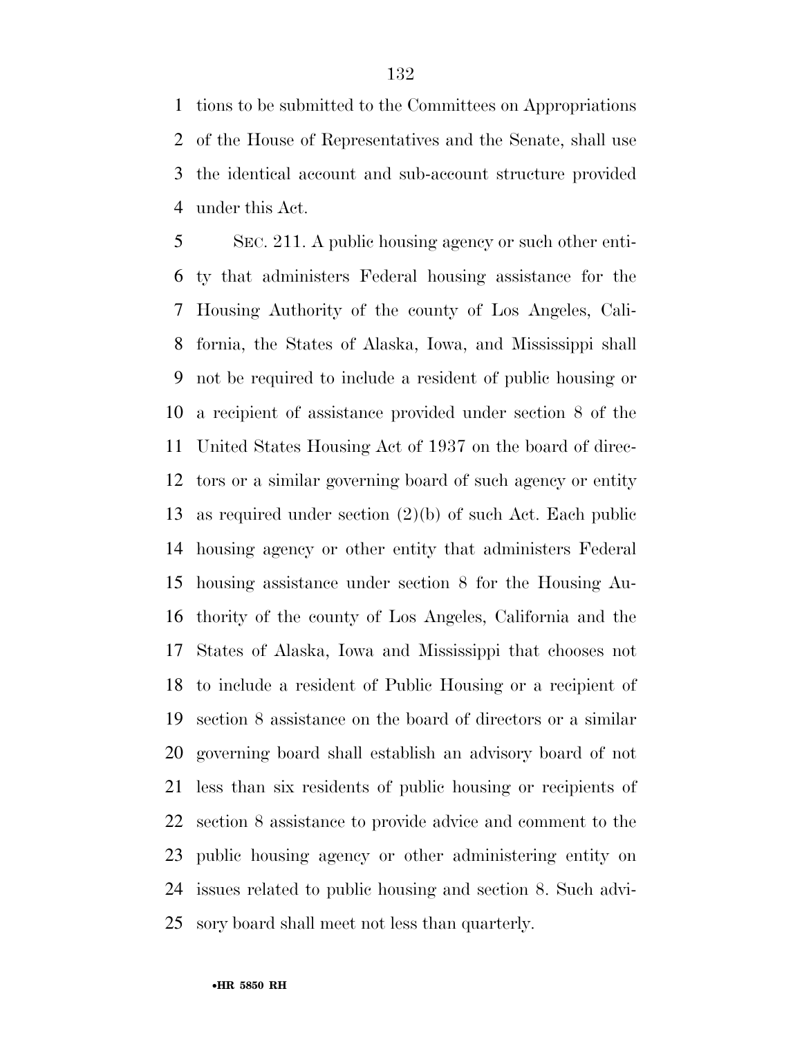tions to be submitted to the Committees on Appropriations of the House of Representatives and the Senate, shall use the identical account and sub-account structure provided under this Act.

SEC. 211. A public housing agency or such other entity that administers Federal housing assistance for the Housing Authority of the county of Los Angeles, California, the States of Alaska, Iowa, and Mississippi shall not be required to include a resident of public housing or a recipient of assistance provided under section 8 of the United States Housing Act of 1937 on the board of directors or a similar governing board of such agency or entity as required under section (2)(b) of such Act. Each public housing agency or other entity that administers Federal housing assistance under section 8 for the Housing Authority of the county of Los Angeles, California and the States of Alaska, Iowa and Mississippi that chooses not to include a resident of Public Housing or a recipient of section 8 assistance on the board of directors or a similar governing board shall establish an advisory board of not less than six residents of public housing or recipients of section 8 assistance to provide advice and comment to the public housing agency or other administering entity on issues related to public housing and section 8. Such advisory board shall meet not less than quarterly.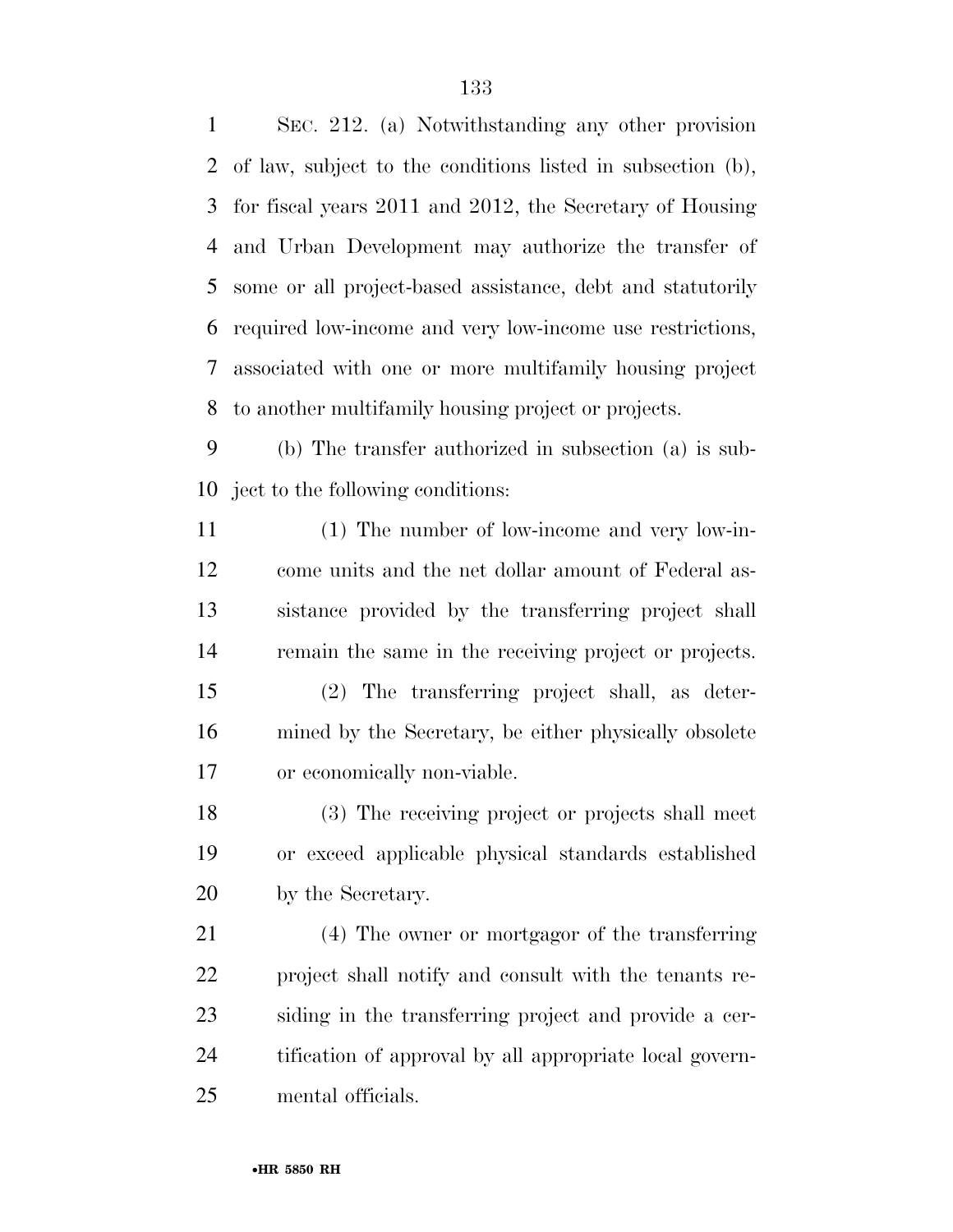SEC. 212. (a) Notwithstanding any other provision of law, subject to the conditions listed in subsection (b), for fiscal years 2011 and 2012, the Secretary of Housing and Urban Development may authorize the transfer of some or all project-based assistance, debt and statutorily required low-income and very low-income use restrictions, associated with one or more multifamily housing project to another multifamily housing project or projects.

(b) The transfer authorized in subsection (a) is subject to the following conditions:

(1) The number of low-income and very low-income units and the net dollar amount of Federal assistance provided by the transferring project shall remain the same in the receiving project or projects.

(2) The transferring project shall, as determined by the Secretary, be either physically obsolete or economically non-viable.

(3) The receiving project or projects shall meet or exceed applicable physical standards established by the Secretary.

(4) The owner or mortgagor of the transferring project shall notify and consult with the tenants residing in the transferring project and provide a certification of approval by all appropriate local governmental officials.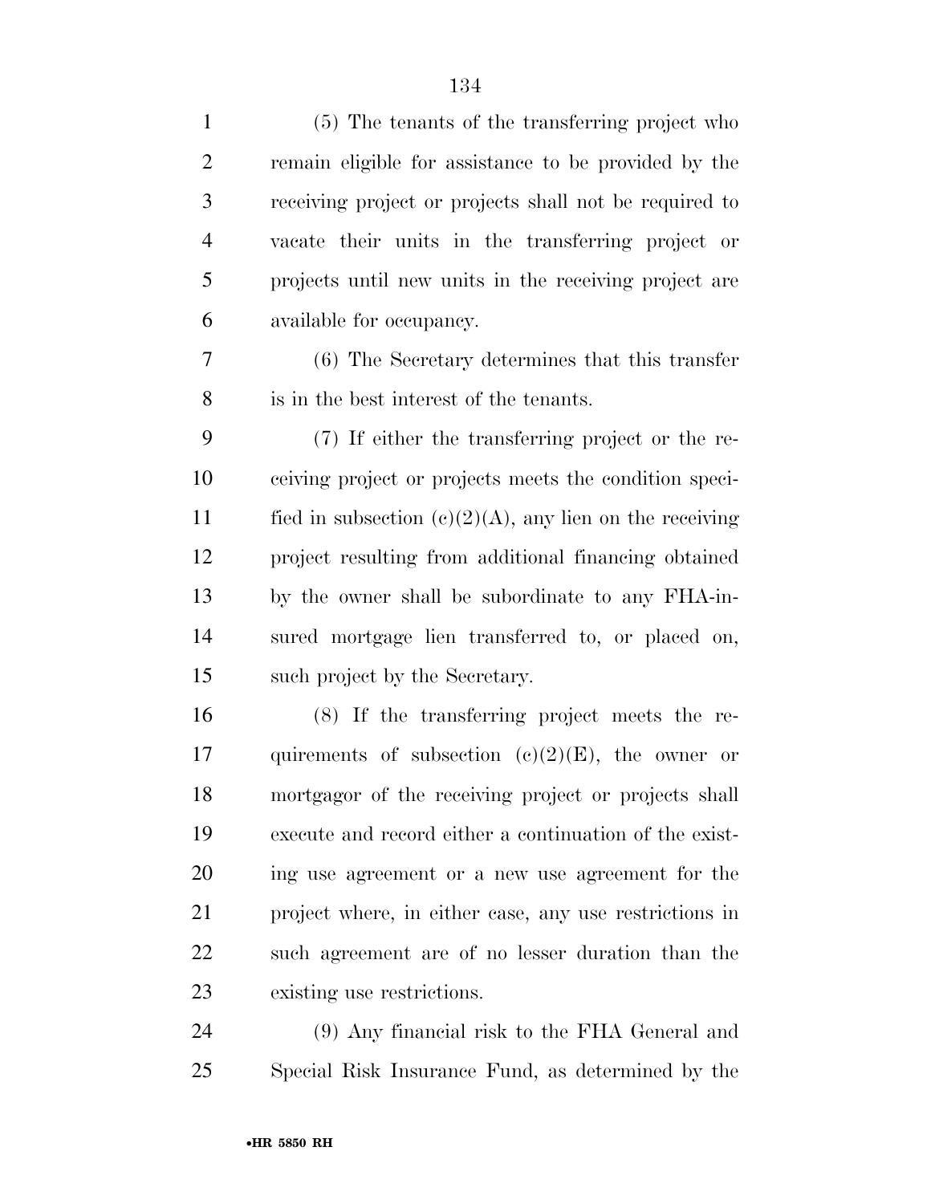(5) The tenants of the transferring project who remain eligible for assistance to be provided by the receiving project or projects shall not be required to vacate their units in the transferring project or projects until new units in the receiving project are available for occupancy.

(6) The Secretary determines that this transfer is in the best interest of the tenants.

(7) If either the transferring project or the receiving project or projects meets the condition specified in subsection (c)(2)(A), any lien on the receiving project resulting from additional financing obtained by the owner shall be subordinate to any FHA-insured mortgage lien transferred to, or placed on, such project by the Secretary.

(8) If the transferring project meets the requirements of subsection (c)(2)(E), the owner or mortgagor of the receiving project or projects shall execute and record either a continuation of the existing use agreement or a new use agreement for the project where, in either case, any use restrictions in such agreement are of no lesser duration than the existing use restrictions.

(9) Any financial risk to the FHA General and Special Risk Insurance Fund, as determined by the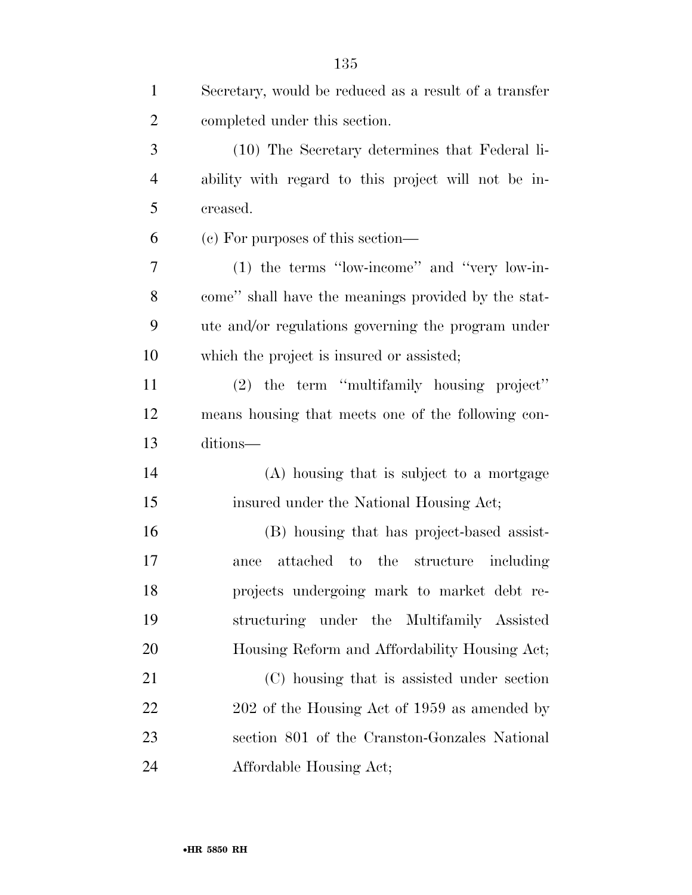Secretary, would be reduced as a result of a transfer completed under this section.

(10) The Secretary determines that Federal liability with regard to this project will not be increased.

(c) For purposes of this section—

(1) the terms "low-income" and "very low-income" shall have the meanings provided by the statute and/or regulations governing the program under which the project is insured or assisted;

(2) the term "multifamily housing project" means housing that meets one of the following conditions—

(A) housing that is subject to a mortgage insured under the National Housing Act;

(B) housing that has project-based assistance attached to the structure including projects undergoing mark to market debt restructuring under the Multifamily Assisted Housing Reform and Affordability Housing Act;

(C) housing that is assisted under section 202 of the Housing Act of 1959 as amended by section 801 of the Cranston-Gonzales National Affordable Housing Act;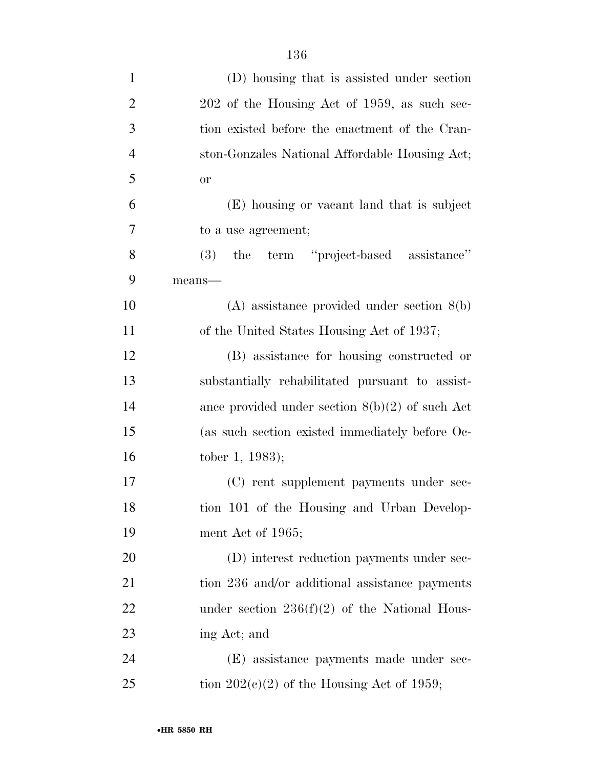(D) housing that is assisted under section 202 of the Housing Act of 1959, as such section existed before the enactment of the Cranston-Gonzales National Affordable Housing Act; or

(E) housing or vacant land that is subject to a use agreement;

(3) the term "project-based assistance" means—

(A) assistance provided under section 8(b) of the United States Housing Act of 1937;

(B) assistance for housing constructed or substantially rehabilitated pursuant to assistance provided under section 8(b)(2) of such Act (as such section existed immediately before October 1, 1983);

(C) rent supplement payments under section 101 of the Housing and Urban Development Act of 1965;

(D) interest reduction payments under section 236 and/or additional assistance payments under section 236(f)(2) of the National Housing Act; and

(E) assistance payments made under section 202(c)(2) of the Housing Act of 1959;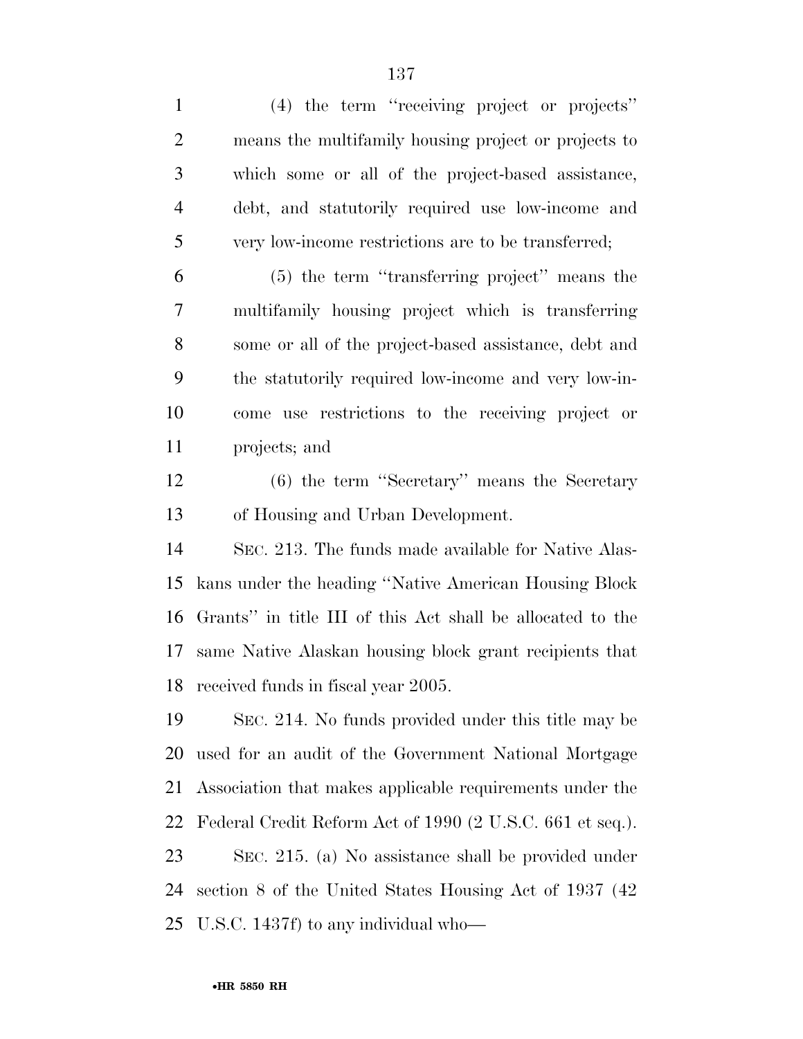(4) the term "receiving project or projects" means the multifamily housing project or projects to which some or all of the project-based assistance, debt, and statutorily required use low-income and very low-income restrictions are to be transferred;

(5) the term "transferring project" means the multifamily housing project which is transferring some or all of the project-based assistance, debt and the statutorily required low-income and very low-income use restrictions to the receiving project or projects; and

(6) the term "Secretary" means the Secretary of Housing and Urban Development.

SEC. 213. The funds made available for Native Alaskans under the heading "Native American Housing Block Grants" in title III of this Act shall be allocated to the same Native Alaskan housing block grant recipients that received funds in fiscal year 2005.

SEC. 214. No funds provided under this title may be used for an audit of the Government National Mortgage Association that makes applicable requirements under the Federal Credit Reform Act of 1990 (2 U.S.C. 661 et seq.).

SEC. 215. (a) No assistance shall be provided under section 8 of the United States Housing Act of 1937 (42 U.S.C. 1437f) to any individual who—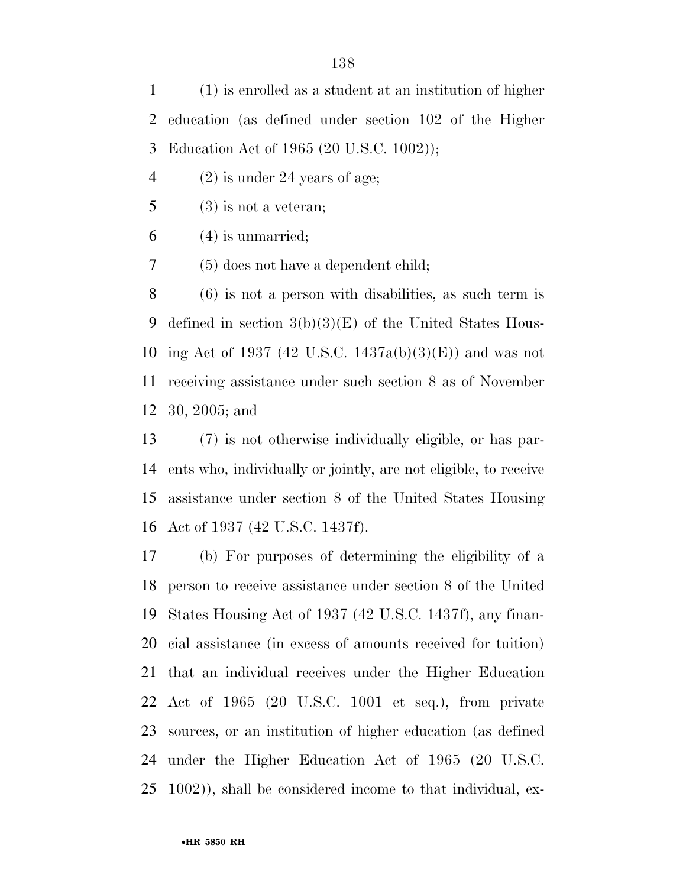(1) is enrolled as a student at an institution of higher education (as defined under section 102 of the Higher Education Act of 1965 (20 U.S.C. 1002));

(2) is under 24 years of age;

(3) is not a veteran;

(4) is unmarried;

(5) does not have a dependent child;

(6) is not a person with disabilities, as such term is defined in section 3(b)(3)(E) of the United States Housing Act of 1937 (42 U.S.C. 1437a(b)(3)(E)) and was not receiving assistance under such section 8 as of November 30, 2005; and

(7) is not otherwise individually eligible, or has parents who, individually or jointly, are not eligible, to receive assistance under section 8 of the United States Housing Act of 1937 (42 U.S.C. 1437f).

(b) For purposes of determining the eligibility of a person to receive assistance under section 8 of the United States Housing Act of 1937 (42 U.S.C. 1437f), any financial assistance (in excess of amounts received for tuition) that an individual receives under the Higher Education Act of 1965 (20 U.S.C. 1001 et seq.), from private sources, or an institution of higher education (as defined under the Higher Education Act of 1965 (20 U.S.C. 1002)), shall be considered income to that individual, ex-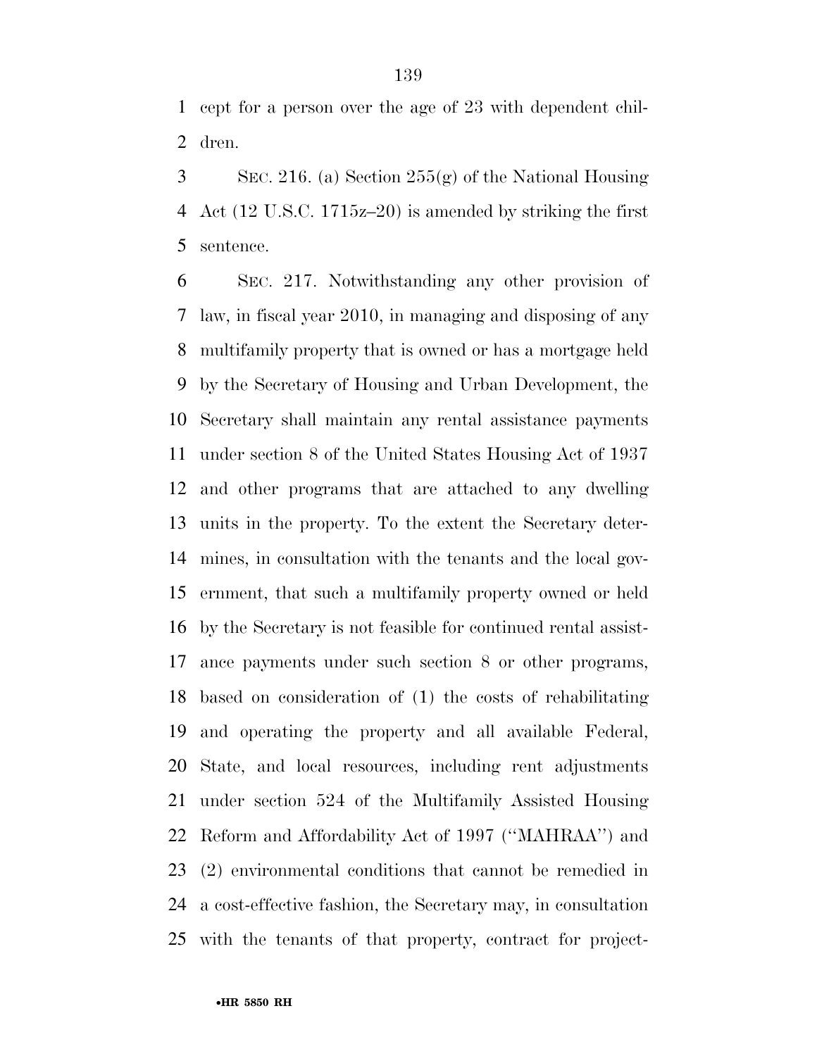cept for a person over the age of 23 with dependent children.

SEC. 216. (a) Section 255(g) of the National Housing Act (12 U.S.C. 1715z–20) is amended by striking the first sentence.

SEC. 217. Notwithstanding any other provision of law, in fiscal year 2010, in managing and disposing of any multifamily property that is owned or has a mortgage held by the Secretary of Housing and Urban Development, the Secretary shall maintain any rental assistance payments under section 8 of the United States Housing Act of 1937 and other programs that are attached to any dwelling units in the property. To the extent the Secretary determines, in consultation with the tenants and the local government, that such a multifamily property owned or held by the Secretary is not feasible for continued rental assistance payments under such section 8 or other programs, based on consideration of (1) the costs of rehabilitating and operating the property and all available Federal, State, and local resources, including rent adjustments under section 524 of the Multifamily Assisted Housing Reform and Affordability Act of 1997 (''MAHRAA'') and (2) environmental conditions that cannot be remedied in a cost-effective fashion, the Secretary may, in consultation with the tenants of that property, contract for project-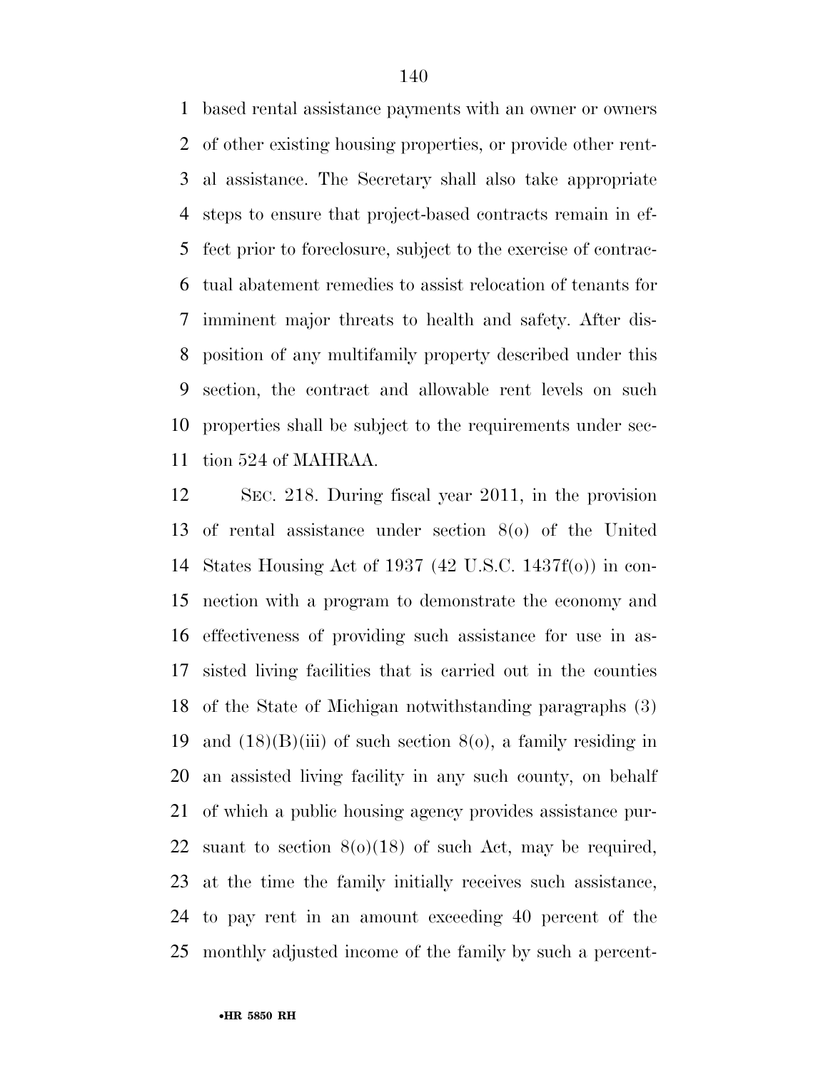based rental assistance payments with an owner or owners of other existing housing properties, or provide other rental assistance. The Secretary shall also take appropriate steps to ensure that project-based contracts remain in effect prior to foreclosure, subject to the exercise of contractual abatement remedies to assist relocation of tenants for imminent major threats to health and safety. After disposition of any multifamily property described under this section, the contract and allowable rent levels on such properties shall be subject to the requirements under section 524 of MAHRAA.

SEC. 218. During fiscal year 2011, in the provision of rental assistance under section 8(o) of the United States Housing Act of 1937 (42 U.S.C. 1437f(o)) in connection with a program to demonstrate the economy and effectiveness of providing such assistance for use in assisted living facilities that is carried out in the counties of the State of Michigan notwithstanding paragraphs (3) and (18)(B)(iii) of such section 8(o), a family residing in an assisted living facility in any such county, on behalf of which a public housing agency provides assistance pursuant to section 8(o)(18) of such Act, may be required, at the time the family initially receives such assistance, to pay rent in an amount exceeding 40 percent of the monthly adjusted income of the family by such a percent-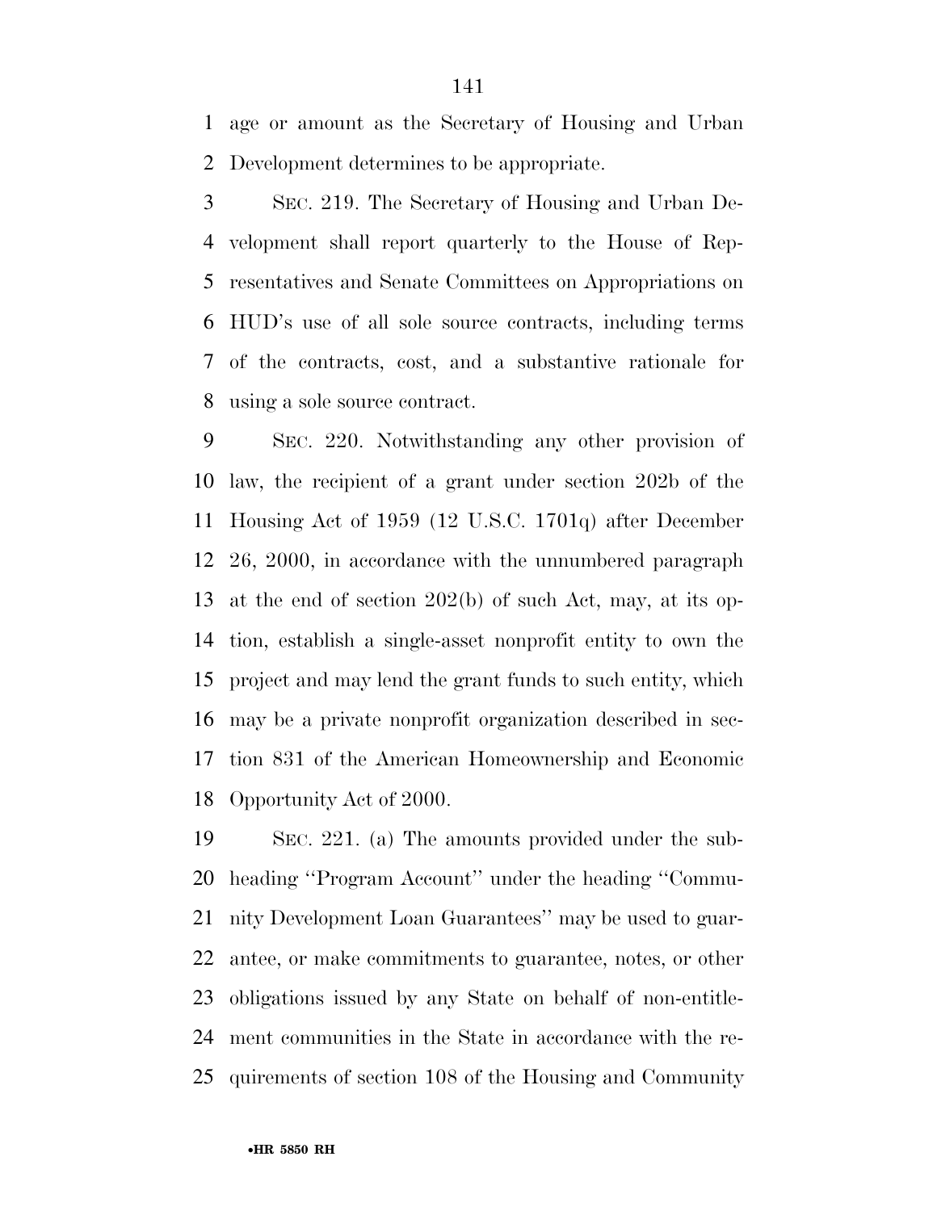age or amount as the Secretary of Housing and Urban Development determines to be appropriate.

SEC. 219. The Secretary of Housing and Urban Development shall report quarterly to the House of Representatives and Senate Committees on Appropriations on HUD's use of all sole source contracts, including terms of the contracts, cost, and a substantive rationale for using a sole source contract.

SEC. 220. Notwithstanding any other provision of law, the recipient of a grant under section 202b of the Housing Act of 1959 (12 U.S.C. 1701q) after December 26, 2000, in accordance with the unnumbered paragraph at the end of section 202(b) of such Act, may, at its option, establish a single-asset nonprofit entity to own the project and may lend the grant funds to such entity, which may be a private nonprofit organization described in section 831 of the American Homeownership and Economic Opportunity Act of 2000.

SEC. 221. (a) The amounts provided under the subheading "Program Account" under the heading "Community Development Loan Guarantees" may be used to guarantee, or make commitments to guarantee, notes, or other obligations issued by any State on behalf of non-entitlement communities in the State in accordance with the requirements of section 108 of the Housing and Community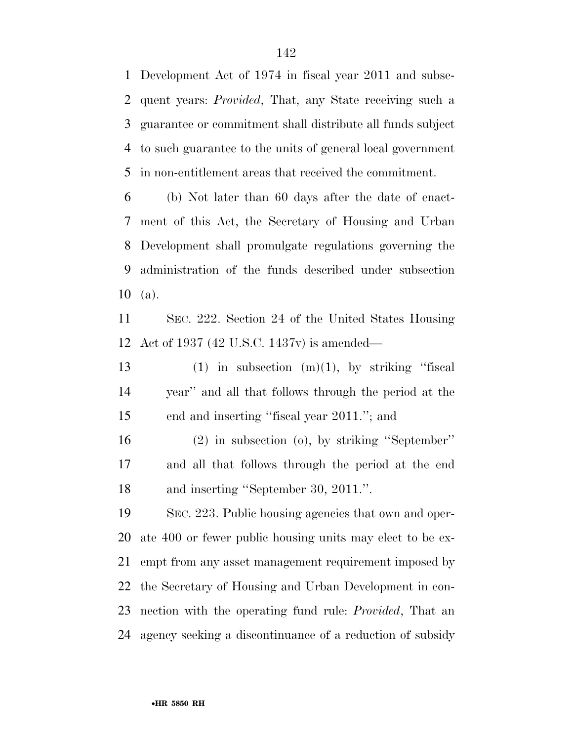Development Act of 1974 in fiscal year 2011 and subsequent years: *Provided*, That, any State receiving such a guarantee or commitment shall distribute all funds subject to such guarantee to the units of general local government in non-entitlement areas that received the commitment.

(b) Not later than 60 days after the date of enactment of this Act, the Secretary of Housing and Urban Development shall promulgate regulations governing the administration of the funds described under subsection (a).

SEC. 222. Section 24 of the United States Housing Act of 1937 (42 U.S.C. 1437v) is amended—

(1) in subsection (m)(1), by striking ''fiscal year'' and all that follows through the period at the end and inserting ''fiscal year 2011.''; and

(2) in subsection (o), by striking ''September'' and all that follows through the period at the end and inserting ''September 30, 2011.''.

SEC. 223. Public housing agencies that own and operate 400 or fewer public housing units may elect to be exempt from any asset management requirement imposed by the Secretary of Housing and Urban Development in connection with the operating fund rule: *Provided*, That an agency seeking a discontinuance of a reduction of subsidy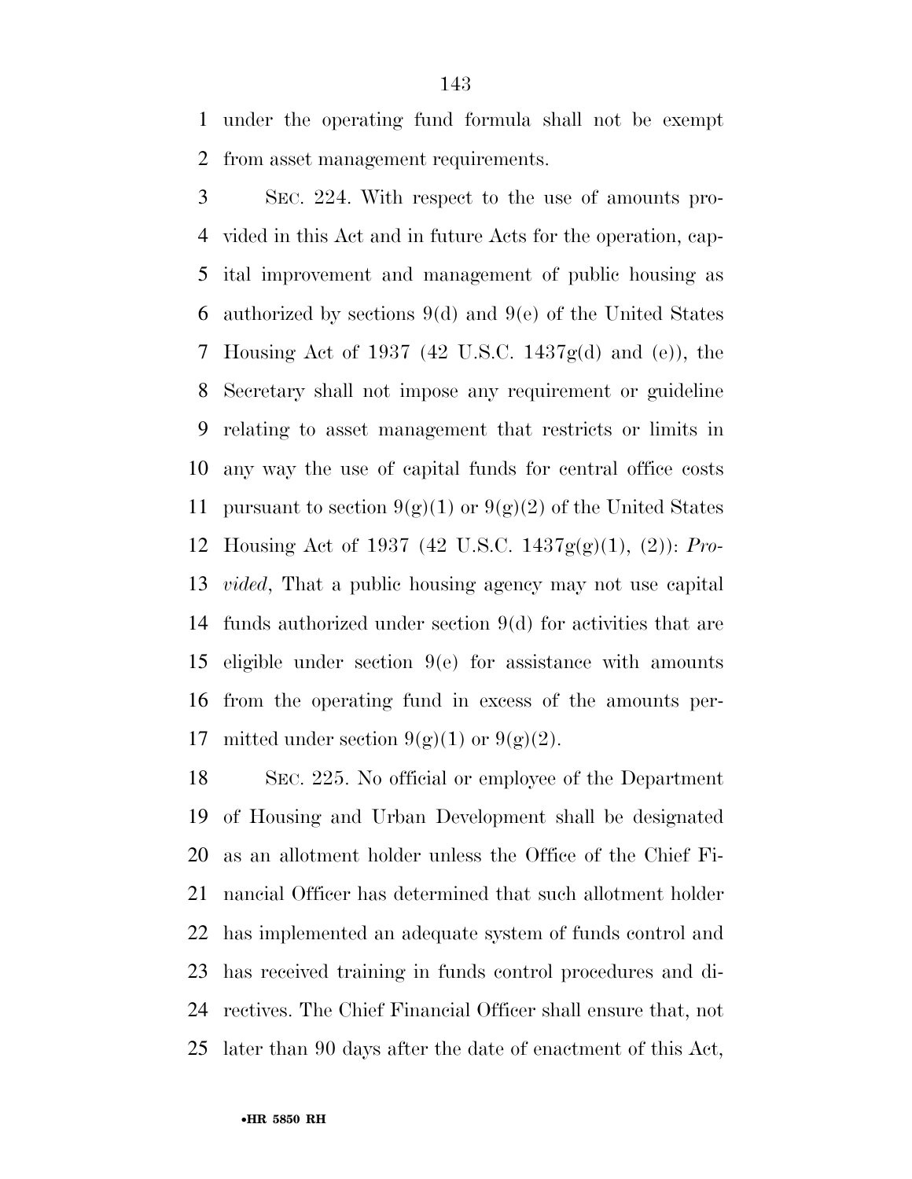under the operating fund formula shall not be exempt from asset management requirements.

SEC. 224. With respect to the use of amounts provided in this Act and in future Acts for the operation, capital improvement and management of public housing as authorized by sections 9(d) and 9(e) of the United States Housing Act of 1937 (42 U.S.C. 1437g(d) and (e)), the Secretary shall not impose any requirement or guideline relating to asset management that restricts or limits in any way the use of capital funds for central office costs pursuant to section 9(g)(1) or 9(g)(2) of the United States Housing Act of 1937 (42 U.S.C. 1437g(g)(1), (2)): *Provided*, That a public housing agency may not use capital funds authorized under section 9(d) for activities that are eligible under section 9(e) for assistance with amounts from the operating fund in excess of the amounts permitted under section 9(g)(1) or 9(g)(2).

SEC. 225. No official or employee of the Department of Housing and Urban Development shall be designated as an allotment holder unless the Office of the Chief Financial Officer has determined that such allotment holder has implemented an adequate system of funds control and has received training in funds control procedures and directives. The Chief Financial Officer shall ensure that, not later than 90 days after the date of enactment of this Act,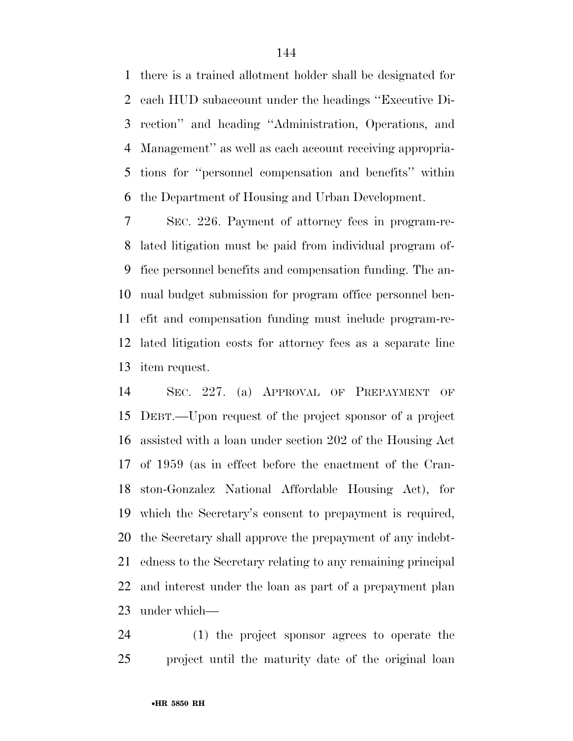there is a trained allotment holder shall be designated for each HUD subaccount under the headings ''Executive Direction'' and heading ''Administration, Operations, and Management'' as well as each account receiving appropriations for ''personnel compensation and benefits'' within the Department of Housing and Urban Development.

SEC. 226. Payment of attorney fees in program-related litigation must be paid from individual program office personnel benefits and compensation funding. The annual budget submission for program office personnel benefit and compensation funding must include program-related litigation costs for attorney fees as a separate line item request.

SEC. 227. (a) APPROVAL OF PREPAYMENT OF DEBT.—Upon request of the project sponsor of a project assisted with a loan under section 202 of the Housing Act of 1959 (as in effect before the enactment of the Cranston-Gonzalez National Affordable Housing Act), for which the Secretary's consent to prepayment is required, the Secretary shall approve the prepayment of any indebtedness to the Secretary relating to any remaining principal and interest under the loan as part of a prepayment plan under which—

(1) the project sponsor agrees to operate the project until the maturity date of the original loan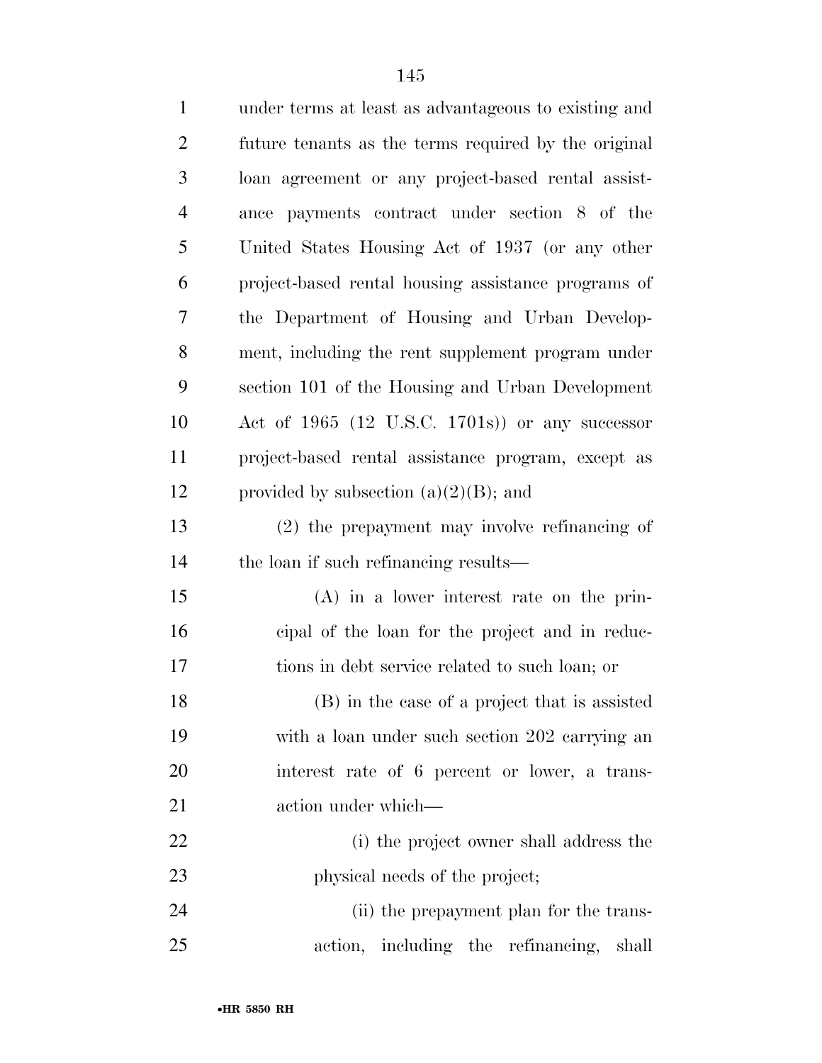under terms at least as advantageous to existing and future tenants as the terms required by the original loan agreement or any project-based rental assistance payments contract under section 8 of the United States Housing Act of 1937 (or any other project-based rental housing assistance programs of the Department of Housing and Urban Development, including the rent supplement program under section 101 of the Housing and Urban Development Act of 1965 (12 U.S.C. 1701s)) or any successor project-based rental assistance program, except as provided by subsection (a)(2)(B); and

(2) the prepayment may involve refinancing of the loan if such refinancing results—

(A) in a lower interest rate on the principal of the loan for the project and in reductions in debt service related to such loan; or

(B) in the case of a project that is assisted with a loan under such section 202 carrying an interest rate of 6 percent or lower, a transaction under which—

(i) the project owner shall address the physical needs of the project;

(ii) the prepayment plan for the transaction, including the refinancing, shall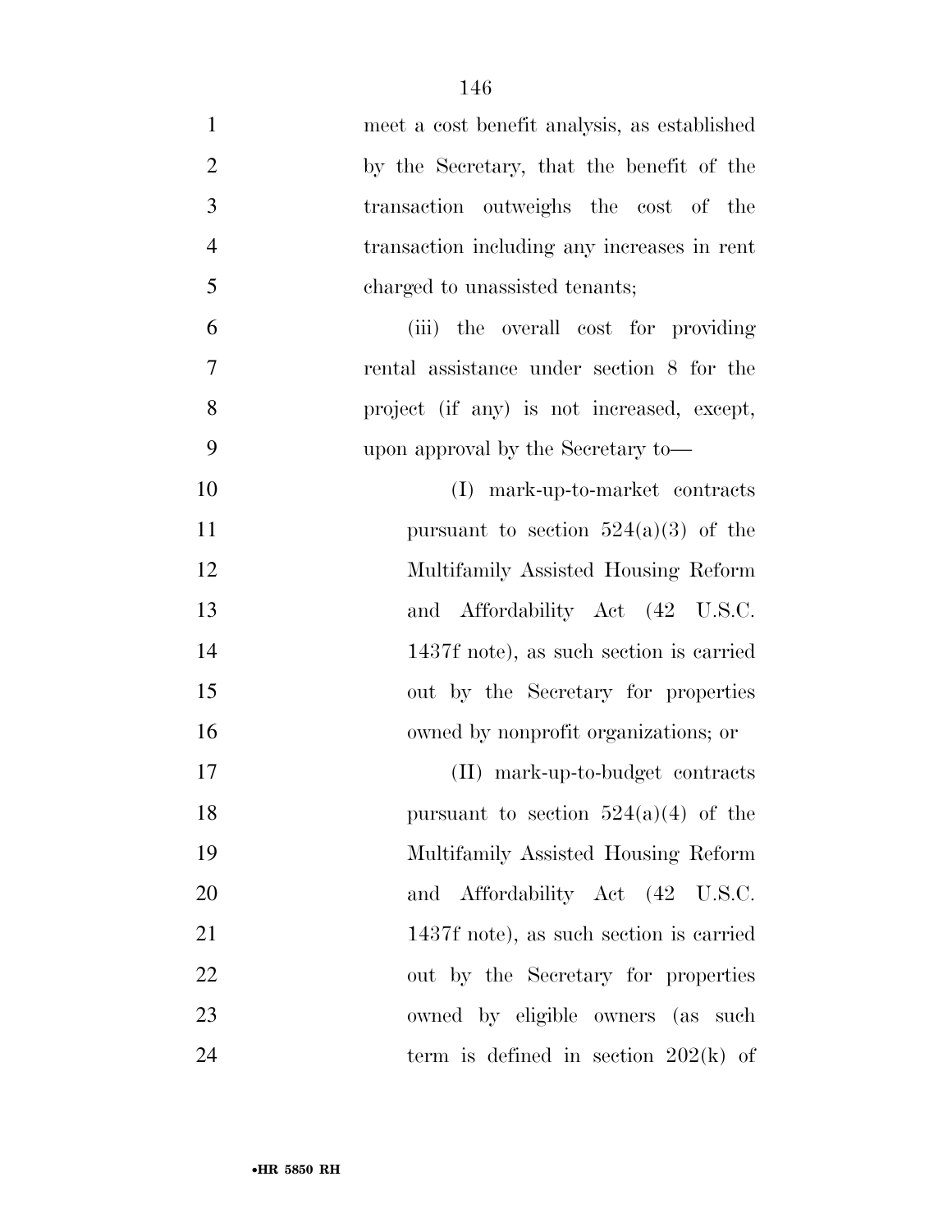meet a cost benefit analysis, as established by the Secretary, that the benefit of the transaction outweighs the cost of the transaction including any increases in rent charged to unassisted tenants;

(iii) the overall cost for providing rental assistance under section 8 for the project (if any) is not increased, except, upon approval by the Secretary to—

(I) mark-up-to-market contracts pursuant to section 524(a)(3) of the Multifamily Assisted Housing Reform and Affordability Act (42 U.S.C. 1437f note), as such section is carried out by the Secretary for properties owned by nonprofit organizations; or

(II) mark-up-to-budget contracts pursuant to section 524(a)(4) of the Multifamily Assisted Housing Reform and Affordability Act (42 U.S.C. 1437f note), as such section is carried out by the Secretary for properties owned by eligible owners (as such term is defined in section 202(k) of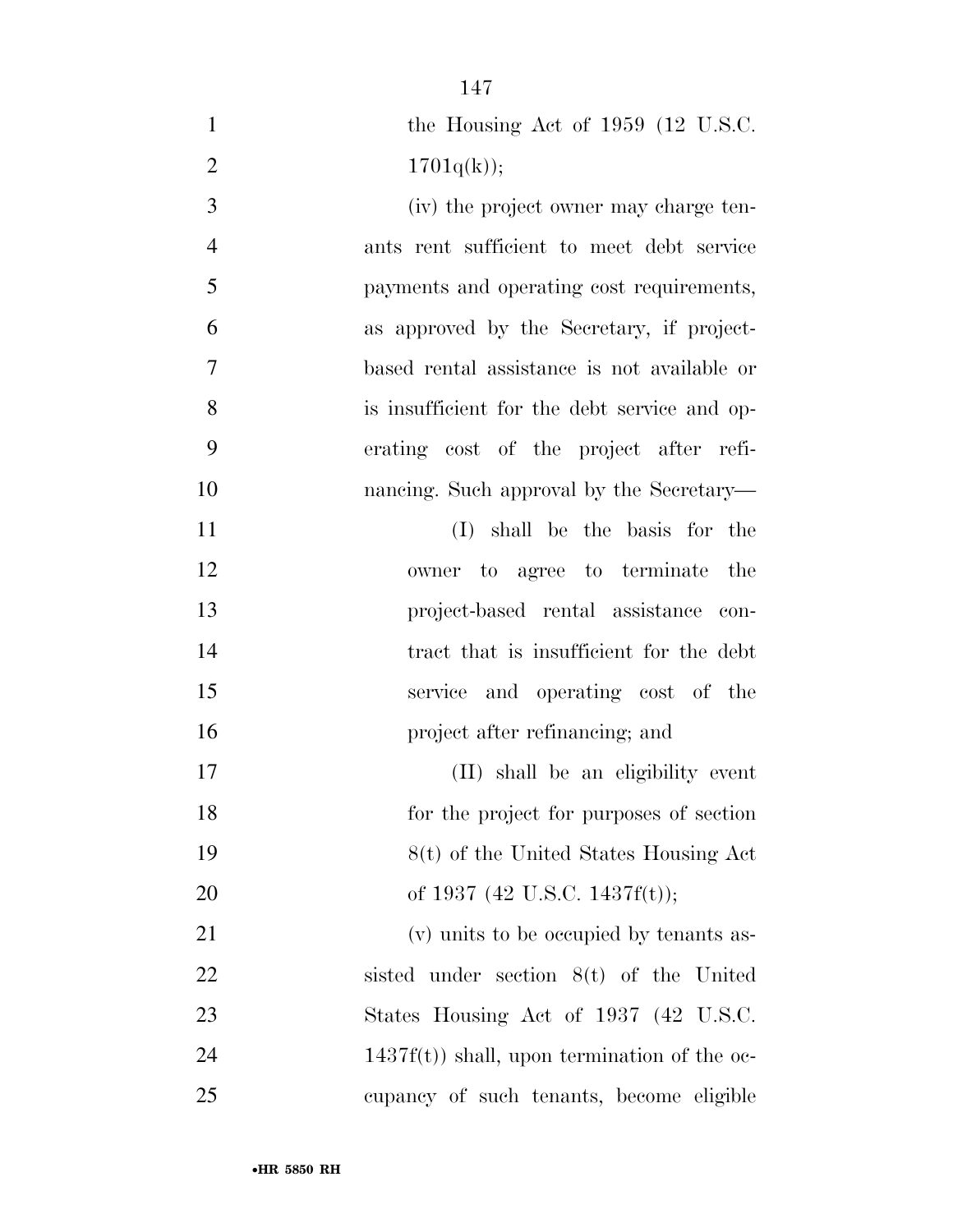the Housing Act of 1959 (12 U.S.C. 1701q(k));

(iv) the project owner may charge tenants rent sufficient to meet debt service payments and operating cost requirements, as approved by the Secretary, if project-based rental assistance is not available or is insufficient for the debt service and operating cost of the project after refinancing. Such approval by the Secretary—

(I) shall be the basis for the owner to agree to terminate the project-based rental assistance contract that is insufficient for the debt service and operating cost of the project after refinancing; and

(II) shall be an eligibility event for the project for purposes of section 8(t) of the United States Housing Act of 1937 (42 U.S.C. 1437f(t));

(v) units to be occupied by tenants assisted under section 8(t) of the United States Housing Act of 1937 (42 U.S.C. 1437f(t)) shall, upon termination of the occupancy of such tenants, become eligible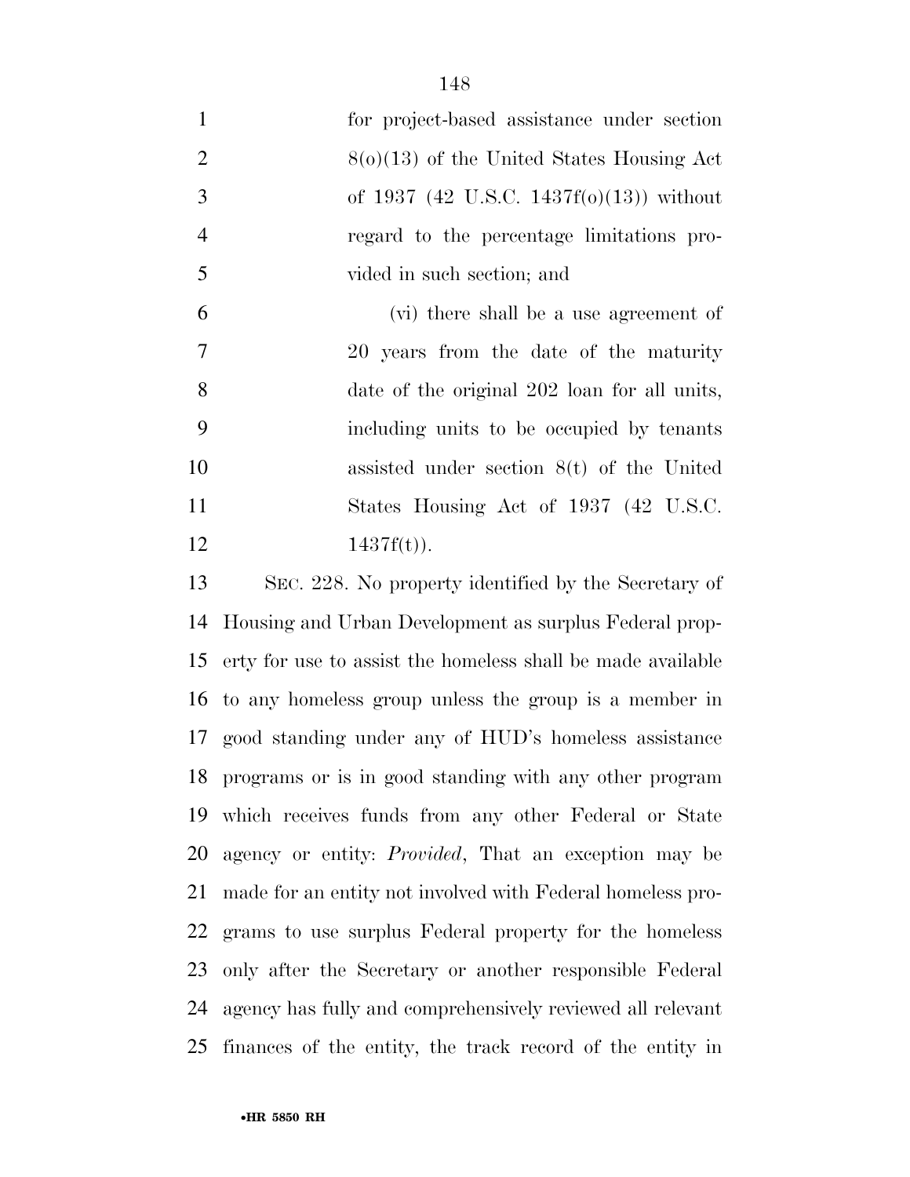for project-based assistance under section 8(o)(13) of the United States Housing Act of 1937 (42 U.S.C. 1437f(o)(13)) without regard to the percentage limitations provided in such section; and

(vi) there shall be a use agreement of 20 years from the date of the maturity date of the original 202 loan for all units, including units to be occupied by tenants assisted under section 8(t) of the United States Housing Act of 1937 (42 U.S.C. 1437f(t)).

SEC. 228. No property identified by the Secretary of Housing and Urban Development as surplus Federal property for use to assist the homeless shall be made available to any homeless group unless the group is a member in good standing under any of HUD's homeless assistance programs or is in good standing with any other program which receives funds from any other Federal or State agency or entity: *Provided*, That an exception may be made for an entity not involved with Federal homeless programs to use surplus Federal property for the homeless only after the Secretary or another responsible Federal agency has fully and comprehensively reviewed all relevant finances of the entity, the track record of the entity in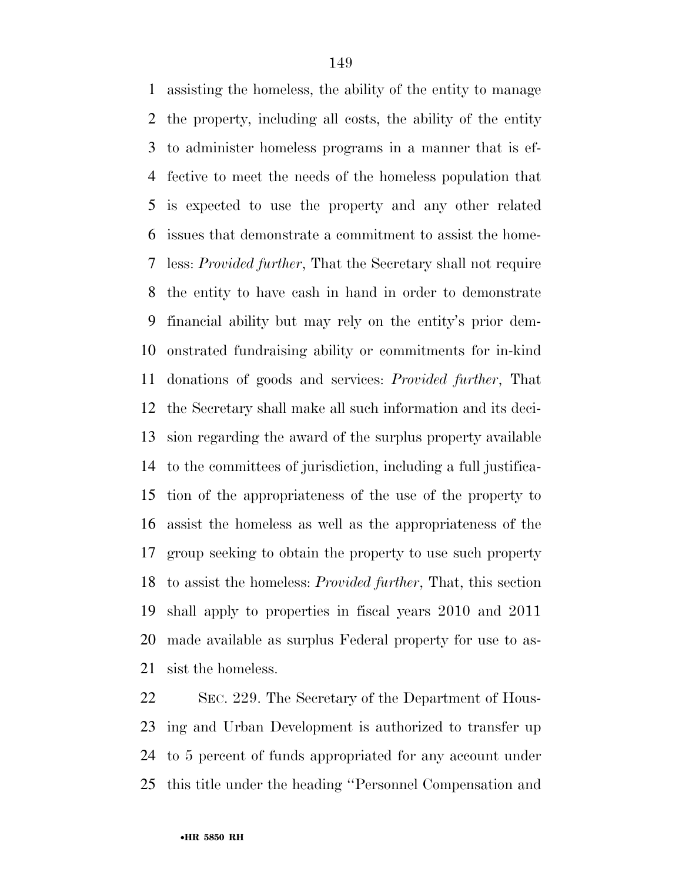assisting the homeless, the ability of the entity to manage the property, including all costs, the ability of the entity to administer homeless programs in a manner that is effective to meet the needs of the homeless population that is expected to use the property and any other related issues that demonstrate a commitment to assist the homeless: *Provided further*, That the Secretary shall not require the entity to have cash in hand in order to demonstrate financial ability but may rely on the entity's prior demonstrated fundraising ability or commitments for in-kind donations of goods and services: *Provided further*, That the Secretary shall make all such information and its decision regarding the award of the surplus property available to the committees of jurisdiction, including a full justification of the appropriateness of the use of the property to assist the homeless as well as the appropriateness of the group seeking to obtain the property to use such property to assist the homeless: *Provided further*, That, this section shall apply to properties in fiscal years 2010 and 2011 made available as surplus Federal property for use to assist the homeless.

SEC. 229. The Secretary of the Department of Housing and Urban Development is authorized to transfer up to 5 percent of funds appropriated for any account under this title under the heading ''Personnel Compensation and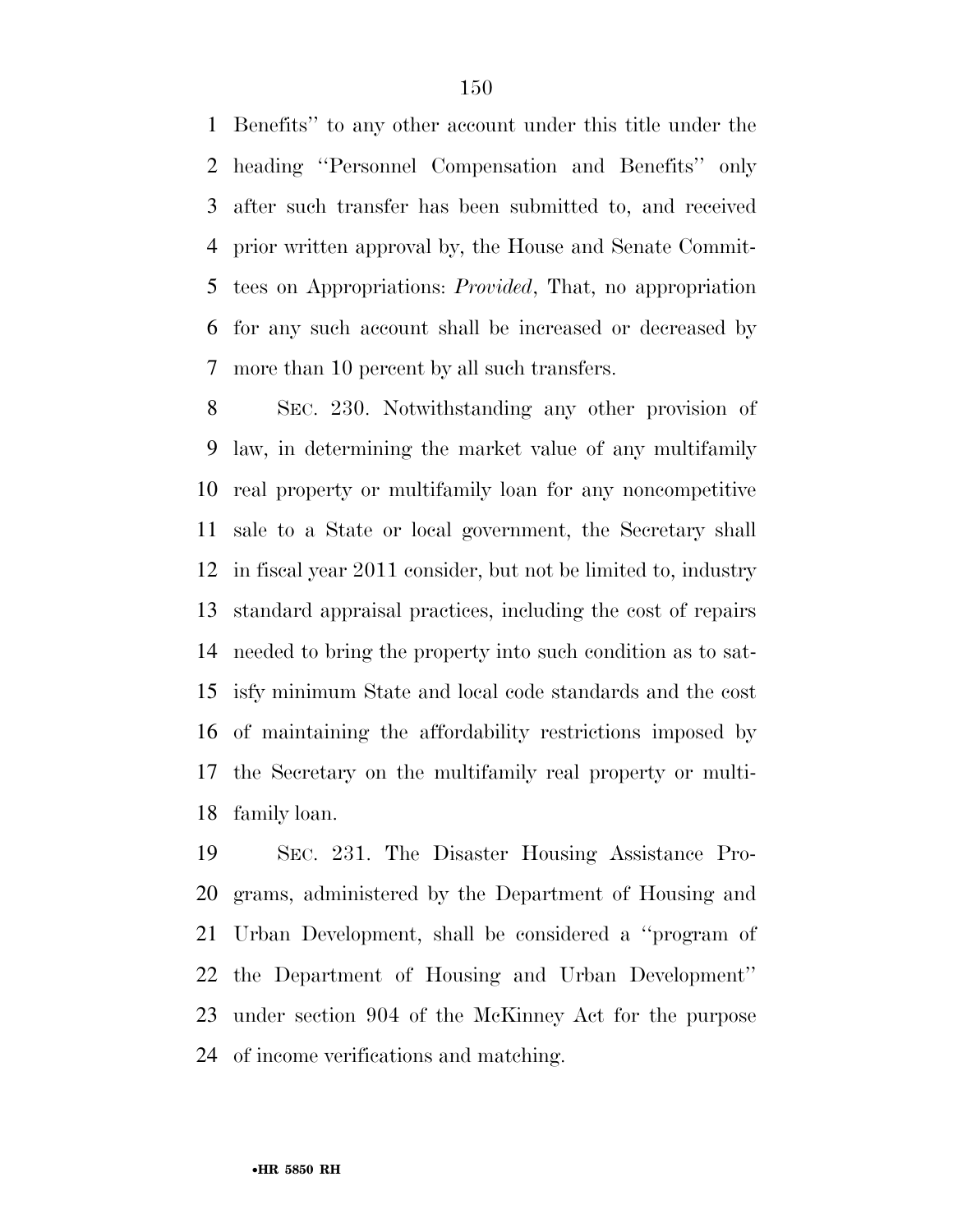Benefits'' to any other account under this title under the heading ''Personnel Compensation and Benefits'' only after such transfer has been submitted to, and received prior written approval by, the House and Senate Committees on Appropriations: *Provided*, That, no appropriation for any such account shall be increased or decreased by more than 10 percent by all such transfers.

SEC. 230. Notwithstanding any other provision of law, in determining the market value of any multifamily real property or multifamily loan for any noncompetitive sale to a State or local government, the Secretary shall in fiscal year 2011 consider, but not be limited to, industry standard appraisal practices, including the cost of repairs needed to bring the property into such condition as to satisfy minimum State and local code standards and the cost of maintaining the affordability restrictions imposed by the Secretary on the multifamily real property or multifamily loan.

SEC. 231. The Disaster Housing Assistance Programs, administered by the Department of Housing and Urban Development, shall be considered a ''program of the Department of Housing and Urban Development'' under section 904 of the McKinney Act for the purpose of income verifications and matching.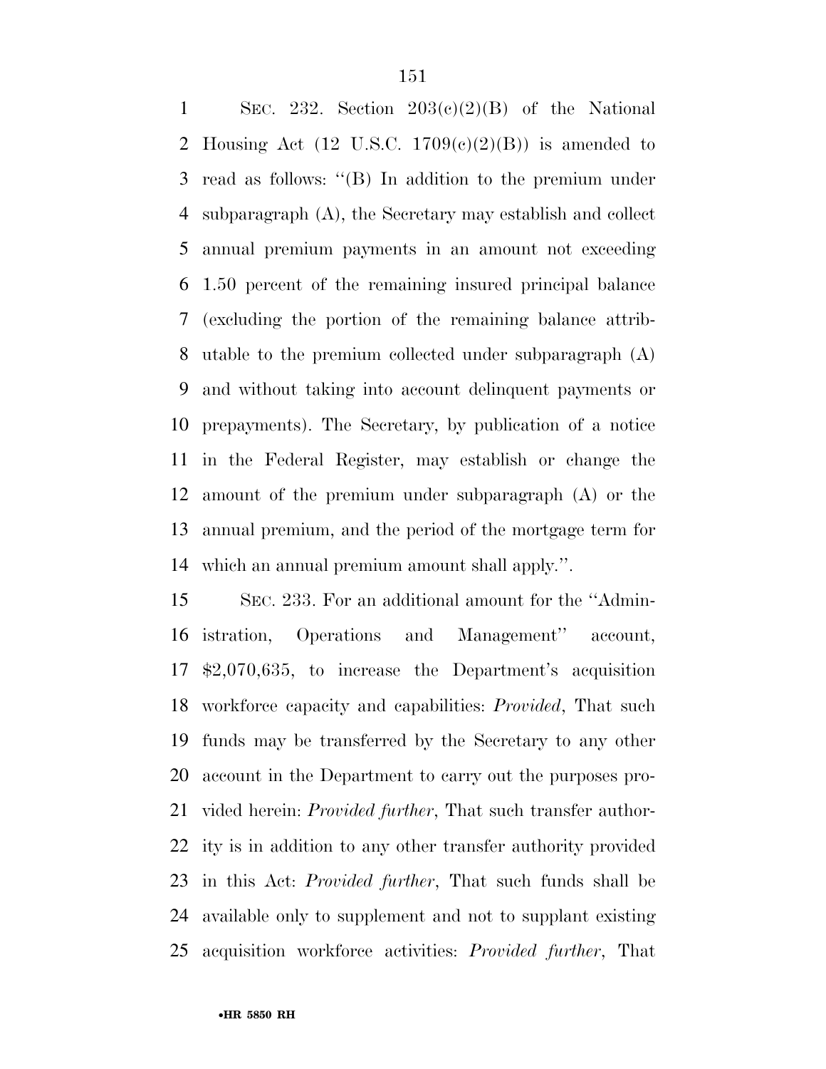SEC. 232. Section 203(c)(2)(B) of the National Housing Act (12 U.S.C. 1709(c)(2)(B)) is amended to read as follows: ''(B) In addition to the premium under subparagraph (A), the Secretary may establish and collect annual premium payments in an amount not exceeding 1.50 percent of the remaining insured principal balance (excluding the portion of the remaining balance attributable to the premium collected under subparagraph (A) and without taking into account delinquent payments or prepayments). The Secretary, by publication of a notice in the Federal Register, may establish or change the amount of the premium under subparagraph (A) or the annual premium, and the period of the mortgage term for which an annual premium amount shall apply.''.

SEC. 233. For an additional amount for the ''Administration, Operations and Management'' account, $2,070,635, to increase the Department's acquisition workforce capacity and capabilities: *Provided*, That such funds may be transferred by the Secretary to any other account in the Department to carry out the purposes provided herein: *Provided further*, That such transfer authority is in addition to any other transfer authority provided in this Act: *Provided further*, That such funds shall be available only to supplement and not to supplant existing acquisition workforce activities: *Provided further*, That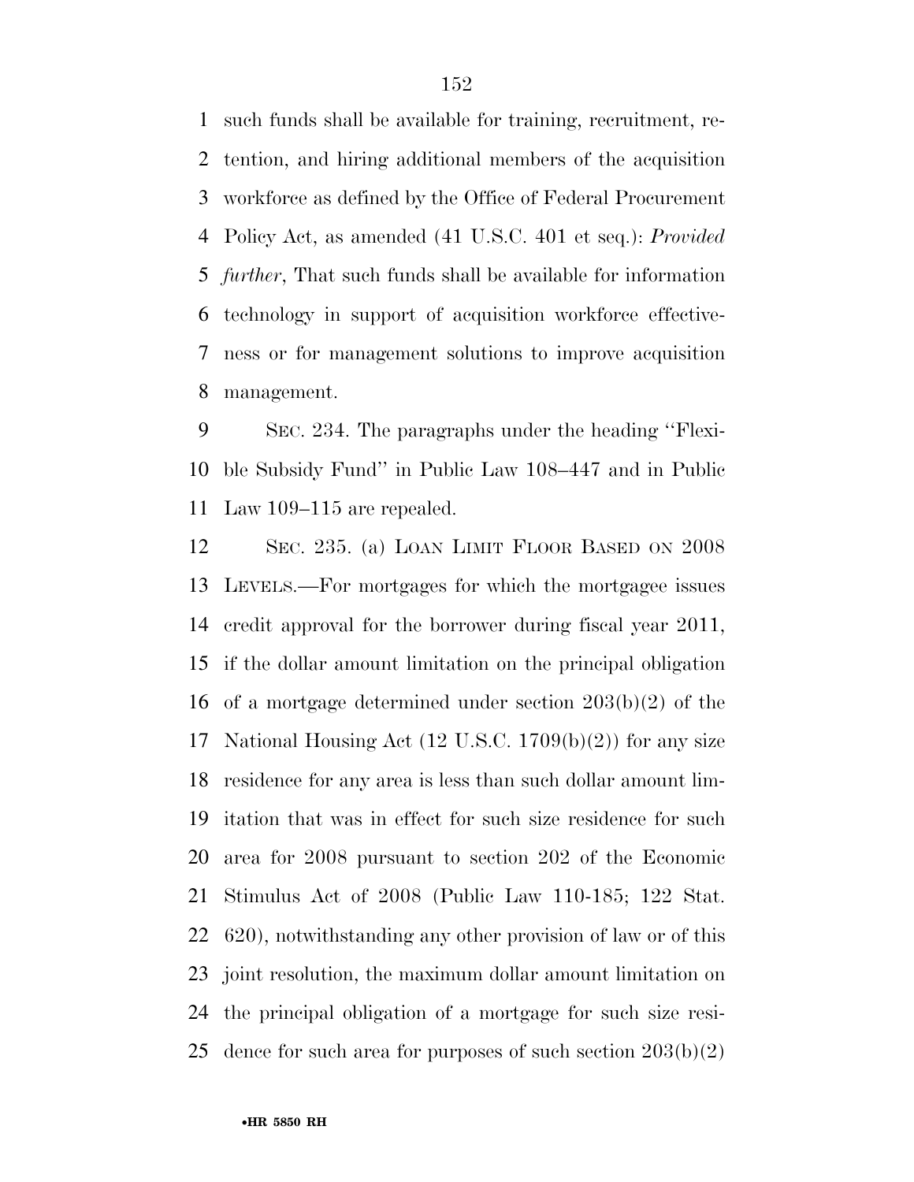such funds shall be available for training, recruitment, retention, and hiring additional members of the acquisition workforce as defined by the Office of Federal Procurement Policy Act, as amended (41 U.S.C. 401 et seq.): *Provided further*, That such funds shall be available for information technology in support of acquisition workforce effectiveness or for management solutions to improve acquisition management.

SEC. 234. The paragraphs under the heading ''Flexible Subsidy Fund'' in Public Law 108–447 and in Public Law 109–115 are repealed.

SEC. 235. (a) LOAN LIMIT FLOOR BASED ON 2008 LEVELS.—For mortgages for which the mortgagee issues credit approval for the borrower during fiscal year 2011, if the dollar amount limitation on the principal obligation of a mortgage determined under section 203(b)(2) of the National Housing Act (12 U.S.C. 1709(b)(2)) for any size residence for any area is less than such dollar amount limitation that was in effect for such size residence for such area for 2008 pursuant to section 202 of the Economic Stimulus Act of 2008 (Public Law 110-185; 122 Stat. 620), notwithstanding any other provision of law or of this joint resolution, the maximum dollar amount limitation on the principal obligation of a mortgage for such size residence for such area for purposes of such section 203(b)(2)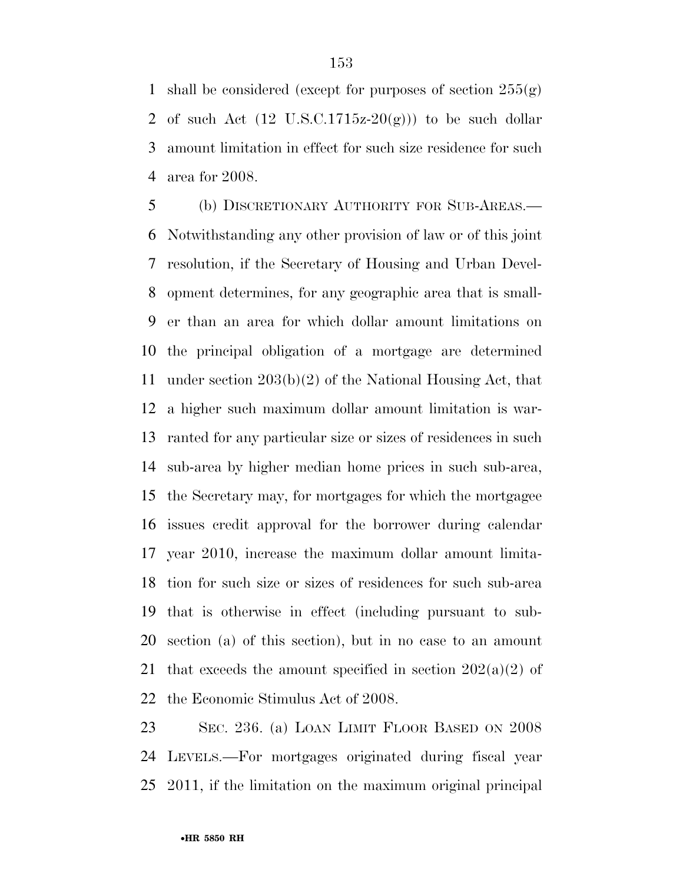shall be considered (except for purposes of section 255(g) of such Act (12 U.S.C.1715z-20(g))) to be such dollar amount limitation in effect for such size residence for such area for 2008.

(b) DISCRETIONARY AUTHORITY FOR SUB-AREAS.—Notwithstanding any other provision of law or of this joint resolution, if the Secretary of Housing and Urban Development determines, for any geographic area that is smaller than an area for which dollar amount limitations on the principal obligation of a mortgage are determined under section 203(b)(2) of the National Housing Act, that a higher such maximum dollar amount limitation is warranted for any particular size or sizes of residences in such sub-area by higher median home prices in such sub-area, the Secretary may, for mortgages for which the mortgagee issues credit approval for the borrower during calendar year 2010, increase the maximum dollar amount limitation for such size or sizes of residences for such sub-area that is otherwise in effect (including pursuant to subsection (a) of this section), but in no case to an amount that exceeds the amount specified in section 202(a)(2) of the Economic Stimulus Act of 2008.

SEC. 236. (a) LOAN LIMIT FLOOR BASED ON 2008 LEVELS.—For mortgages originated during fiscal year 2011, if the limitation on the maximum original principal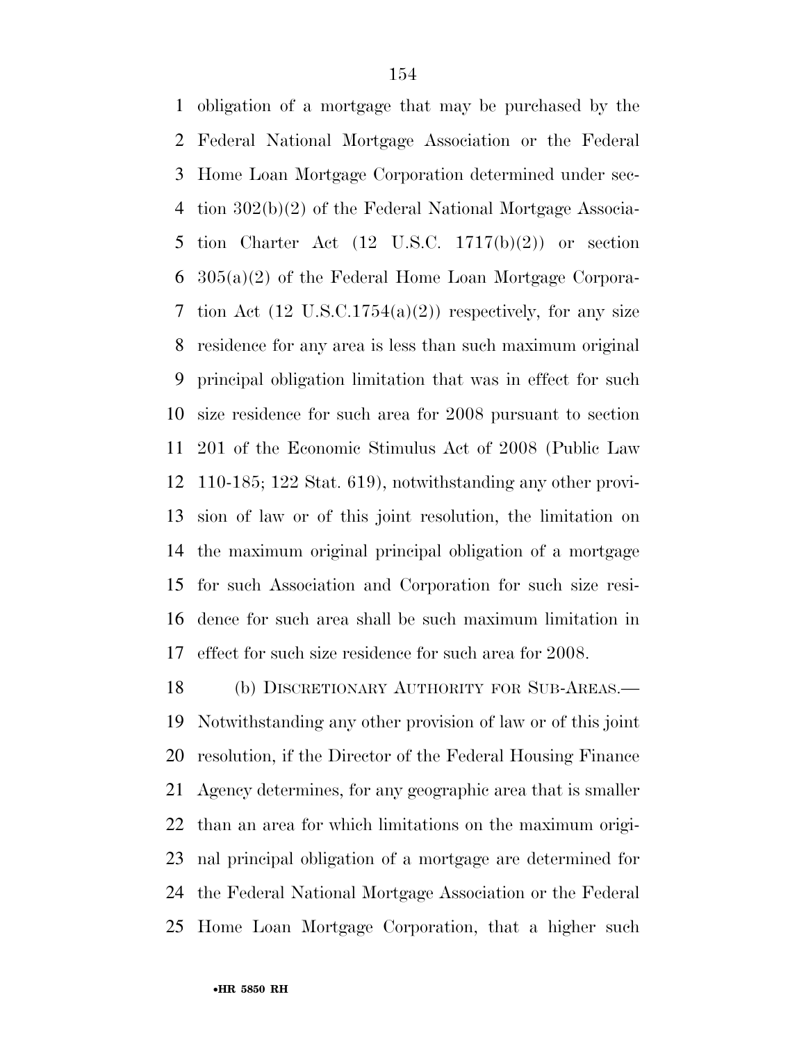obligation of a mortgage that may be purchased by the Federal National Mortgage Association or the Federal Home Loan Mortgage Corporation determined under section 302(b)(2) of the Federal National Mortgage Association Charter Act (12 U.S.C. 1717(b)(2)) or section 305(a)(2) of the Federal Home Loan Mortgage Corporation Act (12 U.S.C.1754(a)(2)) respectively, for any size residence for any area is less than such maximum original principal obligation limitation that was in effect for such size residence for such area for 2008 pursuant to section 201 of the Economic Stimulus Act of 2008 (Public Law 110-185; 122 Stat. 619), notwithstanding any other provision of law or of this joint resolution, the limitation on the maximum original principal obligation of a mortgage for such Association and Corporation for such size residence for such area shall be such maximum limitation in effect for such size residence for such area for 2008.

(b) DISCRETIONARY AUTHORITY FOR SUB-AREAS.—Notwithstanding any other provision of law or of this joint resolution, if the Director of the Federal Housing Finance Agency determines, for any geographic area that is smaller than an area for which limitations on the maximum original principal obligation of a mortgage are determined for the Federal National Mortgage Association or the Federal Home Loan Mortgage Corporation, that a higher such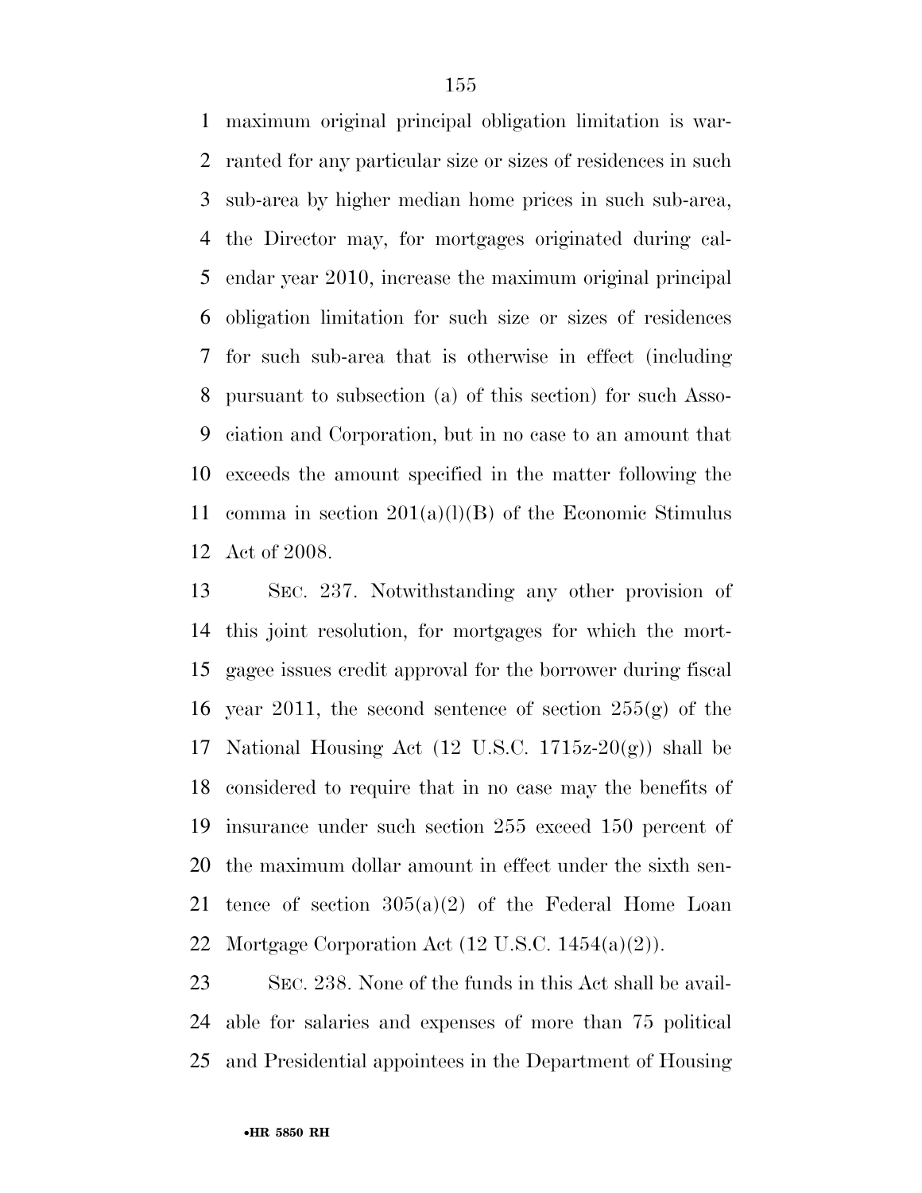maximum original principal obligation limitation is warranted for any particular size or sizes of residences in such sub-area by higher median home prices in such sub-area, the Director may, for mortgages originated during calendar year 2010, increase the maximum original principal obligation limitation for such size or sizes of residences for such sub-area that is otherwise in effect (including pursuant to subsection (a) of this section) for such Association and Corporation, but in no case to an amount that exceeds the amount specified in the matter following the comma in section 201(a)(l)(B) of the Economic Stimulus Act of 2008.

SEC. 237. Notwithstanding any other provision of this joint resolution, for mortgages for which the mortgagee issues credit approval for the borrower during fiscal year 2011, the second sentence of section 255(g) of the National Housing Act (12 U.S.C. 1715z-20(g)) shall be considered to require that in no case may the benefits of insurance under such section 255 exceed 150 percent of the maximum dollar amount in effect under the sixth sentence of section 305(a)(2) of the Federal Home Loan Mortgage Corporation Act (12 U.S.C. 1454(a)(2)).

SEC. 238. None of the funds in this Act shall be available for salaries and expenses of more than 75 political and Presidential appointees in the Department of Housing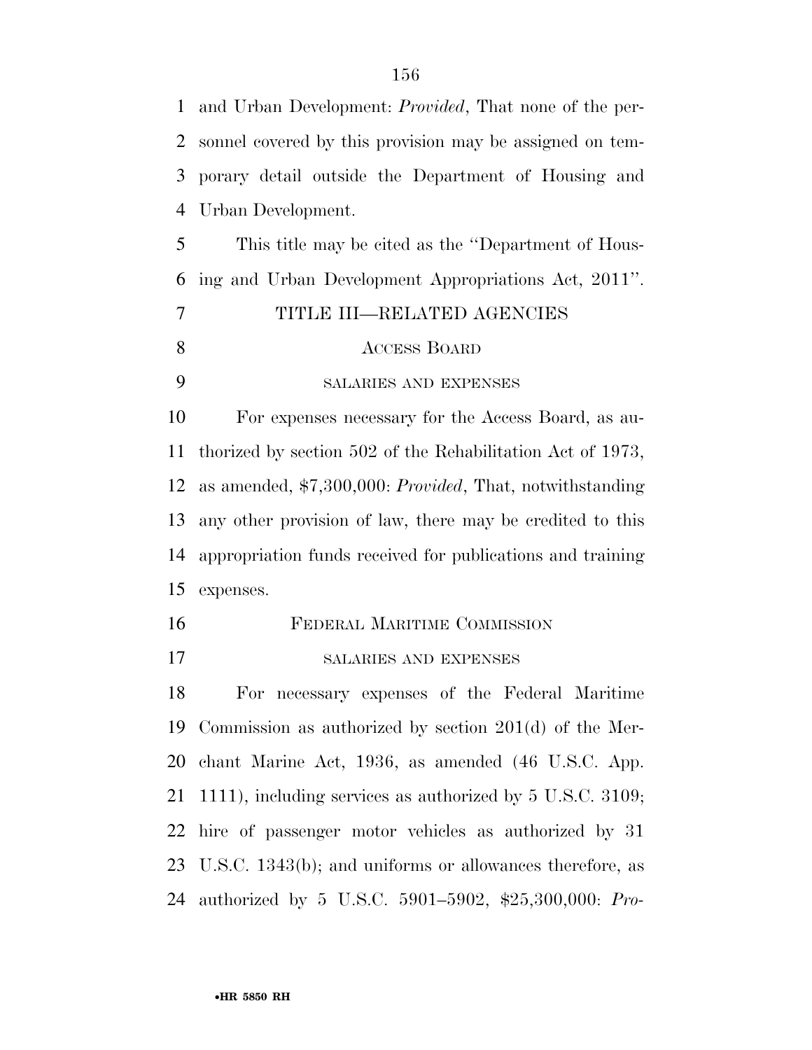and Urban Development: *Provided*, That none of the personnel covered by this provision may be assigned on temporary detail outside the Department of Housing and Urban Development.

This title may be cited as the ''Department of Housing and Urban Development Appropriations Act, 2011''.

## TITLE III—RELATED AGENCIES

### Access Board

#### salaries and expenses

For expenses necessary for the Access Board, as authorized by section 502 of the Rehabilitation Act of 1973, as amended, $7,300,000: *Provided*, That, notwithstanding any other provision of law, there may be credited to this appropriation funds received for publications and training expenses.

### Federal Maritime Commission

#### salaries and expenses

For necessary expenses of the Federal Maritime Commission as authorized by section 201(d) of the Merchant Marine Act, 1936, as amended (46 U.S.C. App. 1111), including services as authorized by 5 U.S.C. 3109; hire of passenger motor vehicles as authorized by 31 U.S.C. 1343(b); and uniforms or allowances therefore, as authorized by 5 U.S.C. 5901–5902, $25,300,000: *Pro-*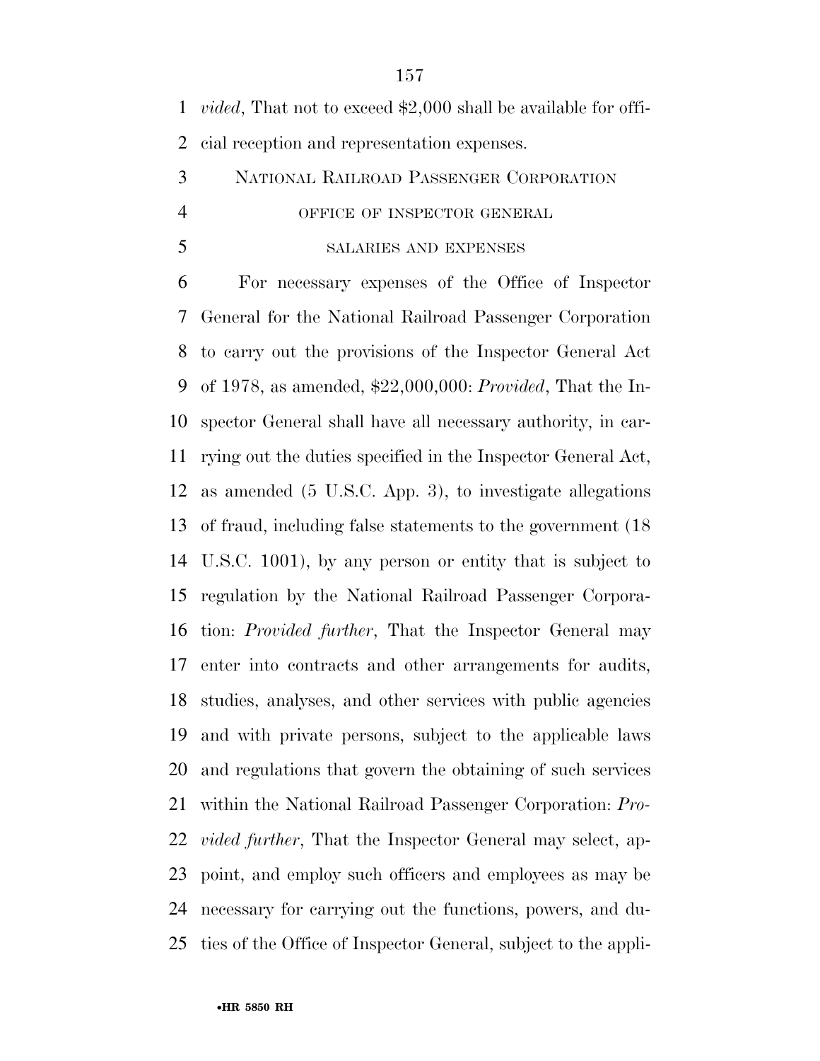*vided*, That not to exceed $2,000 shall be available for official reception and representation expenses.

NATIONAL RAILROAD PASSENGER CORPORATION

OFFICE OF INSPECTOR GENERAL

SALARIES AND EXPENSES

For necessary expenses of the Office of Inspector General for the National Railroad Passenger Corporation to carry out the provisions of the Inspector General Act of 1978, as amended, $22,000,000: *Provided*, That the Inspector General shall have all necessary authority, in carrying out the duties specified in the Inspector General Act, as amended (5 U.S.C. App. 3), to investigate allegations of fraud, including false statements to the government (18 U.S.C. 1001), by any person or entity that is subject to regulation by the National Railroad Passenger Corporation: *Provided further*, That the Inspector General may enter into contracts and other arrangements for audits, studies, analyses, and other services with public agencies and with private persons, subject to the applicable laws and regulations that govern the obtaining of such services within the National Railroad Passenger Corporation: *Provided further*, That the Inspector General may select, appoint, and employ such officers and employees as may be necessary for carrying out the functions, powers, and duties of the Office of Inspector General, subject to the appli-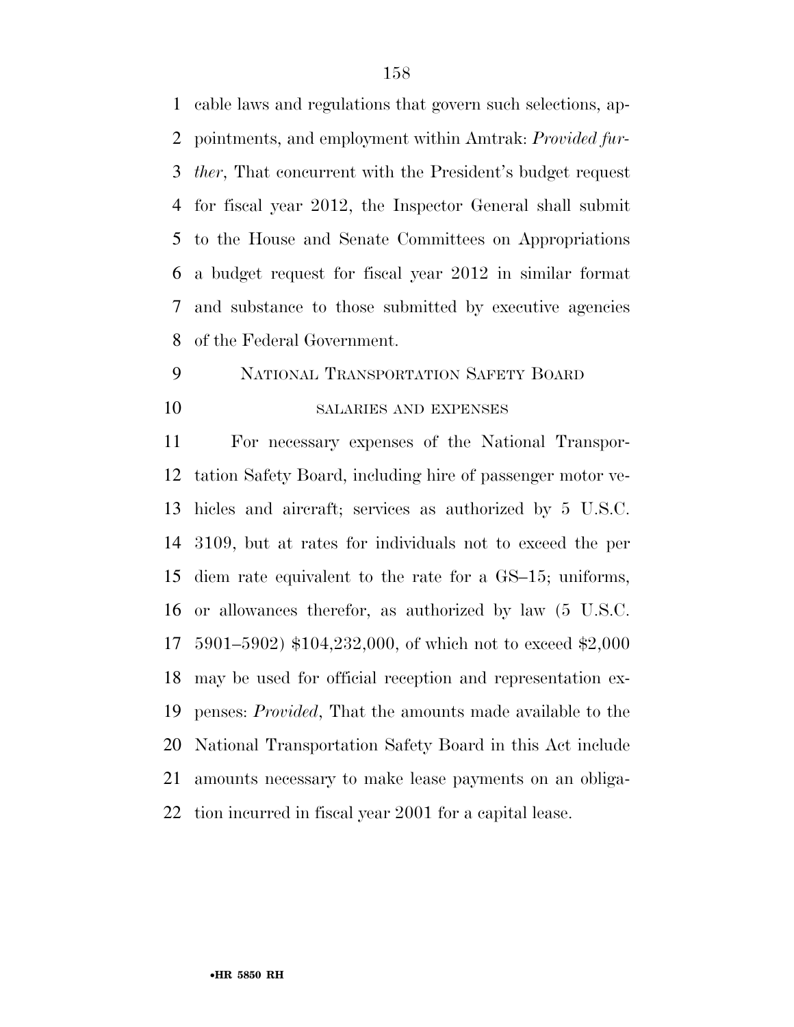cable laws and regulations that govern such selections, appointments, and employment within Amtrak: *Provided further*, That concurrent with the President's budget request for fiscal year 2012, the Inspector General shall submit to the House and Senate Committees on Appropriations a budget request for fiscal year 2012 in similar format and substance to those submitted by executive agencies of the Federal Government.

## NATIONAL TRANSPORTATION SAFETY BOARD

### SALARIES AND EXPENSES

For necessary expenses of the National Transportation Safety Board, including hire of passenger motor vehicles and aircraft; services as authorized by 5 U.S.C. 3109, but at rates for individuals not to exceed the per diem rate equivalent to the rate for a GS–15; uniforms, or allowances therefor, as authorized by law (5 U.S.C. 5901–5902) $104,232,000, of which not to exceed $2,000 may be used for official reception and representation expenses: *Provided*, That the amounts made available to the National Transportation Safety Board in this Act include amounts necessary to make lease payments on an obligation incurred in fiscal year 2001 for a capital lease.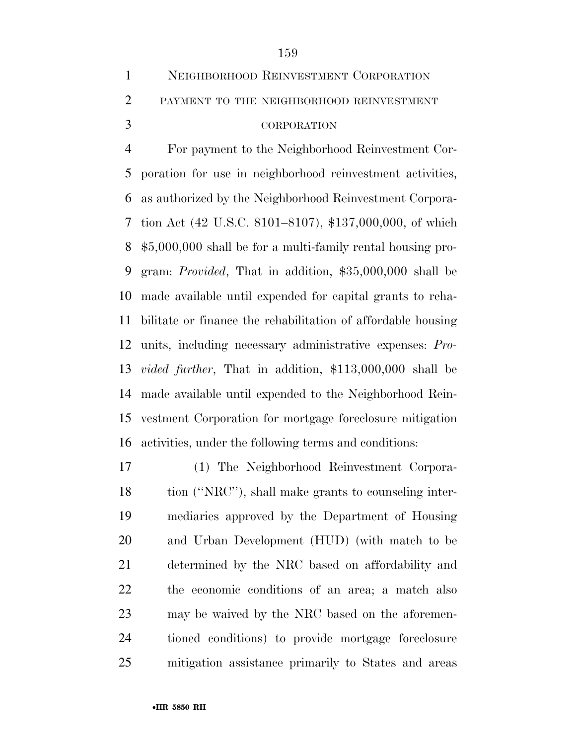NEIGHBORHOOD REINVESTMENT CORPORATION

PAYMENT TO THE NEIGHBORHOOD REINVESTMENT CORPORATION

For payment to the Neighborhood Reinvestment Corporation for use in neighborhood reinvestment activities, as authorized by the Neighborhood Reinvestment Corporation Act (42 U.S.C. 8101–8107), $137,000,000, of which $5,000,000 shall be for a multi-family rental housing program: *Provided*, That in addition, $35,000,000 shall be made available until expended for capital grants to rehabilitate or finance the rehabilitation of affordable housing units, including necessary administrative expenses: *Provided further*, That in addition, $113,000,000 shall be made available until expended to the Neighborhood Reinvestment Corporation for mortgage foreclosure mitigation activities, under the following terms and conditions:

(1) The Neighborhood Reinvestment Corporation (''NRC''), shall make grants to counseling intermediaries approved by the Department of Housing and Urban Development (HUD) (with match to be determined by the NRC based on affordability and the economic conditions of an area; a match also may be waived by the NRC based on the aforementioned conditions) to provide mortgage foreclosure mitigation assistance primarily to States and areas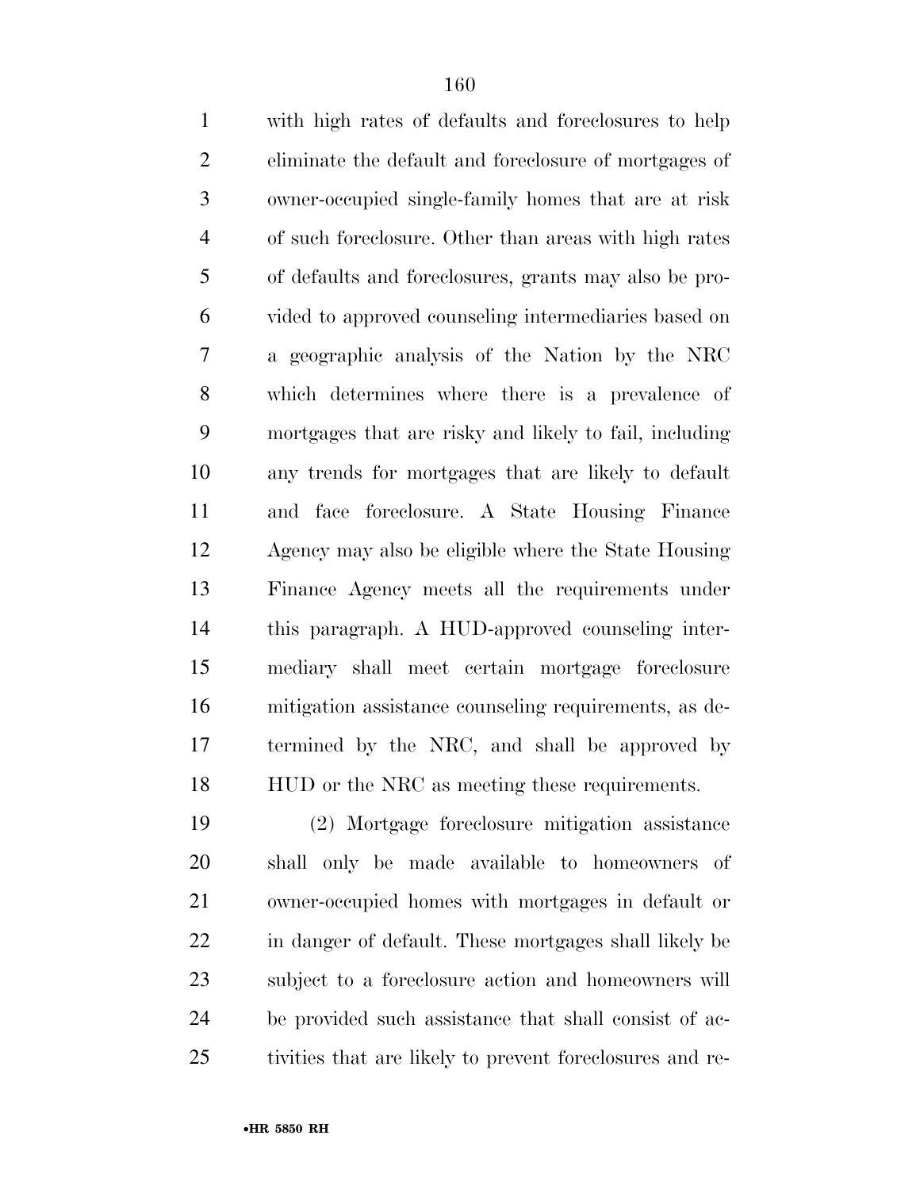with high rates of defaults and foreclosures to help eliminate the default and foreclosure of mortgages of owner-occupied single-family homes that are at risk of such foreclosure. Other than areas with high rates of defaults and foreclosures, grants may also be provided to approved counseling intermediaries based on a geographic analysis of the Nation by the NRC which determines where there is a prevalence of mortgages that are risky and likely to fail, including any trends for mortgages that are likely to default and face foreclosure. A State Housing Finance Agency may also be eligible where the State Housing Finance Agency meets all the requirements under this paragraph. A HUD-approved counseling intermediary shall meet certain mortgage foreclosure mitigation assistance counseling requirements, as determined by the NRC, and shall be approved by HUD or the NRC as meeting these requirements.

(2) Mortgage foreclosure mitigation assistance shall only be made available to homeowners of owner-occupied homes with mortgages in default or in danger of default. These mortgages shall likely be subject to a foreclosure action and homeowners will be provided such assistance that shall consist of activities that are likely to prevent foreclosures and re-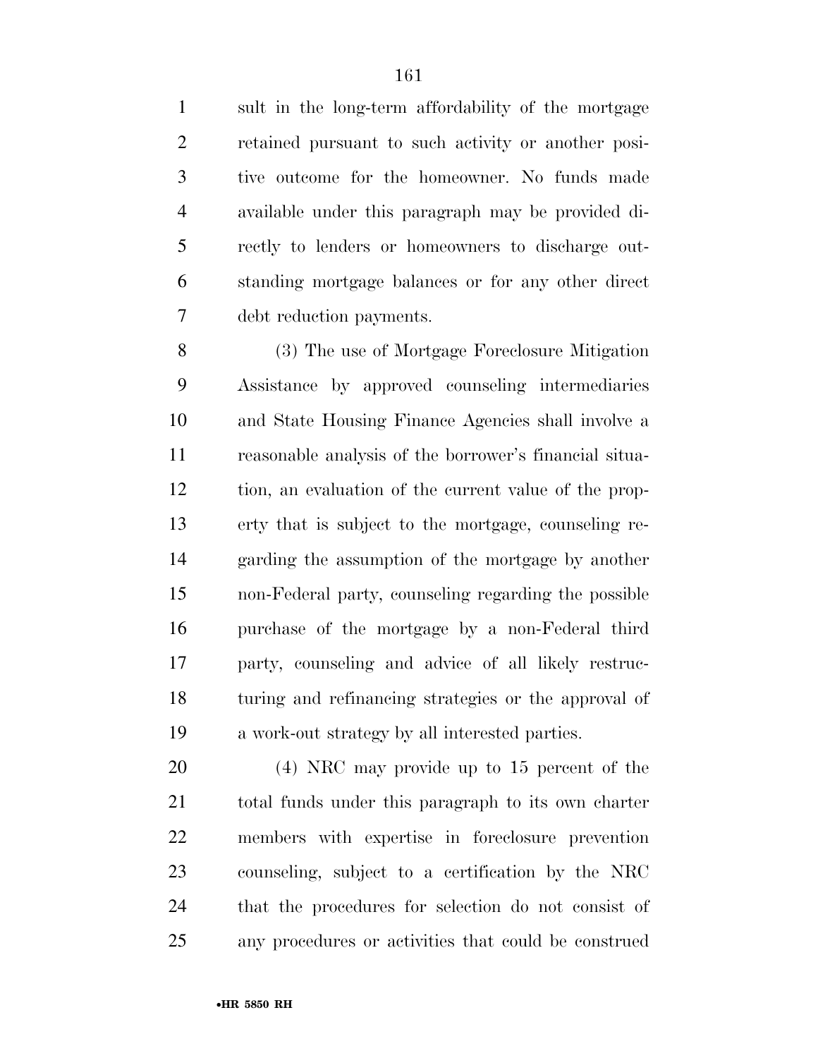sult in the long-term affordability of the mortgage retained pursuant to such activity or another positive outcome for the homeowner. No funds made available under this paragraph may be provided directly to lenders or homeowners to discharge outstanding mortgage balances or for any other direct debt reduction payments.

(3) The use of Mortgage Foreclosure Mitigation Assistance by approved counseling intermediaries and State Housing Finance Agencies shall involve a reasonable analysis of the borrower's financial situation, an evaluation of the current value of the property that is subject to the mortgage, counseling regarding the assumption of the mortgage by another non-Federal party, counseling regarding the possible purchase of the mortgage by a non-Federal third party, counseling and advice of all likely restructuring and refinancing strategies or the approval of a work-out strategy by all interested parties.

(4) NRC may provide up to 15 percent of the total funds under this paragraph to its own charter members with expertise in foreclosure prevention counseling, subject to a certification by the NRC that the procedures for selection do not consist of any procedures or activities that could be construed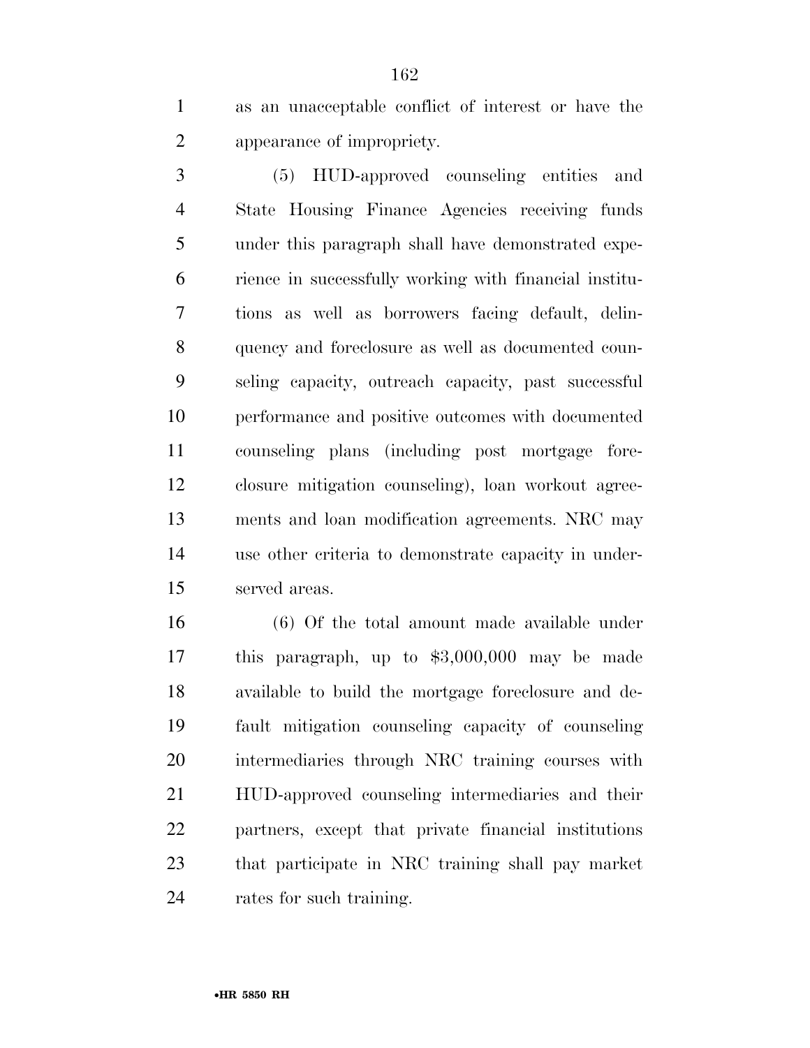as an unacceptable conflict of interest or have the appearance of impropriety.

(5) HUD-approved counseling entities and State Housing Finance Agencies receiving funds under this paragraph shall have demonstrated experience in successfully working with financial institutions as well as borrowers facing default, delinquency and foreclosure as well as documented counseling capacity, outreach capacity, past successful performance and positive outcomes with documented counseling plans (including post mortgage foreclosure mitigation counseling), loan workout agreements and loan modification agreements. NRC may use other criteria to demonstrate capacity in underserved areas.

(6) Of the total amount made available under this paragraph, up to $3,000,000 may be made available to build the mortgage foreclosure and default mitigation counseling capacity of counseling intermediaries through NRC training courses with HUD-approved counseling intermediaries and their partners, except that private financial institutions that participate in NRC training shall pay market rates for such training.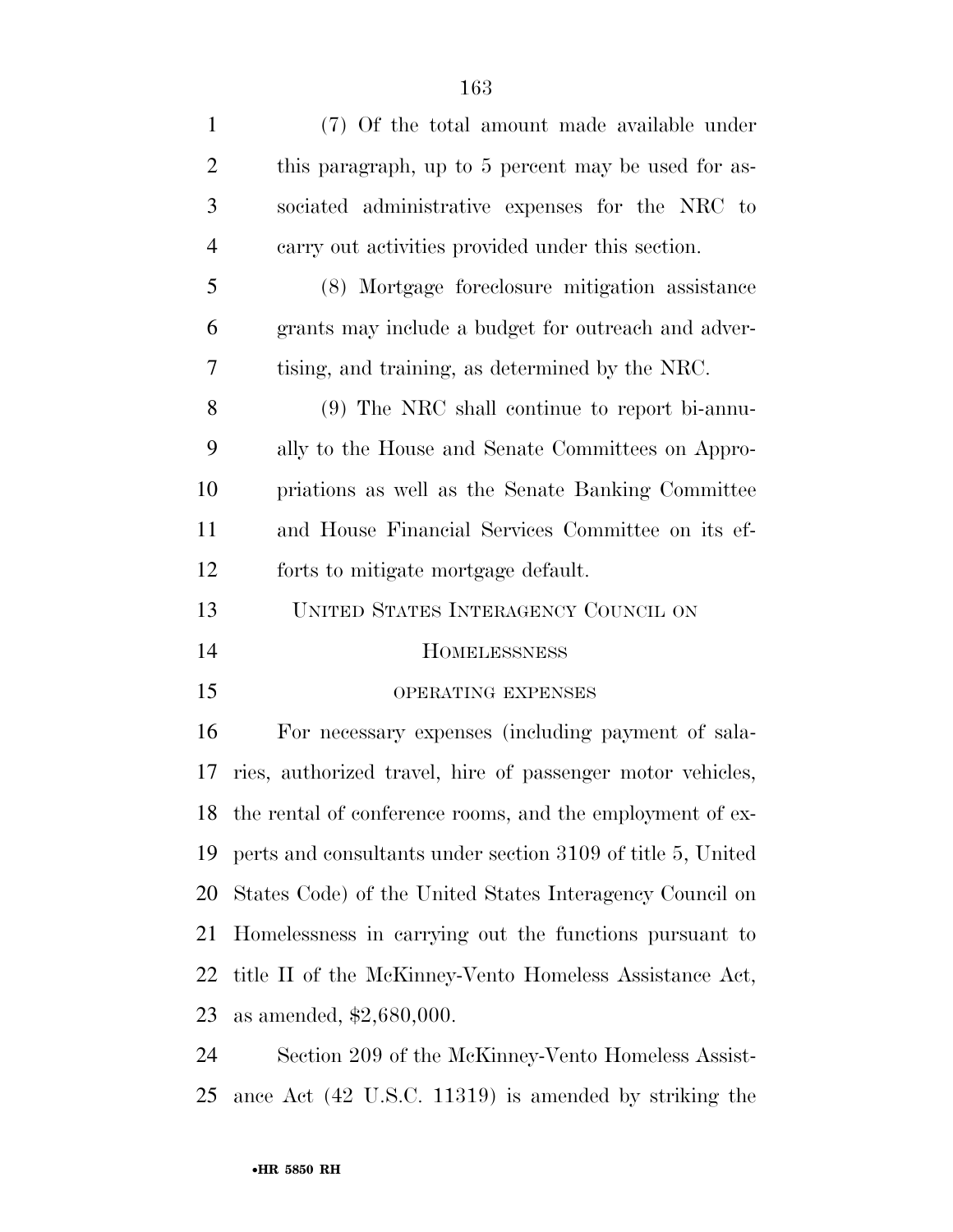(7) Of the total amount made available under this paragraph, up to 5 percent may be used for associated administrative expenses for the NRC to carry out activities provided under this section.

(8) Mortgage foreclosure mitigation assistance grants may include a budget for outreach and advertising, and training, as determined by the NRC.

(9) The NRC shall continue to report bi-annually to the House and Senate Committees on Appropriations as well as the Senate Banking Committee and House Financial Services Committee on its efforts to mitigate mortgage default.

## UNITED STATES INTERAGENCY COUNCIL ON HOMELESSNESS

### OPERATING EXPENSES

For necessary expenses (including payment of salaries, authorized travel, hire of passenger motor vehicles, the rental of conference rooms, and the employment of experts and consultants under section 3109 of title 5, United States Code) of the United States Interagency Council on Homelessness in carrying out the functions pursuant to title II of the McKinney-Vento Homeless Assistance Act, as amended, $2,680,000.

Section 209 of the McKinney-Vento Homeless Assistance Act (42 U.S.C. 11319) is amended by striking the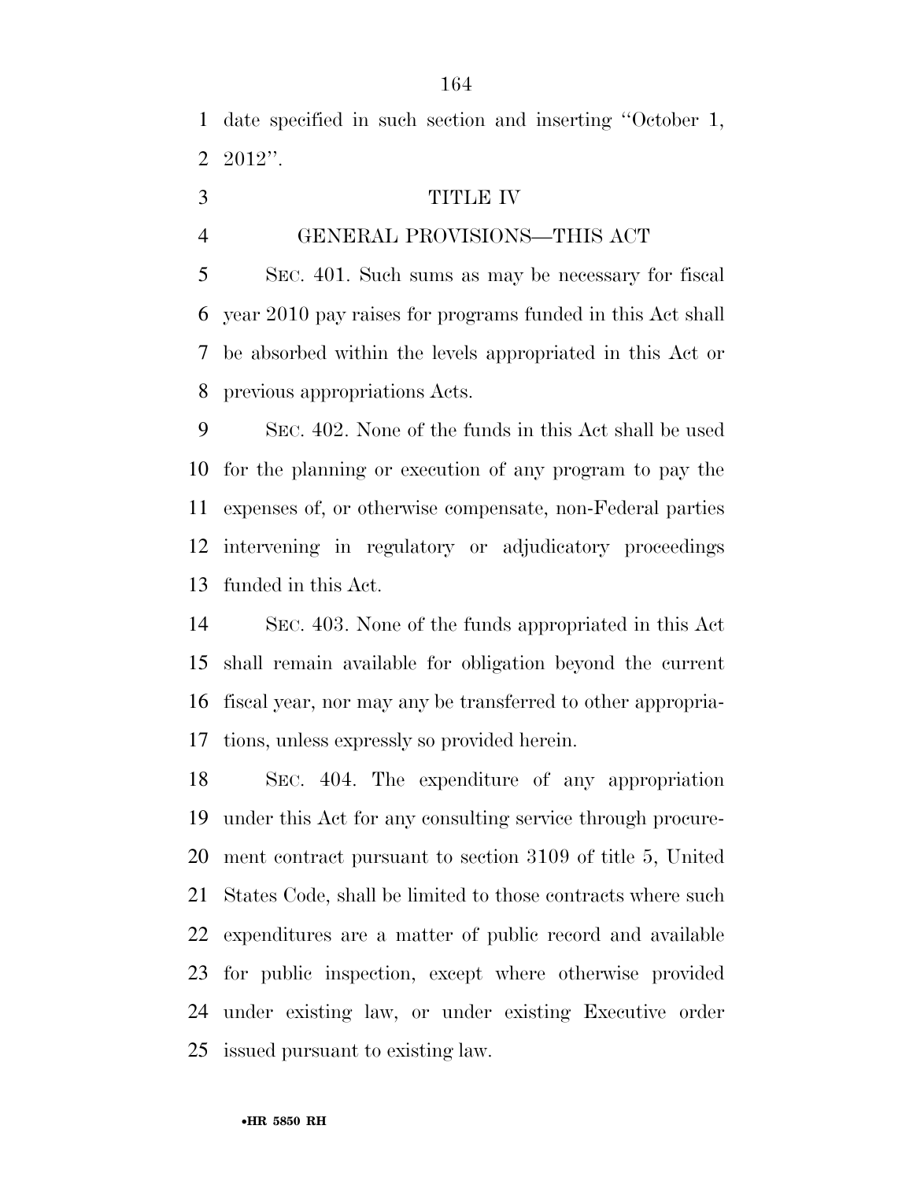date specified in such section and inserting ''October 1, 2012''.

# TITLE IV

## GENERAL PROVISIONS—THIS ACT

SEC. 401. Such sums as may be necessary for fiscal year 2010 pay raises for programs funded in this Act shall be absorbed within the levels appropriated in this Act or previous appropriations Acts.

SEC. 402. None of the funds in this Act shall be used for the planning or execution of any program to pay the expenses of, or otherwise compensate, non-Federal parties intervening in regulatory or adjudicatory proceedings funded in this Act.

SEC. 403. None of the funds appropriated in this Act shall remain available for obligation beyond the current fiscal year, nor may any be transferred to other appropriations, unless expressly so provided herein.

SEC. 404. The expenditure of any appropriation under this Act for any consulting service through procurement contract pursuant to section 3109 of title 5, United States Code, shall be limited to those contracts where such expenditures are a matter of public record and available for public inspection, except where otherwise provided under existing law, or under existing Executive order issued pursuant to existing law.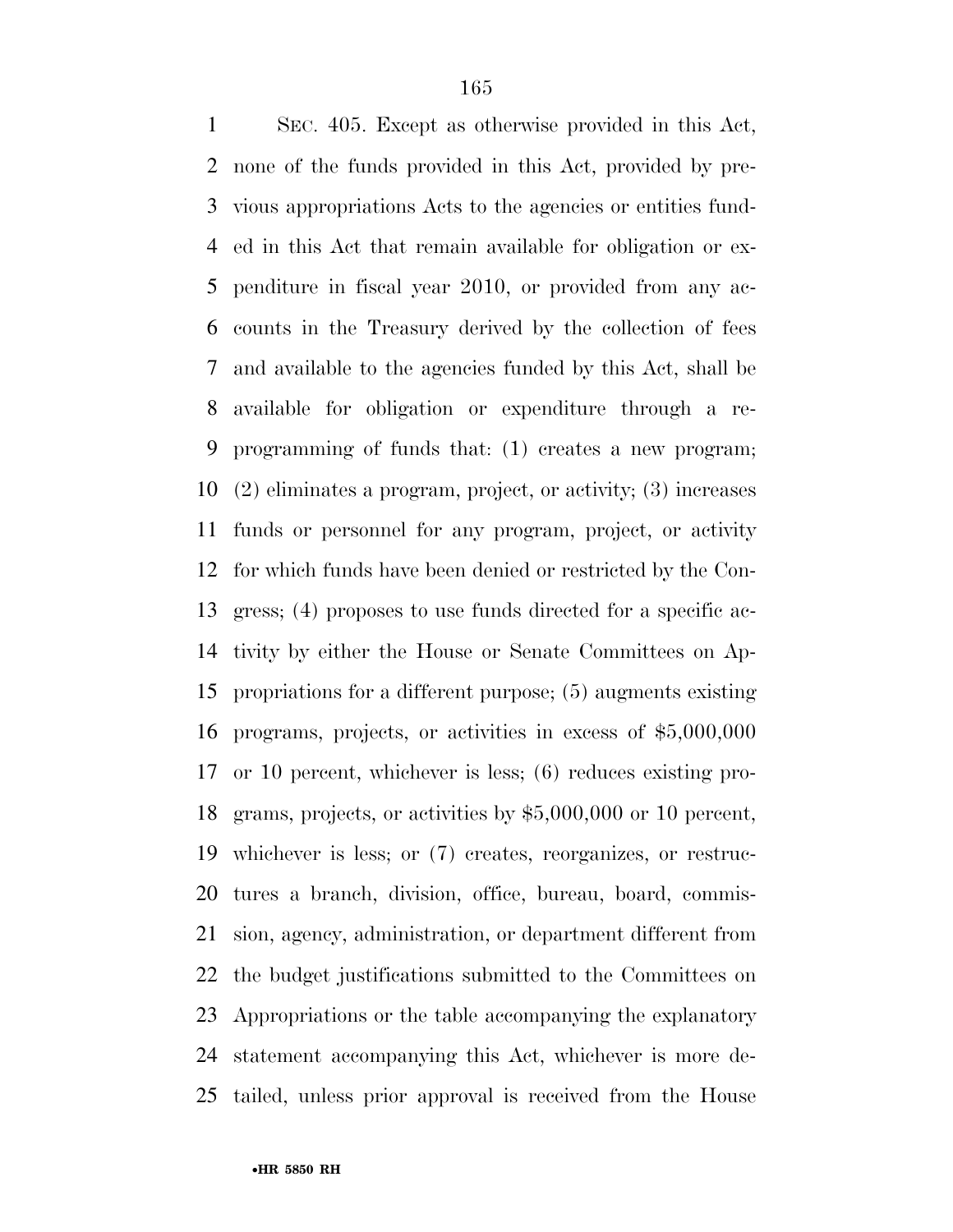SEC. 405. Except as otherwise provided in this Act, none of the funds provided in this Act, provided by previous appropriations Acts to the agencies or entities funded in this Act that remain available for obligation or expenditure in fiscal year 2010, or provided from any accounts in the Treasury derived by the collection of fees and available to the agencies funded by this Act, shall be available for obligation or expenditure through a reprogramming of funds that: (1) creates a new program; (2) eliminates a program, project, or activity; (3) increases funds or personnel for any program, project, or activity for which funds have been denied or restricted by the Congress; (4) proposes to use funds directed for a specific activity by either the House or Senate Committees on Appropriations for a different purpose; (5) augments existing programs, projects, or activities in excess of $5,000,000 or 10 percent, whichever is less; (6) reduces existing programs, projects, or activities by $5,000,000 or 10 percent, whichever is less; or (7) creates, reorganizes, or restructures a branch, division, office, bureau, board, commission, agency, administration, or department different from the budget justifications submitted to the Committees on Appropriations or the table accompanying the explanatory statement accompanying this Act, whichever is more detailed, unless prior approval is received from the House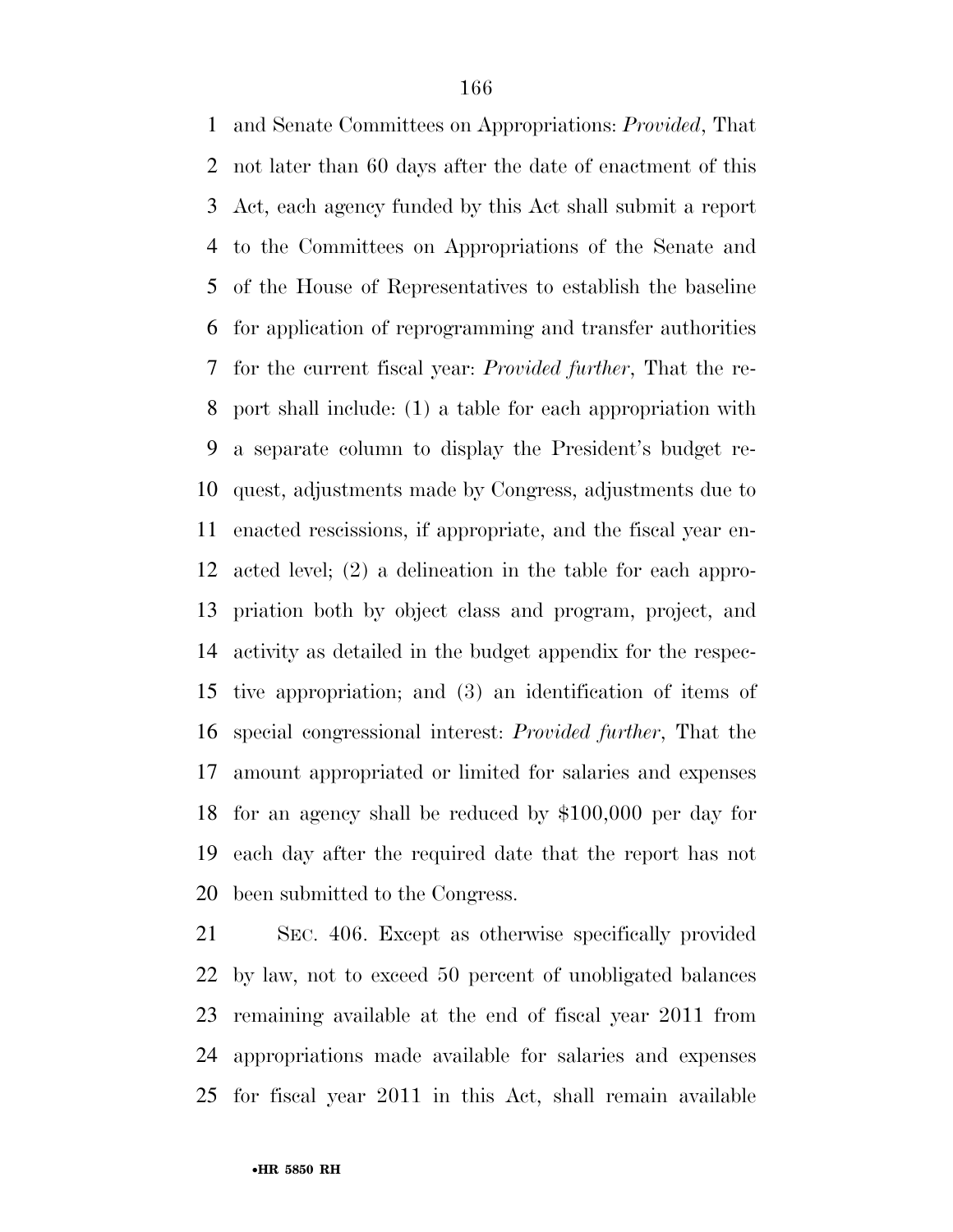and Senate Committees on Appropriations: *Provided*, That not later than 60 days after the date of enactment of this Act, each agency funded by this Act shall submit a report to the Committees on Appropriations of the Senate and of the House of Representatives to establish the baseline for application of reprogramming and transfer authorities for the current fiscal year: *Provided further*, That the report shall include: (1) a table for each appropriation with a separate column to display the President's budget request, adjustments made by Congress, adjustments due to enacted rescissions, if appropriate, and the fiscal year enacted level; (2) a delineation in the table for each appropriation both by object class and program, project, and activity as detailed in the budget appendix for the respective appropriation; and (3) an identification of items of special congressional interest: *Provided further*, That the amount appropriated or limited for salaries and expenses for an agency shall be reduced by $100,000 per day for each day after the required date that the report has not been submitted to the Congress.

SEC. 406. Except as otherwise specifically provided by law, not to exceed 50 percent of unobligated balances remaining available at the end of fiscal year 2011 from appropriations made available for salaries and expenses for fiscal year 2011 in this Act, shall remain available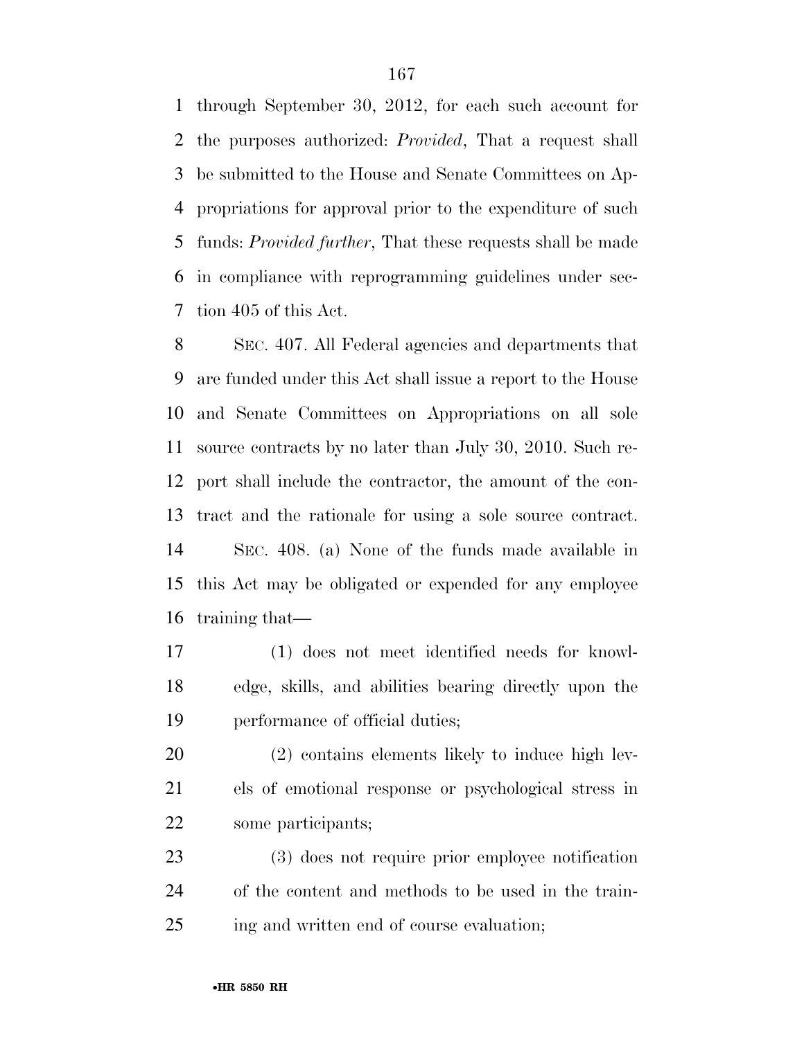through September 30, 2012, for each such account for the purposes authorized: *Provided*, That a request shall be submitted to the House and Senate Committees on Appropriations for approval prior to the expenditure of such funds: *Provided further*, That these requests shall be made in compliance with reprogramming guidelines under section 405 of this Act.

SEC. 407. All Federal agencies and departments that are funded under this Act shall issue a report to the House and Senate Committees on Appropriations on all sole source contracts by no later than July 30, 2010. Such report shall include the contractor, the amount of the contract and the rationale for using a sole source contract.

SEC. 408. (a) None of the funds made available in this Act may be obligated or expended for any employee training that—

(1) does not meet identified needs for knowledge, skills, and abilities bearing directly upon the performance of official duties;

(2) contains elements likely to induce high levels of emotional response or psychological stress in some participants;

(3) does not require prior employee notification of the content and methods to be used in the training and written end of course evaluation;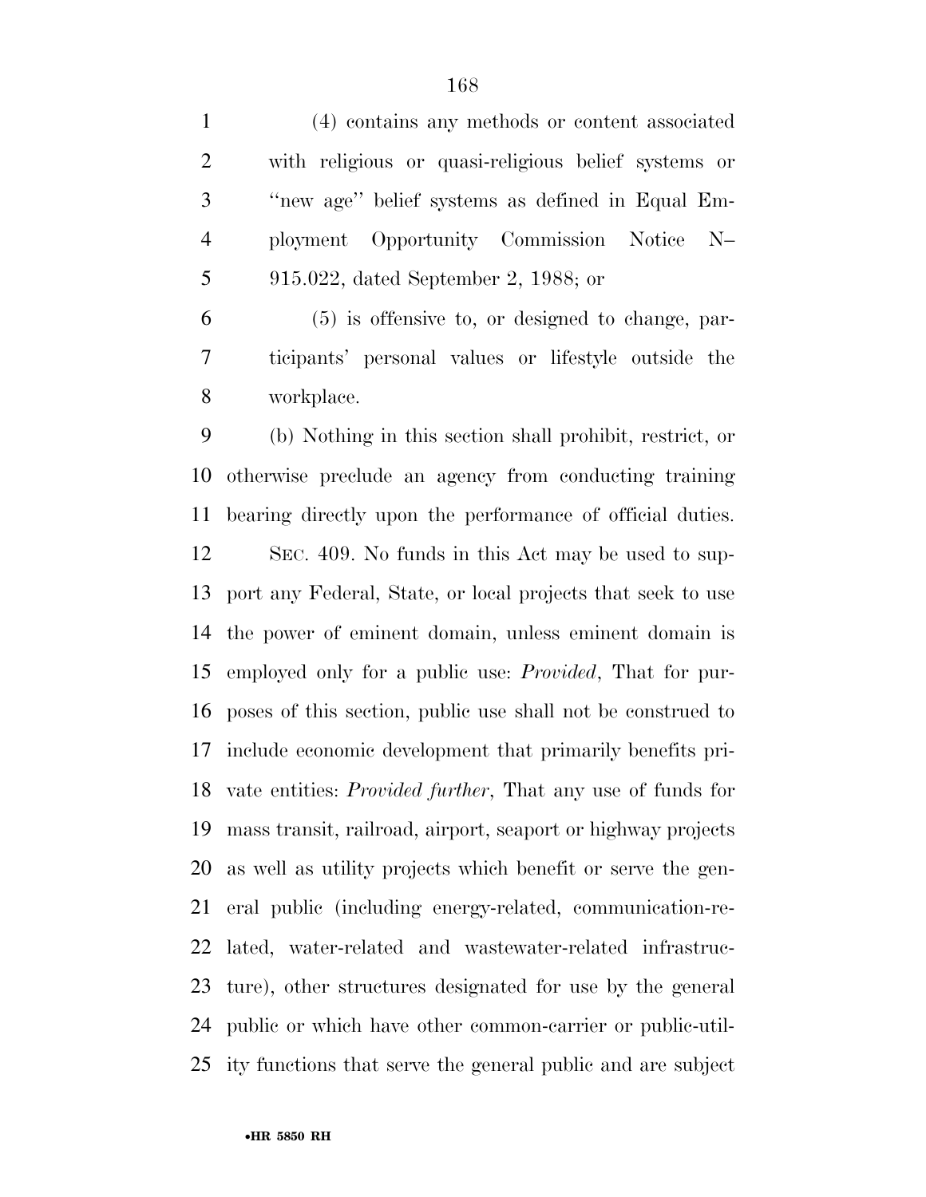(4) contains any methods or content associated with religious or quasi-religious belief systems or "new age" belief systems as defined in Equal Employment Opportunity Commission Notice N–915.022, dated September 2, 1988; or

(5) is offensive to, or designed to change, participants' personal values or lifestyle outside the workplace.

(b) Nothing in this section shall prohibit, restrict, or otherwise preclude an agency from conducting training bearing directly upon the performance of official duties.

SEC. 409. No funds in this Act may be used to support any Federal, State, or local projects that seek to use the power of eminent domain, unless eminent domain is employed only for a public use: *Provided*, That for purposes of this section, public use shall not be construed to include economic development that primarily benefits private entities: *Provided further*, That any use of funds for mass transit, railroad, airport, seaport or highway projects as well as utility projects which benefit or serve the general public (including energy-related, communication-related, water-related and wastewater-related infrastructure), other structures designated for use by the general public or which have other common-carrier or public-utility functions that serve the general public and are subject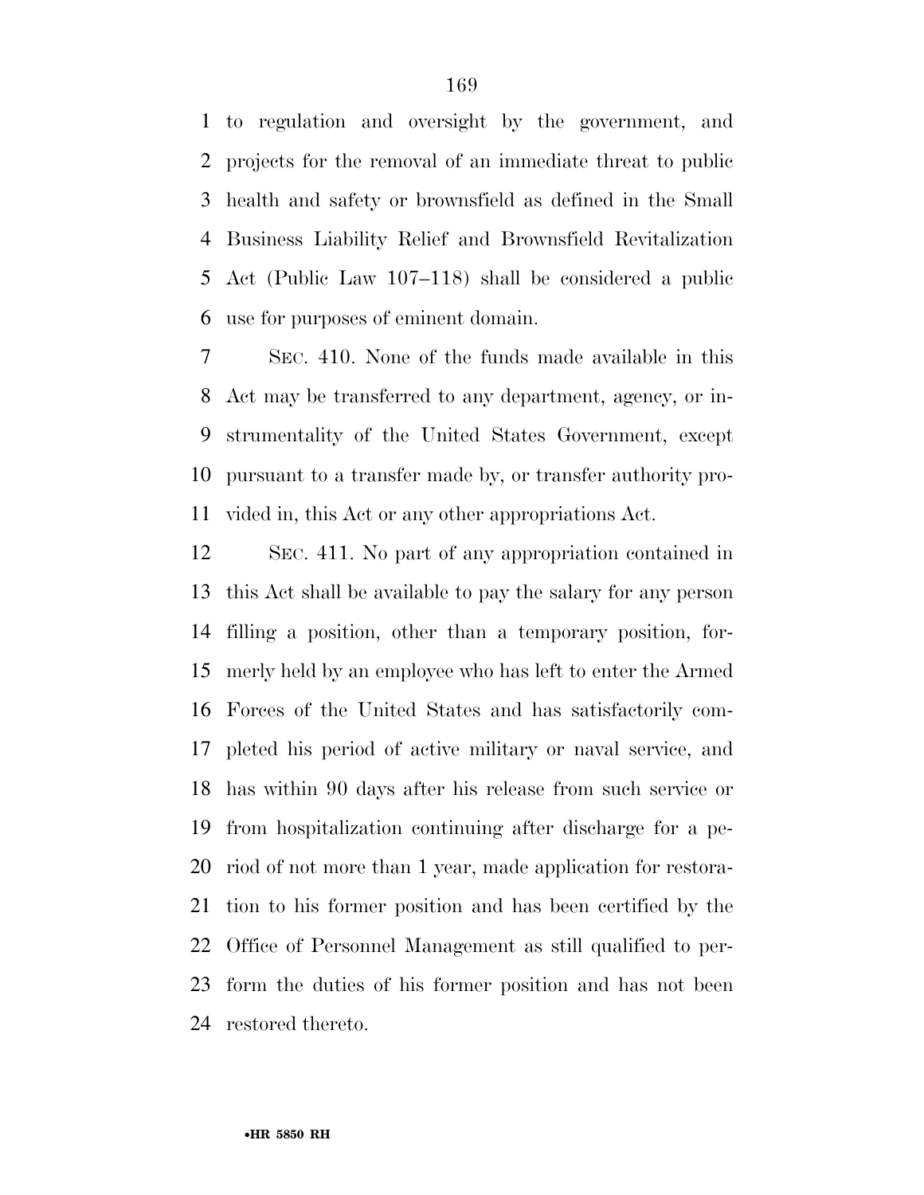to regulation and oversight by the government, and projects for the removal of an immediate threat to public health and safety or brownsfield as defined in the Small Business Liability Relief and Brownsfield Revitalization Act (Public Law 107–118) shall be considered a public use for purposes of eminent domain.

SEC. 410. None of the funds made available in this Act may be transferred to any department, agency, or instrumentality of the United States Government, except pursuant to a transfer made by, or transfer authority provided in, this Act or any other appropriations Act.

SEC. 411. No part of any appropriation contained in this Act shall be available to pay the salary for any person filling a position, other than a temporary position, formerly held by an employee who has left to enter the Armed Forces of the United States and has satisfactorily completed his period of active military or naval service, and has within 90 days after his release from such service or from hospitalization continuing after discharge for a period of not more than 1 year, made application for restoration to his former position and has been certified by the Office of Personnel Management as still qualified to perform the duties of his former position and has not been restored thereto.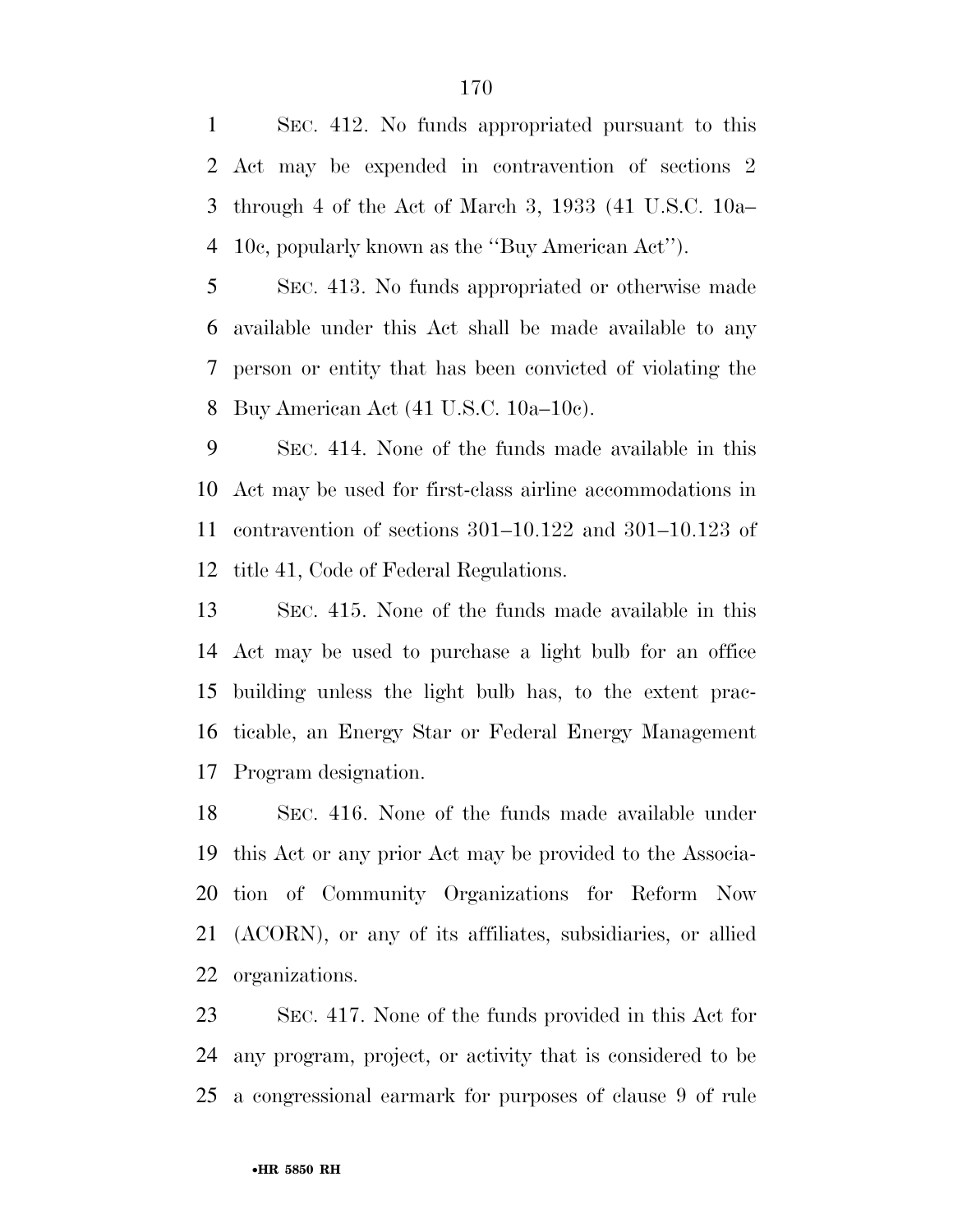SEC. 412. No funds appropriated pursuant to this Act may be expended in contravention of sections 2 through 4 of the Act of March 3, 1933 (41 U.S.C. 10a–10c, popularly known as the ''Buy American Act'').

SEC. 413. No funds appropriated or otherwise made available under this Act shall be made available to any person or entity that has been convicted of violating the Buy American Act (41 U.S.C. 10a–10c).

SEC. 414. None of the funds made available in this Act may be used for first-class airline accommodations in contravention of sections 301–10.122 and 301–10.123 of title 41, Code of Federal Regulations.

SEC. 415. None of the funds made available in this Act may be used to purchase a light bulb for an office building unless the light bulb has, to the extent practicable, an Energy Star or Federal Energy Management Program designation.

SEC. 416. None of the funds made available under this Act or any prior Act may be provided to the Association of Community Organizations for Reform Now (ACORN), or any of its affiliates, subsidiaries, or allied organizations.

SEC. 417. None of the funds provided in this Act for any program, project, or activity that is considered to be a congressional earmark for purposes of clause 9 of rule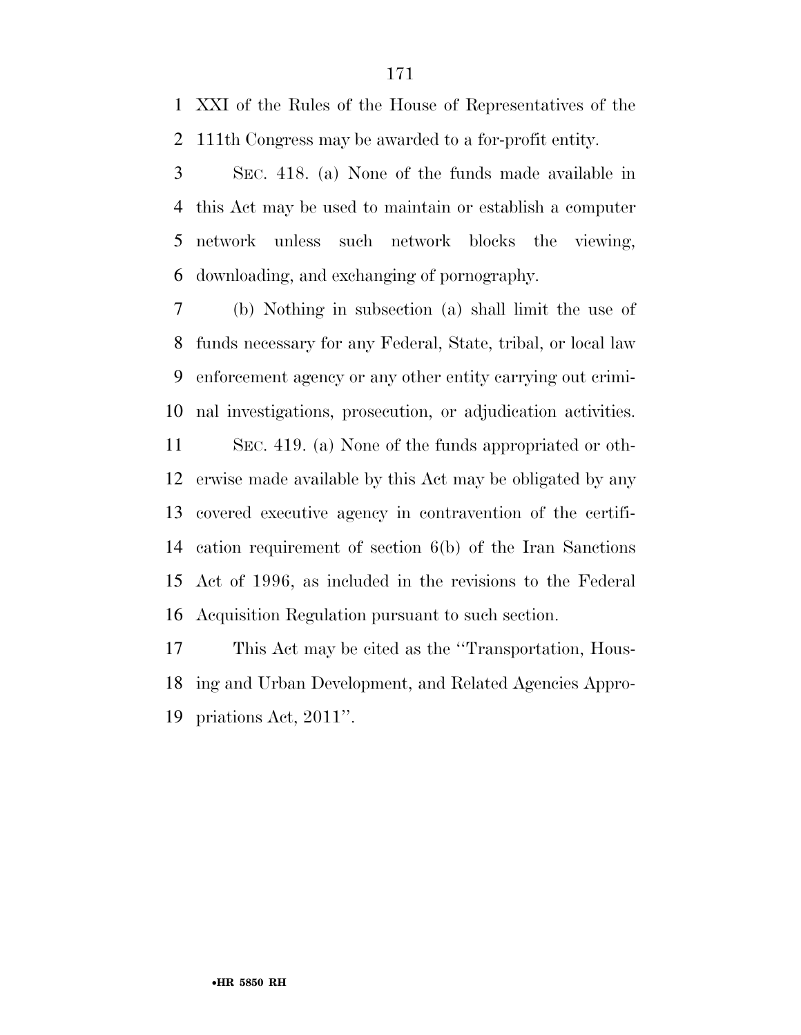XXI of the Rules of the House of Representatives of the 111th Congress may be awarded to a for-profit entity.

SEC. 418. (a) None of the funds made available in this Act may be used to maintain or establish a computer network unless such network blocks the viewing, downloading, and exchanging of pornography.

(b) Nothing in subsection (a) shall limit the use of funds necessary for any Federal, State, tribal, or local law enforcement agency or any other entity carrying out criminal investigations, prosecution, or adjudication activities.

SEC. 419. (a) None of the funds appropriated or otherwise made available by this Act may be obligated by any covered executive agency in contravention of the certification requirement of section 6(b) of the Iran Sanctions Act of 1996, as included in the revisions to the Federal Acquisition Regulation pursuant to such section.

This Act may be cited as the ''Transportation, Housing and Urban Development, and Related Agencies Appropriations Act, 2011''.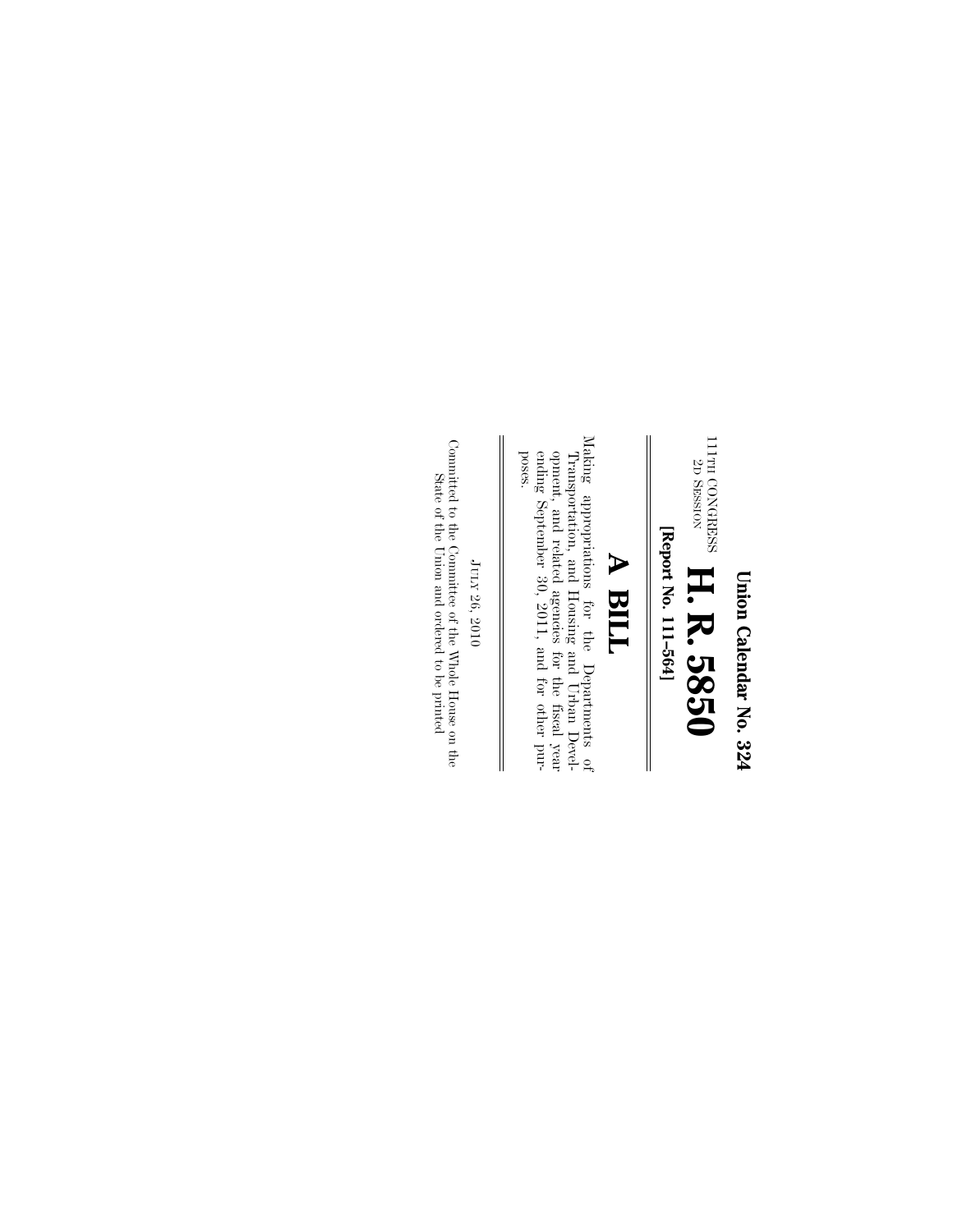Union Calendar No. 324

111TH CONGRESS
2D SESSION

# H. R. 5850

**[Report No. 111–564]**

# A BILL

Making appropriations for the Departments of Transportation, and Housing and Urban Development, and related agencies for the fiscal year ending September 30, 2011, and for other purposes.

JULY 26, 2010

Committed to the Committee of the Whole House on the State of the Union and ordered to be printed